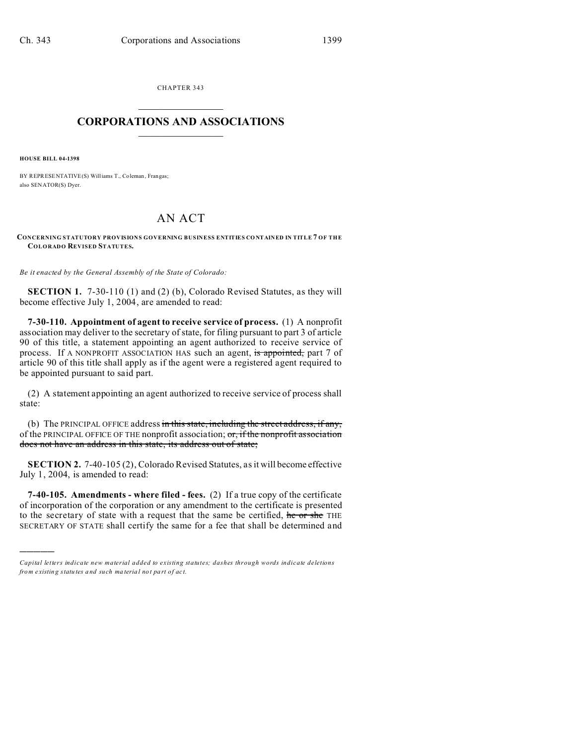CHAPTER 343

# CORPORATIONS AND ASSOCIATIONS

**HOUSE BILL 04-1398**

BY REPRESENTATIVE(S) Williams T., Coleman, Frangas;
also SENATOR(S) Dyer.

# AN ACT

**CONCERNING STATUTORY PROVISIONS GOVERNING BUSINESS ENTITIES CONTAINED IN TITLE 7 OF THE COLORADO REVISED STATUTES.**

*Be it enacted by the General Assembly of the State of Colorado:*

**SECTION 1.** 7-30-110 (1) and (2) (b), Colorado Revised Statutes, as they will become effective July 1, 2004, are amended to read:

**7-30-110. Appointment of agent to receive service of process.** (1) A nonprofit association may deliver to the secretary of state, for filing pursuant to part 3 of article 90 of this title, a statement appointing an agent authorized to receive service of process. If A NONPROFIT ASSOCIATION HAS such an agent, ~~is appointed,~~ part 7 of article 90 of this title shall apply as if the agent were a registered agent required to be appointed pursuant to said part.

(2) A statement appointing an agent authorized to receive service of process shall state:

(b) The PRINCIPAL OFFICE address ~~in this state, including the street address, if any,~~ of the PRINCIPAL OFFICE OF THE nonprofit association; ~~or, if the nonprofit association does not have an address in this state, its address out of state;~~

**SECTION 2.** 7-40-105 (2), Colorado Revised Statutes, as it will become effective July 1, 2004, is amended to read:

**7-40-105. Amendments - where filed - fees.** (2) If a true copy of the certificate of incorporation of the corporation or any amendment to the certificate is presented to the secretary of state with a request that the same be certified, ~~he or she~~ THE SECRETARY OF STATE shall certify the same for a fee that shall be determined and

---

*Capital letters indicate new material added to existing statutes; dashes through words indicate deletions from existing statutes and such material not part of act.*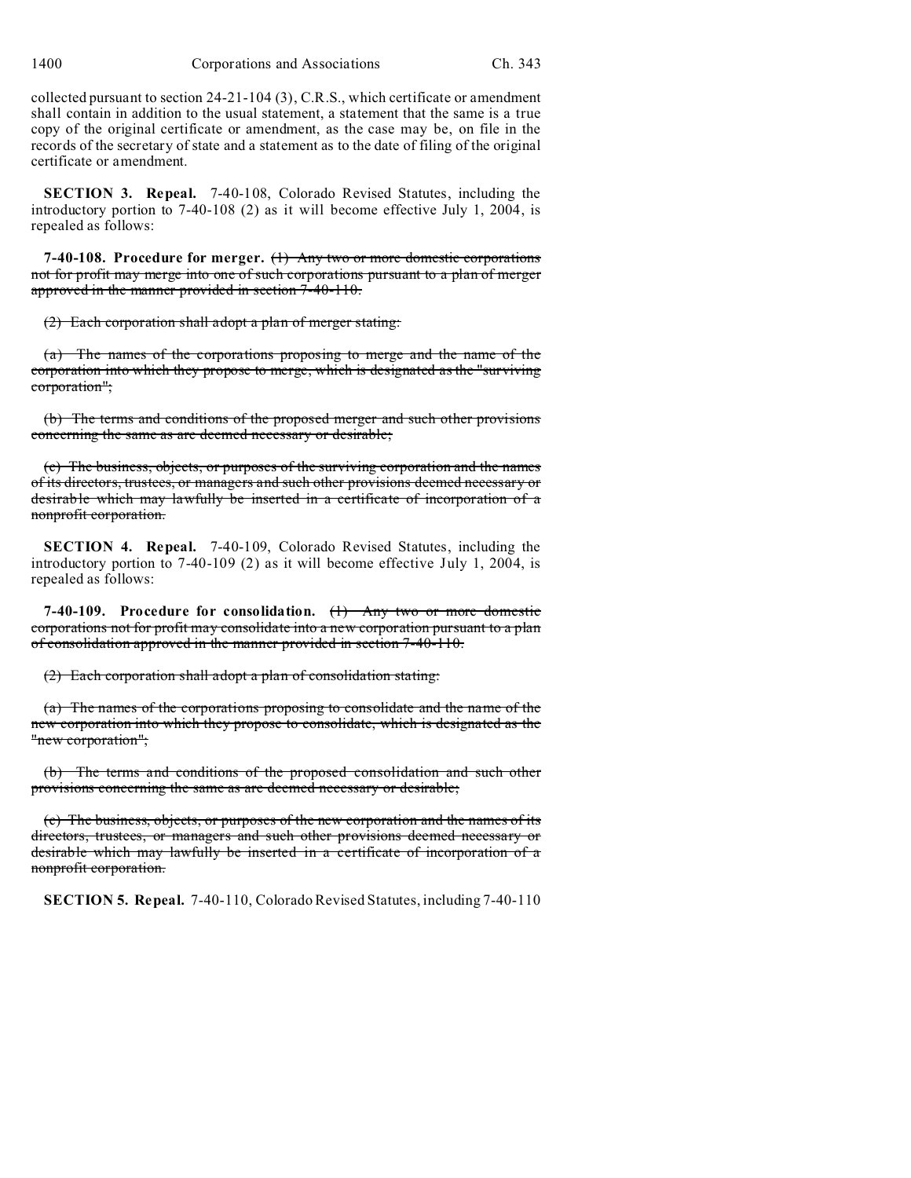collected pursuant to section 24-21-104 (3), C.R.S., which certificate or amendment shall contain in addition to the usual statement, a statement that the same is a true copy of the original certificate or amendment, as the case may be, on file in the records of the secretary of state and a statement as to the date of filing of the original certificate or amendment.

**SECTION 3. Repeal.** 7-40-108, Colorado Revised Statutes, including the introductory portion to 7-40-108 (2) as it will become effective July 1, 2004, is repealed as follows:

**7-40-108. Procedure for merger.** ~~(1) Any two or more domestic corporations not for profit may merge into one of such corporations pursuant to a plan of merger approved in the manner provided in section 7-40-110.~~

~~(2) Each corporation shall adopt a plan of merger stating:~~

~~(a) The names of the corporations proposing to merge and the name of the corporation into which they propose to merge, which is designated as the "surviving corporation";~~

~~(b) The terms and conditions of the proposed merger and such other provisions concerning the same as are deemed necessary or desirable;~~

~~(c) The business, objects, or purposes of the surviving corporation and the names of its directors, trustees, or managers and such other provisions deemed necessary or desirable which may lawfully be inserted in a certificate of incorporation of a nonprofit corporation.~~

**SECTION 4. Repeal.** 7-40-109, Colorado Revised Statutes, including the introductory portion to 7-40-109 (2) as it will become effective July 1, 2004, is repealed as follows:

**7-40-109. Procedure for consolidation.** ~~(1) Any two or more domestic corporations not for profit may consolidate into a new corporation pursuant to a plan of consolidation approved in the manner provided in section 7-40-110.~~

~~(2) Each corporation shall adopt a plan of consolidation stating:~~

~~(a) The names of the corporations proposing to consolidate and the name of the new corporation into which they propose to consolidate, which is designated as the "new corporation";~~

~~(b) The terms and conditions of the proposed consolidation and such other provisions concerning the same as are deemed necessary or desirable;~~

~~(c) The business, objects, or purposes of the new corporation and the names of its directors, trustees, or managers and such other provisions deemed necessary or desirable which may lawfully be inserted in a certificate of incorporation of a nonprofit corporation.~~

**SECTION 5. Repeal.** 7-40-110, Colorado Revised Statutes, including 7-40-110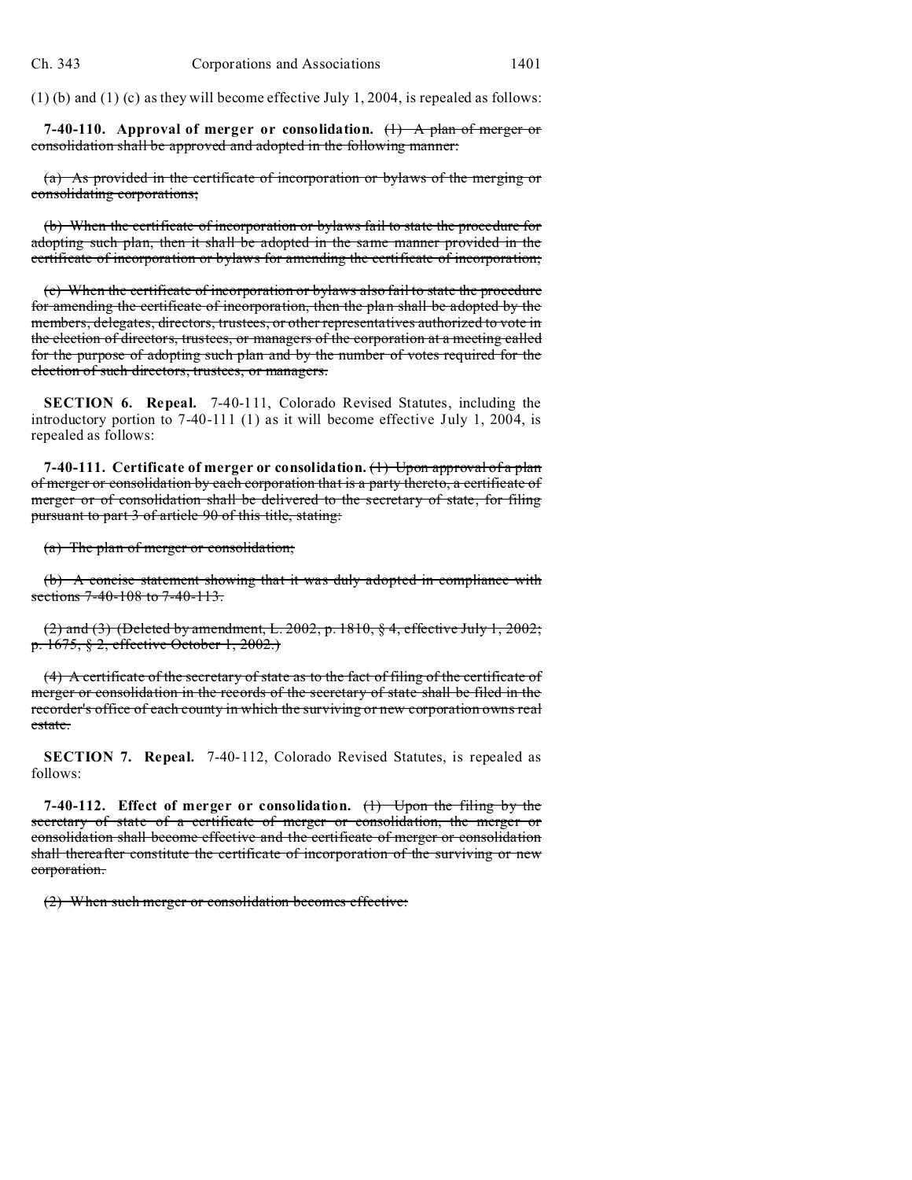(1) (b) and (1) (c) as they will become effective July 1, 2004, is repealed as follows:

**7-40-110. Approval of merger or consolidation.** ~~(1) A plan of merger or consolidation shall be approved and adopted in the following manner:~~

~~(a) As provided in the certificate of incorporation or bylaws of the merging or consolidating corporations;~~

~~(b) When the certificate of incorporation or bylaws fail to state the procedure for adopting such plan, then it shall be adopted in the same manner provided in the certificate of incorporation or bylaws for amending the certificate of incorporation;~~

~~(c) When the certificate of incorporation or bylaws also fail to state the procedure for amending the certificate of incorporation, then the plan shall be adopted by the members, delegates, directors, trustees, or other representatives authorized to vote in the election of directors, trustees, or managers of the corporation at a meeting called for the purpose of adopting such plan and by the number of votes required for the election of such directors, trustees, or managers.~~

**SECTION 6. Repeal.** 7-40-111, Colorado Revised Statutes, including the introductory portion to 7-40-111 (1) as it will become effective July 1, 2004, is repealed as follows:

**7-40-111. Certificate of merger or consolidation.** ~~(1) Upon approval of a plan of merger or consolidation by each corporation that is a party thereto, a certificate of merger or of consolidation shall be delivered to the secretary of state, for filing pursuant to part 3 of article 90 of this title, stating:~~

~~(a) The plan of merger or consolidation;~~

~~(b) A concise statement showing that it was duly adopted in compliance with sections 7-40-108 to 7-40-113.~~

~~(2) and (3) (Deleted by amendment, L. 2002, p. 1810, § 4, effective July 1, 2002; p. 1675, § 2, effective October 1, 2002.)~~

~~(4) A certificate of the secretary of state as to the fact of filing of the certificate of merger or consolidation in the records of the secretary of state shall be filed in the recorder's office of each county in which the surviving or new corporation owns real estate.~~

**SECTION 7. Repeal.** 7-40-112, Colorado Revised Statutes, is repealed as follows:

**7-40-112. Effect of merger or consolidation.** ~~(1) Upon the filing by the secretary of state of a certificate of merger or consolidation, the merger or consolidation shall become effective and the certificate of merger or consolidation shall thereafter constitute the certificate of incorporation of the surviving or new corporation.~~

~~(2) When such merger or consolidation becomes effective:~~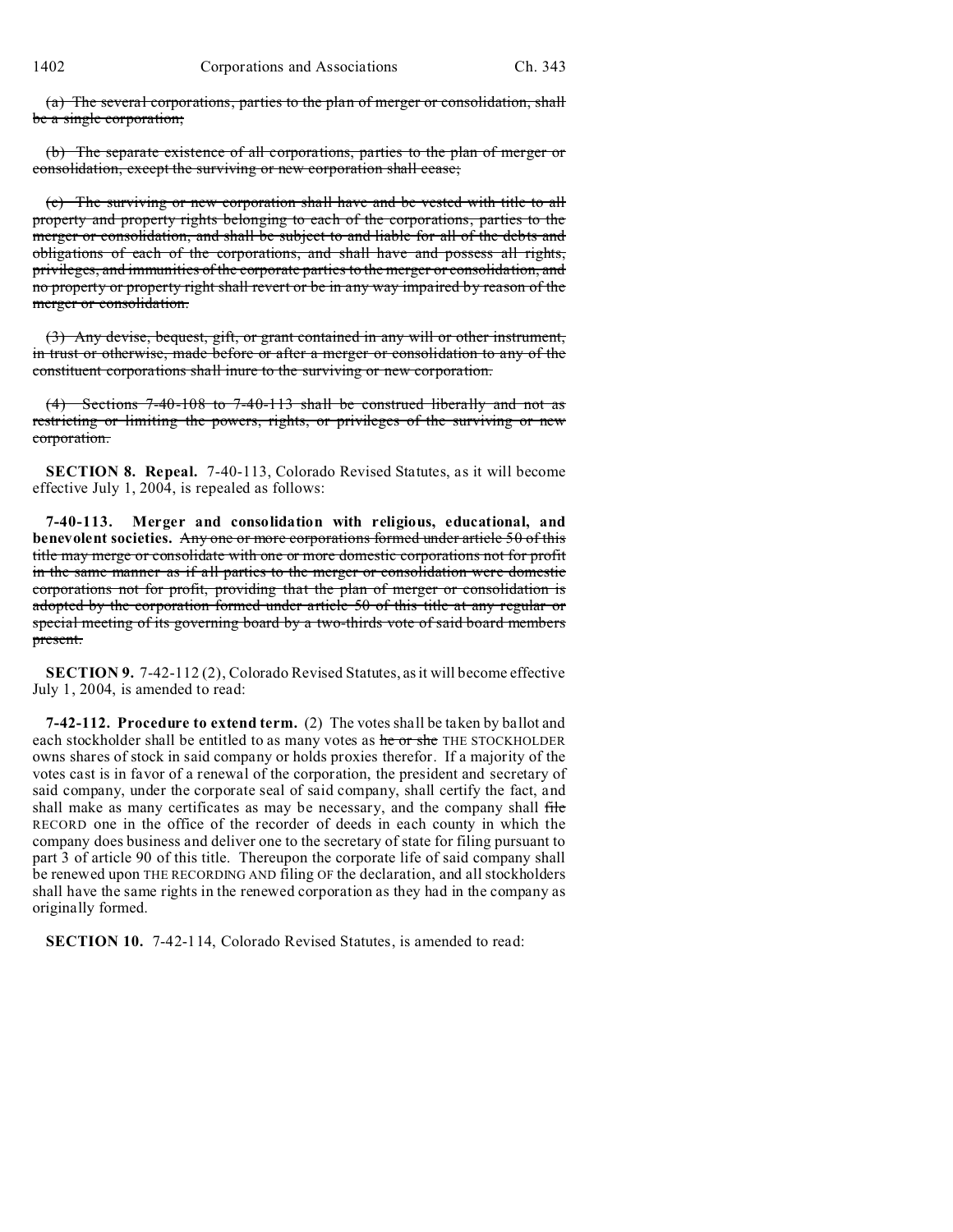(a) ~~The several corporations, parties to the plan of merger or consolidation, shall be a single corporation;~~

(b) ~~The separate existence of all corporations, parties to the plan of merger or consolidation, except the surviving or new corporation shall cease;~~

(c) ~~The surviving or new corporation shall have and be vested with title to all property and property rights belonging to each of the corporations, parties to the merger or consolidation, and shall be subject to and liable for all of the debts and obligations of each of the corporations, and shall have and possess all rights, privileges, and immunities of the corporate parties to the merger or consolidation, and no property or property right shall revert or be in any way impaired by reason of the merger or consolidation.~~

(3) ~~Any devise, bequest, gift, or grant contained in any will or other instrument, in trust or otherwise, made before or after a merger or consolidation to any of the constituent corporations shall inure to the surviving or new corporation.~~

(4) ~~Sections 7-40-108 to 7-40-113 shall be construed liberally and not as restricting or limiting the powers, rights, or privileges of the surviving or new corporation.~~

**SECTION 8. Repeal.** 7-40-113, Colorado Revised Statutes, as it will become effective July 1, 2004, is repealed as follows:

**7-40-113. Merger and consolidation with religious, educational, and benevolent societies.** ~~Any one or more corporations formed under article 50 of this title may merge or consolidate with one or more domestic corporations not for profit in the same manner as if all parties to the merger or consolidation were domestic corporations not for profit, providing that the plan of merger or consolidation is adopted by the corporation formed under article 50 of this title at any regular or special meeting of its governing board by a two-thirds vote of said board members present.~~

**SECTION 9.** 7-42-112 (2), Colorado Revised Statutes, as it will become effective July 1, 2004, is amended to read:

**7-42-112. Procedure to extend term.** (2) The votes shall be taken by ballot and each stockholder shall be entitled to as many votes as ~~he or she~~ THE STOCKHOLDER owns shares of stock in said company or holds proxies therefor. If a majority of the votes cast is in favor of a renewal of the corporation, the president and secretary of said company, under the corporate seal of said company, shall certify the fact, and shall make as many certificates as may be necessary, and the company shall ~~file~~ RECORD one in the office of the recorder of deeds in each county in which the company does business and deliver one to the secretary of state for filing pursuant to part 3 of article 90 of this title. Thereupon the corporate life of said company shall be renewed upon THE RECORDING AND filing OF the declaration, and all stockholders shall have the same rights in the renewed corporation as they had in the company as originally formed.

**SECTION 10.** 7-42-114, Colorado Revised Statutes, is amended to read: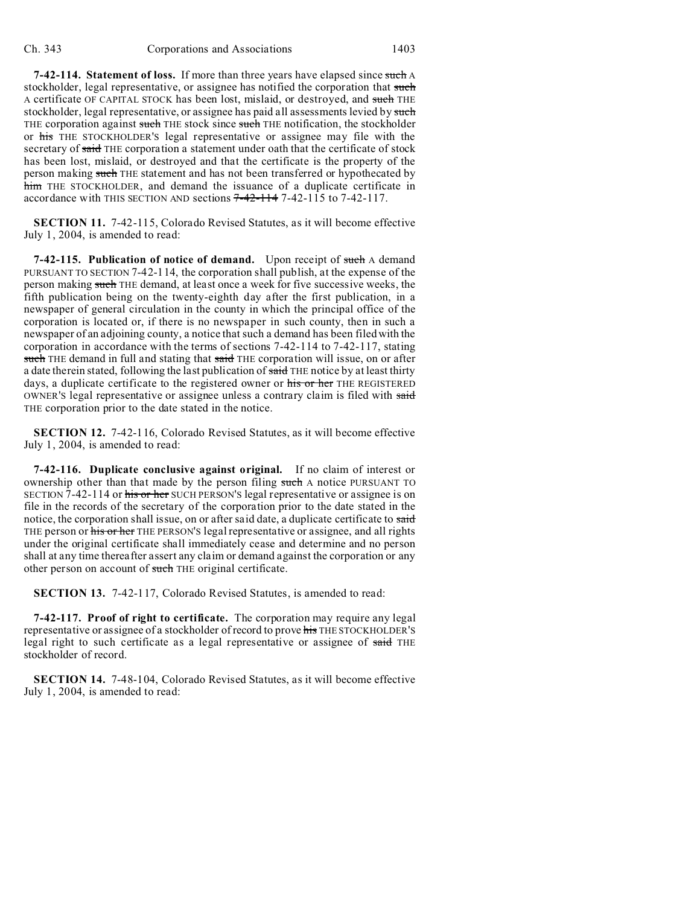**7-42-114. Statement of loss.** If more than three years have elapsed since ~~such~~ A stockholder, legal representative, or assignee has notified the corporation that ~~such~~ A certificate OF CAPITAL STOCK has been lost, mislaid, or destroyed, and ~~such~~ THE stockholder, legal representative, or assignee has paid all assessments levied by ~~such~~ THE corporation against ~~such~~ THE stock since ~~such~~ THE notification, the stockholder or ~~his~~ THE STOCKHOLDER'S legal representative or assignee may file with the secretary of ~~said~~ THE corporation a statement under oath that the certificate of stock has been lost, mislaid, or destroyed and that the certificate is the property of the person making ~~such~~ THE statement and has not been transferred or hypothecated by ~~him~~ THE STOCKHOLDER, and demand the issuance of a duplicate certificate in accordance with THIS SECTION AND sections ~~7-42-114~~ 7-42-115 to 7-42-117.

**SECTION 11.** 7-42-115, Colorado Revised Statutes, as it will become effective July 1, 2004, is amended to read:

**7-42-115. Publication of notice of demand.** Upon receipt of ~~such~~ A demand PURSUANT TO SECTION 7-42-114, the corporation shall publish, at the expense of the person making ~~such~~ THE demand, at least once a week for five successive weeks, the fifth publication being on the twenty-eighth day after the first publication, in a newspaper of general circulation in the county in which the principal office of the corporation is located or, if there is no newspaper in such county, then in such a newspaper of an adjoining county, a notice that such a demand has been filed with the corporation in accordance with the terms of sections 7-42-114 to 7-42-117, stating ~~such~~ THE demand in full and stating that ~~said~~ THE corporation will issue, on or after a date therein stated, following the last publication of ~~said~~ THE notice by at least thirty days, a duplicate certificate to the registered owner or ~~his or her~~ THE REGISTERED OWNER'S legal representative or assignee unless a contrary claim is filed with ~~said~~ THE corporation prior to the date stated in the notice.

**SECTION 12.** 7-42-116, Colorado Revised Statutes, as it will become effective July 1, 2004, is amended to read:

**7-42-116. Duplicate conclusive against original.** If no claim of interest or ownership other than that made by the person filing ~~such~~ A notice PURSUANT TO SECTION 7-42-114 or ~~his or her~~ SUCH PERSON'S legal representative or assignee is on file in the records of the secretary of the corporation prior to the date stated in the notice, the corporation shall issue, on or after said date, a duplicate certificate to ~~said~~ THE person or ~~his or her~~ THE PERSON'S legal representative or assignee, and all rights under the original certificate shall immediately cease and determine and no person shall at any time thereafter assert any claim or demand against the corporation or any other person on account of ~~such~~ THE original certificate.

**SECTION 13.** 7-42-117, Colorado Revised Statutes, is amended to read:

**7-42-117. Proof of right to certificate.** The corporation may require any legal representative or assignee of a stockholder of record to prove ~~his~~ THE STOCKHOLDER'S legal right to such certificate as a legal representative or assignee of ~~said~~ THE stockholder of record.

**SECTION 14.** 7-48-104, Colorado Revised Statutes, as it will become effective July 1, 2004, is amended to read: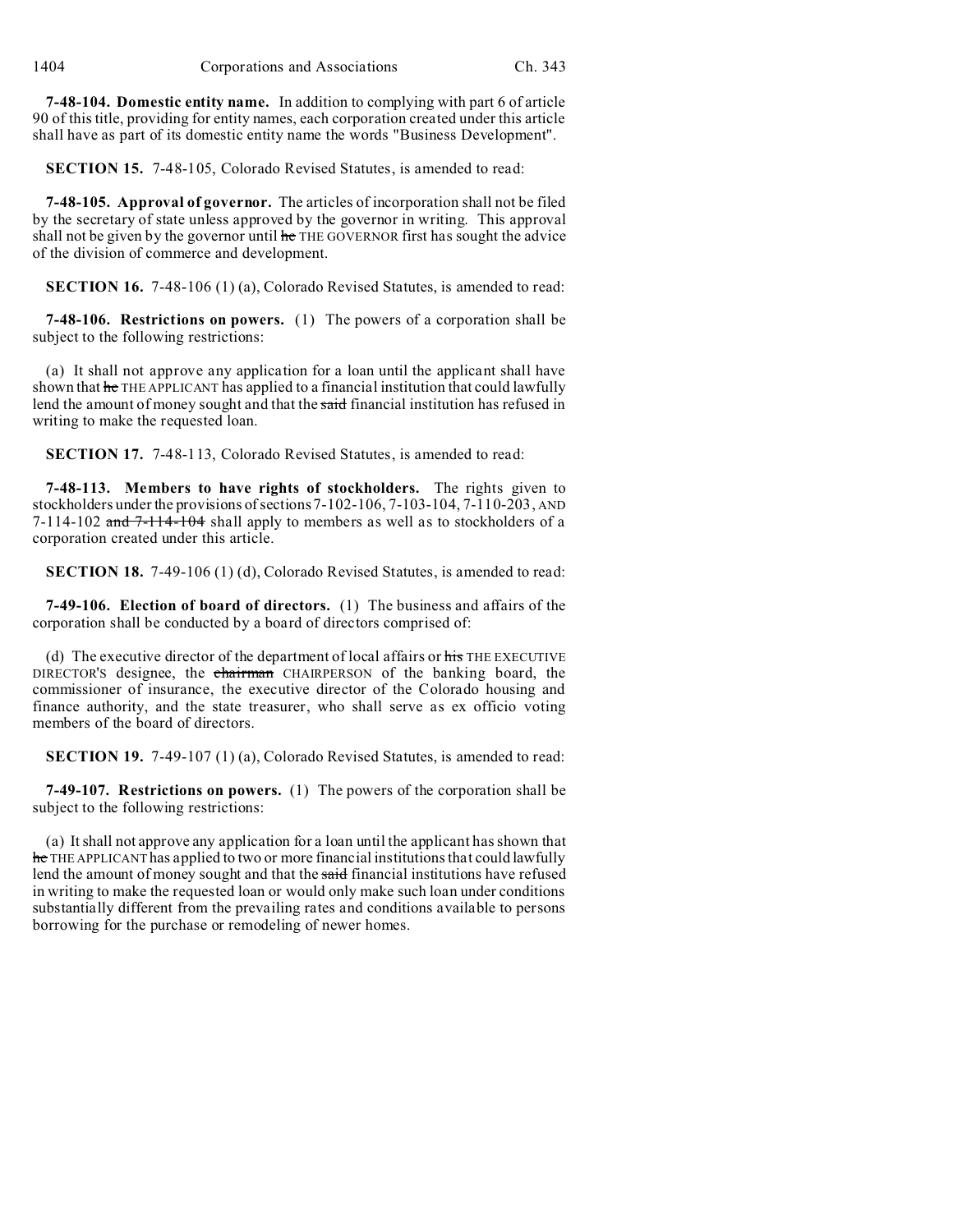**7-48-104. Domestic entity name.** In addition to complying with part 6 of article 90 of this title, providing for entity names, each corporation created under this article shall have as part of its domestic entity name the words "Business Development".

**SECTION 15.** 7-48-105, Colorado Revised Statutes, is amended to read:

**7-48-105. Approval of governor.** The articles of incorporation shall not be filed by the secretary of state unless approved by the governor in writing. This approval shall not be given by the governor until ~~he~~ THE GOVERNOR first has sought the advice of the division of commerce and development.

**SECTION 16.** 7-48-106 (1) (a), Colorado Revised Statutes, is amended to read:

**7-48-106. Restrictions on powers.** (1) The powers of a corporation shall be subject to the following restrictions:

(a) It shall not approve any application for a loan until the applicant shall have shown that ~~he~~ THE APPLICANT has applied to a financial institution that could lawfully lend the amount of money sought and that the ~~said~~ financial institution has refused in writing to make the requested loan.

**SECTION 17.** 7-48-113, Colorado Revised Statutes, is amended to read:

**7-48-113. Members to have rights of stockholders.** The rights given to stockholders under the provisions of sections 7-102-106, 7-103-104, 7-110-203, AND 7-114-102 ~~and 7-114-104~~ shall apply to members as well as to stockholders of a corporation created under this article.

**SECTION 18.** 7-49-106 (1) (d), Colorado Revised Statutes, is amended to read:

**7-49-106. Election of board of directors.** (1) The business and affairs of the corporation shall be conducted by a board of directors comprised of:

(d) The executive director of the department of local affairs or ~~his~~ THE EXECUTIVE DIRECTOR'S designee, the ~~chairman~~ CHAIRPERSON of the banking board, the commissioner of insurance, the executive director of the Colorado housing and finance authority, and the state treasurer, who shall serve as ex officio voting members of the board of directors.

**SECTION 19.** 7-49-107 (1) (a), Colorado Revised Statutes, is amended to read:

**7-49-107. Restrictions on powers.** (1) The powers of the corporation shall be subject to the following restrictions:

(a) It shall not approve any application for a loan until the applicant has shown that ~~he~~ THE APPLICANT has applied to two or more financial institutions that could lawfully lend the amount of money sought and that the ~~said~~ financial institutions have refused in writing to make the requested loan or would only make such loan under conditions substantially different from the prevailing rates and conditions available to persons borrowing for the purchase or remodeling of newer homes.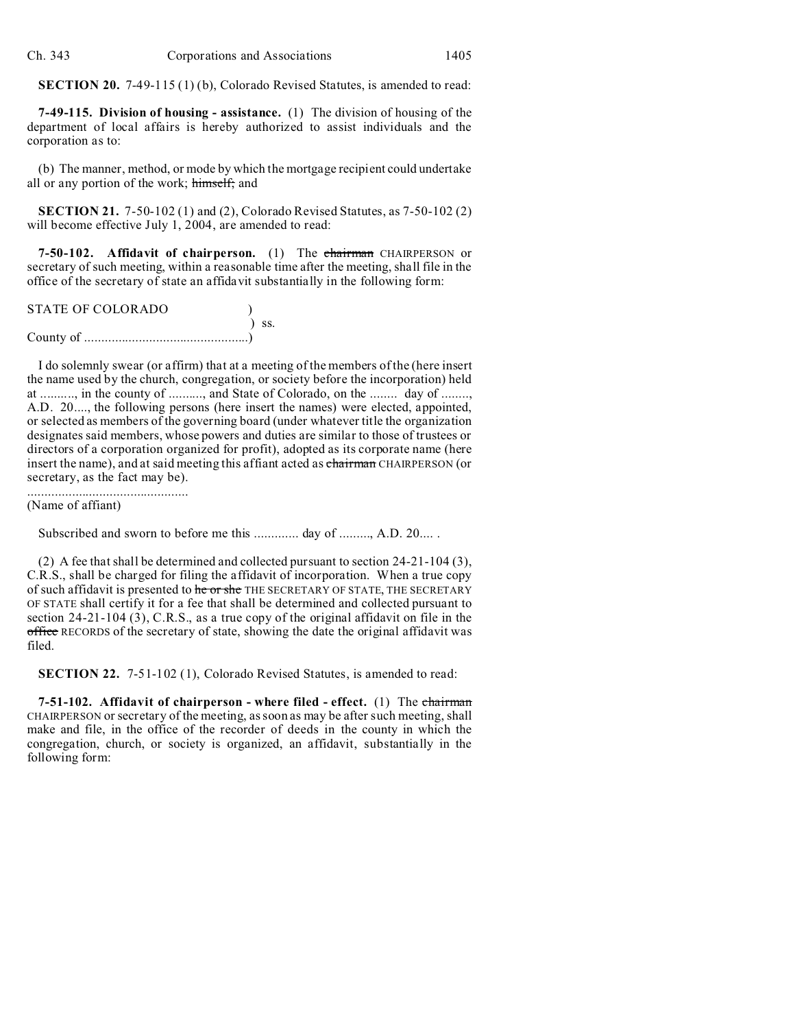**SECTION 20.** 7-49-115 (1) (b), Colorado Revised Statutes, is amended to read:

**7-49-115. Division of housing - assistance.** (1) The division of housing of the department of local affairs is hereby authorized to assist individuals and the corporation as to:

(b) The manner, method, or mode by which the mortgage recipient could undertake all or any portion of the work; ~~himself;~~ and

**SECTION 21.** 7-50-102 (1) and (2), Colorado Revised Statutes, as 7-50-102 (2) will become effective July 1, 2004, are amended to read:

**7-50-102. Affidavit of chairperson.** (1) The ~~chairman~~ CHAIRPERSON or secretary of such meeting, within a reasonable time after the meeting, shall file in the office of the secretary of state an affidavit substantially in the following form:

STATE OF COLORADO )
) ss.
County of ................................................)

I do solemnly swear (or affirm) that at a meeting of the members of the (here insert the name used by the church, congregation, or society before the incorporation) held at .........., in the county of .........., and State of Colorado, on the ........ day of ........, A.D. 20...., the following persons (here insert the names) were elected, appointed, or selected as members of the governing board (under whatever title the organization designates said members, whose powers and duties are similar to those of trustees or directors of a corporation organized for profit), adopted as its corporate name (here insert the name), and at said meeting this affiant acted as ~~chairman~~ CHAIRPERSON (or secretary, as the fact may be).

...............................................
(Name of affiant)

Subscribed and sworn to before me this ............. day of ........., A.D. 20.... .

(2) A fee that shall be determined and collected pursuant to section 24-21-104 (3), C.R.S., shall be charged for filing the affidavit of incorporation. When a true copy of such affidavit is presented to ~~he or she~~ THE SECRETARY OF STATE, THE SECRETARY OF STATE shall certify it for a fee that shall be determined and collected pursuant to section 24-21-104 (3), C.R.S., as a true copy of the original affidavit on file in the ~~office~~ RECORDS of the secretary of state, showing the date the original affidavit was filed.

**SECTION 22.** 7-51-102 (1), Colorado Revised Statutes, is amended to read:

**7-51-102. Affidavit of chairperson - where filed - effect.** (1) The ~~chairman~~ CHAIRPERSON or secretary of the meeting, as soon as may be after such meeting, shall make and file, in the office of the recorder of deeds in the county in which the congregation, church, or society is organized, an affidavit, substantially in the following form: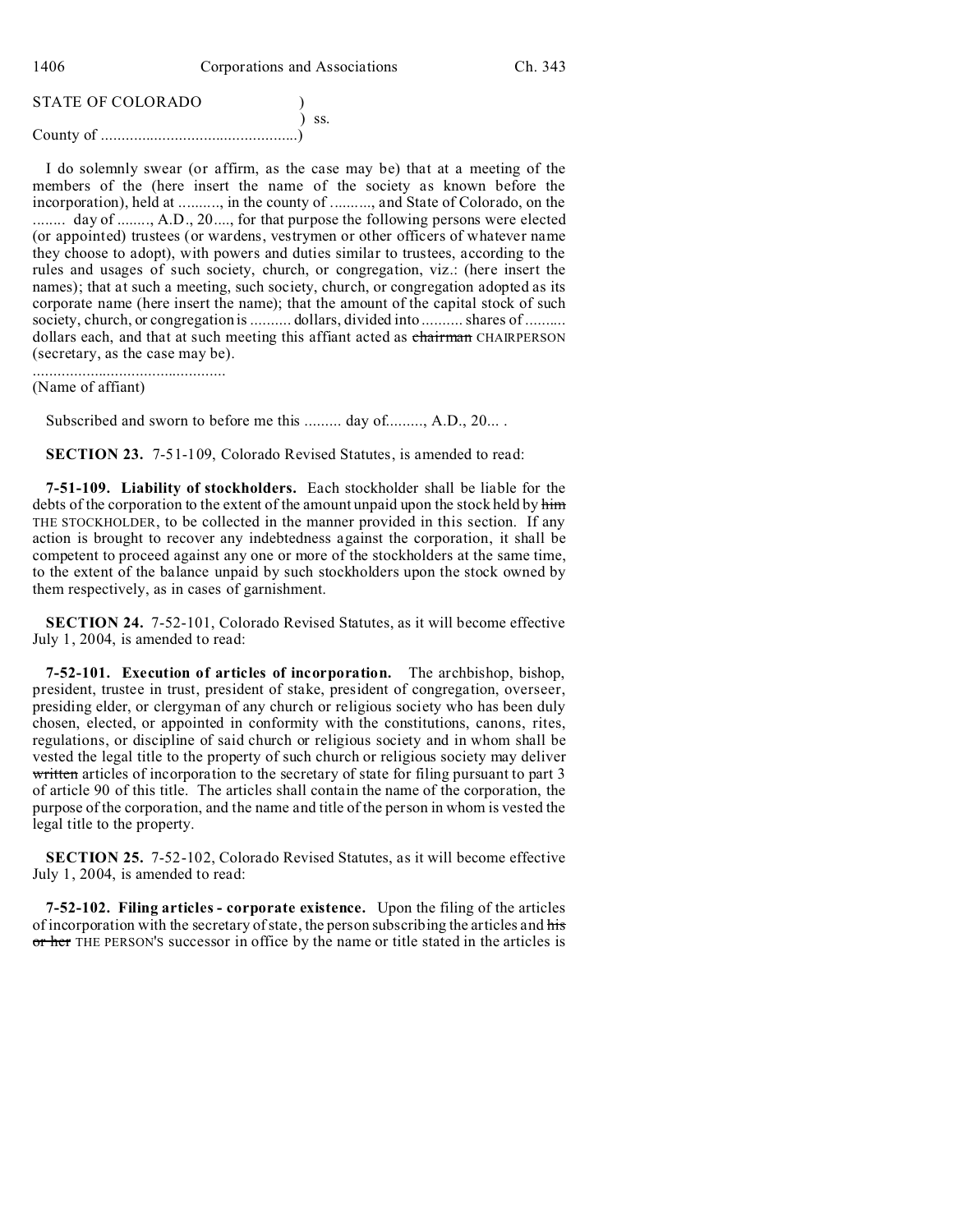STATE OF COLORADO )
) ss.
County of ................................................)

I do solemnly swear (or affirm, as the case may be) that at a meeting of the members of the (here insert the name of the society as known before the incorporation), held at .........., in the county of .........., and State of Colorado, on the ........ day of ........, A.D., 20...., for that purpose the following persons were elected (or appointed) trustees (or wardens, vestrymen or other officers of whatever name they choose to adopt), with powers and duties similar to trustees, according to the rules and usages of such society, church, or congregation, viz.: (here insert the names); that at such a meeting, such society, church, or congregation adopted as its corporate name (here insert the name); that the amount of the capital stock of such society, church, or congregation is .......... dollars, divided into .......... shares of .......... dollars each, and that at such meeting this affiant acted as ~~chairman~~ CHAIRPERSON (secretary, as the case may be).

...............................................
(Name of affiant)

Subscribed and sworn to before me this ......... day of........., A.D., 20... .

**SECTION 23.** 7-51-109, Colorado Revised Statutes, is amended to read:

**7-51-109. Liability of stockholders.** Each stockholder shall be liable for the debts of the corporation to the extent of the amount unpaid upon the stock held by ~~him~~ THE STOCKHOLDER, to be collected in the manner provided in this section. If any action is brought to recover any indebtedness against the corporation, it shall be competent to proceed against any one or more of the stockholders at the same time, to the extent of the balance unpaid by such stockholders upon the stock owned by them respectively, as in cases of garnishment.

**SECTION 24.** 7-52-101, Colorado Revised Statutes, as it will become effective July 1, 2004, is amended to read:

**7-52-101. Execution of articles of incorporation.** The archbishop, bishop, president, trustee in trust, president of stake, president of congregation, overseer, presiding elder, or clergyman of any church or religious society who has been duly chosen, elected, or appointed in conformity with the constitutions, canons, rites, regulations, or discipline of said church or religious society and in whom shall be vested the legal title to the property of such church or religious society may deliver ~~written~~ articles of incorporation to the secretary of state for filing pursuant to part 3 of article 90 of this title. The articles shall contain the name of the corporation, the purpose of the corporation, and the name and title of the person in whom is vested the legal title to the property.

**SECTION 25.** 7-52-102, Colorado Revised Statutes, as it will become effective July 1, 2004, is amended to read:

**7-52-102. Filing articles - corporate existence.** Upon the filing of the articles of incorporation with the secretary of state, the person subscribing the articles and ~~his or her~~ THE PERSON'S successor in office by the name or title stated in the articles is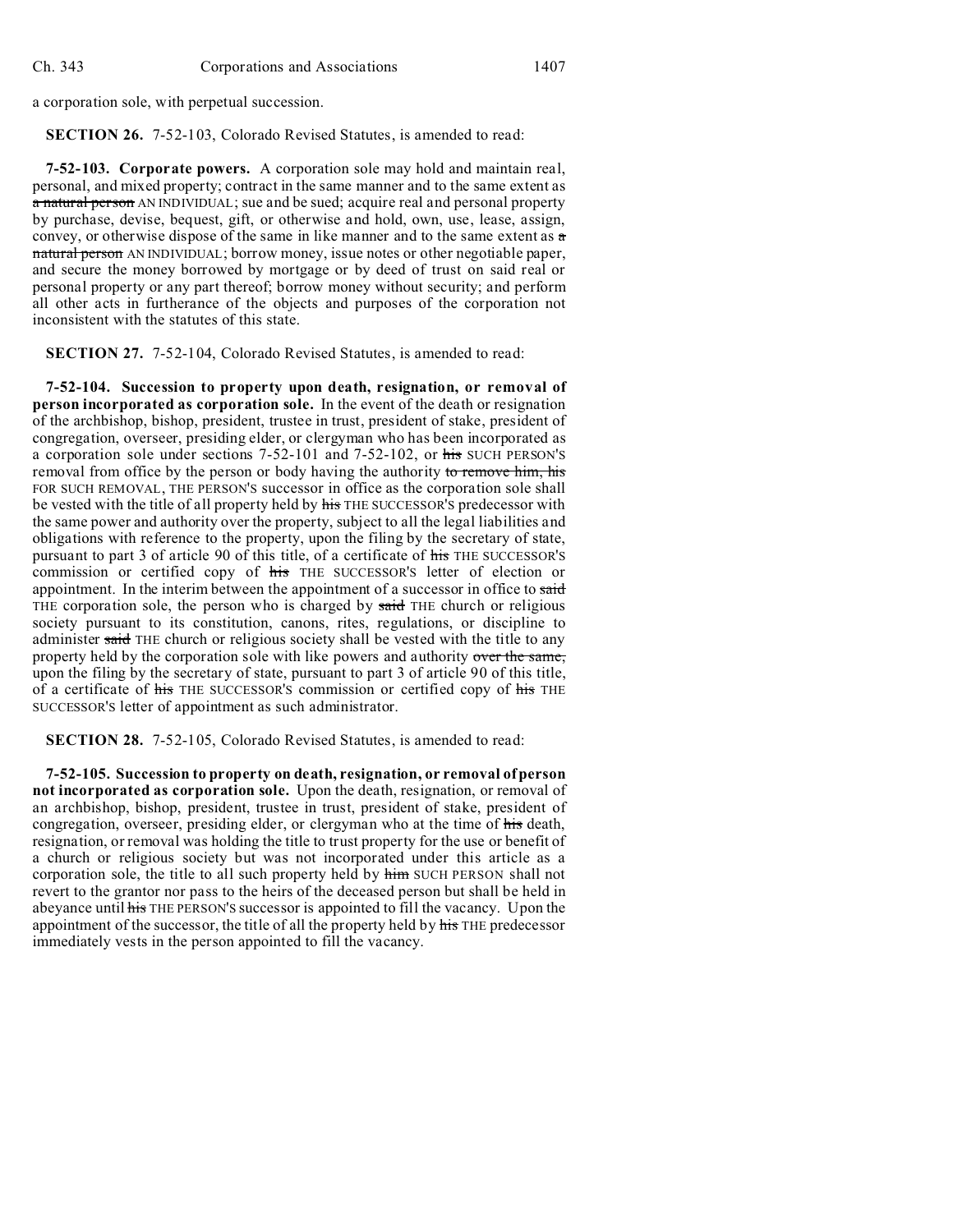a corporation sole, with perpetual succession.

**SECTION 26.** 7-52-103, Colorado Revised Statutes, is amended to read:

**7-52-103. Corporate powers.** A corporation sole may hold and maintain real, personal, and mixed property; contract in the same manner and to the same extent as ~~a natural person~~ AN INDIVIDUAL; sue and be sued; acquire real and personal property by purchase, devise, bequest, gift, or otherwise and hold, own, use, lease, assign, convey, or otherwise dispose of the same in like manner and to the same extent as ~~a natural person~~ AN INDIVIDUAL; borrow money, issue notes or other negotiable paper, and secure the money borrowed by mortgage or by deed of trust on said real or personal property or any part thereof; borrow money without security; and perform all other acts in furtherance of the objects and purposes of the corporation not inconsistent with the statutes of this state.

**SECTION 27.** 7-52-104, Colorado Revised Statutes, is amended to read:

**7-52-104. Succession to property upon death, resignation, or removal of person incorporated as corporation sole.** In the event of the death or resignation of the archbishop, bishop, president, trustee in trust, president of stake, president of congregation, overseer, presiding elder, or clergyman who has been incorporated as a corporation sole under sections 7-52-101 and 7-52-102, or ~~his~~ SUCH PERSON'S removal from office by the person or body having the authority ~~to remove him, his~~ FOR SUCH REMOVAL, THE PERSON'S successor in office as the corporation sole shall be vested with the title of all property held by ~~his~~ THE SUCCESSOR'S predecessor with the same power and authority over the property, subject to all the legal liabilities and obligations with reference to the property, upon the filing by the secretary of state, pursuant to part 3 of article 90 of this title, of a certificate of ~~his~~ THE SUCCESSOR'S commission or certified copy of ~~his~~ THE SUCCESSOR'S letter of election or appointment. In the interim between the appointment of a successor in office to ~~said~~ THE corporation sole, the person who is charged by ~~said~~ THE church or religious society pursuant to its constitution, canons, rites, regulations, or discipline to administer ~~said~~ THE church or religious society shall be vested with the title to any property held by the corporation sole with like powers and authority ~~over the same,~~ upon the filing by the secretary of state, pursuant to part 3 of article 90 of this title, of a certificate of ~~his~~ THE SUCCESSOR'S commission or certified copy of ~~his~~ THE SUCCESSOR'S letter of appointment as such administrator.

**SECTION 28.** 7-52-105, Colorado Revised Statutes, is amended to read:

**7-52-105. Succession to property on death, resignation, or removal of person not incorporated as corporation sole.** Upon the death, resignation, or removal of an archbishop, bishop, president, trustee in trust, president of stake, president of congregation, overseer, presiding elder, or clergyman who at the time of ~~his~~ death, resignation, or removal was holding the title to trust property for the use or benefit of a church or religious society but was not incorporated under this article as a corporation sole, the title to all such property held by ~~him~~ SUCH PERSON shall not revert to the grantor nor pass to the heirs of the deceased person but shall be held in abeyance until ~~his~~ THE PERSON'S successor is appointed to fill the vacancy. Upon the appointment of the successor, the title of all the property held by ~~his~~ THE predecessor immediately vests in the person appointed to fill the vacancy.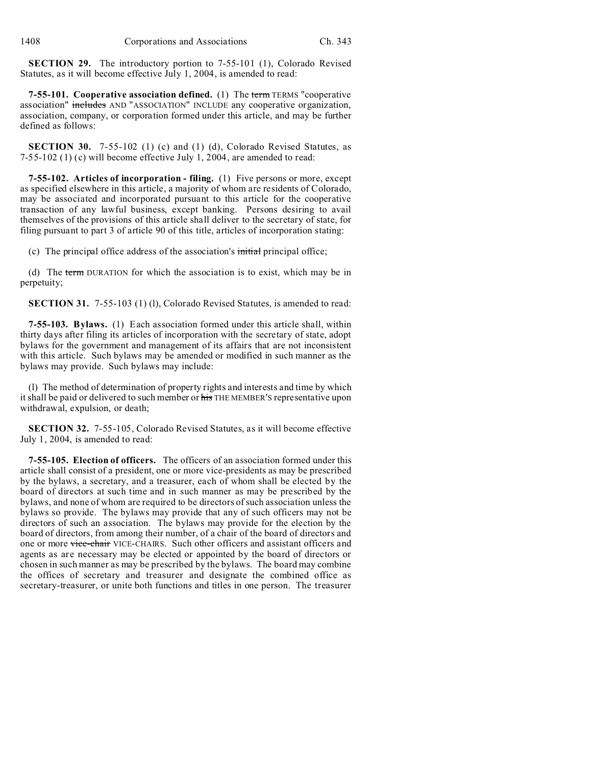**SECTION 29.** The introductory portion to 7-55-101 (1), Colorado Revised Statutes, as it will become effective July 1, 2004, is amended to read:

**7-55-101. Cooperative association defined.** (1) The ~~term~~ TERMS "cooperative association" ~~includes~~ AND "ASSOCIATION" INCLUDE any cooperative organization, association, company, or corporation formed under this article, and may be further defined as follows:

**SECTION 30.** 7-55-102 (1) (c) and (1) (d), Colorado Revised Statutes, as 7-55-102 (1) (c) will become effective July 1, 2004, are amended to read:

**7-55-102. Articles of incorporation - filing.** (1) Five persons or more, except as specified elsewhere in this article, a majority of whom are residents of Colorado, may be associated and incorporated pursuant to this article for the cooperative transaction of any lawful business, except banking. Persons desiring to avail themselves of the provisions of this article shall deliver to the secretary of state, for filing pursuant to part 3 of article 90 of this title, articles of incorporation stating:

(c) The principal office address of the association's ~~initial~~ principal office;

(d) The ~~term~~ DURATION for which the association is to exist, which may be in perpetuity;

**SECTION 31.** 7-55-103 (1) (l), Colorado Revised Statutes, is amended to read:

**7-55-103. Bylaws.** (1) Each association formed under this article shall, within thirty days after filing its articles of incorporation with the secretary of state, adopt bylaws for the government and management of its affairs that are not inconsistent with this article. Such bylaws may be amended or modified in such manner as the bylaws may provide. Such bylaws may include:

(l) The method of determination of property rights and interests and time by which it shall be paid or delivered to such member or ~~his~~ THE MEMBER'S representative upon withdrawal, expulsion, or death;

**SECTION 32.** 7-55-105, Colorado Revised Statutes, as it will become effective July 1, 2004, is amended to read:

**7-55-105. Election of officers.** The officers of an association formed under this article shall consist of a president, one or more vice-presidents as may be prescribed by the bylaws, a secretary, and a treasurer, each of whom shall be elected by the board of directors at such time and in such manner as may be prescribed by the bylaws, and none of whom are required to be directors of such association unless the bylaws so provide. The bylaws may provide that any of such officers may not be directors of such an association. The bylaws may provide for the election by the board of directors, from among their number, of a chair of the board of directors and one or more ~~vice-chair~~ VICE-CHAIRS. Such other officers and assistant officers and agents as are necessary may be elected or appointed by the board of directors or chosen in such manner as may be prescribed by the bylaws. The board may combine the offices of secretary and treasurer and designate the combined office as secretary-treasurer, or unite both functions and titles in one person. The treasurer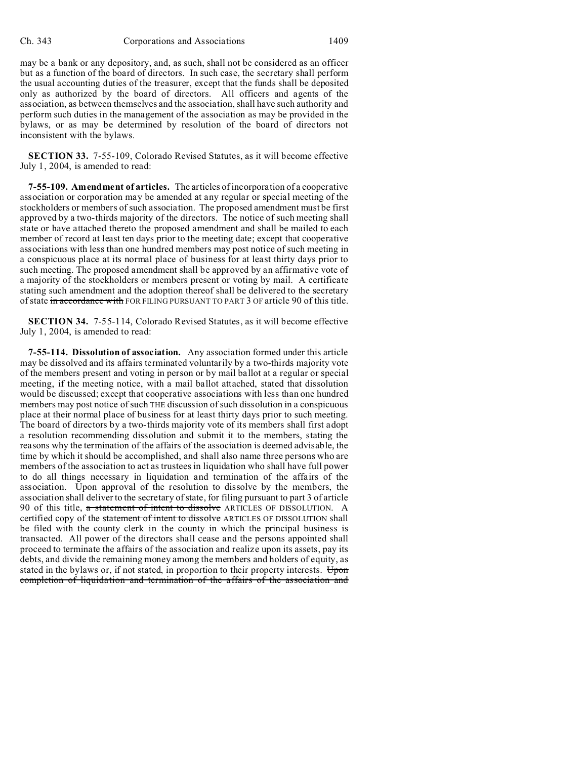may be a bank or any depository, and, as such, shall not be considered as an officer but as a function of the board of directors. In such case, the secretary shall perform the usual accounting duties of the treasurer, except that the funds shall be deposited only as authorized by the board of directors. All officers and agents of the association, as between themselves and the association, shall have such authority and perform such duties in the management of the association as may be provided in the bylaws, or as may be determined by resolution of the board of directors not inconsistent with the bylaws.

**SECTION 33.** 7-55-109, Colorado Revised Statutes, as it will become effective July 1, 2004, is amended to read:

**7-55-109. Amendment of articles.** The articles of incorporation of a cooperative association or corporation may be amended at any regular or special meeting of the stockholders or members of such association. The proposed amendment must be first approved by a two-thirds majority of the directors. The notice of such meeting shall state or have attached thereto the proposed amendment and shall be mailed to each member of record at least ten days prior to the meeting date; except that cooperative associations with less than one hundred members may post notice of such meeting in a conspicuous place at its normal place of business for at least thirty days prior to such meeting. The proposed amendment shall be approved by an affirmative vote of a majority of the stockholders or members present or voting by mail. A certificate stating such amendment and the adoption thereof shall be delivered to the secretary of state ~~in accordance with~~ FOR FILING PURSUANT TO PART 3 OF article 90 of this title.

**SECTION 34.** 7-55-114, Colorado Revised Statutes, as it will become effective July 1, 2004, is amended to read:

**7-55-114. Dissolution of association.** Any association formed under this article may be dissolved and its affairs terminated voluntarily by a two-thirds majority vote of the members present and voting in person or by mail ballot at a regular or special meeting, if the meeting notice, with a mail ballot attached, stated that dissolution would be discussed; except that cooperative associations with less than one hundred members may post notice of ~~such~~ THE discussion of such dissolution in a conspicuous place at their normal place of business for at least thirty days prior to such meeting. The board of directors by a two-thirds majority vote of its members shall first adopt a resolution recommending dissolution and submit it to the members, stating the reasons why the termination of the affairs of the association is deemed advisable, the time by which it should be accomplished, and shall also name three persons who are members of the association to act as trustees in liquidation who shall have full power to do all things necessary in liquidation and termination of the affairs of the association. Upon approval of the resolution to dissolve by the members, the association shall deliver to the secretary of state, for filing pursuant to part 3 of article 90 of this title, ~~a statement of intent to dissolve~~ ARTICLES OF DISSOLUTION. A certified copy of the ~~statement of intent to dissolve~~ ARTICLES OF DISSOLUTION shall be filed with the county clerk in the county in which the principal business is transacted. All power of the directors shall cease and the persons appointed shall proceed to terminate the affairs of the association and realize upon its assets, pay its debts, and divide the remaining money among the members and holders of equity, as stated in the bylaws or, if not stated, in proportion to their property interests. ~~Upon completion of liquidation and termination of the affairs of the association and~~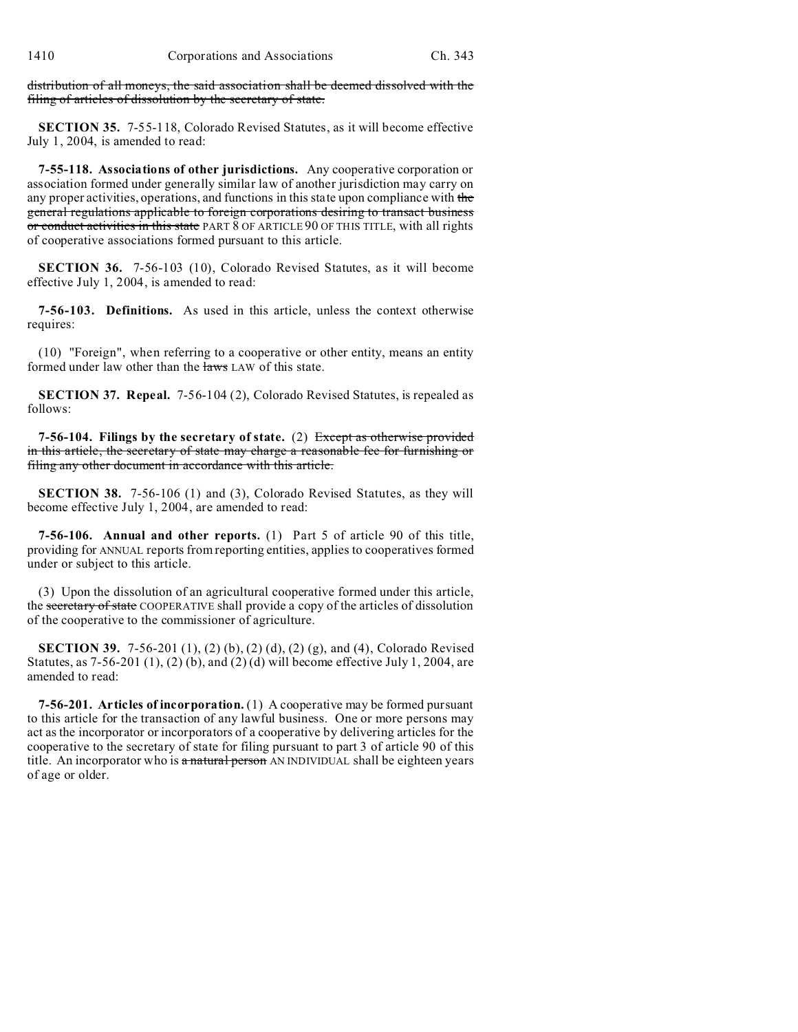~~distribution of all moneys, the said association shall be deemed dissolved with the filing of articles of dissolution by the secretary of state.~~

**SECTION 35.** 7-55-118, Colorado Revised Statutes, as it will become effective July 1, 2004, is amended to read:

**7-55-118. Associations of other jurisdictions.** Any cooperative corporation or association formed under generally similar law of another jurisdiction may carry on any proper activities, operations, and functions in this state upon compliance with ~~the general regulations applicable to foreign corporations desiring to transact business or conduct activities in this state~~ PART 8 OF ARTICLE 90 OF THIS TITLE, with all rights of cooperative associations formed pursuant to this article.

**SECTION 36.** 7-56-103 (10), Colorado Revised Statutes, as it will become effective July 1, 2004, is amended to read:

**7-56-103. Definitions.** As used in this article, unless the context otherwise requires:

(10) "Foreign", when referring to a cooperative or other entity, means an entity formed under law other than the ~~laws~~ LAW of this state.

**SECTION 37. Repeal.** 7-56-104 (2), Colorado Revised Statutes, is repealed as follows:

**7-56-104. Filings by the secretary of state.** (2) ~~Except as otherwise provided in this article, the secretary of state may charge a reasonable fee for furnishing or filing any other document in accordance with this article.~~

**SECTION 38.** 7-56-106 (1) and (3), Colorado Revised Statutes, as they will become effective July 1, 2004, are amended to read:

**7-56-106. Annual and other reports.** (1) Part 5 of article 90 of this title, providing for ANNUAL reports from reporting entities, applies to cooperatives formed under or subject to this article.

(3) Upon the dissolution of an agricultural cooperative formed under this article, the ~~secretary of state~~ COOPERATIVE shall provide a copy of the articles of dissolution of the cooperative to the commissioner of agriculture.

**SECTION 39.** 7-56-201 (1), (2) (b), (2) (d), (2) (g), and (4), Colorado Revised Statutes, as 7-56-201 (1), (2) (b), and (2) (d) will become effective July 1, 2004, are amended to read:

**7-56-201. Articles of incorporation.** (1) A cooperative may be formed pursuant to this article for the transaction of any lawful business. One or more persons may act as the incorporator or incorporators of a cooperative by delivering articles for the cooperative to the secretary of state for filing pursuant to part 3 of article 90 of this title. An incorporator who is ~~a natural person~~ AN INDIVIDUAL shall be eighteen years of age or older.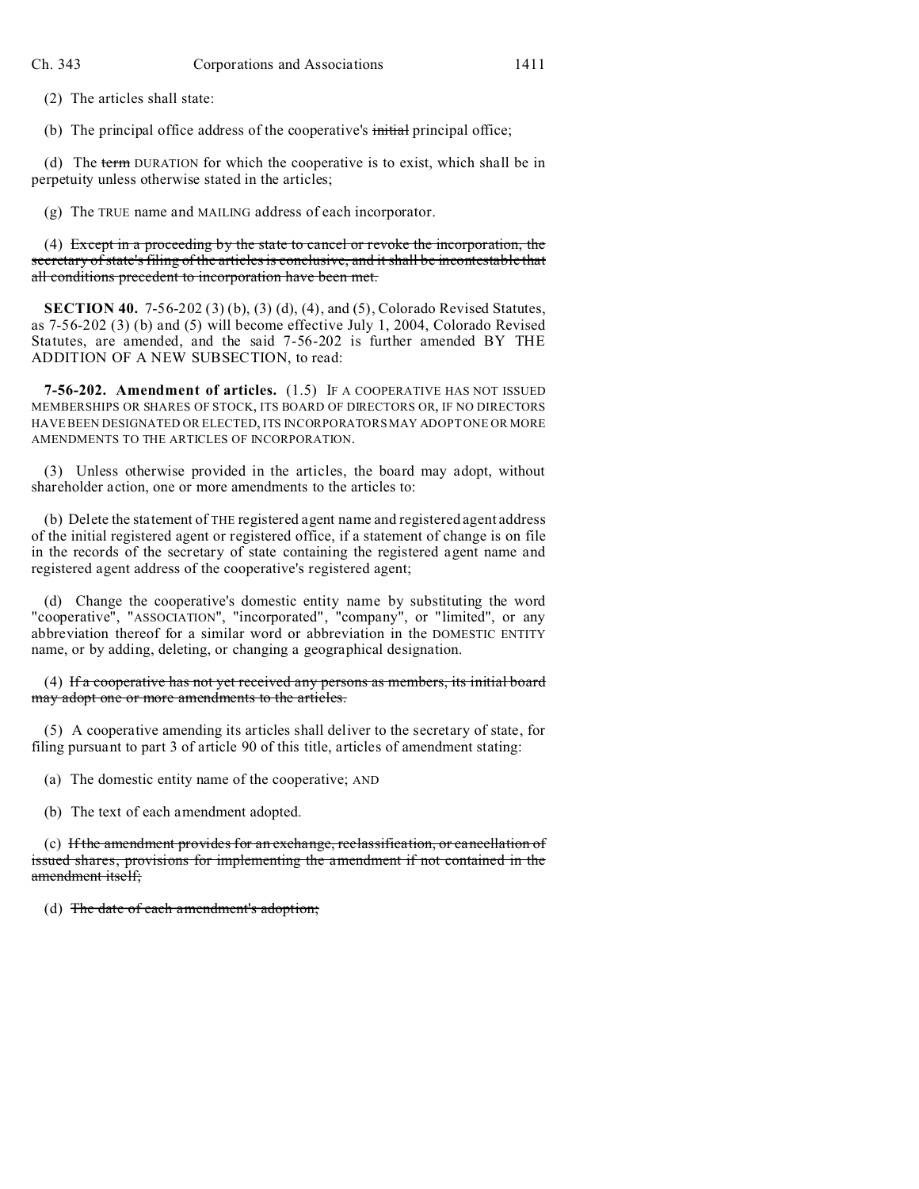(2) The articles shall state:

(b) The principal office address of the cooperative's ~~initial~~ principal office;

(d) The ~~term~~ DURATION for which the cooperative is to exist, which shall be in perpetuity unless otherwise stated in the articles;

(g) The TRUE name and MAILING address of each incorporator.

(4) ~~Except in a proceeding by the state to cancel or revoke the incorporation, the secretary of state's filing of the articles is conclusive, and it shall be incontestable that all conditions precedent to incorporation have been met.~~

**SECTION 40.** 7-56-202 (3) (b), (3) (d), (4), and (5), Colorado Revised Statutes, as 7-56-202 (3) (b) and (5) will become effective July 1, 2004, Colorado Revised Statutes, are amended, and the said 7-56-202 is further amended BY THE ADDITION OF A NEW SUBSECTION, to read:

**7-56-202. Amendment of articles.** (1.5) IF A COOPERATIVE HAS NOT ISSUED MEMBERSHIPS OR SHARES OF STOCK, ITS BOARD OF DIRECTORS OR, IF NO DIRECTORS HAVE BEEN DESIGNATED OR ELECTED, ITS INCORPORATORS MAY ADOPT ONE OR MORE AMENDMENTS TO THE ARTICLES OF INCORPORATION.

(3) Unless otherwise provided in the articles, the board may adopt, without shareholder action, one or more amendments to the articles to:

(b) Delete the statement of THE registered agent name and registered agent address of the initial registered agent or registered office, if a statement of change is on file in the records of the secretary of state containing the registered agent name and registered agent address of the cooperative's registered agent;

(d) Change the cooperative's domestic entity name by substituting the word "cooperative", "ASSOCIATION", "incorporated", "company", or "limited", or any abbreviation thereof for a similar word or abbreviation in the DOMESTIC ENTITY name, or by adding, deleting, or changing a geographical designation.

(4) ~~If a cooperative has not yet received any persons as members, its initial board may adopt one or more amendments to the articles.~~

(5) A cooperative amending its articles shall deliver to the secretary of state, for filing pursuant to part 3 of article 90 of this title, articles of amendment stating:

(a) The domestic entity name of the cooperative; AND

(b) The text of each amendment adopted.

(c) ~~If the amendment provides for an exchange, reclassification, or cancellation of issued shares, provisions for implementing the amendment if not contained in the amendment itself;~~

(d) ~~The date of each amendment's adoption;~~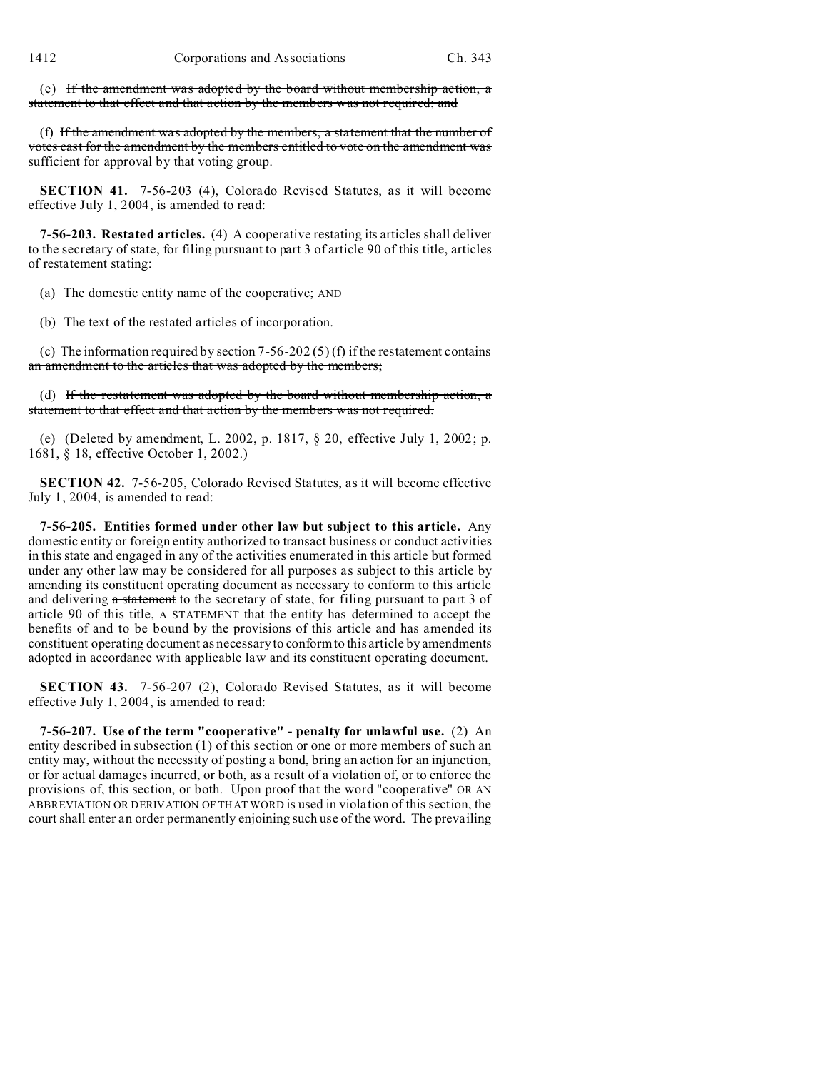(e) ~~If the amendment was adopted by the board without membership action, a statement to that effect and that action by the members was not required; and~~

(f) ~~If the amendment was adopted by the members, a statement that the number of votes cast for the amendment by the members entitled to vote on the amendment was sufficient for approval by that voting group.~~

**SECTION 41.** 7-56-203 (4), Colorado Revised Statutes, as it will become effective July 1, 2004, is amended to read:

**7-56-203. Restated articles.** (4) A cooperative restating its articles shall deliver to the secretary of state, for filing pursuant to part 3 of article 90 of this title, articles of restatement stating:

(a) The domestic entity name of the cooperative; AND

(b) The text of the restated articles of incorporation.

(c) ~~The information required by section 7-56-202 (5) (f) if the restatement contains an amendment to the articles that was adopted by the members;~~

(d) ~~If the restatement was adopted by the board without membership action, a statement to that effect and that action by the members was not required.~~

(e) (Deleted by amendment, L. 2002, p. 1817, § 20, effective July 1, 2002; p. 1681, § 18, effective October 1, 2002.)

**SECTION 42.** 7-56-205, Colorado Revised Statutes, as it will become effective July 1, 2004, is amended to read:

**7-56-205. Entities formed under other law but subject to this article.** Any domestic entity or foreign entity authorized to transact business or conduct activities in this state and engaged in any of the activities enumerated in this article but formed under any other law may be considered for all purposes as subject to this article by amending its constituent operating document as necessary to conform to this article and delivering ~~a statement~~ to the secretary of state, for filing pursuant to part 3 of article 90 of this title, A STATEMENT that the entity has determined to accept the benefits of and to be bound by the provisions of this article and has amended its constituent operating document as necessary to conform to this article by amendments adopted in accordance with applicable law and its constituent operating document.

**SECTION 43.** 7-56-207 (2), Colorado Revised Statutes, as it will become effective July 1, 2004, is amended to read:

**7-56-207. Use of the term "cooperative" - penalty for unlawful use.** (2) An entity described in subsection (1) of this section or one or more members of such an entity may, without the necessity of posting a bond, bring an action for an injunction, or for actual damages incurred, or both, as a result of a violation of, or to enforce the provisions of, this section, or both. Upon proof that the word "cooperative" OR AN ABBREVIATION OR DERIVATION OF THAT WORD is used in violation of this section, the court shall enter an order permanently enjoining such use of the word. The prevailing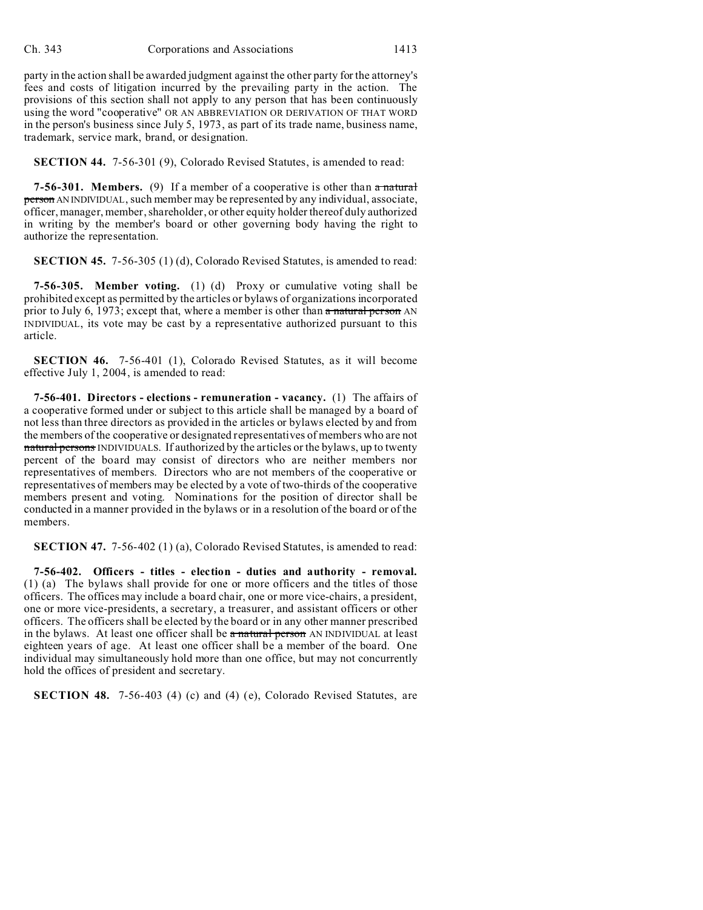party in the action shall be awarded judgment against the other party for the attorney's fees and costs of litigation incurred by the prevailing party in the action. The provisions of this section shall not apply to any person that has been continuously using the word "cooperative" OR AN ABBREVIATION OR DERIVATION OF THAT WORD in the person's business since July 5, 1973, as part of its trade name, business name, trademark, service mark, brand, or designation.

**SECTION 44.** 7-56-301 (9), Colorado Revised Statutes, is amended to read:

**7-56-301. Members.** (9) If a member of a cooperative is other than ~~a natural person~~ AN INDIVIDUAL, such member may be represented by any individual, associate, officer, manager, member, shareholder, or other equity holder thereof duly authorized in writing by the member's board or other governing body having the right to authorize the representation.

**SECTION 45.** 7-56-305 (1) (d), Colorado Revised Statutes, is amended to read:

**7-56-305. Member voting.** (1) (d) Proxy or cumulative voting shall be prohibited except as permitted by the articles or bylaws of organizations incorporated prior to July 6, 1973; except that, where a member is other than ~~a natural person~~ AN INDIVIDUAL, its vote may be cast by a representative authorized pursuant to this article.

**SECTION 46.** 7-56-401 (1), Colorado Revised Statutes, as it will become effective July 1, 2004, is amended to read:

**7-56-401. Directors - elections - remuneration - vacancy.** (1) The affairs of a cooperative formed under or subject to this article shall be managed by a board of not less than three directors as provided in the articles or bylaws elected by and from the members of the cooperative or designated representatives of members who are not ~~natural persons~~ INDIVIDUALS. If authorized by the articles or the bylaws, up to twenty percent of the board may consist of directors who are neither members nor representatives of members. Directors who are not members of the cooperative or representatives of members may be elected by a vote of two-thirds of the cooperative members present and voting. Nominations for the position of director shall be conducted in a manner provided in the bylaws or in a resolution of the board or of the members.

**SECTION 47.** 7-56-402 (1) (a), Colorado Revised Statutes, is amended to read:

**7-56-402. Officers - titles - election - duties and authority - removal.** (1) (a) The bylaws shall provide for one or more officers and the titles of those officers. The offices may include a board chair, one or more vice-chairs, a president, one or more vice-presidents, a secretary, a treasurer, and assistant officers or other officers. The officers shall be elected by the board or in any other manner prescribed in the bylaws. At least one officer shall be ~~a natural person~~ AN INDIVIDUAL at least eighteen years of age. At least one officer shall be a member of the board. One individual may simultaneously hold more than one office, but may not concurrently hold the offices of president and secretary.

**SECTION 48.** 7-56-403 (4) (c) and (4) (e), Colorado Revised Statutes, are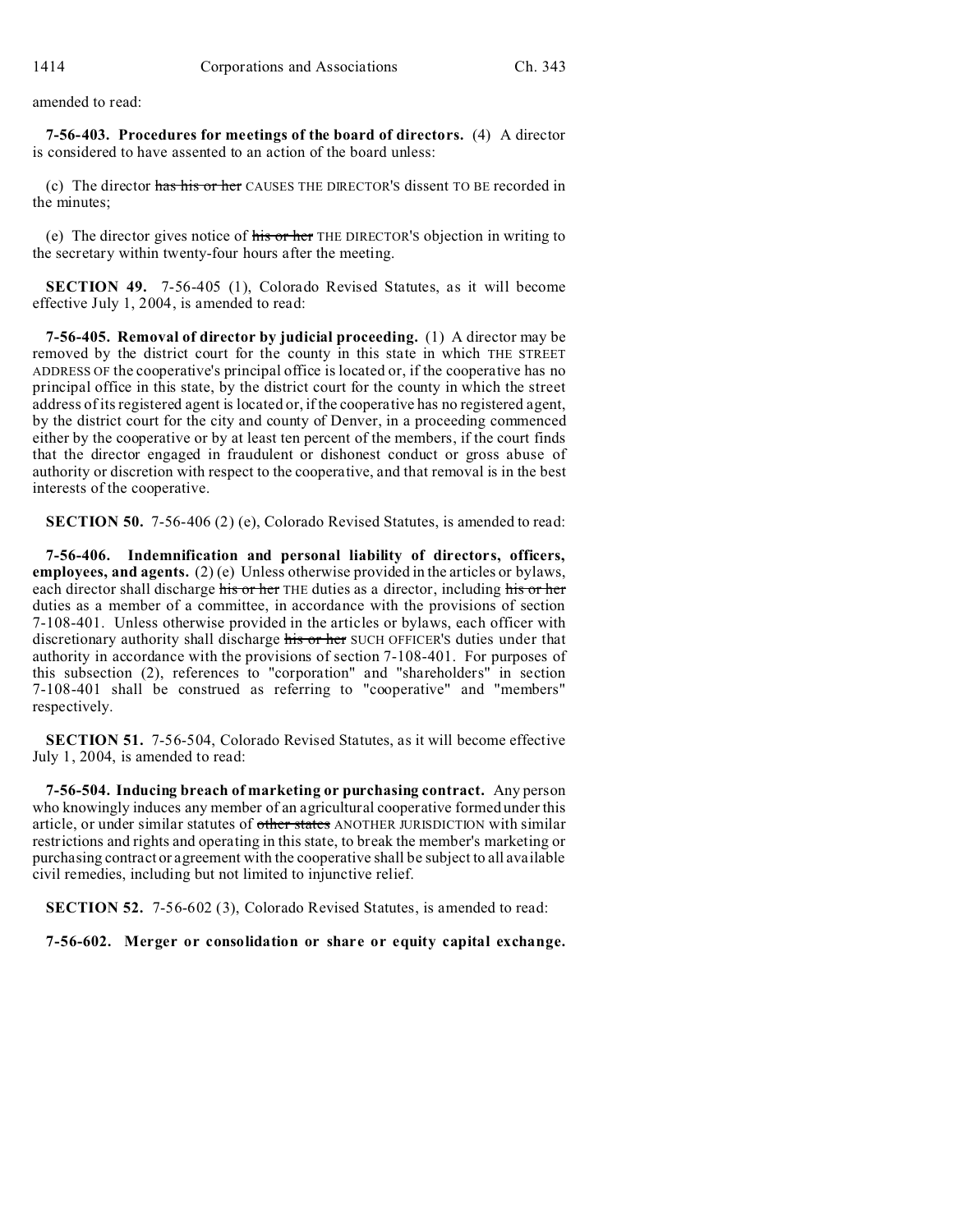amended to read:

**7-56-403. Procedures for meetings of the board of directors.** (4) A director is considered to have assented to an action of the board unless:

(c) The director ~~has his or her~~ CAUSES THE DIRECTOR'S dissent TO BE recorded in the minutes;

(e) The director gives notice of ~~his or her~~ THE DIRECTOR'S objection in writing to the secretary within twenty-four hours after the meeting.

**SECTION 49.** 7-56-405 (1), Colorado Revised Statutes, as it will become effective July 1, 2004, is amended to read:

**7-56-405. Removal of director by judicial proceeding.** (1) A director may be removed by the district court for the county in this state in which THE STREET ADDRESS OF the cooperative's principal office is located or, if the cooperative has no principal office in this state, by the district court for the county in which the street address of its registered agent is located or, if the cooperative has no registered agent, by the district court for the city and county of Denver, in a proceeding commenced either by the cooperative or by at least ten percent of the members, if the court finds that the director engaged in fraudulent or dishonest conduct or gross abuse of authority or discretion with respect to the cooperative, and that removal is in the best interests of the cooperative.

**SECTION 50.** 7-56-406 (2) (e), Colorado Revised Statutes, is amended to read:

**7-56-406. Indemnification and personal liability of directors, officers, employees, and agents.** (2) (e) Unless otherwise provided in the articles or bylaws, each director shall discharge ~~his or her~~ THE duties as a director, including ~~his or her~~ duties as a member of a committee, in accordance with the provisions of section 7-108-401. Unless otherwise provided in the articles or bylaws, each officer with discretionary authority shall discharge ~~his or her~~ SUCH OFFICER'S duties under that authority in accordance with the provisions of section 7-108-401. For purposes of this subsection (2), references to "corporation" and "shareholders" in section 7-108-401 shall be construed as referring to "cooperative" and "members" respectively.

**SECTION 51.** 7-56-504, Colorado Revised Statutes, as it will become effective July 1, 2004, is amended to read:

**7-56-504. Inducing breach of marketing or purchasing contract.** Any person who knowingly induces any member of an agricultural cooperative formed under this article, or under similar statutes of ~~other states~~ ANOTHER JURISDICTION with similar restrictions and rights and operating in this state, to break the member's marketing or purchasing contract or agreement with the cooperative shall be subject to all available civil remedies, including but not limited to injunctive relief.

**SECTION 52.** 7-56-602 (3), Colorado Revised Statutes, is amended to read:

**7-56-602. Merger or consolidation or share or equity capital exchange.**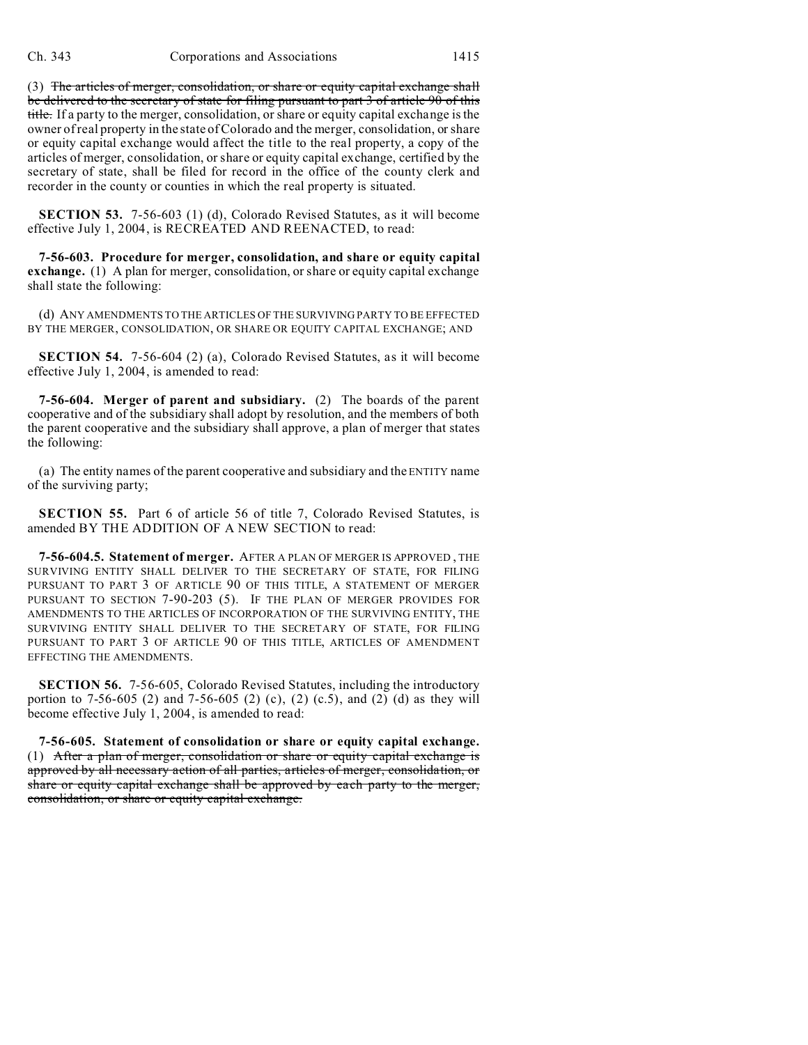(3) ~~The articles of merger, consolidation, or share or equity capital exchange shall be delivered to the secretary of state for filing pursuant to part 3 of article 90 of this title.~~ If a party to the merger, consolidation, or share or equity capital exchange is the owner of real property in the state of Colorado and the merger, consolidation, or share or equity capital exchange would affect the title to the real property, a copy of the articles of merger, consolidation, or share or equity capital exchange, certified by the secretary of state, shall be filed for record in the office of the county clerk and recorder in the county or counties in which the real property is situated.

**SECTION 53.** 7-56-603 (1) (d), Colorado Revised Statutes, as it will become effective July 1, 2004, is RECREATED AND REENACTED, to read:

**7-56-603. Procedure for merger, consolidation, and share or equity capital exchange.** (1) A plan for merger, consolidation, or share or equity capital exchange shall state the following:

(d) ANY AMENDMENTS TO THE ARTICLES OF THE SURVIVING PARTY TO BE EFFECTED BY THE MERGER, CONSOLIDATION, OR SHARE OR EQUITY CAPITAL EXCHANGE; AND

**SECTION 54.** 7-56-604 (2) (a), Colorado Revised Statutes, as it will become effective July 1, 2004, is amended to read:

**7-56-604. Merger of parent and subsidiary.** (2) The boards of the parent cooperative and of the subsidiary shall adopt by resolution, and the members of both the parent cooperative and the subsidiary shall approve, a plan of merger that states the following:

(a) The entity names of the parent cooperative and subsidiary and the ENTITY name of the surviving party;

**SECTION 55.** Part 6 of article 56 of title 7, Colorado Revised Statutes, is amended BY THE ADDITION OF A NEW SECTION to read:

**7-56-604.5. Statement of merger.** AFTER A PLAN OF MERGER IS APPROVED, THE SURVIVING ENTITY SHALL DELIVER TO THE SECRETARY OF STATE, FOR FILING PURSUANT TO PART 3 OF ARTICLE 90 OF THIS TITLE, A STATEMENT OF MERGER PURSUANT TO SECTION 7-90-203 (5). IF THE PLAN OF MERGER PROVIDES FOR AMENDMENTS TO THE ARTICLES OF INCORPORATION OF THE SURVIVING ENTITY, THE SURVIVING ENTITY SHALL DELIVER TO THE SECRETARY OF STATE, FOR FILING PURSUANT TO PART 3 OF ARTICLE 90 OF THIS TITLE, ARTICLES OF AMENDMENT EFFECTING THE AMENDMENTS.

**SECTION 56.** 7-56-605, Colorado Revised Statutes, including the introductory portion to 7-56-605 (2) and 7-56-605 (2) (c), (2) (c.5), and (2) (d) as they will become effective July 1, 2004, is amended to read:

**7-56-605. Statement of consolidation or share or equity capital exchange.** (1) ~~After a plan of merger, consolidation or share or equity capital exchange is approved by all necessary action of all parties, articles of merger, consolidation, or share or equity capital exchange shall be approved by each party to the merger, consolidation, or share or equity capital exchange.~~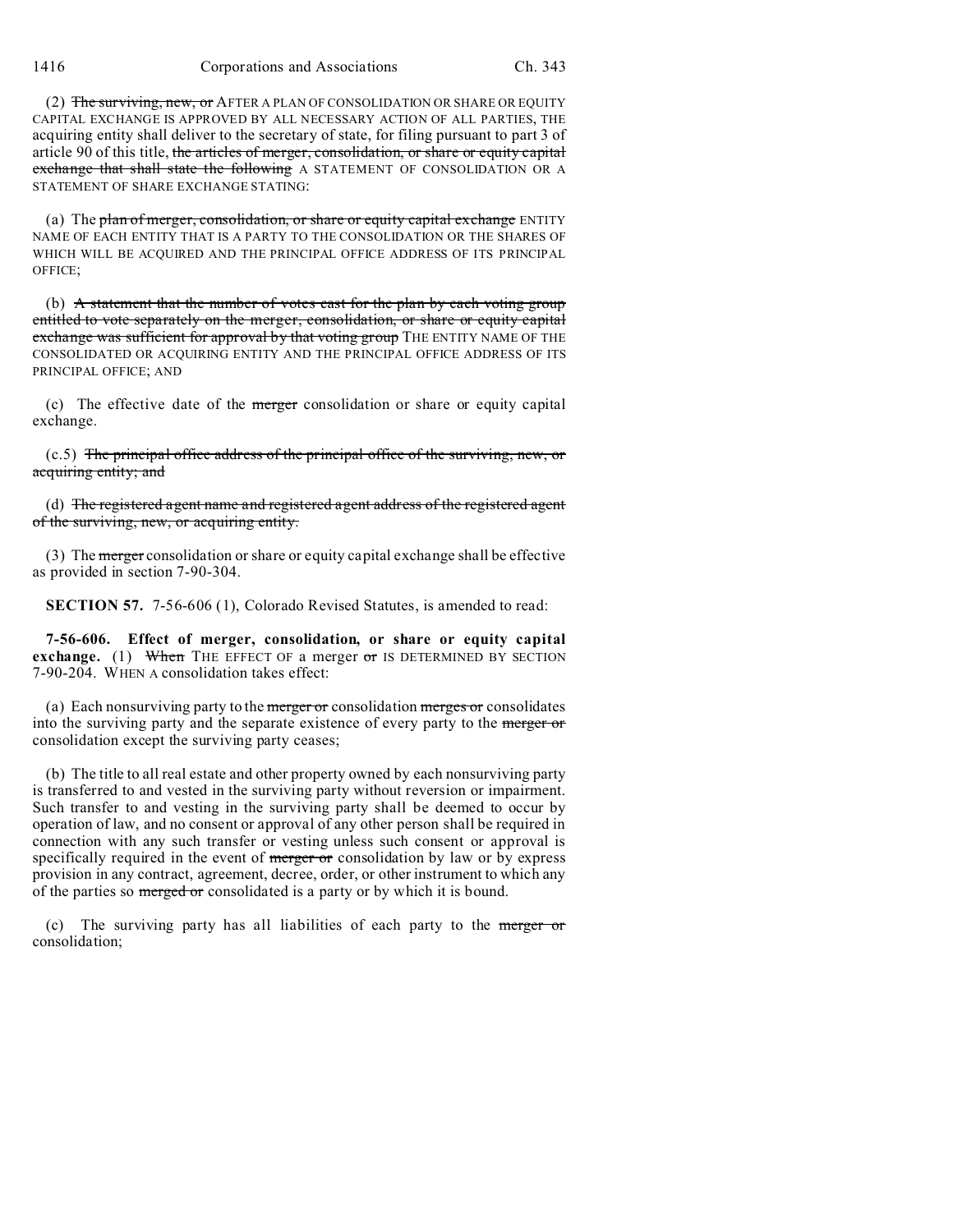(2) ~~The surviving, new, or~~ AFTER A PLAN OF CONSOLIDATION OR SHARE OR EQUITY CAPITAL EXCHANGE IS APPROVED BY ALL NECESSARY ACTION OF ALL PARTIES, THE acquiring entity shall deliver to the secretary of state, for filing pursuant to part 3 of article 90 of this title, ~~the articles of merger, consolidation, or share or equity capital exchange that shall state the following~~ A STATEMENT OF CONSOLIDATION OR A STATEMENT OF SHARE EXCHANGE STATING:

(a) The ~~plan of merger, consolidation, or share or equity capital exchange~~ ENTITY NAME OF EACH ENTITY THAT IS A PARTY TO THE CONSOLIDATION OR THE SHARES OF WHICH WILL BE ACQUIRED AND THE PRINCIPAL OFFICE ADDRESS OF ITS PRINCIPAL OFFICE;

(b) ~~A statement that the number of votes cast for the plan by each voting group entitled to vote separately on the merger, consolidation, or share or equity capital exchange was sufficient for approval by that voting group~~ THE ENTITY NAME OF THE CONSOLIDATED OR ACQUIRING ENTITY AND THE PRINCIPAL OFFICE ADDRESS OF ITS PRINCIPAL OFFICE; AND

(c) The effective date of the ~~merger~~ consolidation or share or equity capital exchange.

(c.5) ~~The principal office address of the principal office of the surviving, new, or acquiring entity; and~~

(d) ~~The registered agent name and registered agent address of the registered agent of the surviving, new, or acquiring entity.~~

(3) The ~~merger~~ consolidation or share or equity capital exchange shall be effective as provided in section 7-90-304.

**SECTION 57.** 7-56-606 (1), Colorado Revised Statutes, is amended to read:

**7-56-606. Effect of merger, consolidation, or share or equity capital exchange.** (1) ~~When~~ THE EFFECT OF a merger ~~or~~ IS DETERMINED BY SECTION 7-90-204. WHEN A consolidation takes effect:

(a) Each nonsurviving party to the ~~merger or~~ consolidation ~~merges or~~ consolidates into the surviving party and the separate existence of every party to the ~~merger or~~ consolidation except the surviving party ceases;

(b) The title to all real estate and other property owned by each nonsurviving party is transferred to and vested in the surviving party without reversion or impairment. Such transfer to and vesting in the surviving party shall be deemed to occur by operation of law, and no consent or approval of any other person shall be required in connection with any such transfer or vesting unless such consent or approval is specifically required in the event of ~~merger or~~ consolidation by law or by express provision in any contract, agreement, decree, order, or other instrument to which any of the parties so ~~merged or~~ consolidated is a party or by which it is bound.

(c) The surviving party has all liabilities of each party to the ~~merger or~~ consolidation;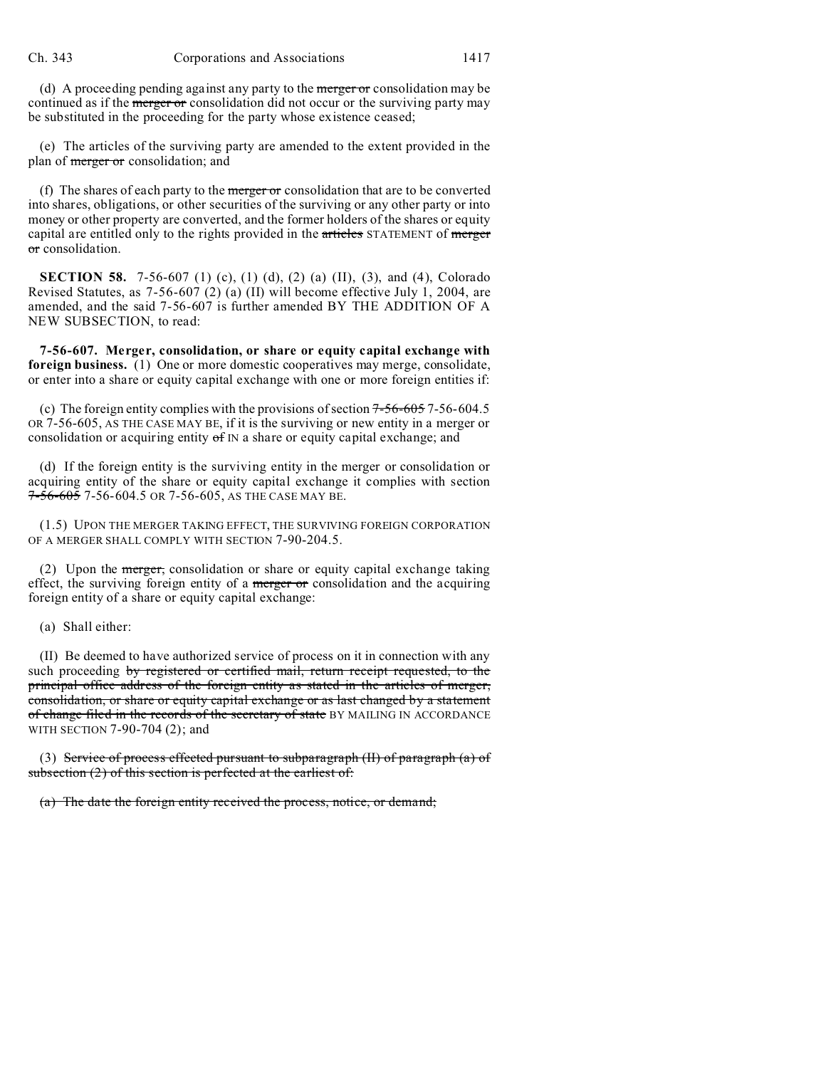(d) A proceeding pending against any party to the ~~merger or~~ consolidation may be continued as if the ~~merger or~~ consolidation did not occur or the surviving party may be substituted in the proceeding for the party whose existence ceased;

(e) The articles of the surviving party are amended to the extent provided in the plan of ~~merger or~~ consolidation; and

(f) The shares of each party to the ~~merger or~~ consolidation that are to be converted into shares, obligations, or other securities of the surviving or any other party or into money or other property are converted, and the former holders of the shares or equity capital are entitled only to the rights provided in the ~~articles~~ STATEMENT of ~~merger or~~ consolidation.

**SECTION 58.** 7-56-607 (1) (c), (1) (d), (2) (a) (II), (3), and (4), Colorado Revised Statutes, as 7-56-607 (2) (a) (II) will become effective July 1, 2004, are amended, and the said 7-56-607 is further amended BY THE ADDITION OF A NEW SUBSECTION, to read:

**7-56-607. Merger, consolidation, or share or equity capital exchange with foreign business.** (1) One or more domestic cooperatives may merge, consolidate, or enter into a share or equity capital exchange with one or more foreign entities if:

(c) The foreign entity complies with the provisions of section ~~7-56-605~~ 7-56-604.5 OR 7-56-605, AS THE CASE MAY BE, if it is the surviving or new entity in a merger or consolidation or acquiring entity ~~of~~ IN a share or equity capital exchange; and

(d) If the foreign entity is the surviving entity in the merger or consolidation or acquiring entity of the share or equity capital exchange it complies with section ~~7-56-605~~ 7-56-604.5 OR 7-56-605, AS THE CASE MAY BE.

(1.5) UPON THE MERGER TAKING EFFECT, THE SURVIVING FOREIGN CORPORATION OF A MERGER SHALL COMPLY WITH SECTION 7-90-204.5.

(2) Upon the ~~merger,~~ consolidation or share or equity capital exchange taking effect, the surviving foreign entity of a ~~merger or~~ consolidation and the acquiring foreign entity of a share or equity capital exchange:

(a) Shall either:

(II) Be deemed to have authorized service of process on it in connection with any such proceeding ~~by registered or certified mail, return receipt requested, to the principal office address of the foreign entity as stated in the articles of merger, consolidation, or share or equity capital exchange or as last changed by a statement of change filed in the records of the secretary of state~~ BY MAILING IN ACCORDANCE WITH SECTION 7-90-704 (2); and

(3) ~~Service of process effected pursuant to subparagraph (II) of paragraph (a) of subsection (2) of this section is perfected at the earliest of:~~

~~(a) The date the foreign entity received the process, notice, or demand;~~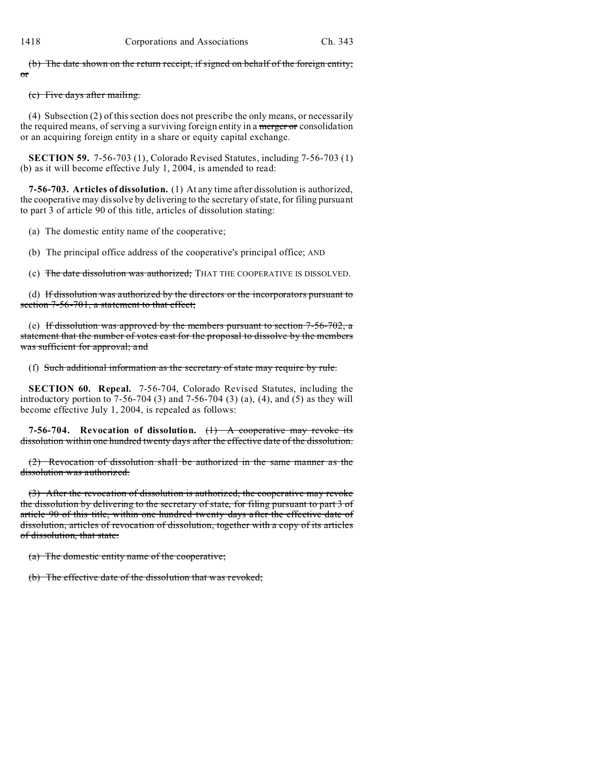~~(b) The date shown on the return receipt, if signed on behalf of the foreign entity; or~~

~~(c) Five days after mailing.~~

(4) Subsection (2) of this section does not prescribe the only means, or necessarily the required means, of serving a surviving foreign entity in a ~~merger or~~ consolidation or an acquiring foreign entity in a share or equity capital exchange.

**SECTION 59.** 7-56-703 (1), Colorado Revised Statutes, including 7-56-703 (1) (b) as it will become effective July 1, 2004, is amended to read:

**7-56-703. Articles of dissolution.** (1) At any time after dissolution is authorized, the cooperative may dissolve by delivering to the secretary of state, for filing pursuant to part 3 of article 90 of this title, articles of dissolution stating:

(a) The domestic entity name of the cooperative;

(b) The principal office address of the cooperative's principal office; AND

(c) ~~The date dissolution was authorized;~~ THAT THE COOPERATIVE IS DISSOLVED.

(d) ~~If dissolution was authorized by the directors or the incorporators pursuant to section 7-56-701, a statement to that effect;~~

(e) ~~If dissolution was approved by the members pursuant to section 7-56-702, a statement that the number of votes cast for the proposal to dissolve by the members was sufficient for approval; and~~

(f) ~~Such additional information as the secretary of state may require by rule.~~

**SECTION 60. Repeal.** 7-56-704, Colorado Revised Statutes, including the introductory portion to 7-56-704 (3) and 7-56-704 (3) (a), (4), and (5) as they will become effective July 1, 2004, is repealed as follows:

**7-56-704. Revocation of dissolution.** ~~(1) A cooperative may revoke its dissolution within one hundred twenty days after the effective date of the dissolution.~~

~~(2) Revocation of dissolution shall be authorized in the same manner as the dissolution was authorized.~~

~~(3) After the revocation of dissolution is authorized, the cooperative may revoke the dissolution by delivering to the secretary of state, for filing pursuant to part 3 of article 90 of this title, within one hundred twenty days after the effective date of dissolution, articles of revocation of dissolution, together with a copy of its articles of dissolution, that state:~~

~~(a) The domestic entity name of the cooperative;~~

~~(b) The effective date of the dissolution that was revoked;~~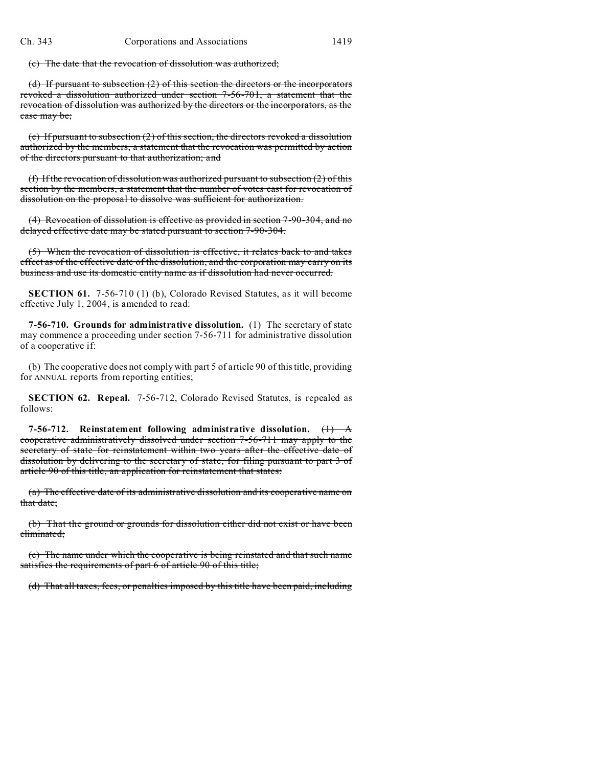(c) The date that the revocation of dissolution was authorized;

(d) If pursuant to subsection (2) of this section the directors or the incorporators revoked a dissolution authorized under section 7-56-701, a statement that the revocation of dissolution was authorized by the directors or the incorporators, as the case may be;

(e) If pursuant to subsection (2) of this section, the directors revoked a dissolution authorized by the members, a statement that the revocation was permitted by action of the directors pursuant to that authorization; and

(f) If the revocation of dissolution was authorized pursuant to subsection (2) of this section by the members, a statement that the number of votes cast for revocation of dissolution on the proposal to dissolve was sufficient for authorization.

(4) Revocation of dissolution is effective as provided in section 7-90-304, and no delayed effective date may be stated pursuant to section 7-90-304.

(5) When the revocation of dissolution is effective, it relates back to and takes effect as of the effective date of the dissolution, and the corporation may carry on its business and use its domestic entity name as if dissolution had never occurred.

**SECTION 61.** 7-56-710 (1) (b), Colorado Revised Statutes, as it will become effective July 1, 2004, is amended to read:

**7-56-710. Grounds for administrative dissolution.** (1) The secretary of state may commence a proceeding under section 7-56-711 for administrative dissolution of a cooperative if:

(b) The cooperative does not comply with part 5 of article 90 of this title, providing for ANNUAL reports from reporting entities;

**SECTION 62. Repeal.** 7-56-712, Colorado Revised Statutes, is repealed as follows:

**7-56-712. Reinstatement following administrative dissolution.** (1) A cooperative administratively dissolved under section 7-56-711 may apply to the secretary of state for reinstatement within two years after the effective date of dissolution by delivering to the secretary of state, for filing pursuant to part 3 of article 90 of this title, an application for reinstatement that states:

(a) The effective date of its administrative dissolution and its cooperative name on that date;

(b) That the ground or grounds for dissolution either did not exist or have been eliminated;

(c) The name under which the cooperative is being reinstated and that such name satisfies the requirements of part 6 of article 90 of this title;

(d) That all taxes, fees, or penalties imposed by this title have been paid, including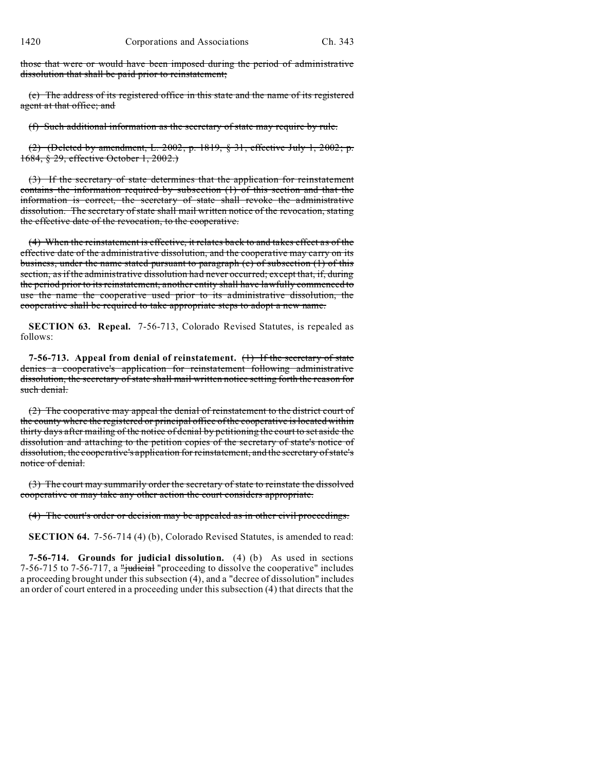those that were or would have been imposed during the period of administrative dissolution that shall be paid prior to reinstatement;

(e) The address of its registered office in this state and the name of its registered agent at that office; and

(f) Such additional information as the secretary of state may require by rule.

(2) (Deleted by amendment, L. 2002, p. 1819, § 31, effective July 1, 2002; p. 1684, § 29, effective October 1, 2002.)

(3) If the secretary of state determines that the application for reinstatement contains the information required by subsection (1) of this section and that the information is correct, the secretary of state shall revoke the administrative dissolution. The secretary of state shall mail written notice of the revocation, stating the effective date of the revocation, to the cooperative.

(4) When the reinstatement is effective, it relates back to and takes effect as of the effective date of the administrative dissolution, and the cooperative may carry on its business, under the name stated pursuant to paragraph (c) of subsection (1) of this section, as if the administrative dissolution had never occurred; except that, if, during the period prior to its reinstatement, another entity shall have lawfully commenced to use the name the cooperative used prior to its administrative dissolution, the cooperative shall be required to take appropriate steps to adopt a new name.

**SECTION 63. Repeal.** 7-56-713, Colorado Revised Statutes, is repealed as follows:

**7-56-713. Appeal from denial of reinstatement.** (1) If the secretary of state denies a cooperative's application for reinstatement following administrative dissolution, the secretary of state shall mail written notice setting forth the reason for such denial.

(2) The cooperative may appeal the denial of reinstatement to the district court of the county where the registered or principal office of the cooperative is located within thirty days after mailing of the notice of denial by petitioning the court to set aside the dissolution and attaching to the petition copies of the secretary of state's notice of dissolution, the cooperative's application for reinstatement, and the secretary of state's notice of denial.

(3) The court may summarily order the secretary of state to reinstate the dissolved cooperative or may take any other action the court considers appropriate.

(4) The court's order or decision may be appealed as in other civil proceedings.

**SECTION 64.** 7-56-714 (4) (b), Colorado Revised Statutes, is amended to read:

**7-56-714. Grounds for judicial dissolution.** (4) (b) As used in sections 7-56-715 to 7-56-717, a "judicial "proceeding to dissolve the cooperative" includes a proceeding brought under this subsection (4), and a "decree of dissolution" includes an order of court entered in a proceeding under this subsection (4) that directs that the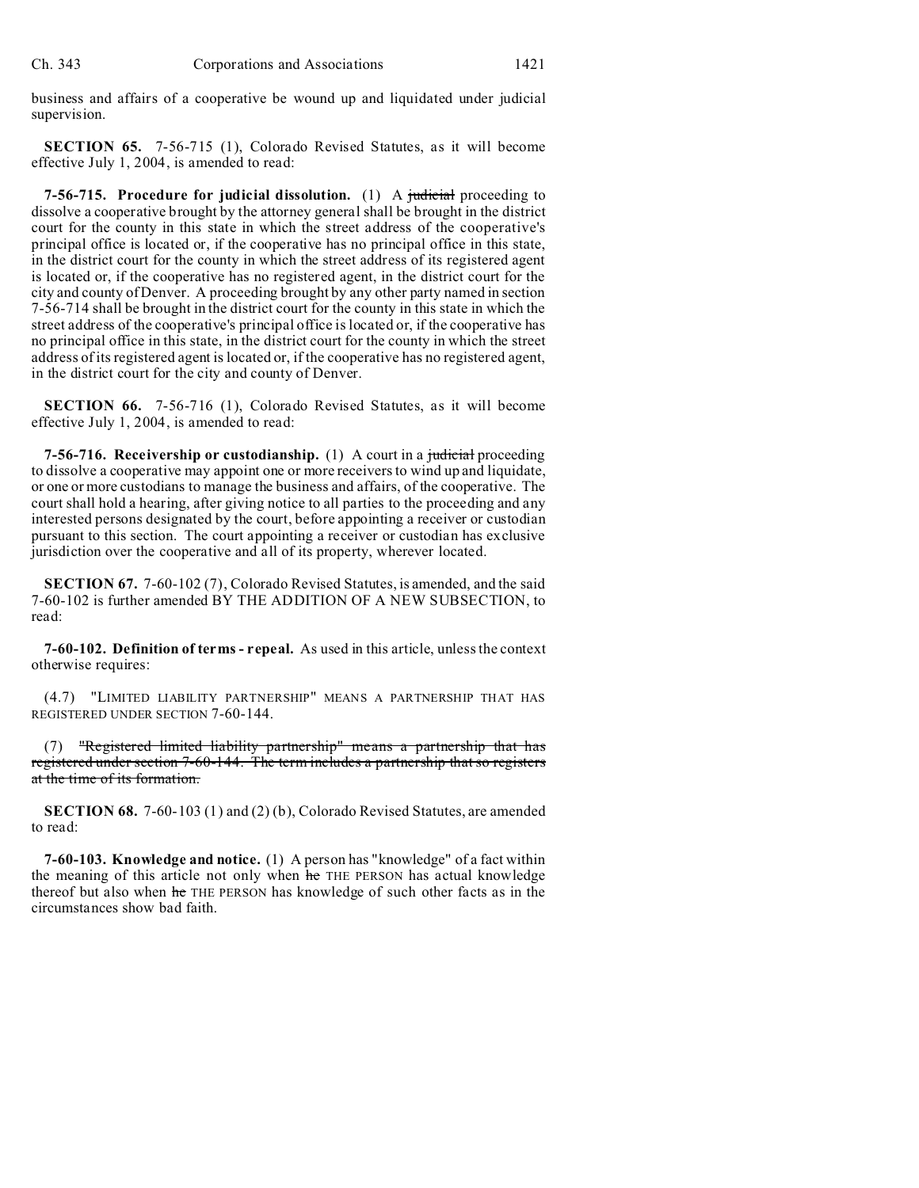business and affairs of a cooperative be wound up and liquidated under judicial supervision.

**SECTION 65.** 7-56-715 (1), Colorado Revised Statutes, as it will become effective July 1, 2004, is amended to read:

**7-56-715. Procedure for judicial dissolution.** (1) A ~~judicial~~ proceeding to dissolve a cooperative brought by the attorney general shall be brought in the district court for the county in this state in which the street address of the cooperative's principal office is located or, if the cooperative has no principal office in this state, in the district court for the county in which the street address of its registered agent is located or, if the cooperative has no registered agent, in the district court for the city and county of Denver. A proceeding brought by any other party named in section 7-56-714 shall be brought in the district court for the county in this state in which the street address of the cooperative's principal office is located or, if the cooperative has no principal office in this state, in the district court for the county in which the street address of its registered agent is located or, if the cooperative has no registered agent, in the district court for the city and county of Denver.

**SECTION 66.** 7-56-716 (1), Colorado Revised Statutes, as it will become effective July 1, 2004, is amended to read:

**7-56-716. Receivership or custodianship.** (1) A court in a ~~judicial~~ proceeding to dissolve a cooperative may appoint one or more receivers to wind up and liquidate, or one or more custodians to manage the business and affairs, of the cooperative. The court shall hold a hearing, after giving notice to all parties to the proceeding and any interested persons designated by the court, before appointing a receiver or custodian pursuant to this section. The court appointing a receiver or custodian has exclusive jurisdiction over the cooperative and all of its property, wherever located.

**SECTION 67.** 7-60-102 (7), Colorado Revised Statutes, is amended, and the said 7-60-102 is further amended BY THE ADDITION OF A NEW SUBSECTION, to read:

**7-60-102. Definition of terms - repeal.** As used in this article, unless the context otherwise requires:

(4.7) "LIMITED LIABILITY PARTNERSHIP" MEANS A PARTNERSHIP THAT HAS REGISTERED UNDER SECTION 7-60-144.

(7) ~~"Registered limited liability partnership" means a partnership that has registered under section 7-60-144. The term includes a partnership that so registers at the time of its formation.~~

**SECTION 68.** 7-60-103 (1) and (2) (b), Colorado Revised Statutes, are amended to read:

**7-60-103. Knowledge and notice.** (1) A person has "knowledge" of a fact within the meaning of this article not only when ~~he~~ THE PERSON has actual knowledge thereof but also when ~~he~~ THE PERSON has knowledge of such other facts as in the circumstances show bad faith.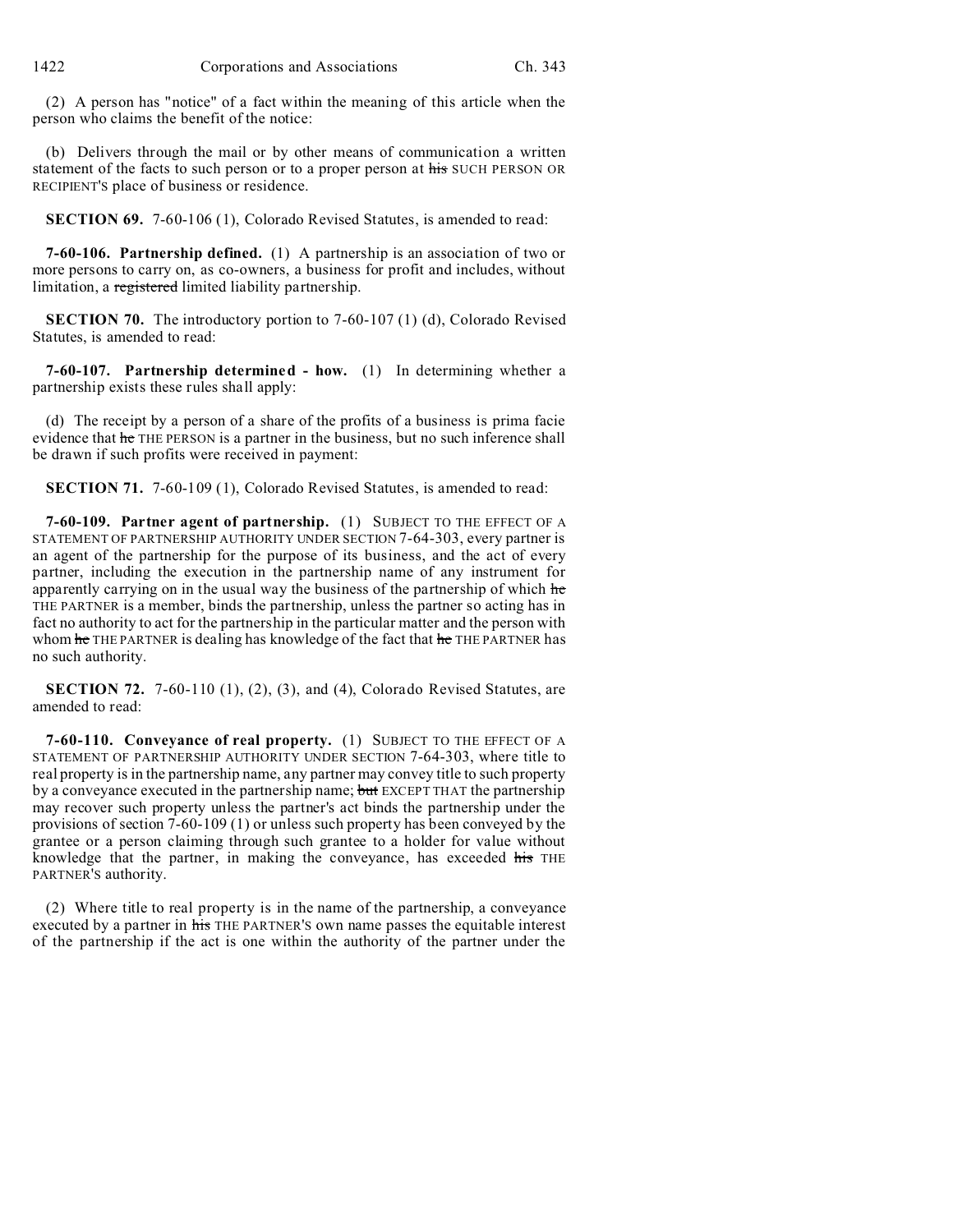(2) A person has "notice" of a fact within the meaning of this article when the person who claims the benefit of the notice:

(b) Delivers through the mail or by other means of communication a written statement of the facts to such person or to a proper person at ~~his~~ SUCH PERSON OR RECIPIENT'S place of business or residence.

**SECTION 69.** 7-60-106 (1), Colorado Revised Statutes, is amended to read:

**7-60-106. Partnership defined.** (1) A partnership is an association of two or more persons to carry on, as co-owners, a business for profit and includes, without limitation, a ~~registered~~ limited liability partnership.

**SECTION 70.** The introductory portion to 7-60-107 (1) (d), Colorado Revised Statutes, is amended to read:

**7-60-107. Partnership determined - how.** (1) In determining whether a partnership exists these rules shall apply:

(d) The receipt by a person of a share of the profits of a business is prima facie evidence that ~~he~~ THE PERSON is a partner in the business, but no such inference shall be drawn if such profits were received in payment:

**SECTION 71.** 7-60-109 (1), Colorado Revised Statutes, is amended to read:

**7-60-109. Partner agent of partnership.** (1) SUBJECT TO THE EFFECT OF A STATEMENT OF PARTNERSHIP AUTHORITY UNDER SECTION 7-64-303, every partner is an agent of the partnership for the purpose of its business, and the act of every partner, including the execution in the partnership name of any instrument for apparently carrying on in the usual way the business of the partnership of which ~~he~~ THE PARTNER is a member, binds the partnership, unless the partner so acting has in fact no authority to act for the partnership in the particular matter and the person with whom ~~he~~ THE PARTNER is dealing has knowledge of the fact that ~~he~~ THE PARTNER has no such authority.

**SECTION 72.** 7-60-110 (1), (2), (3), and (4), Colorado Revised Statutes, are amended to read:

**7-60-110. Conveyance of real property.** (1) SUBJECT TO THE EFFECT OF A STATEMENT OF PARTNERSHIP AUTHORITY UNDER SECTION 7-64-303, where title to real property is in the partnership name, any partner may convey title to such property by a conveyance executed in the partnership name; ~~but~~ EXCEPT THAT the partnership may recover such property unless the partner's act binds the partnership under the provisions of section 7-60-109 (1) or unless such property has been conveyed by the grantee or a person claiming through such grantee to a holder for value without knowledge that the partner, in making the conveyance, has exceeded ~~his~~ THE PARTNER'S authority.

(2) Where title to real property is in the name of the partnership, a conveyance executed by a partner in ~~his~~ THE PARTNER'S own name passes the equitable interest of the partnership if the act is one within the authority of the partner under the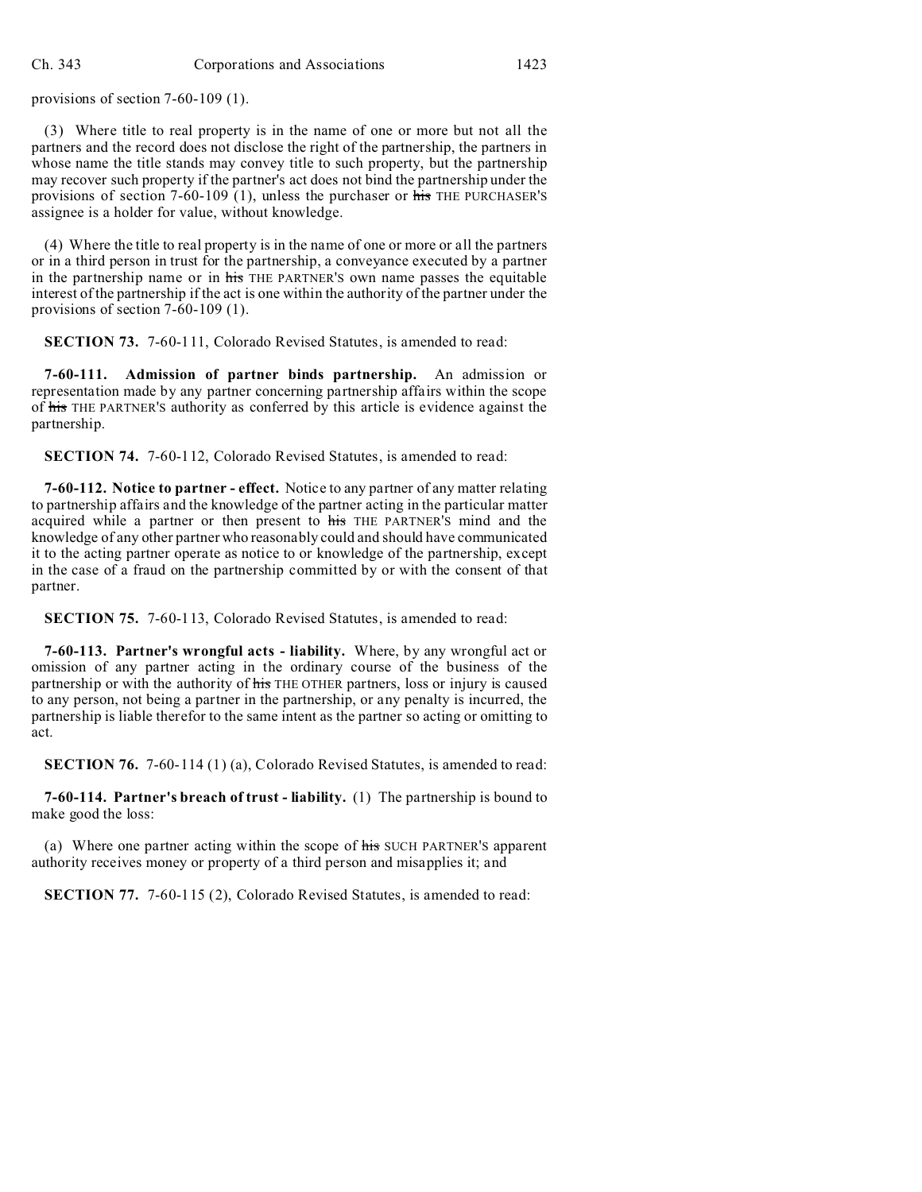provisions of section 7-60-109 (1).

(3) Where title to real property is in the name of one or more but not all the partners and the record does not disclose the right of the partnership, the partners in whose name the title stands may convey title to such property, but the partnership may recover such property if the partner's act does not bind the partnership under the provisions of section 7-60-109 (1), unless the purchaser or ~~his~~ THE PURCHASER'S assignee is a holder for value, without knowledge.

(4) Where the title to real property is in the name of one or more or all the partners or in a third person in trust for the partnership, a conveyance executed by a partner in the partnership name or in ~~his~~ THE PARTNER'S own name passes the equitable interest of the partnership if the act is one within the authority of the partner under the provisions of section 7-60-109 (1).

**SECTION 73.** 7-60-111, Colorado Revised Statutes, is amended to read:

**7-60-111. Admission of partner binds partnership.** An admission or representation made by any partner concerning partnership affairs within the scope of ~~his~~ THE PARTNER'S authority as conferred by this article is evidence against the partnership.

**SECTION 74.** 7-60-112, Colorado Revised Statutes, is amended to read:

**7-60-112. Notice to partner - effect.** Notice to any partner of any matter relating to partnership affairs and the knowledge of the partner acting in the particular matter acquired while a partner or then present to ~~his~~ THE PARTNER'S mind and the knowledge of any other partner who reasonably could and should have communicated it to the acting partner operate as notice to or knowledge of the partnership, except in the case of a fraud on the partnership committed by or with the consent of that partner.

**SECTION 75.** 7-60-113, Colorado Revised Statutes, is amended to read:

**7-60-113. Partner's wrongful acts - liability.** Where, by any wrongful act or omission of any partner acting in the ordinary course of the business of the partnership or with the authority of ~~his~~ THE OTHER partners, loss or injury is caused to any person, not being a partner in the partnership, or any penalty is incurred, the partnership is liable therefor to the same intent as the partner so acting or omitting to act.

**SECTION 76.** 7-60-114 (1) (a), Colorado Revised Statutes, is amended to read:

**7-60-114. Partner's breach of trust - liability.** (1) The partnership is bound to make good the loss:

(a) Where one partner acting within the scope of ~~his~~ SUCH PARTNER'S apparent authority receives money or property of a third person and misapplies it; and

**SECTION 77.** 7-60-115 (2), Colorado Revised Statutes, is amended to read: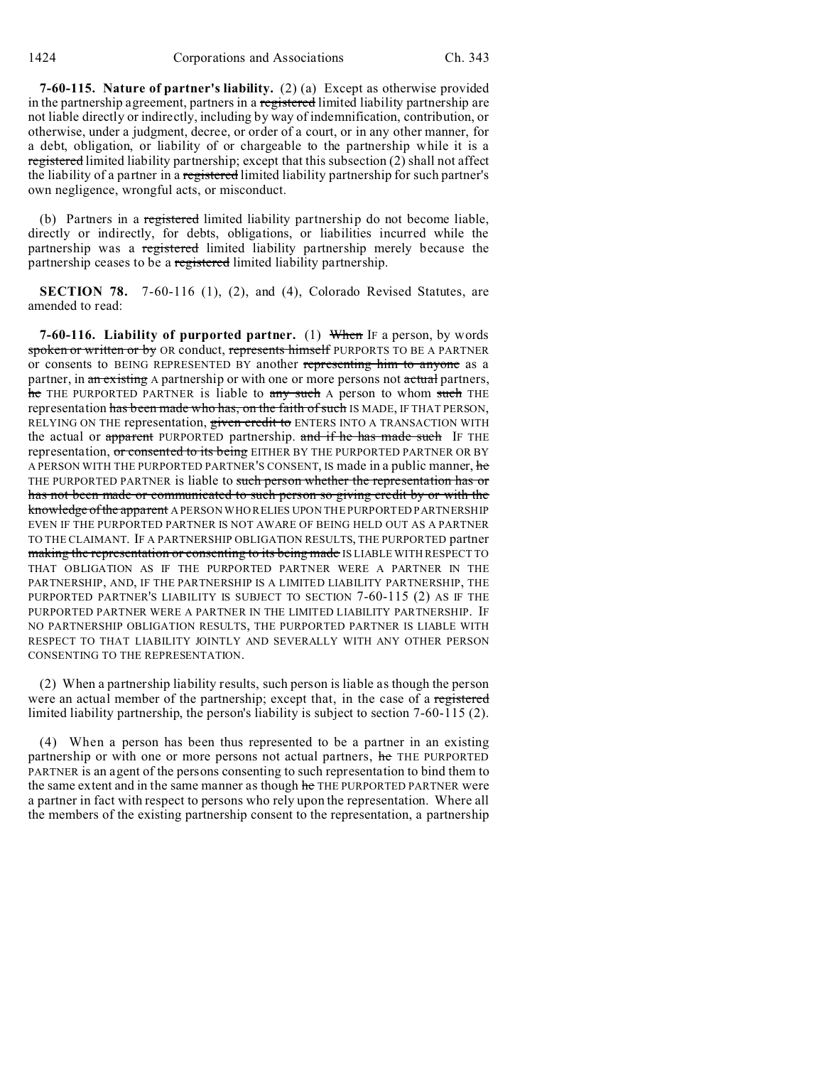**7-60-115. Nature of partner's liability.** (2) (a) Except as otherwise provided in the partnership agreement, partners in a ~~registered~~ limited liability partnership are not liable directly or indirectly, including by way of indemnification, contribution, or otherwise, under a judgment, decree, or order of a court, or in any other manner, for a debt, obligation, or liability of or chargeable to the partnership while it is a ~~registered~~ limited liability partnership; except that this subsection (2) shall not affect the liability of a partner in a ~~registered~~ limited liability partnership for such partner's own negligence, wrongful acts, or misconduct.

(b) Partners in a ~~registered~~ limited liability partnership do not become liable, directly or indirectly, for debts, obligations, or liabilities incurred while the partnership was a ~~registered~~ limited liability partnership merely because the partnership ceases to be a ~~registered~~ limited liability partnership.

**SECTION 78.** 7-60-116 (1), (2), and (4), Colorado Revised Statutes, are amended to read:

**7-60-116. Liability of purported partner.** (1) ~~When~~ IF a person, by words ~~spoken or written or by~~ OR conduct, ~~represents himself~~ PURPORTS TO BE A PARTNER or consents to BEING REPRESENTED BY another ~~representing him to anyone~~ as a partner, in ~~an existing~~ A partnership or with one or more persons not ~~actual~~ partners, ~~he~~ THE PURPORTED PARTNER is liable to ~~any such~~ A person to whom ~~such~~ THE representation ~~has been made who has, on the faith of such~~ IS MADE, IF THAT PERSON, RELYING ON THE representation, ~~given credit to~~ ENTERS INTO A TRANSACTION WITH the actual or ~~apparent~~ PURPORTED partnership. ~~and if he has made such~~ IF THE representation, ~~or consented to its being~~ EITHER BY THE PURPORTED PARTNER OR BY A PERSON WITH THE PURPORTED PARTNER'S CONSENT, IS made in a public manner, ~~he~~ THE PURPORTED PARTNER is liable to ~~such person whether the representation has or has not been made or communicated to such person so giving credit by or with the knowledge of the apparent~~ A PERSON WHO RELIES UPON THE PURPORTED PARTNERSHIP EVEN IF THE PURPORTED PARTNER IS NOT AWARE OF BEING HELD OUT AS A PARTNER TO THE CLAIMANT. IF A PARTNERSHIP OBLIGATION RESULTS, THE PURPORTED partner ~~making the representation or consenting to its being made~~ IS LIABLE WITH RESPECT TO THAT OBLIGATION AS IF THE PURPORTED PARTNER WERE A PARTNER IN THE PARTNERSHIP, AND, IF THE PARTNERSHIP IS A LIMITED LIABILITY PARTNERSHIP, THE PURPORTED PARTNER'S LIABILITY IS SUBJECT TO SECTION 7-60-115 (2) AS IF THE PURPORTED PARTNER WERE A PARTNER IN THE LIMITED LIABILITY PARTNERSHIP. IF NO PARTNERSHIP OBLIGATION RESULTS, THE PURPORTED PARTNER IS LIABLE WITH RESPECT TO THAT LIABILITY JOINTLY AND SEVERALLY WITH ANY OTHER PERSON CONSENTING TO THE REPRESENTATION.

(2) When a partnership liability results, such person is liable as though the person were an actual member of the partnership; except that, in the case of a ~~registered~~ limited liability partnership, the person's liability is subject to section 7-60-115 (2).

(4) When a person has been thus represented to be a partner in an existing partnership or with one or more persons not actual partners, ~~he~~ THE PURPORTED PARTNER is an agent of the persons consenting to such representation to bind them to the same extent and in the same manner as though ~~he~~ THE PURPORTED PARTNER were a partner in fact with respect to persons who rely upon the representation. Where all the members of the existing partnership consent to the representation, a partnership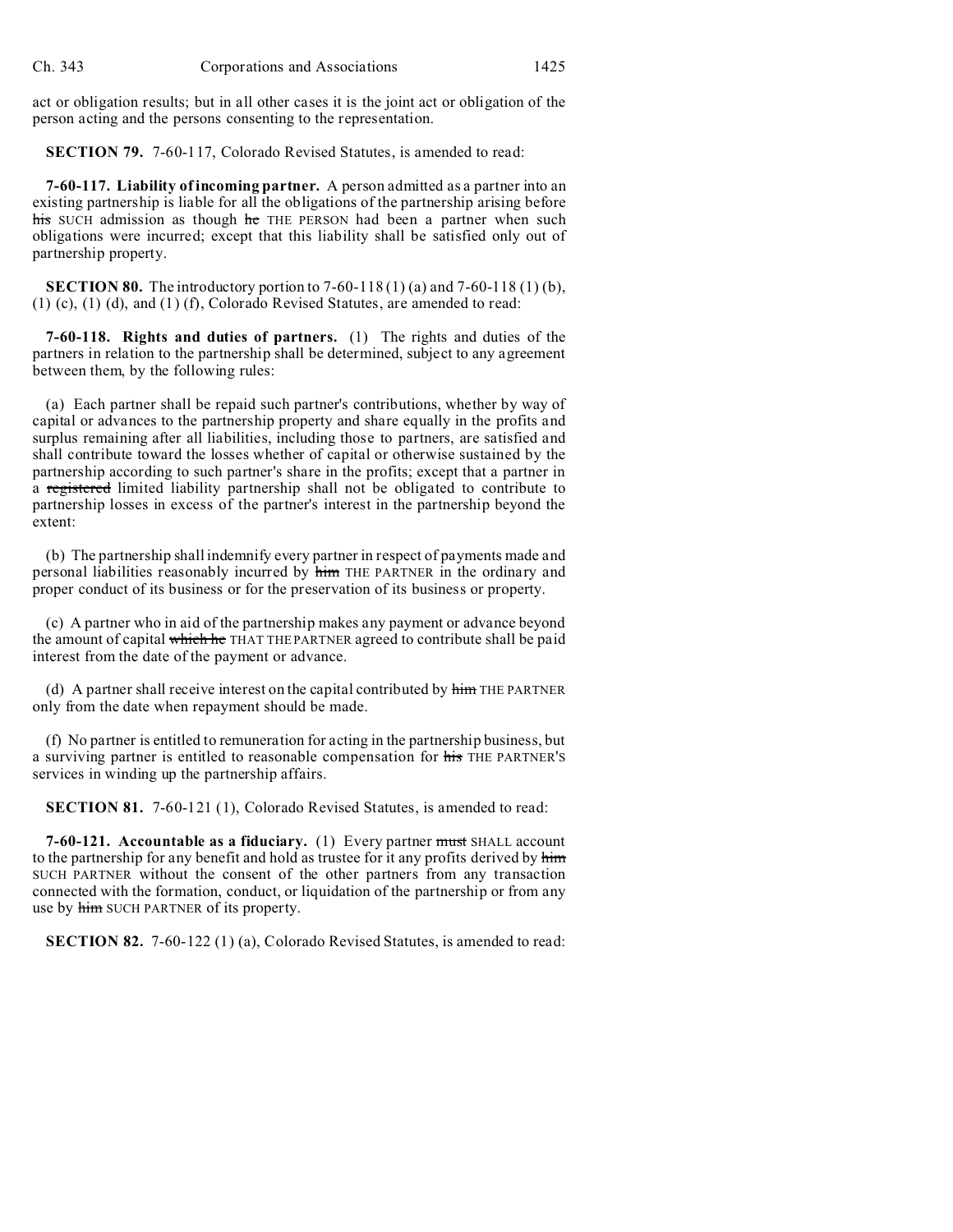act or obligation results; but in all other cases it is the joint act or obligation of the person acting and the persons consenting to the representation.

**SECTION 79.** 7-60-117, Colorado Revised Statutes, is amended to read:

**7-60-117. Liability of incoming partner.** A person admitted as a partner into an existing partnership is liable for all the obligations of the partnership arising before ~~his~~ SUCH admission as though ~~he~~ THE PERSON had been a partner when such obligations were incurred; except that this liability shall be satisfied only out of partnership property.

**SECTION 80.** The introductory portion to 7-60-118 (1) (a) and 7-60-118 (1) (b), (1) (c), (1) (d), and (1) (f), Colorado Revised Statutes, are amended to read:

**7-60-118. Rights and duties of partners.** (1) The rights and duties of the partners in relation to the partnership shall be determined, subject to any agreement between them, by the following rules:

(a) Each partner shall be repaid such partner's contributions, whether by way of capital or advances to the partnership property and share equally in the profits and surplus remaining after all liabilities, including those to partners, are satisfied and shall contribute toward the losses whether of capital or otherwise sustained by the partnership according to such partner's share in the profits; except that a partner in a ~~registered~~ limited liability partnership shall not be obligated to contribute to partnership losses in excess of the partner's interest in the partnership beyond the extent:

(b) The partnership shall indemnify every partner in respect of payments made and personal liabilities reasonably incurred by ~~him~~ THE PARTNER in the ordinary and proper conduct of its business or for the preservation of its business or property.

(c) A partner who in aid of the partnership makes any payment or advance beyond the amount of capital ~~which he~~ THAT THE PARTNER agreed to contribute shall be paid interest from the date of the payment or advance.

(d) A partner shall receive interest on the capital contributed by ~~him~~ THE PARTNER only from the date when repayment should be made.

(f) No partner is entitled to remuneration for acting in the partnership business, but a surviving partner is entitled to reasonable compensation for ~~his~~ THE PARTNER'S services in winding up the partnership affairs.

**SECTION 81.** 7-60-121 (1), Colorado Revised Statutes, is amended to read:

**7-60-121. Accountable as a fiduciary.** (1) Every partner ~~must~~ SHALL account to the partnership for any benefit and hold as trustee for it any profits derived by ~~him~~ SUCH PARTNER without the consent of the other partners from any transaction connected with the formation, conduct, or liquidation of the partnership or from any use by ~~him~~ SUCH PARTNER of its property.

**SECTION 82.** 7-60-122 (1) (a), Colorado Revised Statutes, is amended to read: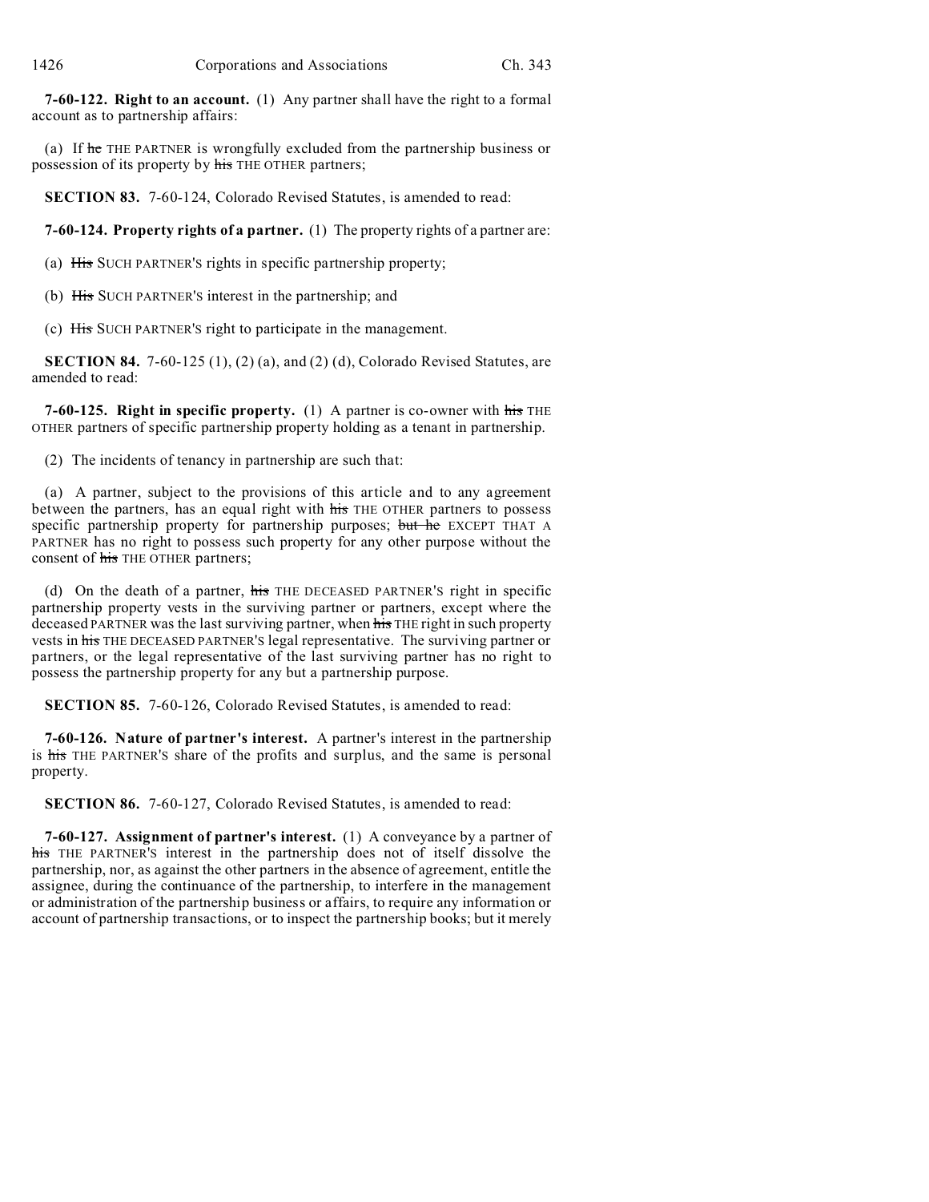**7-60-122. Right to an account.** (1) Any partner shall have the right to a formal account as to partnership affairs:

(a) If ~~he~~ THE PARTNER is wrongfully excluded from the partnership business or possession of its property by ~~his~~ THE OTHER partners;

**SECTION 83.** 7-60-124, Colorado Revised Statutes, is amended to read:

**7-60-124. Property rights of a partner.** (1) The property rights of a partner are:

(a) ~~His~~ SUCH PARTNER'S rights in specific partnership property;

(b) ~~His~~ SUCH PARTNER'S interest in the partnership; and

(c) ~~His~~ SUCH PARTNER'S right to participate in the management.

**SECTION 84.** 7-60-125 (1), (2) (a), and (2) (d), Colorado Revised Statutes, are amended to read:

**7-60-125. Right in specific property.** (1) A partner is co-owner with ~~his~~ THE OTHER partners of specific partnership property holding as a tenant in partnership.

(2) The incidents of tenancy in partnership are such that:

(a) A partner, subject to the provisions of this article and to any agreement between the partners, has an equal right with ~~his~~ THE OTHER partners to possess specific partnership property for partnership purposes; ~~but he~~ EXCEPT THAT A PARTNER has no right to possess such property for any other purpose without the consent of ~~his~~ THE OTHER partners;

(d) On the death of a partner, ~~his~~ THE DECEASED PARTNER'S right in specific partnership property vests in the surviving partner or partners, except where the deceased PARTNER was the last surviving partner, when ~~his~~ THE right in such property vests in ~~his~~ THE DECEASED PARTNER'S legal representative. The surviving partner or partners, or the legal representative of the last surviving partner has no right to possess the partnership property for any but a partnership purpose.

**SECTION 85.** 7-60-126, Colorado Revised Statutes, is amended to read:

**7-60-126. Nature of partner's interest.** A partner's interest in the partnership is ~~his~~ THE PARTNER'S share of the profits and surplus, and the same is personal property.

**SECTION 86.** 7-60-127, Colorado Revised Statutes, is amended to read:

**7-60-127. Assignment of partner's interest.** (1) A conveyance by a partner of ~~his~~ THE PARTNER'S interest in the partnership does not of itself dissolve the partnership, nor, as against the other partners in the absence of agreement, entitle the assignee, during the continuance of the partnership, to interfere in the management or administration of the partnership business or affairs, to require any information or account of partnership transactions, or to inspect the partnership books; but it merely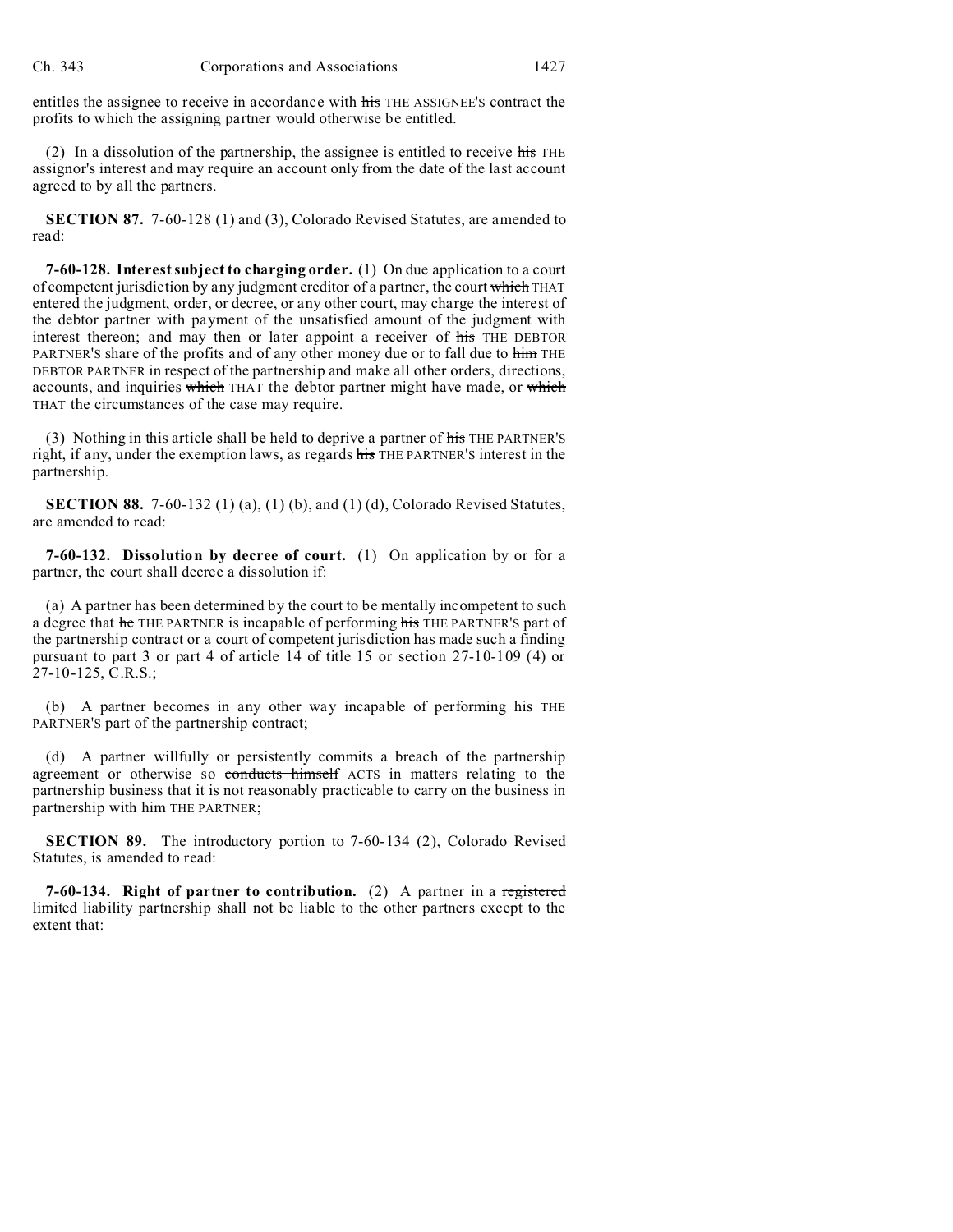entitles the assignee to receive in accordance with ~~his~~ THE ASSIGNEE'S contract the profits to which the assigning partner would otherwise be entitled.

(2) In a dissolution of the partnership, the assignee is entitled to receive ~~his~~ THE assignor's interest and may require an account only from the date of the last account agreed to by all the partners.

**SECTION 87.** 7-60-128 (1) and (3), Colorado Revised Statutes, are amended to read:

**7-60-128. Interest subject to charging order.** (1) On due application to a court of competent jurisdiction by any judgment creditor of a partner, the court ~~which~~ THAT entered the judgment, order, or decree, or any other court, may charge the interest of the debtor partner with payment of the unsatisfied amount of the judgment with interest thereon; and may then or later appoint a receiver of ~~his~~ THE DEBTOR PARTNER'S share of the profits and of any other money due or to fall due to ~~him~~ THE DEBTOR PARTNER in respect of the partnership and make all other orders, directions, accounts, and inquiries ~~which~~ THAT the debtor partner might have made, or ~~which~~ THAT the circumstances of the case may require.

(3) Nothing in this article shall be held to deprive a partner of ~~his~~ THE PARTNER'S right, if any, under the exemption laws, as regards ~~his~~ THE PARTNER'S interest in the partnership.

**SECTION 88.** 7-60-132 (1) (a), (1) (b), and (1) (d), Colorado Revised Statutes, are amended to read:

**7-60-132. Dissolution by decree of court.** (1) On application by or for a partner, the court shall decree a dissolution if:

(a) A partner has been determined by the court to be mentally incompetent to such a degree that ~~he~~ THE PARTNER is incapable of performing ~~his~~ THE PARTNER'S part of the partnership contract or a court of competent jurisdiction has made such a finding pursuant to part 3 or part 4 of article 14 of title 15 or section 27-10-109 (4) or 27-10-125, C.R.S.;

(b) A partner becomes in any other way incapable of performing ~~his~~ THE PARTNER'S part of the partnership contract;

(d) A partner willfully or persistently commits a breach of the partnership agreement or otherwise so ~~conducts himself~~ ACTS in matters relating to the partnership business that it is not reasonably practicable to carry on the business in partnership with ~~him~~ THE PARTNER;

**SECTION 89.** The introductory portion to 7-60-134 (2), Colorado Revised Statutes, is amended to read:

**7-60-134. Right of partner to contribution.** (2) A partner in a ~~registered~~ limited liability partnership shall not be liable to the other partners except to the extent that: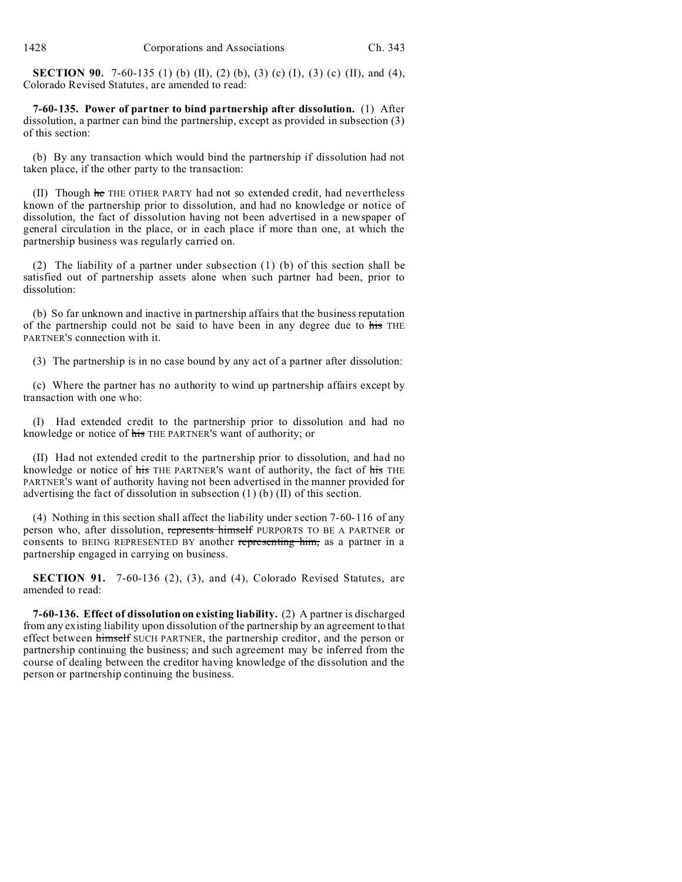**SECTION 90.** 7-60-135 (1) (b) (II), (2) (b), (3) (c) (I), (3) (c) (II), and (4), Colorado Revised Statutes, are amended to read:

**7-60-135. Power of partner to bind partnership after dissolution.** (1) After dissolution, a partner can bind the partnership, except as provided in subsection (3) of this section:

(b) By any transaction which would bind the partnership if dissolution had not taken place, if the other party to the transaction:

(II) Though ~~he~~ THE OTHER PARTY had not so extended credit, had nevertheless known of the partnership prior to dissolution, and had no knowledge or notice of dissolution, the fact of dissolution having not been advertised in a newspaper of general circulation in the place, or in each place if more than one, at which the partnership business was regularly carried on.

(2) The liability of a partner under subsection (1) (b) of this section shall be satisfied out of partnership assets alone when such partner had been, prior to dissolution:

(b) So far unknown and inactive in partnership affairs that the business reputation of the partnership could not be said to have been in any degree due to ~~his~~ THE PARTNER'S connection with it.

(3) The partnership is in no case bound by any act of a partner after dissolution:

(c) Where the partner has no authority to wind up partnership affairs except by transaction with one who:

(I) Had extended credit to the partnership prior to dissolution and had no knowledge or notice of ~~his~~ THE PARTNER'S want of authority; or

(II) Had not extended credit to the partnership prior to dissolution, and had no knowledge or notice of ~~his~~ THE PARTNER'S want of authority, the fact of ~~his~~ THE PARTNER'S want of authority having not been advertised in the manner provided for advertising the fact of dissolution in subsection (1) (b) (II) of this section.

(4) Nothing in this section shall affect the liability under section 7-60-116 of any person who, after dissolution, ~~represents himself~~ PURPORTS TO BE A PARTNER or consents to BEING REPRESENTED BY another ~~representing him,~~ as a partner in a partnership engaged in carrying on business.

**SECTION 91.** 7-60-136 (2), (3), and (4), Colorado Revised Statutes, are amended to read:

**7-60-136. Effect of dissolution on existing liability.** (2) A partner is discharged from any existing liability upon dissolution of the partnership by an agreement to that effect between ~~himself~~ SUCH PARTNER, the partnership creditor, and the person or partnership continuing the business; and such agreement may be inferred from the course of dealing between the creditor having knowledge of the dissolution and the person or partnership continuing the business.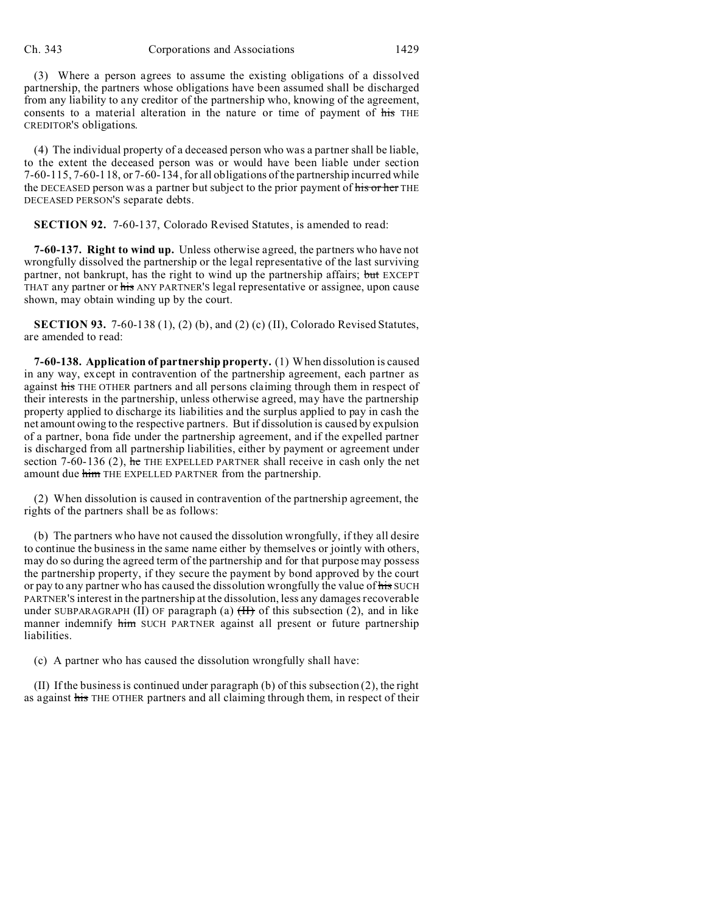(3) Where a person agrees to assume the existing obligations of a dissolved partnership, the partners whose obligations have been assumed shall be discharged from any liability to any creditor of the partnership who, knowing of the agreement, consents to a material alteration in the nature or time of payment of ~~his~~ THE CREDITOR'S obligations.

(4) The individual property of a deceased person who was a partner shall be liable, to the extent the deceased person was or would have been liable under section 7-60-115, 7-60-118, or 7-60-134, for all obligations of the partnership incurred while the DECEASED person was a partner but subject to the prior payment of ~~his or her~~ THE DECEASED PERSON'S separate debts.

**SECTION 92.** 7-60-137, Colorado Revised Statutes, is amended to read:

**7-60-137. Right to wind up.** Unless otherwise agreed, the partners who have not wrongfully dissolved the partnership or the legal representative of the last surviving partner, not bankrupt, has the right to wind up the partnership affairs; ~~but~~ EXCEPT THAT any partner or ~~his~~ ANY PARTNER'S legal representative or assignee, upon cause shown, may obtain winding up by the court.

**SECTION 93.** 7-60-138 (1), (2) (b), and (2) (c) (II), Colorado Revised Statutes, are amended to read:

**7-60-138. Application of partnership property.** (1) When dissolution is caused in any way, except in contravention of the partnership agreement, each partner as against ~~his~~ THE OTHER partners and all persons claiming through them in respect of their interests in the partnership, unless otherwise agreed, may have the partnership property applied to discharge its liabilities and the surplus applied to pay in cash the net amount owing to the respective partners. But if dissolution is caused by expulsion of a partner, bona fide under the partnership agreement, and if the expelled partner is discharged from all partnership liabilities, either by payment or agreement under section 7-60-136 (2), ~~he~~ THE EXPELLED PARTNER shall receive in cash only the net amount due ~~him~~ THE EXPELLED PARTNER from the partnership.

(2) When dissolution is caused in contravention of the partnership agreement, the rights of the partners shall be as follows:

(b) The partners who have not caused the dissolution wrongfully, if they all desire to continue the business in the same name either by themselves or jointly with others, may do so during the agreed term of the partnership and for that purpose may possess the partnership property, if they secure the payment by bond approved by the court or pay to any partner who has caused the dissolution wrongfully the value of ~~his~~ SUCH PARTNER'S interest in the partnership at the dissolution, less any damages recoverable under SUBPARAGRAPH (II) OF paragraph (a) ~~(II)~~ of this subsection (2), and in like manner indemnify ~~him~~ SUCH PARTNER against all present or future partnership liabilities.

(c) A partner who has caused the dissolution wrongfully shall have:

(II) If the business is continued under paragraph (b) of this subsection (2), the right as against ~~his~~ THE OTHER partners and all claiming through them, in respect of their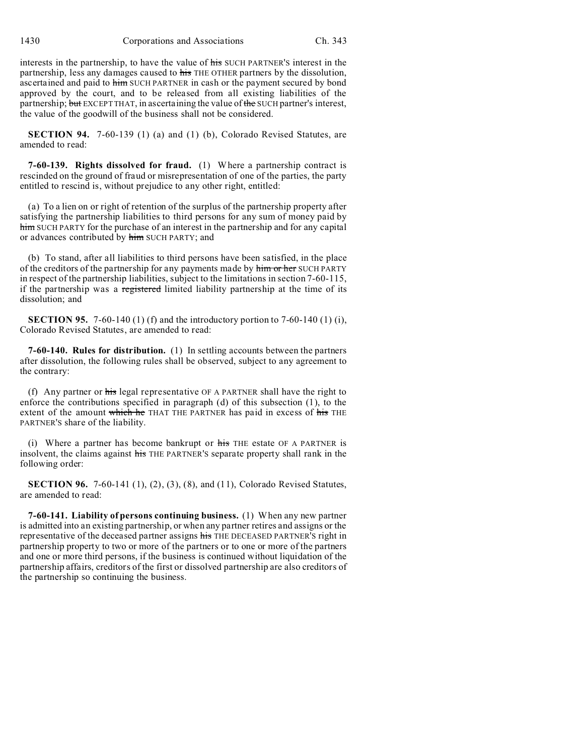interests in the partnership, to have the value of his SUCH PARTNER'S interest in the partnership, less any damages caused to his THE OTHER partners by the dissolution, ascertained and paid to him SUCH PARTNER in cash or the payment secured by bond approved by the court, and to be released from all existing liabilities of the partnership; but EXCEPT THAT, in ascertaining the value of the SUCH partner's interest, the value of the goodwill of the business shall not be considered.

**SECTION 94.** 7-60-139 (1) (a) and (1) (b), Colorado Revised Statutes, are amended to read:

**7-60-139. Rights dissolved for fraud.** (1) Where a partnership contract is rescinded on the ground of fraud or misrepresentation of one of the parties, the party entitled to rescind is, without prejudice to any other right, entitled:

(a) To a lien on or right of retention of the surplus of the partnership property after satisfying the partnership liabilities to third persons for any sum of money paid by him SUCH PARTY for the purchase of an interest in the partnership and for any capital or advances contributed by him SUCH PARTY; and

(b) To stand, after all liabilities to third persons have been satisfied, in the place of the creditors of the partnership for any payments made by him or her SUCH PARTY in respect of the partnership liabilities, subject to the limitations in section 7-60-115, if the partnership was a registered limited liability partnership at the time of its dissolution; and

**SECTION 95.** 7-60-140 (1) (f) and the introductory portion to 7-60-140 (1) (i), Colorado Revised Statutes, are amended to read:

**7-60-140. Rules for distribution.** (1) In settling accounts between the partners after dissolution, the following rules shall be observed, subject to any agreement to the contrary:

(f) Any partner or his legal representative OF A PARTNER shall have the right to enforce the contributions specified in paragraph (d) of this subsection (1), to the extent of the amount which he THAT THE PARTNER has paid in excess of his THE PARTNER'S share of the liability.

(i) Where a partner has become bankrupt or his THE estate OF A PARTNER is insolvent, the claims against his THE PARTNER'S separate property shall rank in the following order:

**SECTION 96.** 7-60-141 (1), (2), (3), (8), and (11), Colorado Revised Statutes, are amended to read:

**7-60-141. Liability of persons continuing business.** (1) When any new partner is admitted into an existing partnership, or when any partner retires and assigns or the representative of the deceased partner assigns his THE DECEASED PARTNER'S right in partnership property to two or more of the partners or to one or more of the partners and one or more third persons, if the business is continued without liquidation of the partnership affairs, creditors of the first or dissolved partnership are also creditors of the partnership so continuing the business.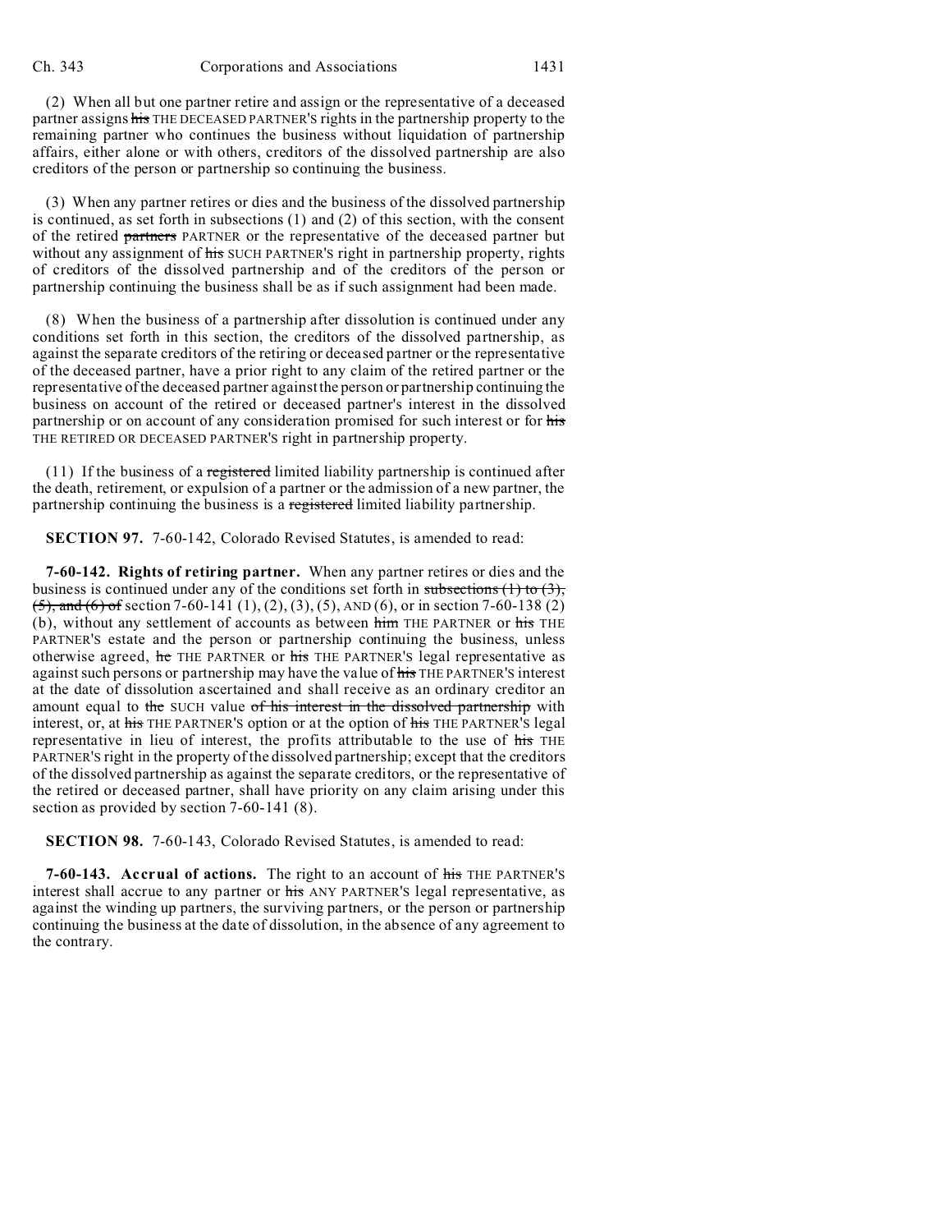(2) When all but one partner retire and assign or the representative of a deceased partner assigns ~~his~~ THE DECEASED PARTNER'S rights in the partnership property to the remaining partner who continues the business without liquidation of partnership affairs, either alone or with others, creditors of the dissolved partnership are also creditors of the person or partnership so continuing the business.

(3) When any partner retires or dies and the business of the dissolved partnership is continued, as set forth in subsections (1) and (2) of this section, with the consent of the retired ~~partners~~ PARTNER or the representative of the deceased partner but without any assignment of ~~his~~ SUCH PARTNER'S right in partnership property, rights of creditors of the dissolved partnership and of the creditors of the person or partnership continuing the business shall be as if such assignment had been made.

(8) When the business of a partnership after dissolution is continued under any conditions set forth in this section, the creditors of the dissolved partnership, as against the separate creditors of the retiring or deceased partner or the representative of the deceased partner, have a prior right to any claim of the retired partner or the representative of the deceased partner against the person or partnership continuing the business on account of the retired or deceased partner's interest in the dissolved partnership or on account of any consideration promised for such interest or for ~~his~~ THE RETIRED OR DECEASED PARTNER'S right in partnership property.

(11) If the business of a ~~registered~~ limited liability partnership is continued after the death, retirement, or expulsion of a partner or the admission of a new partner, the partnership continuing the business is a ~~registered~~ limited liability partnership.

**SECTION 97.** 7-60-142, Colorado Revised Statutes, is amended to read:

**7-60-142. Rights of retiring partner.** When any partner retires or dies and the business is continued under any of the conditions set forth in ~~subsections (1) to (3), (5), and (6) of~~ section 7-60-141 (1), (2), (3), (5), AND (6), or in section 7-60-138 (2) (b), without any settlement of accounts as between ~~him~~ THE PARTNER or ~~his~~ THE PARTNER'S estate and the person or partnership continuing the business, unless otherwise agreed, ~~he~~ THE PARTNER or ~~his~~ THE PARTNER'S legal representative as against such persons or partnership may have the value of ~~his~~ THE PARTNER'S interest at the date of dissolution ascertained and shall receive as an ordinary creditor an amount equal to ~~the~~ SUCH value ~~of his interest in the dissolved partnership~~ with interest, or, at ~~his~~ THE PARTNER'S option or at the option of ~~his~~ THE PARTNER'S legal representative in lieu of interest, the profits attributable to the use of ~~his~~ THE PARTNER'S right in the property of the dissolved partnership; except that the creditors of the dissolved partnership as against the separate creditors, or the representative of the retired or deceased partner, shall have priority on any claim arising under this section as provided by section 7-60-141 (8).

**SECTION 98.** 7-60-143, Colorado Revised Statutes, is amended to read:

**7-60-143. Accrual of actions.** The right to an account of ~~his~~ THE PARTNER'S interest shall accrue to any partner or ~~his~~ ANY PARTNER'S legal representative, as against the winding up partners, the surviving partners, or the person or partnership continuing the business at the date of dissolution, in the absence of any agreement to the contrary.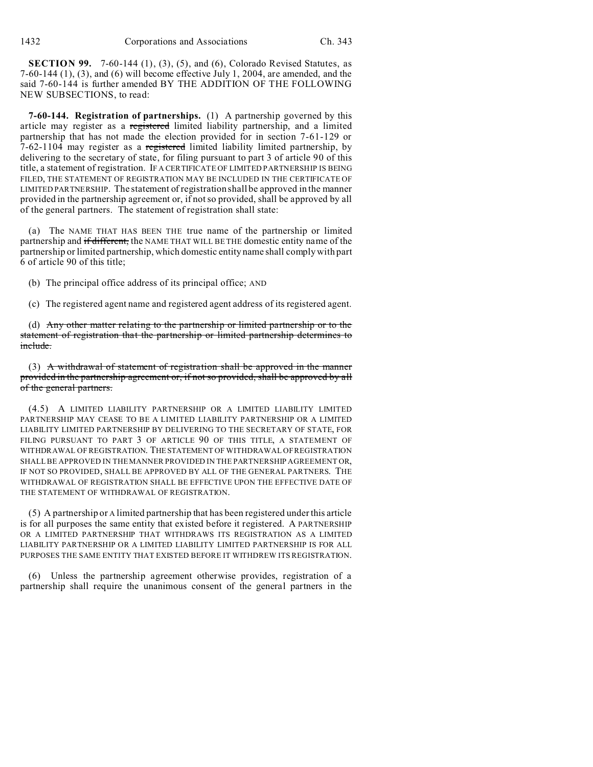**SECTION 99.** 7-60-144 (1), (3), (5), and (6), Colorado Revised Statutes, as 7-60-144 (1), (3), and (6) will become effective July 1, 2004, are amended, and the said 7-60-144 is further amended BY THE ADDITION OF THE FOLLOWING NEW SUBSECTIONS, to read:

**7-60-144. Registration of partnerships.** (1) A partnership governed by this article may register as a ~~registered~~ limited liability partnership, and a limited partnership that has not made the election provided for in section 7-61-129 or 7-62-1104 may register as a ~~registered~~ limited liability limited partnership, by delivering to the secretary of state, for filing pursuant to part 3 of article 90 of this title, a statement of registration. IF A CERTIFICATE OF LIMITED PARTNERSHIP IS BEING FILED, THE STATEMENT OF REGISTRATION MAY BE INCLUDED IN THE CERTIFICATE OF LIMITED PARTNERSHIP. The statement of registration shall be approved in the manner provided in the partnership agreement or, if not so provided, shall be approved by all of the general partners. The statement of registration shall state:

(a) The NAME THAT HAS BEEN THE true name of the partnership or limited partnership and ~~if different,~~ the NAME THAT WILL BE THE domestic entity name of the partnership or limited partnership, which domestic entity name shall comply with part 6 of article 90 of this title;

(b) The principal office address of its principal office; AND

(c) The registered agent name and registered agent address of its registered agent.

(d) ~~Any other matter relating to the partnership or limited partnership or to the statement of registration that the partnership or limited partnership determines to include.~~

(3) ~~A withdrawal of statement of registration shall be approved in the manner provided in the partnership agreement or, if not so provided, shall be approved by all of the general partners.~~

(4.5) A LIMITED LIABILITY PARTNERSHIP OR A LIMITED LIABILITY LIMITED PARTNERSHIP MAY CEASE TO BE A LIMITED LIABILITY PARTNERSHIP OR A LIMITED LIABILITY LIMITED PARTNERSHIP BY DELIVERING TO THE SECRETARY OF STATE, FOR FILING PURSUANT TO PART 3 OF ARTICLE 90 OF THIS TITLE, A STATEMENT OF WITHDRAWAL OF REGISTRATION. THE STATEMENT OF WITHDRAWAL OF REGISTRATION SHALL BE APPROVED IN THE MANNER PROVIDED IN THE PARTNERSHIP AGREEMENT OR, IF NOT SO PROVIDED, SHALL BE APPROVED BY ALL OF THE GENERAL PARTNERS. THE WITHDRAWAL OF REGISTRATION SHALL BE EFFECTIVE UPON THE EFFECTIVE DATE OF THE STATEMENT OF WITHDRAWAL OF REGISTRATION.

(5) A partnership or A limited partnership that has been registered under this article is for all purposes the same entity that existed before it registered. A PARTNERSHIP OR A LIMITED PARTNERSHIP THAT WITHDRAWS ITS REGISTRATION AS A LIMITED LIABILITY PARTNERSHIP OR A LIMITED LIABILITY LIMITED PARTNERSHIP IS FOR ALL PURPOSES THE SAME ENTITY THAT EXISTED BEFORE IT WITHDREW ITS REGISTRATION.

(6) Unless the partnership agreement otherwise provides, registration of a partnership shall require the unanimous consent of the general partners in the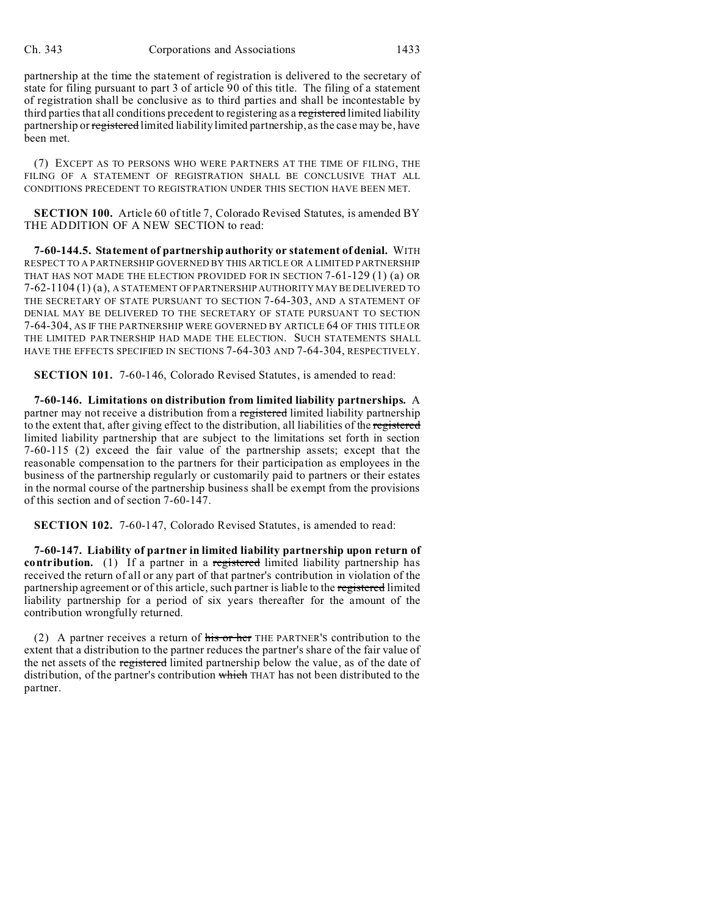partnership at the time the statement of registration is delivered to the secretary of state for filing pursuant to part 3 of article 90 of this title. The filing of a statement of registration shall be conclusive as to third parties and shall be incontestable by third parties that all conditions precedent to registering as a ~~registered~~ limited liability partnership or ~~registered~~ limited liability limited partnership, as the case may be, have been met.

(7) EXCEPT AS TO PERSONS WHO WERE PARTNERS AT THE TIME OF FILING, THE FILING OF A STATEMENT OF REGISTRATION SHALL BE CONCLUSIVE THAT ALL CONDITIONS PRECEDENT TO REGISTRATION UNDER THIS SECTION HAVE BEEN MET.

**SECTION 100.** Article 60 of title 7, Colorado Revised Statutes, is amended BY THE ADDITION OF A NEW SECTION to read:

**7-60-144.5. Statement of partnership authority or statement of denial.** WITH RESPECT TO A PARTNERSHIP GOVERNED BY THIS ARTICLE OR A LIMITED PARTNERSHIP THAT HAS NOT MADE THE ELECTION PROVIDED FOR IN SECTION 7-61-129 (1) (a) OR 7-62-1104 (1) (a), A STATEMENT OF PARTNERSHIP AUTHORITY MAY BE DELIVERED TO THE SECRETARY OF STATE PURSUANT TO SECTION 7-64-303, AND A STATEMENT OF DENIAL MAY BE DELIVERED TO THE SECRETARY OF STATE PURSUANT TO SECTION 7-64-304, AS IF THE PARTNERSHIP WERE GOVERNED BY ARTICLE 64 OF THIS TITLE OR THE LIMITED PARTNERSHIP HAD MADE THE ELECTION. SUCH STATEMENTS SHALL HAVE THE EFFECTS SPECIFIED IN SECTIONS 7-64-303 AND 7-64-304, RESPECTIVELY.

**SECTION 101.** 7-60-146, Colorado Revised Statutes, is amended to read:

**7-60-146. Limitations on distribution from limited liability partnerships.** A partner may not receive a distribution from a ~~registered~~ limited liability partnership to the extent that, after giving effect to the distribution, all liabilities of the ~~registered~~ limited liability partnership that are subject to the limitations set forth in section 7-60-115 (2) exceed the fair value of the partnership assets; except that the reasonable compensation to the partners for their participation as employees in the business of the partnership regularly or customarily paid to partners or their estates in the normal course of the partnership business shall be exempt from the provisions of this section and of section 7-60-147.

**SECTION 102.** 7-60-147, Colorado Revised Statutes, is amended to read:

**7-60-147. Liability of partner in limited liability partnership upon return of contribution.** (1) If a partner in a ~~registered~~ limited liability partnership has received the return of all or any part of that partner's contribution in violation of the partnership agreement or of this article, such partner is liable to the ~~registered~~ limited liability partnership for a period of six years thereafter for the amount of the contribution wrongfully returned.

(2) A partner receives a return of ~~his or her~~ THE PARTNER'S contribution to the extent that a distribution to the partner reduces the partner's share of the fair value of the net assets of the ~~registered~~ limited partnership below the value, as of the date of distribution, of the partner's contribution ~~which~~ THAT has not been distributed to the partner.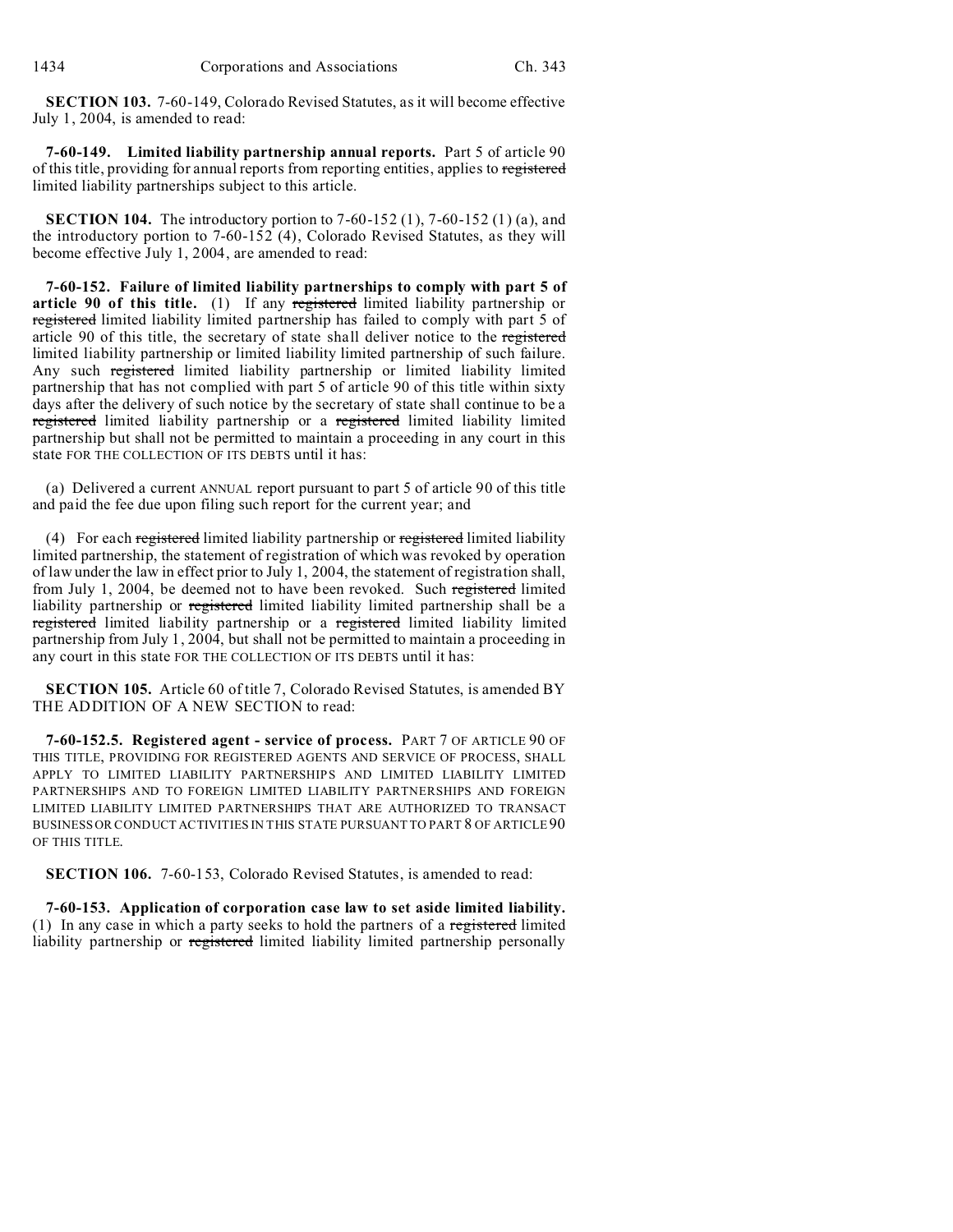**SECTION 103.** 7-60-149, Colorado Revised Statutes, as it will become effective July 1, 2004, is amended to read:

**7-60-149. Limited liability partnership annual reports.** Part 5 of article 90 of this title, providing for annual reports from reporting entities, applies to ~~registered~~ limited liability partnerships subject to this article.

**SECTION 104.** The introductory portion to 7-60-152 (1), 7-60-152 (1) (a), and the introductory portion to 7-60-152 (4), Colorado Revised Statutes, as they will become effective July 1, 2004, are amended to read:

**7-60-152. Failure of limited liability partnerships to comply with part 5 of article 90 of this title.** (1) If any ~~registered~~ limited liability partnership or ~~registered~~ limited liability limited partnership has failed to comply with part 5 of article 90 of this title, the secretary of state shall deliver notice to the ~~registered~~ limited liability partnership or limited liability limited partnership of such failure. Any such ~~registered~~ limited liability partnership or limited liability limited partnership that has not complied with part 5 of article 90 of this title within sixty days after the delivery of such notice by the secretary of state shall continue to be a ~~registered~~ limited liability partnership or a ~~registered~~ limited liability limited partnership but shall not be permitted to maintain a proceeding in any court in this state FOR THE COLLECTION OF ITS DEBTS until it has:

(a) Delivered a current ANNUAL report pursuant to part 5 of article 90 of this title and paid the fee due upon filing such report for the current year; and

(4) For each ~~registered~~ limited liability partnership or ~~registered~~ limited liability limited partnership, the statement of registration of which was revoked by operation of law under the law in effect prior to July 1, 2004, the statement of registration shall, from July 1, 2004, be deemed not to have been revoked. Such ~~registered~~ limited liability partnership or ~~registered~~ limited liability limited partnership shall be a ~~registered~~ limited liability partnership or a ~~registered~~ limited liability limited partnership from July 1, 2004, but shall not be permitted to maintain a proceeding in any court in this state FOR THE COLLECTION OF ITS DEBTS until it has:

**SECTION 105.** Article 60 of title 7, Colorado Revised Statutes, is amended BY THE ADDITION OF A NEW SECTION to read:

**7-60-152.5. Registered agent - service of process.** PART 7 OF ARTICLE 90 OF THIS TITLE, PROVIDING FOR REGISTERED AGENTS AND SERVICE OF PROCESS, SHALL APPLY TO LIMITED LIABILITY PARTNERSHIPS AND LIMITED LIABILITY LIMITED PARTNERSHIPS AND TO FOREIGN LIMITED LIABILITY PARTNERSHIPS AND FOREIGN LIMITED LIABILITY LIMITED PARTNERSHIPS THAT ARE AUTHORIZED TO TRANSACT BUSINESS OR CONDUCT ACTIVITIES IN THIS STATE PURSUANT TO PART 8 OF ARTICLE 90 OF THIS TITLE.

**SECTION 106.** 7-60-153, Colorado Revised Statutes, is amended to read:

**7-60-153. Application of corporation case law to set aside limited liability.** (1) In any case in which a party seeks to hold the partners of a ~~registered~~ limited liability partnership or ~~registered~~ limited liability limited partnership personally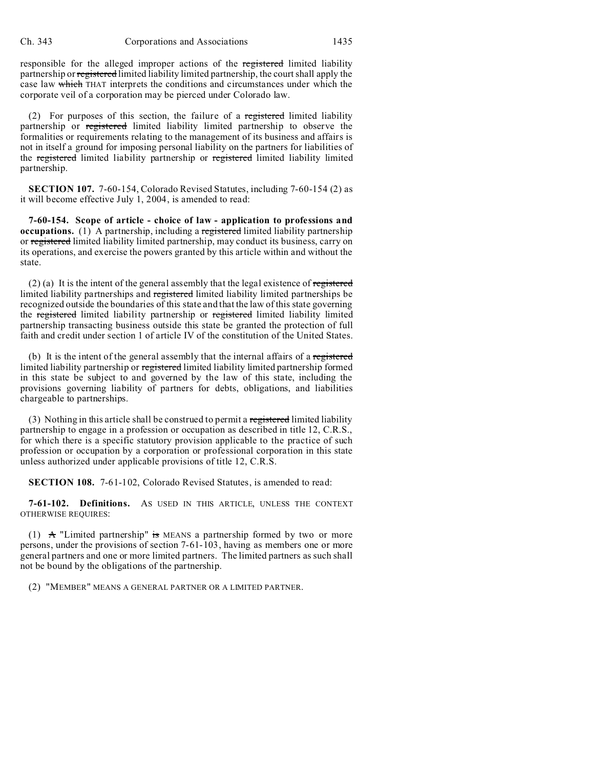responsible for the alleged improper actions of the ~~registered~~ limited liability partnership or ~~registered~~ limited liability limited partnership, the court shall apply the case law ~~which~~ THAT interprets the conditions and circumstances under which the corporate veil of a corporation may be pierced under Colorado law.

(2) For purposes of this section, the failure of a ~~registered~~ limited liability partnership or ~~registered~~ limited liability limited partnership to observe the formalities or requirements relating to the management of its business and affairs is not in itself a ground for imposing personal liability on the partners for liabilities of the ~~registered~~ limited liability partnership or ~~registered~~ limited liability limited partnership.

**SECTION 107.** 7-60-154, Colorado Revised Statutes, including 7-60-154 (2) as it will become effective July 1, 2004, is amended to read:

**7-60-154. Scope of article - choice of law - application to professions and occupations.** (1) A partnership, including a ~~registered~~ limited liability partnership or ~~registered~~ limited liability limited partnership, may conduct its business, carry on its operations, and exercise the powers granted by this article within and without the state.

(2) (a) It is the intent of the general assembly that the legal existence of ~~registered~~ limited liability partnerships and ~~registered~~ limited liability limited partnerships be recognized outside the boundaries of this state and that the law of this state governing the ~~registered~~ limited liability partnership or ~~registered~~ limited liability limited partnership transacting business outside this state be granted the protection of full faith and credit under section 1 of article IV of the constitution of the United States.

(b) It is the intent of the general assembly that the internal affairs of a ~~registered~~ limited liability partnership or ~~registered~~ limited liability limited partnership formed in this state be subject to and governed by the law of this state, including the provisions governing liability of partners for debts, obligations, and liabilities chargeable to partnerships.

(3) Nothing in this article shall be construed to permit a ~~registered~~ limited liability partnership to engage in a profession or occupation as described in title 12, C.R.S., for which there is a specific statutory provision applicable to the practice of such profession or occupation by a corporation or professional corporation in this state unless authorized under applicable provisions of title 12, C.R.S.

**SECTION 108.** 7-61-102, Colorado Revised Statutes, is amended to read:

**7-61-102. Definitions.** AS USED IN THIS ARTICLE, UNLESS THE CONTEXT OTHERWISE REQUIRES:

(1) ~~A~~ "Limited partnership" ~~is~~ MEANS a partnership formed by two or more persons, under the provisions of section 7-61-103, having as members one or more general partners and one or more limited partners. The limited partners as such shall not be bound by the obligations of the partnership.

(2) "MEMBER" MEANS A GENERAL PARTNER OR A LIMITED PARTNER.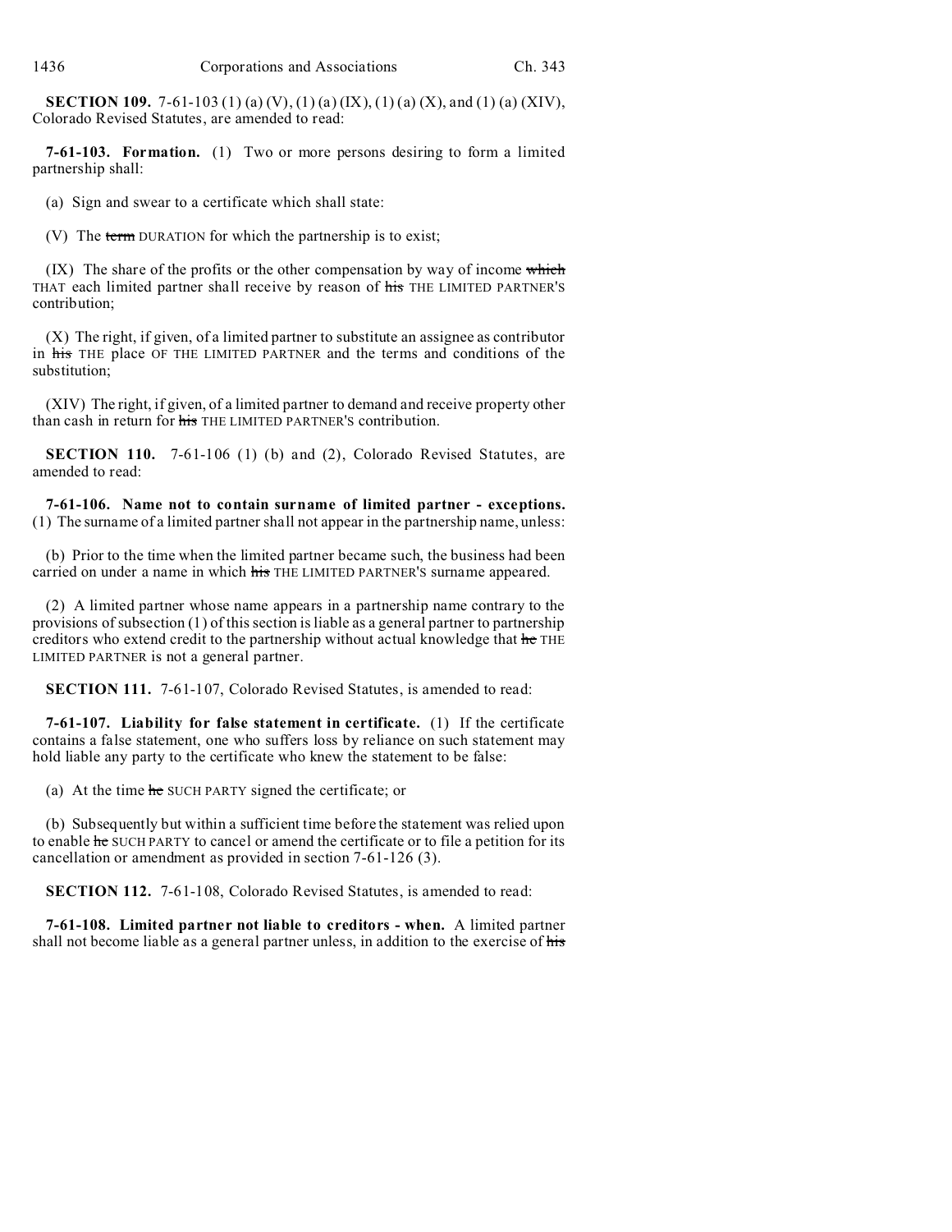**SECTION 109.** 7-61-103 (1) (a) (V), (1) (a) (IX), (1) (a) (X), and (1) (a) (XIV), Colorado Revised Statutes, are amended to read:

**7-61-103. Formation.** (1) Two or more persons desiring to form a limited partnership shall:

(a) Sign and swear to a certificate which shall state:

(V) The ~~term~~ DURATION for which the partnership is to exist;

(IX) The share of the profits or the other compensation by way of income ~~which~~ THAT each limited partner shall receive by reason of ~~his~~ THE LIMITED PARTNER'S contribution;

(X) The right, if given, of a limited partner to substitute an assignee as contributor in ~~his~~ THE place OF THE LIMITED PARTNER and the terms and conditions of the substitution;

(XIV) The right, if given, of a limited partner to demand and receive property other than cash in return for ~~his~~ THE LIMITED PARTNER'S contribution.

**SECTION 110.** 7-61-106 (1) (b) and (2), Colorado Revised Statutes, are amended to read:

**7-61-106. Name not to contain surname of limited partner - exceptions.** (1) The surname of a limited partner shall not appear in the partnership name, unless:

(b) Prior to the time when the limited partner became such, the business had been carried on under a name in which ~~his~~ THE LIMITED PARTNER'S surname appeared.

(2) A limited partner whose name appears in a partnership name contrary to the provisions of subsection (1) of this section is liable as a general partner to partnership creditors who extend credit to the partnership without actual knowledge that ~~he~~ THE LIMITED PARTNER is not a general partner.

**SECTION 111.** 7-61-107, Colorado Revised Statutes, is amended to read:

**7-61-107. Liability for false statement in certificate.** (1) If the certificate contains a false statement, one who suffers loss by reliance on such statement may hold liable any party to the certificate who knew the statement to be false:

(a) At the time ~~he~~ SUCH PARTY signed the certificate; or

(b) Subsequently but within a sufficient time before the statement was relied upon to enable ~~he~~ SUCH PARTY to cancel or amend the certificate or to file a petition for its cancellation or amendment as provided in section 7-61-126 (3).

**SECTION 112.** 7-61-108, Colorado Revised Statutes, is amended to read:

**7-61-108. Limited partner not liable to creditors - when.** A limited partner shall not become liable as a general partner unless, in addition to the exercise of ~~his~~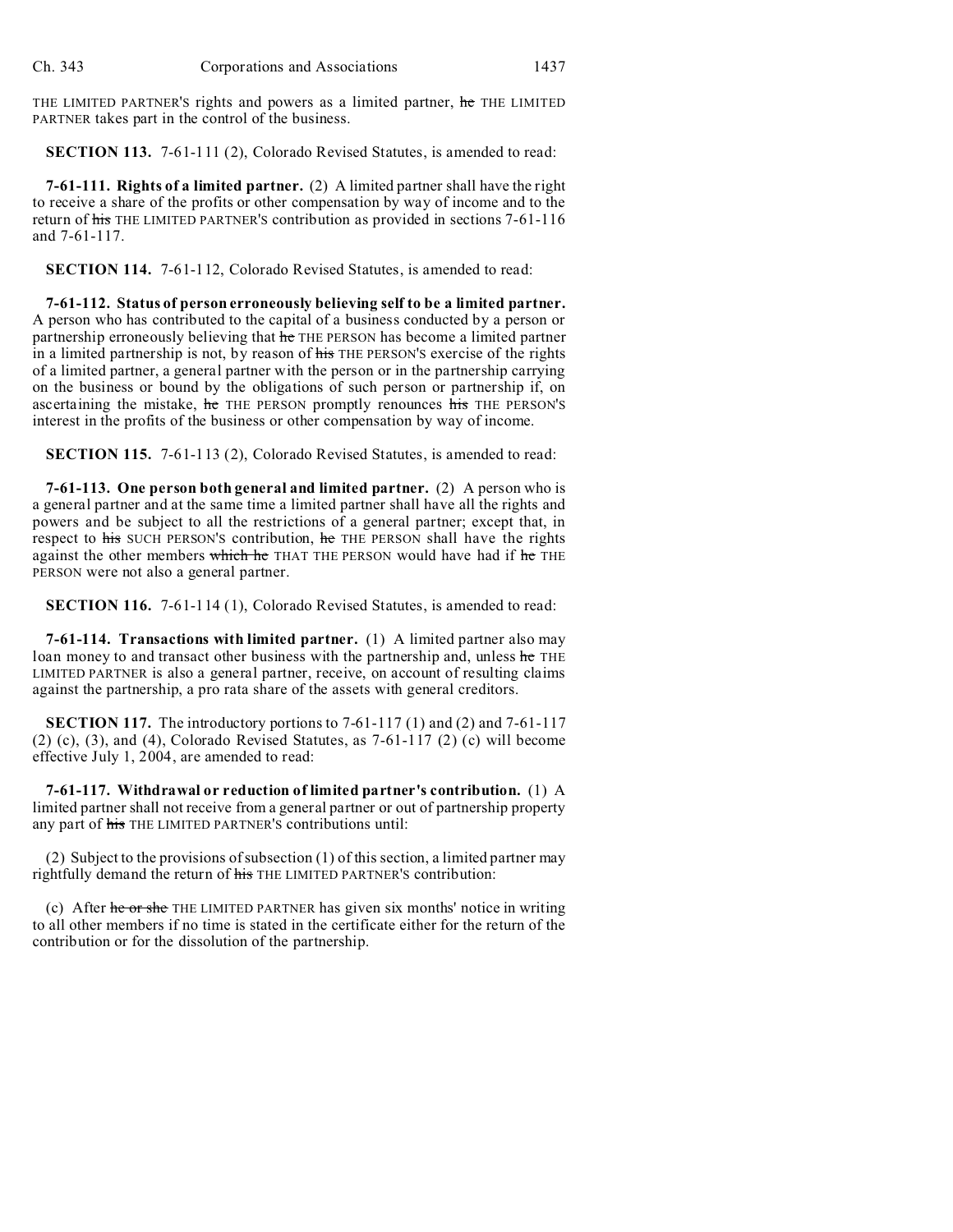THE LIMITED PARTNER'S rights and powers as a limited partner, ~~he~~ THE LIMITED PARTNER takes part in the control of the business.

**SECTION 113.** 7-61-111 (2), Colorado Revised Statutes, is amended to read:

**7-61-111. Rights of a limited partner.** (2) A limited partner shall have the right to receive a share of the profits or other compensation by way of income and to the return of ~~his~~ THE LIMITED PARTNER'S contribution as provided in sections 7-61-116 and 7-61-117.

**SECTION 114.** 7-61-112, Colorado Revised Statutes, is amended to read:

**7-61-112. Status of person erroneously believing self to be a limited partner.** A person who has contributed to the capital of a business conducted by a person or partnership erroneously believing that ~~he~~ THE PERSON has become a limited partner in a limited partnership is not, by reason of ~~his~~ THE PERSON'S exercise of the rights of a limited partner, a general partner with the person or in the partnership carrying on the business or bound by the obligations of such person or partnership if, on ascertaining the mistake, ~~he~~ THE PERSON promptly renounces ~~his~~ THE PERSON'S interest in the profits of the business or other compensation by way of income.

**SECTION 115.** 7-61-113 (2), Colorado Revised Statutes, is amended to read:

**7-61-113. One person both general and limited partner.** (2) A person who is a general partner and at the same time a limited partner shall have all the rights and powers and be subject to all the restrictions of a general partner; except that, in respect to ~~his~~ SUCH PERSON'S contribution, ~~he~~ THE PERSON shall have the rights against the other members ~~which he~~ THAT THE PERSON would have had if ~~he~~ THE PERSON were not also a general partner.

**SECTION 116.** 7-61-114 (1), Colorado Revised Statutes, is amended to read:

**7-61-114. Transactions with limited partner.** (1) A limited partner also may loan money to and transact other business with the partnership and, unless ~~he~~ THE LIMITED PARTNER is also a general partner, receive, on account of resulting claims against the partnership, a pro rata share of the assets with general creditors.

**SECTION 117.** The introductory portions to 7-61-117 (1) and (2) and 7-61-117 (2) (c), (3), and (4), Colorado Revised Statutes, as 7-61-117 (2) (c) will become effective July 1, 2004, are amended to read:

**7-61-117. Withdrawal or reduction of limited partner's contribution.** (1) A limited partner shall not receive from a general partner or out of partnership property any part of ~~his~~ THE LIMITED PARTNER'S contributions until:

(2) Subject to the provisions of subsection (1) of this section, a limited partner may rightfully demand the return of ~~his~~ THE LIMITED PARTNER'S contribution:

(c) After ~~he or she~~ THE LIMITED PARTNER has given six months' notice in writing to all other members if no time is stated in the certificate either for the return of the contribution or for the dissolution of the partnership.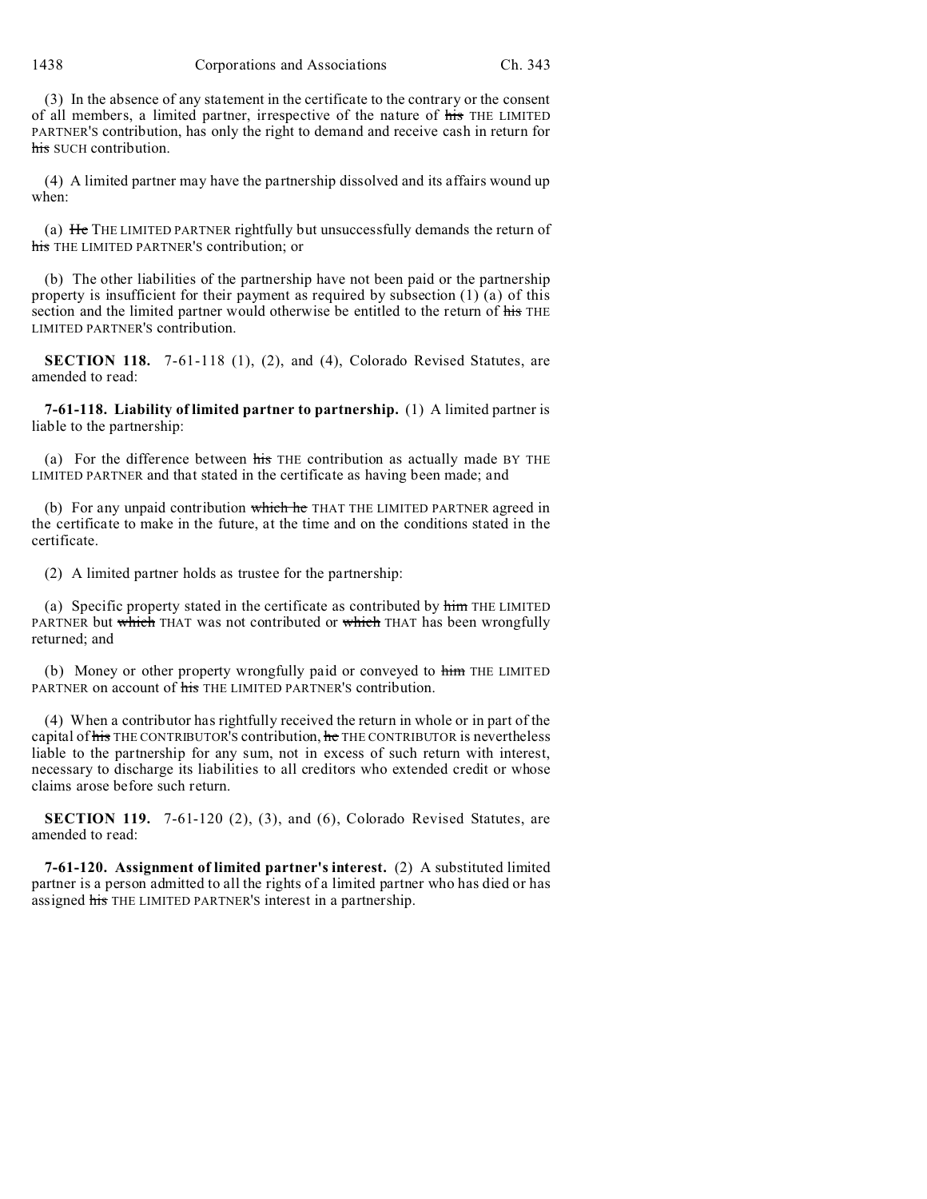(3) In the absence of any statement in the certificate to the contrary or the consent of all members, a limited partner, irrespective of the nature of ~~his~~ THE LIMITED PARTNER'S contribution, has only the right to demand and receive cash in return for ~~his~~ SUCH contribution.

(4) A limited partner may have the partnership dissolved and its affairs wound up when:

(a) ~~He~~ THE LIMITED PARTNER rightfully but unsuccessfully demands the return of ~~his~~ THE LIMITED PARTNER'S contribution; or

(b) The other liabilities of the partnership have not been paid or the partnership property is insufficient for their payment as required by subsection (1) (a) of this section and the limited partner would otherwise be entitled to the return of ~~his~~ THE LIMITED PARTNER'S contribution.

**SECTION 118.** 7-61-118 (1), (2), and (4), Colorado Revised Statutes, are amended to read:

**7-61-118. Liability of limited partner to partnership.** (1) A limited partner is liable to the partnership:

(a) For the difference between ~~his~~ THE contribution as actually made BY THE LIMITED PARTNER and that stated in the certificate as having been made; and

(b) For any unpaid contribution ~~which he~~ THAT THE LIMITED PARTNER agreed in the certificate to make in the future, at the time and on the conditions stated in the certificate.

(2) A limited partner holds as trustee for the partnership:

(a) Specific property stated in the certificate as contributed by ~~him~~ THE LIMITED PARTNER but ~~which~~ THAT was not contributed or ~~which~~ THAT has been wrongfully returned; and

(b) Money or other property wrongfully paid or conveyed to ~~him~~ THE LIMITED PARTNER on account of ~~his~~ THE LIMITED PARTNER'S contribution.

(4) When a contributor has rightfully received the return in whole or in part of the capital of ~~his~~ THE CONTRIBUTOR'S contribution, ~~he~~ THE CONTRIBUTOR is nevertheless liable to the partnership for any sum, not in excess of such return with interest, necessary to discharge its liabilities to all creditors who extended credit or whose claims arose before such return.

**SECTION 119.** 7-61-120 (2), (3), and (6), Colorado Revised Statutes, are amended to read:

**7-61-120. Assignment of limited partner's interest.** (2) A substituted limited partner is a person admitted to all the rights of a limited partner who has died or has assigned ~~his~~ THE LIMITED PARTNER'S interest in a partnership.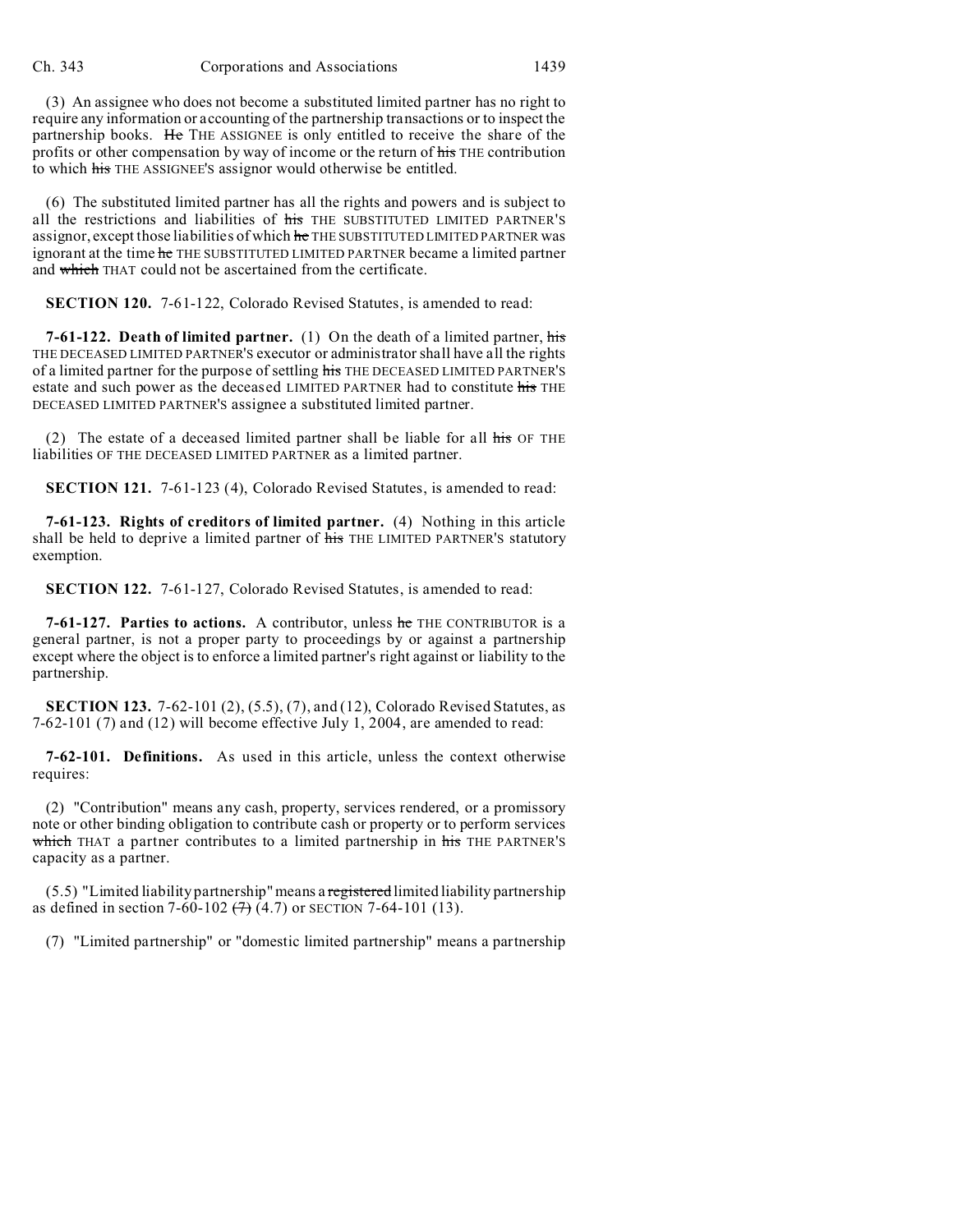(3) An assignee who does not become a substituted limited partner has no right to require any information or accounting of the partnership transactions or to inspect the partnership books. ~~He~~ THE ASSIGNEE is only entitled to receive the share of the profits or other compensation by way of income or the return of ~~his~~ THE contribution to which ~~his~~ THE ASSIGNEE'S assignor would otherwise be entitled.

(6) The substituted limited partner has all the rights and powers and is subject to all the restrictions and liabilities of ~~his~~ THE SUBSTITUTED LIMITED PARTNER'S assignor, except those liabilities of which ~~he~~ THE SUBSTITUTED LIMITED PARTNER was ignorant at the time ~~he~~ THE SUBSTITUTED LIMITED PARTNER became a limited partner and ~~which~~ THAT could not be ascertained from the certificate.

**SECTION 120.** 7-61-122, Colorado Revised Statutes, is amended to read:

**7-61-122. Death of limited partner.** (1) On the death of a limited partner, ~~his~~ THE DECEASED LIMITED PARTNER'S executor or administrator shall have all the rights of a limited partner for the purpose of settling ~~his~~ THE DECEASED LIMITED PARTNER'S estate and such power as the deceased LIMITED PARTNER had to constitute ~~his~~ THE DECEASED LIMITED PARTNER'S assignee a substituted limited partner.

(2) The estate of a deceased limited partner shall be liable for all ~~his~~ OF THE liabilities OF THE DECEASED LIMITED PARTNER as a limited partner.

**SECTION 121.** 7-61-123 (4), Colorado Revised Statutes, is amended to read:

**7-61-123. Rights of creditors of limited partner.** (4) Nothing in this article shall be held to deprive a limited partner of ~~his~~ THE LIMITED PARTNER'S statutory exemption.

**SECTION 122.** 7-61-127, Colorado Revised Statutes, is amended to read:

**7-61-127. Parties to actions.** A contributor, unless ~~he~~ THE CONTRIBUTOR is a general partner, is not a proper party to proceedings by or against a partnership except where the object is to enforce a limited partner's right against or liability to the partnership.

**SECTION 123.** 7-62-101 (2), (5.5), (7), and (12), Colorado Revised Statutes, as 7-62-101 (7) and (12) will become effective July 1, 2004, are amended to read:

**7-62-101. Definitions.** As used in this article, unless the context otherwise requires:

(2) "Contribution" means any cash, property, services rendered, or a promissory note or other binding obligation to contribute cash or property or to perform services ~~which~~ THAT a partner contributes to a limited partnership in ~~his~~ THE PARTNER'S capacity as a partner.

(5.5) "Limited liability partnership" means a ~~registered~~ limited liability partnership as defined in section 7-60-102 ~~(7)~~ (4.7) or SECTION 7-64-101 (13).

(7) "Limited partnership" or "domestic limited partnership" means a partnership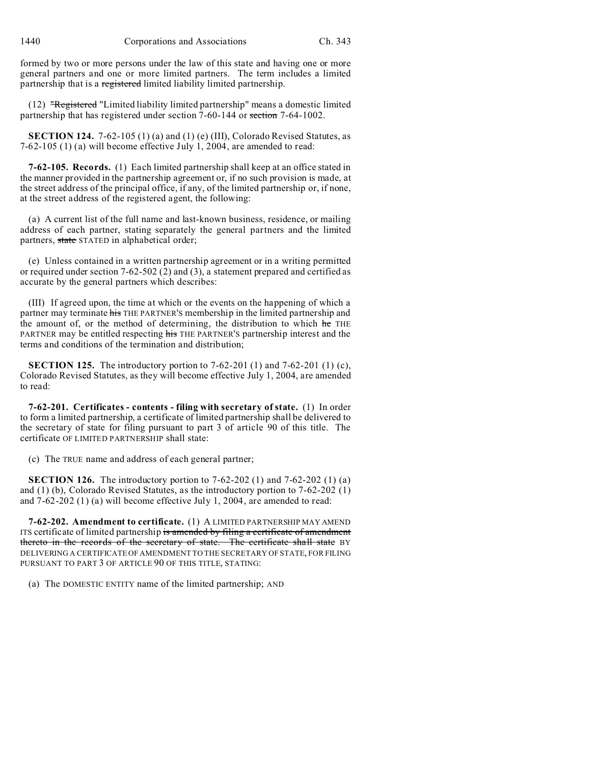formed by two or more persons under the law of this state and having one or more general partners and one or more limited partners. The term includes a limited partnership that is a ~~registered~~ limited liability limited partnership.

(12) ~~"Registered~~ "Limited liability limited partnership" means a domestic limited partnership that has registered under section 7-60-144 or ~~section~~ 7-64-1002.

**SECTION 124.** 7-62-105 (1) (a) and (1) (e) (III), Colorado Revised Statutes, as 7-62-105 (1) (a) will become effective July 1, 2004, are amended to read:

**7-62-105. Records.** (1) Each limited partnership shall keep at an office stated in the manner provided in the partnership agreement or, if no such provision is made, at the street address of the principal office, if any, of the limited partnership or, if none, at the street address of the registered agent, the following:

(a) A current list of the full name and last-known business, residence, or mailing address of each partner, stating separately the general partners and the limited partners, ~~state~~ STATED in alphabetical order;

(e) Unless contained in a written partnership agreement or in a writing permitted or required under section 7-62-502 (2) and (3), a statement prepared and certified as accurate by the general partners which describes:

(III) If agreed upon, the time at which or the events on the happening of which a partner may terminate ~~his~~ THE PARTNER'S membership in the limited partnership and the amount of, or the method of determining, the distribution to which ~~he~~ THE PARTNER may be entitled respecting ~~his~~ THE PARTNER'S partnership interest and the terms and conditions of the termination and distribution;

**SECTION 125.** The introductory portion to 7-62-201 (1) and 7-62-201 (1) (c), Colorado Revised Statutes, as they will become effective July 1, 2004, are amended to read:

**7-62-201. Certificates - contents - filing with secretary of state.** (1) In order to form a limited partnership, a certificate of limited partnership shall be delivered to the secretary of state for filing pursuant to part 3 of article 90 of this title. The certificate OF LIMITED PARTNERSHIP shall state:

(c) The TRUE name and address of each general partner;

**SECTION 126.** The introductory portion to 7-62-202 (1) and 7-62-202 (1) (a) and (1) (b), Colorado Revised Statutes, as the introductory portion to 7-62-202 (1) and 7-62-202 (1) (a) will become effective July 1, 2004, are amended to read:

**7-62-202. Amendment to certificate.** (1) A LIMITED PARTNERSHIP MAY AMEND ITS certificate of limited partnership ~~is amended by filing a certificate of amendment thereto in the records of the secretary of state. The certificate shall state~~ BY DELIVERING A CERTIFICATE OF AMENDMENT TO THE SECRETARY OF STATE, FOR FILING PURSUANT TO PART 3 OF ARTICLE 90 OF THIS TITLE, STATING:

(a) The DOMESTIC ENTITY name of the limited partnership; AND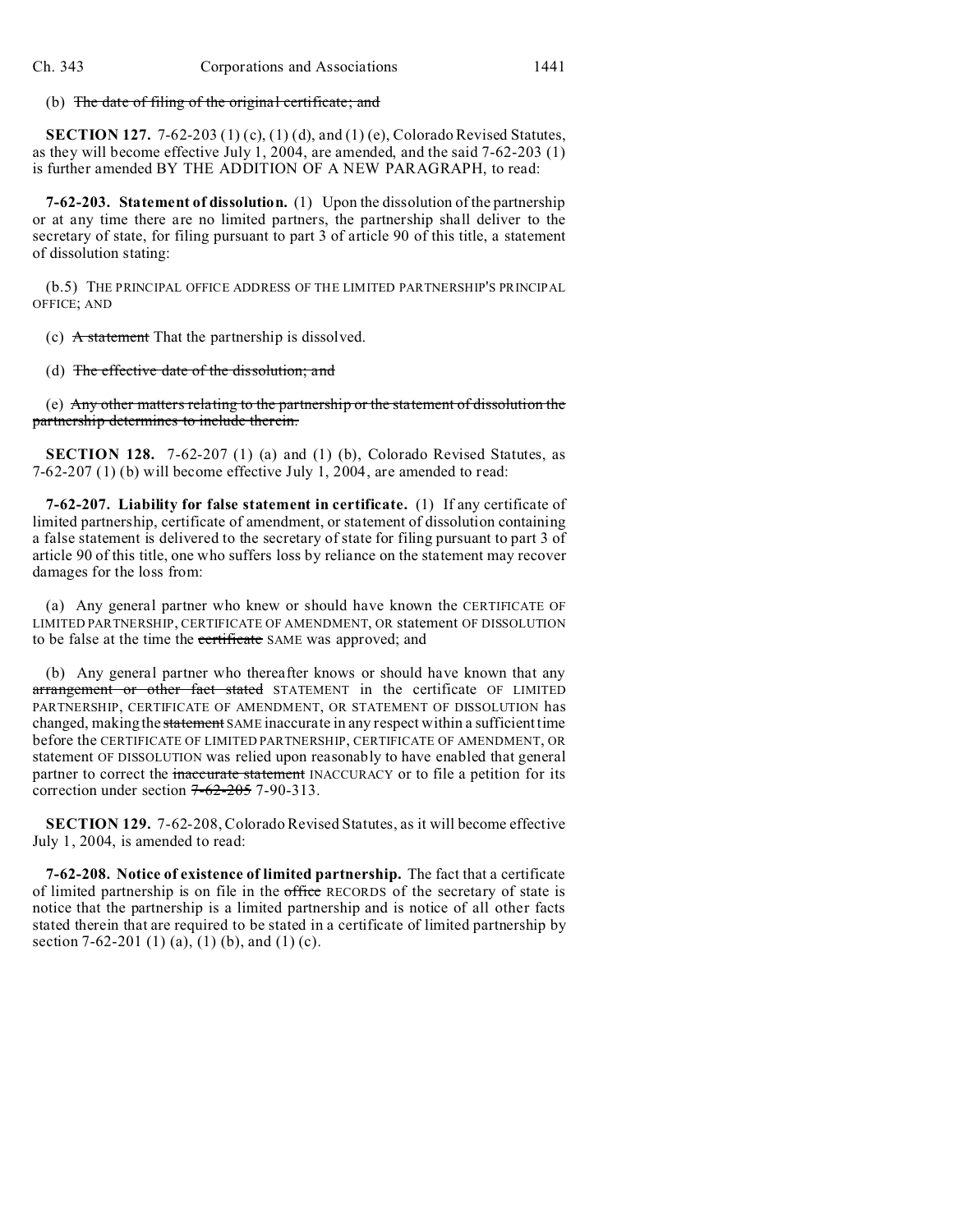(b) ~~The date of filing of the original certificate; and~~

**SECTION 127.** 7-62-203 (1) (c), (1) (d), and (1) (e), Colorado Revised Statutes, as they will become effective July 1, 2004, are amended, and the said 7-62-203 (1) is further amended BY THE ADDITION OF A NEW PARAGRAPH, to read:

**7-62-203. Statement of dissolution.** (1) Upon the dissolution of the partnership or at any time there are no limited partners, the partnership shall deliver to the secretary of state, for filing pursuant to part 3 of article 90 of this title, a statement of dissolution stating:

(b.5) THE PRINCIPAL OFFICE ADDRESS OF THE LIMITED PARTNERSHIP'S PRINCIPAL OFFICE; AND

(c) ~~A statement~~ That the partnership is dissolved.

(d) ~~The effective date of the dissolution; and~~

(e) ~~Any other matters relating to the partnership or the statement of dissolution the partnership determines to include therein.~~

**SECTION 128.** 7-62-207 (1) (a) and (1) (b), Colorado Revised Statutes, as 7-62-207 (1) (b) will become effective July 1, 2004, are amended to read:

**7-62-207. Liability for false statement in certificate.** (1) If any certificate of limited partnership, certificate of amendment, or statement of dissolution containing a false statement is delivered to the secretary of state for filing pursuant to part 3 of article 90 of this title, one who suffers loss by reliance on the statement may recover damages for the loss from:

(a) Any general partner who knew or should have known the CERTIFICATE OF LIMITED PARTNERSHIP, CERTIFICATE OF AMENDMENT, OR statement OF DISSOLUTION to be false at the time the ~~certificate~~ SAME was approved; and

(b) Any general partner who thereafter knows or should have known that any ~~arrangement or other fact stated~~ STATEMENT in the certificate OF LIMITED PARTNERSHIP, CERTIFICATE OF AMENDMENT, OR STATEMENT OF DISSOLUTION has changed, making the ~~statement~~ SAME inaccurate in any respect within a sufficient time before the CERTIFICATE OF LIMITED PARTNERSHIP, CERTIFICATE OF AMENDMENT, OR statement OF DISSOLUTION was relied upon reasonably to have enabled that general partner to correct the ~~inaccurate statement~~ INACCURACY or to file a petition for its correction under section ~~7-62-205~~ 7-90-313.

**SECTION 129.** 7-62-208, Colorado Revised Statutes, as it will become effective July 1, 2004, is amended to read:

**7-62-208. Notice of existence of limited partnership.** The fact that a certificate of limited partnership is on file in the ~~office~~ RECORDS of the secretary of state is notice that the partnership is a limited partnership and is notice of all other facts stated therein that are required to be stated in a certificate of limited partnership by section 7-62-201 (1) (a), (1) (b), and (1) (c).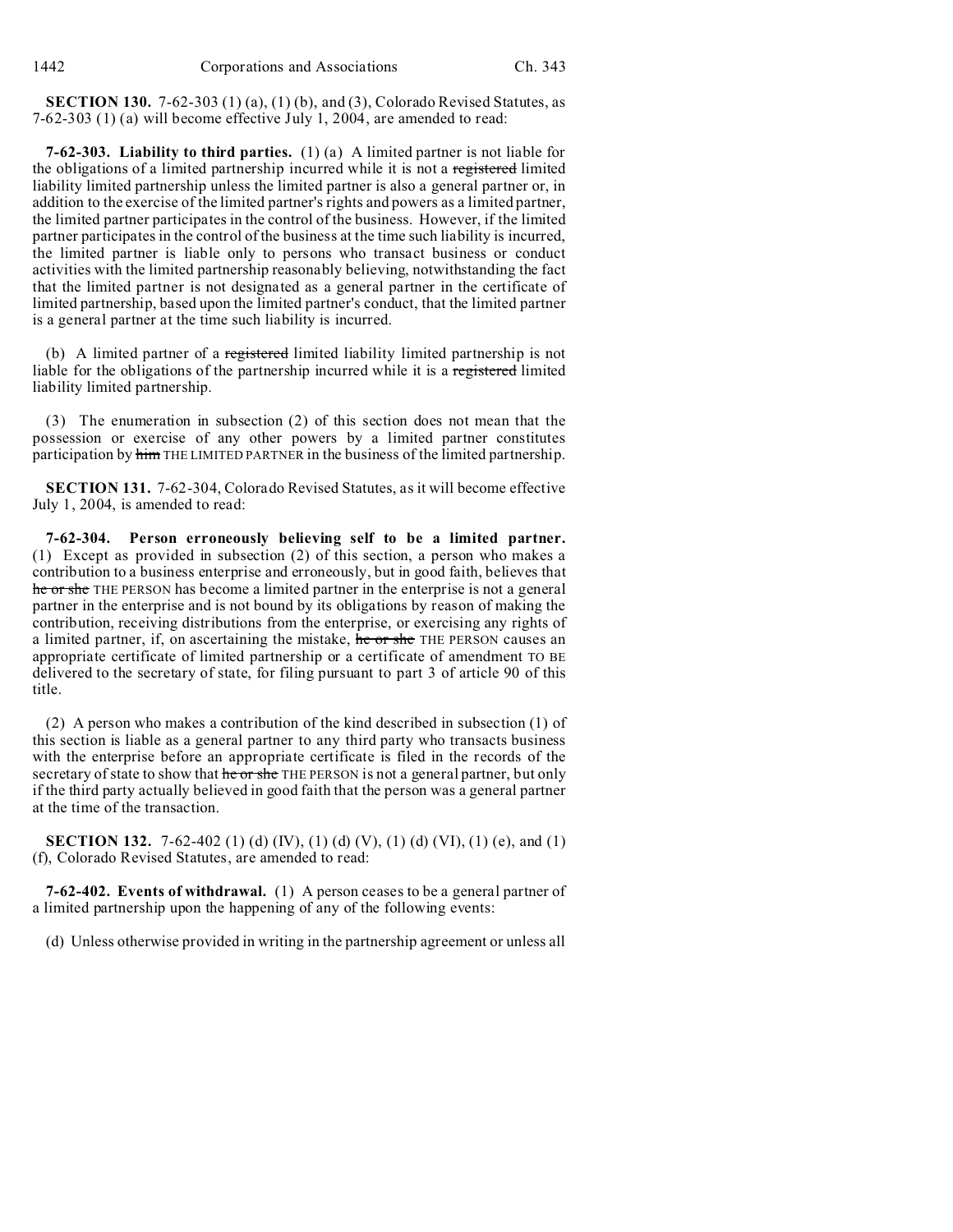**SECTION 130.** 7-62-303 (1) (a), (1) (b), and (3), Colorado Revised Statutes, as 7-62-303 (1) (a) will become effective July 1, 2004, are amended to read:

**7-62-303. Liability to third parties.** (1) (a) A limited partner is not liable for the obligations of a limited partnership incurred while it is not a ~~registered~~ limited liability limited partnership unless the limited partner is also a general partner or, in addition to the exercise of the limited partner's rights and powers as a limited partner, the limited partner participates in the control of the business. However, if the limited partner participates in the control of the business at the time such liability is incurred, the limited partner is liable only to persons who transact business or conduct activities with the limited partnership reasonably believing, notwithstanding the fact that the limited partner is not designated as a general partner in the certificate of limited partnership, based upon the limited partner's conduct, that the limited partner is a general partner at the time such liability is incurred.

(b) A limited partner of a ~~registered~~ limited liability limited partnership is not liable for the obligations of the partnership incurred while it is a ~~registered~~ limited liability limited partnership.

(3) The enumeration in subsection (2) of this section does not mean that the possession or exercise of any other powers by a limited partner constitutes participation by ~~him~~ THE LIMITED PARTNER in the business of the limited partnership.

**SECTION 131.** 7-62-304, Colorado Revised Statutes, as it will become effective July 1, 2004, is amended to read:

**7-62-304. Person erroneously believing self to be a limited partner.** (1) Except as provided in subsection (2) of this section, a person who makes a contribution to a business enterprise and erroneously, but in good faith, believes that ~~he or she~~ THE PERSON has become a limited partner in the enterprise is not a general partner in the enterprise and is not bound by its obligations by reason of making the contribution, receiving distributions from the enterprise, or exercising any rights of a limited partner, if, on ascertaining the mistake, ~~he or she~~ THE PERSON causes an appropriate certificate of limited partnership or a certificate of amendment TO BE delivered to the secretary of state, for filing pursuant to part 3 of article 90 of this title.

(2) A person who makes a contribution of the kind described in subsection (1) of this section is liable as a general partner to any third party who transacts business with the enterprise before an appropriate certificate is filed in the records of the secretary of state to show that ~~he or she~~ THE PERSON is not a general partner, but only if the third party actually believed in good faith that the person was a general partner at the time of the transaction.

**SECTION 132.** 7-62-402 (1) (d) (IV), (1) (d) (V), (1) (d) (VI), (1) (e), and (1) (f), Colorado Revised Statutes, are amended to read:

**7-62-402. Events of withdrawal.** (1) A person ceases to be a general partner of a limited partnership upon the happening of any of the following events:

(d) Unless otherwise provided in writing in the partnership agreement or unless all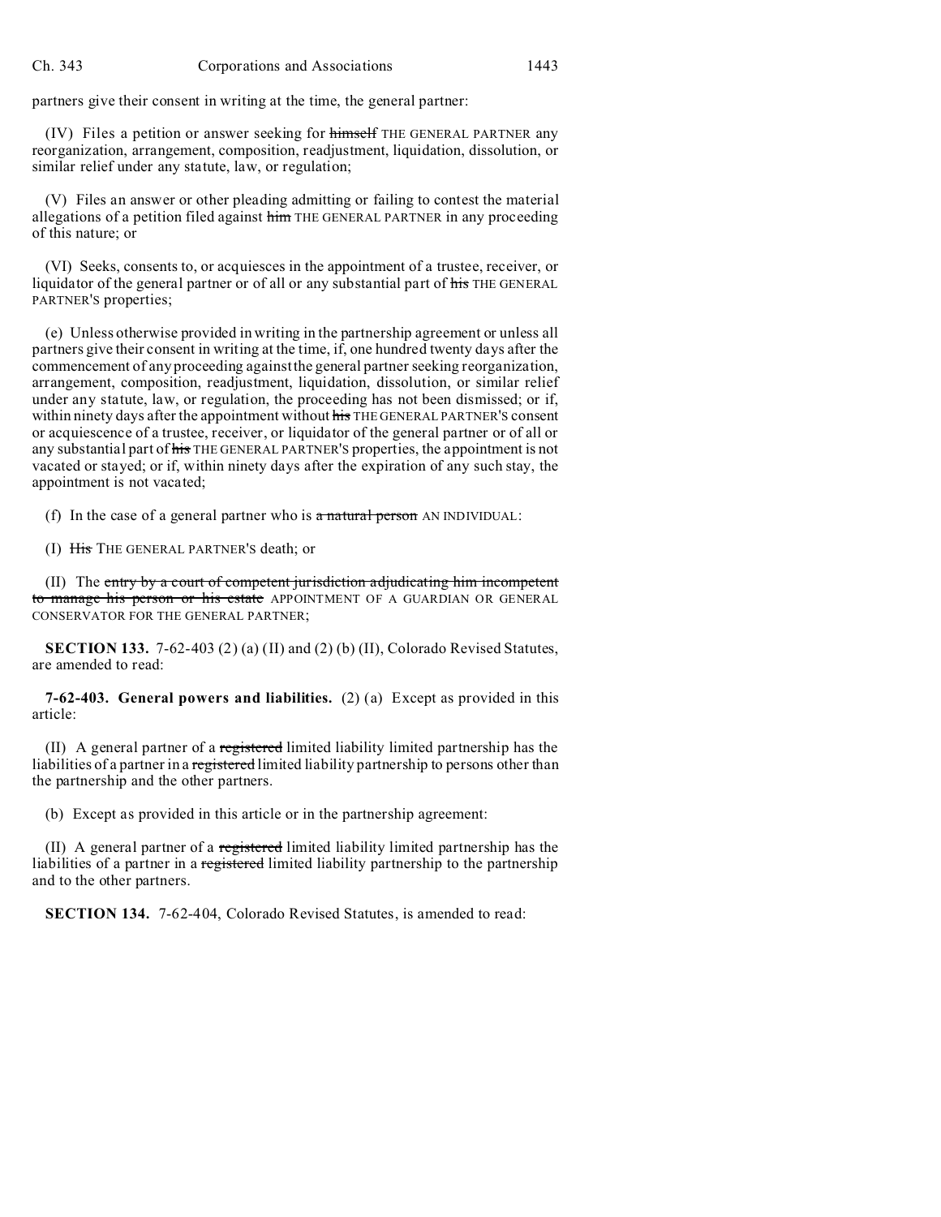partners give their consent in writing at the time, the general partner:

(IV) Files a petition or answer seeking for ~~himself~~ THE GENERAL PARTNER any reorganization, arrangement, composition, readjustment, liquidation, dissolution, or similar relief under any statute, law, or regulation;

(V) Files an answer or other pleading admitting or failing to contest the material allegations of a petition filed against ~~him~~ THE GENERAL PARTNER in any proceeding of this nature; or

(VI) Seeks, consents to, or acquiesces in the appointment of a trustee, receiver, or liquidator of the general partner or of all or any substantial part of ~~his~~ THE GENERAL PARTNER'S properties;

(e) Unless otherwise provided in writing in the partnership agreement or unless all partners give their consent in writing at the time, if, one hundred twenty days after the commencement of any proceeding against the general partner seeking reorganization, arrangement, composition, readjustment, liquidation, dissolution, or similar relief under any statute, law, or regulation, the proceeding has not been dismissed; or if, within ninety days after the appointment without ~~his~~ THE GENERAL PARTNER'S consent or acquiescence of a trustee, receiver, or liquidator of the general partner or of all or any substantial part of ~~his~~ THE GENERAL PARTNER'S properties, the appointment is not vacated or stayed; or if, within ninety days after the expiration of any such stay, the appointment is not vacated;

(f) In the case of a general partner who is ~~a natural person~~ AN INDIVIDUAL:

(I) ~~His~~ THE GENERAL PARTNER'S death; or

(II) The ~~entry by a court of competent jurisdiction adjudicating him incompetent to manage his person or his estate~~ APPOINTMENT OF A GUARDIAN OR GENERAL CONSERVATOR FOR THE GENERAL PARTNER;

**SECTION 133.** 7-62-403 (2) (a) (II) and (2) (b) (II), Colorado Revised Statutes, are amended to read:

**7-62-403. General powers and liabilities.** (2) (a) Except as provided in this article:

(II) A general partner of a ~~registered~~ limited liability limited partnership has the liabilities of a partner in a ~~registered~~ limited liability partnership to persons other than the partnership and the other partners.

(b) Except as provided in this article or in the partnership agreement:

(II) A general partner of a ~~registered~~ limited liability limited partnership has the liabilities of a partner in a ~~registered~~ limited liability partnership to the partnership and to the other partners.

**SECTION 134.** 7-62-404, Colorado Revised Statutes, is amended to read: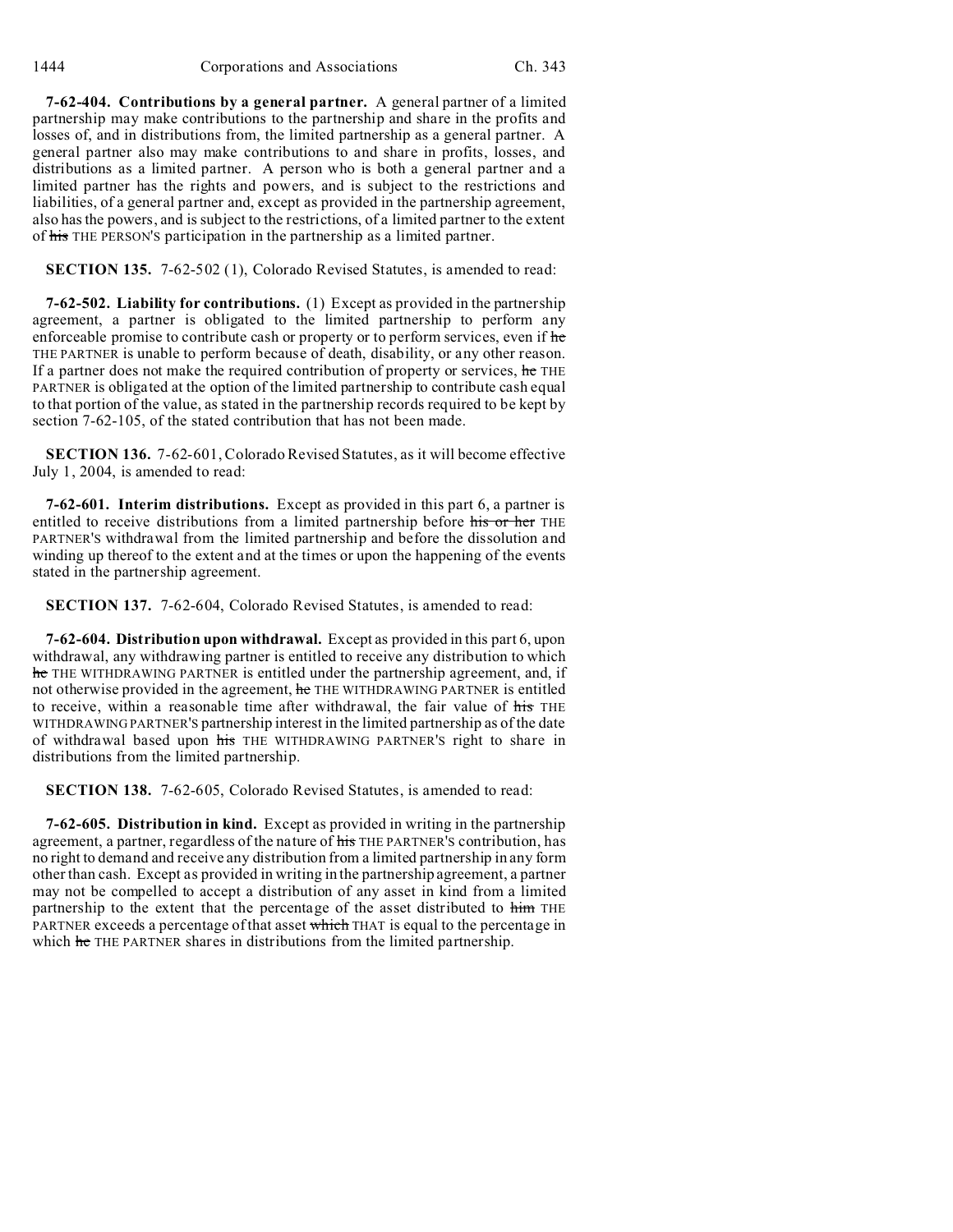**7-62-404. Contributions by a general partner.** A general partner of a limited partnership may make contributions to the partnership and share in the profits and losses of, and in distributions from, the limited partnership as a general partner. A general partner also may make contributions to and share in profits, losses, and distributions as a limited partner. A person who is both a general partner and a limited partner has the rights and powers, and is subject to the restrictions and liabilities, of a general partner and, except as provided in the partnership agreement, also has the powers, and is subject to the restrictions, of a limited partner to the extent of ~~his~~ THE PERSON'S participation in the partnership as a limited partner.

**SECTION 135.** 7-62-502 (1), Colorado Revised Statutes, is amended to read:

**7-62-502. Liability for contributions.** (1) Except as provided in the partnership agreement, a partner is obligated to the limited partnership to perform any enforceable promise to contribute cash or property or to perform services, even if ~~he~~ THE PARTNER is unable to perform because of death, disability, or any other reason. If a partner does not make the required contribution of property or services, ~~he~~ THE PARTNER is obligated at the option of the limited partnership to contribute cash equal to that portion of the value, as stated in the partnership records required to be kept by section 7-62-105, of the stated contribution that has not been made.

**SECTION 136.** 7-62-601, Colorado Revised Statutes, as it will become effective July 1, 2004, is amended to read:

**7-62-601. Interim distributions.** Except as provided in this part 6, a partner is entitled to receive distributions from a limited partnership before ~~his or her~~ THE PARTNER'S withdrawal from the limited partnership and before the dissolution and winding up thereof to the extent and at the times or upon the happening of the events stated in the partnership agreement.

**SECTION 137.** 7-62-604, Colorado Revised Statutes, is amended to read:

**7-62-604. Distribution upon withdrawal.** Except as provided in this part 6, upon withdrawal, any withdrawing partner is entitled to receive any distribution to which ~~he~~ THE WITHDRAWING PARTNER is entitled under the partnership agreement, and, if not otherwise provided in the agreement, ~~he~~ THE WITHDRAWING PARTNER is entitled to receive, within a reasonable time after withdrawal, the fair value of ~~his~~ THE WITHDRAWING PARTNER'S partnership interest in the limited partnership as of the date of withdrawal based upon ~~his~~ THE WITHDRAWING PARTNER'S right to share in distributions from the limited partnership.

**SECTION 138.** 7-62-605, Colorado Revised Statutes, is amended to read:

**7-62-605. Distribution in kind.** Except as provided in writing in the partnership agreement, a partner, regardless of the nature of ~~his~~ THE PARTNER'S contribution, has no right to demand and receive any distribution from a limited partnership in any form other than cash. Except as provided in writing in the partnership agreement, a partner may not be compelled to accept a distribution of any asset in kind from a limited partnership to the extent that the percentage of the asset distributed to ~~him~~ THE PARTNER exceeds a percentage of that asset ~~which~~ THAT is equal to the percentage in which ~~he~~ THE PARTNER shares in distributions from the limited partnership.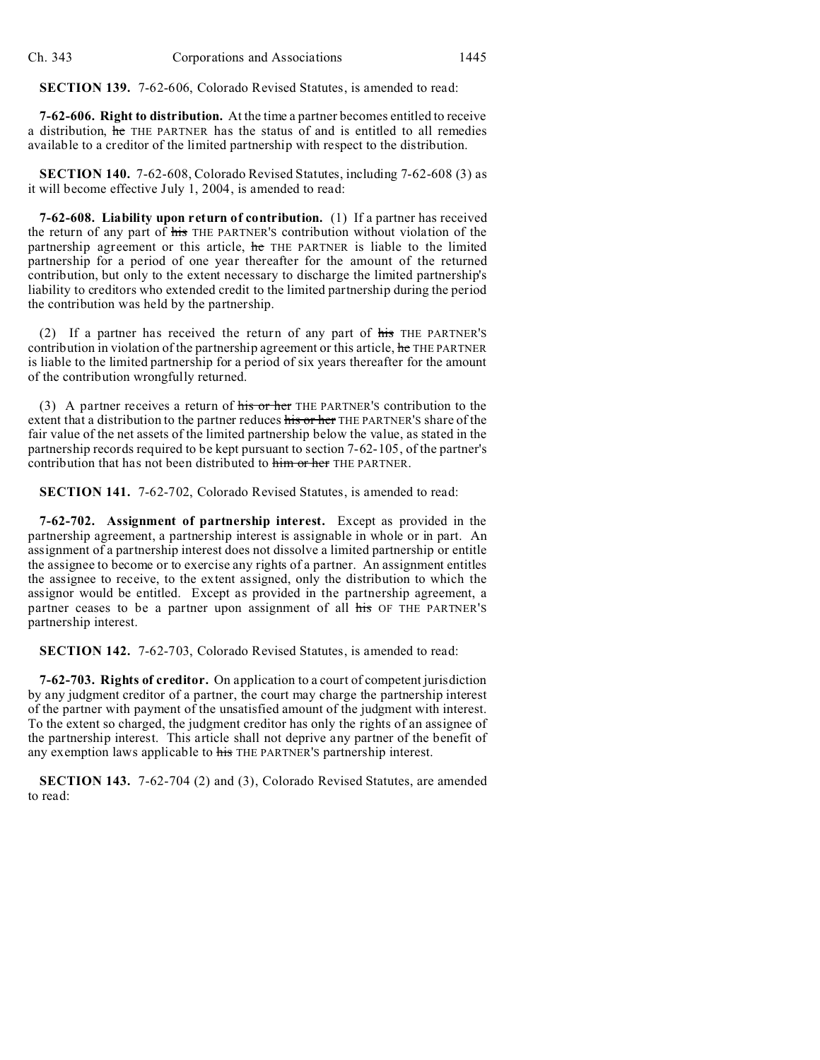**SECTION 139.** 7-62-606, Colorado Revised Statutes, is amended to read:

**7-62-606. Right to distribution.** At the time a partner becomes entitled to receive a distribution, ~~he~~ THE PARTNER has the status of and is entitled to all remedies available to a creditor of the limited partnership with respect to the distribution.

**SECTION 140.** 7-62-608, Colorado Revised Statutes, including 7-62-608 (3) as it will become effective July 1, 2004, is amended to read:

**7-62-608. Liability upon return of contribution.** (1) If a partner has received the return of any part of ~~his~~ THE PARTNER'S contribution without violation of the partnership agreement or this article, ~~he~~ THE PARTNER is liable to the limited partnership for a period of one year thereafter for the amount of the returned contribution, but only to the extent necessary to discharge the limited partnership's liability to creditors who extended credit to the limited partnership during the period the contribution was held by the partnership.

(2) If a partner has received the return of any part of ~~his~~ THE PARTNER'S contribution in violation of the partnership agreement or this article, ~~he~~ THE PARTNER is liable to the limited partnership for a period of six years thereafter for the amount of the contribution wrongfully returned.

(3) A partner receives a return of ~~his or her~~ THE PARTNER'S contribution to the extent that a distribution to the partner reduces ~~his or her~~ THE PARTNER'S share of the fair value of the net assets of the limited partnership below the value, as stated in the partnership records required to be kept pursuant to section 7-62-105, of the partner's contribution that has not been distributed to ~~him or her~~ THE PARTNER.

**SECTION 141.** 7-62-702, Colorado Revised Statutes, is amended to read:

**7-62-702. Assignment of partnership interest.** Except as provided in the partnership agreement, a partnership interest is assignable in whole or in part. An assignment of a partnership interest does not dissolve a limited partnership or entitle the assignee to become or to exercise any rights of a partner. An assignment entitles the assignee to receive, to the extent assigned, only the distribution to which the assignor would be entitled. Except as provided in the partnership agreement, a partner ceases to be a partner upon assignment of all ~~his~~ OF THE PARTNER'S partnership interest.

**SECTION 142.** 7-62-703, Colorado Revised Statutes, is amended to read:

**7-62-703. Rights of creditor.** On application to a court of competent jurisdiction by any judgment creditor of a partner, the court may charge the partnership interest of the partner with payment of the unsatisfied amount of the judgment with interest. To the extent so charged, the judgment creditor has only the rights of an assignee of the partnership interest. This article shall not deprive any partner of the benefit of any exemption laws applicable to ~~his~~ THE PARTNER'S partnership interest.

**SECTION 143.** 7-62-704 (2) and (3), Colorado Revised Statutes, are amended to read: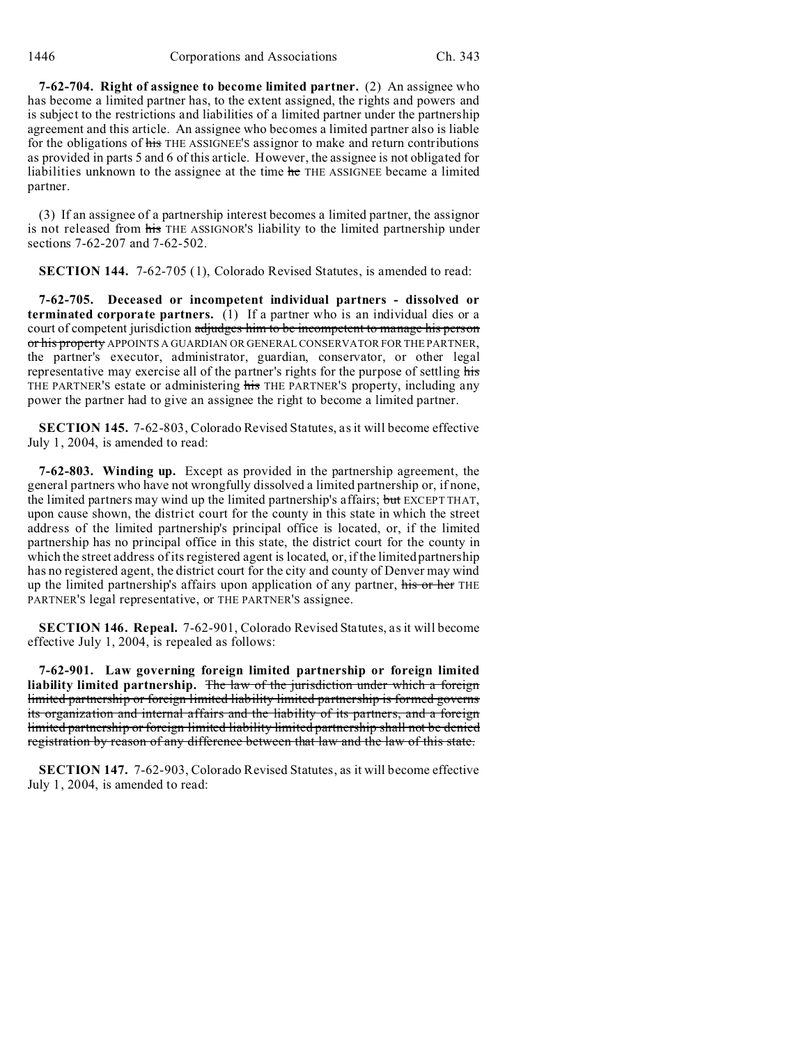**7-62-704. Right of assignee to become limited partner.** (2) An assignee who has become a limited partner has, to the extent assigned, the rights and powers and is subject to the restrictions and liabilities of a limited partner under the partnership agreement and this article. An assignee who becomes a limited partner also is liable for the obligations of ~~his~~ THE ASSIGNEE'S assignor to make and return contributions as provided in parts 5 and 6 of this article. However, the assignee is not obligated for liabilities unknown to the assignee at the time ~~he~~ THE ASSIGNEE became a limited partner.

(3) If an assignee of a partnership interest becomes a limited partner, the assignor is not released from ~~his~~ THE ASSIGNOR'S liability to the limited partnership under sections 7-62-207 and 7-62-502.

**SECTION 144.** 7-62-705 (1), Colorado Revised Statutes, is amended to read:

**7-62-705. Deceased or incompetent individual partners - dissolved or terminated corporate partners.** (1) If a partner who is an individual dies or a court of competent jurisdiction ~~adjudges him to be incompetent to manage his person or his property~~ APPOINTS A GUARDIAN OR GENERAL CONSERVATOR FOR THE PARTNER, the partner's executor, administrator, guardian, conservator, or other legal representative may exercise all of the partner's rights for the purpose of settling ~~his~~ THE PARTNER'S estate or administering ~~his~~ THE PARTNER'S property, including any power the partner had to give an assignee the right to become a limited partner.

**SECTION 145.** 7-62-803, Colorado Revised Statutes, as it will become effective July 1, 2004, is amended to read:

**7-62-803. Winding up.** Except as provided in the partnership agreement, the general partners who have not wrongfully dissolved a limited partnership or, if none, the limited partners may wind up the limited partnership's affairs; ~~but~~ EXCEPT THAT, upon cause shown, the district court for the county in this state in which the street address of the limited partnership's principal office is located, or, if the limited partnership has no principal office in this state, the district court for the county in which the street address of its registered agent is located, or, if the limited partnership has no registered agent, the district court for the city and county of Denver may wind up the limited partnership's affairs upon application of any partner, ~~his or her~~ THE PARTNER'S legal representative, or THE PARTNER'S assignee.

**SECTION 146. Repeal.** 7-62-901, Colorado Revised Statutes, as it will become effective July 1, 2004, is repealed as follows:

**7-62-901. Law governing foreign limited partnership or foreign limited liability limited partnership.** ~~The law of the jurisdiction under which a foreign limited partnership or foreign limited liability limited partnership is formed governs its organization and internal affairs and the liability of its partners, and a foreign limited partnership or foreign limited liability limited partnership shall not be denied registration by reason of any difference between that law and the law of this state.~~

**SECTION 147.** 7-62-903, Colorado Revised Statutes, as it will become effective July 1, 2004, is amended to read: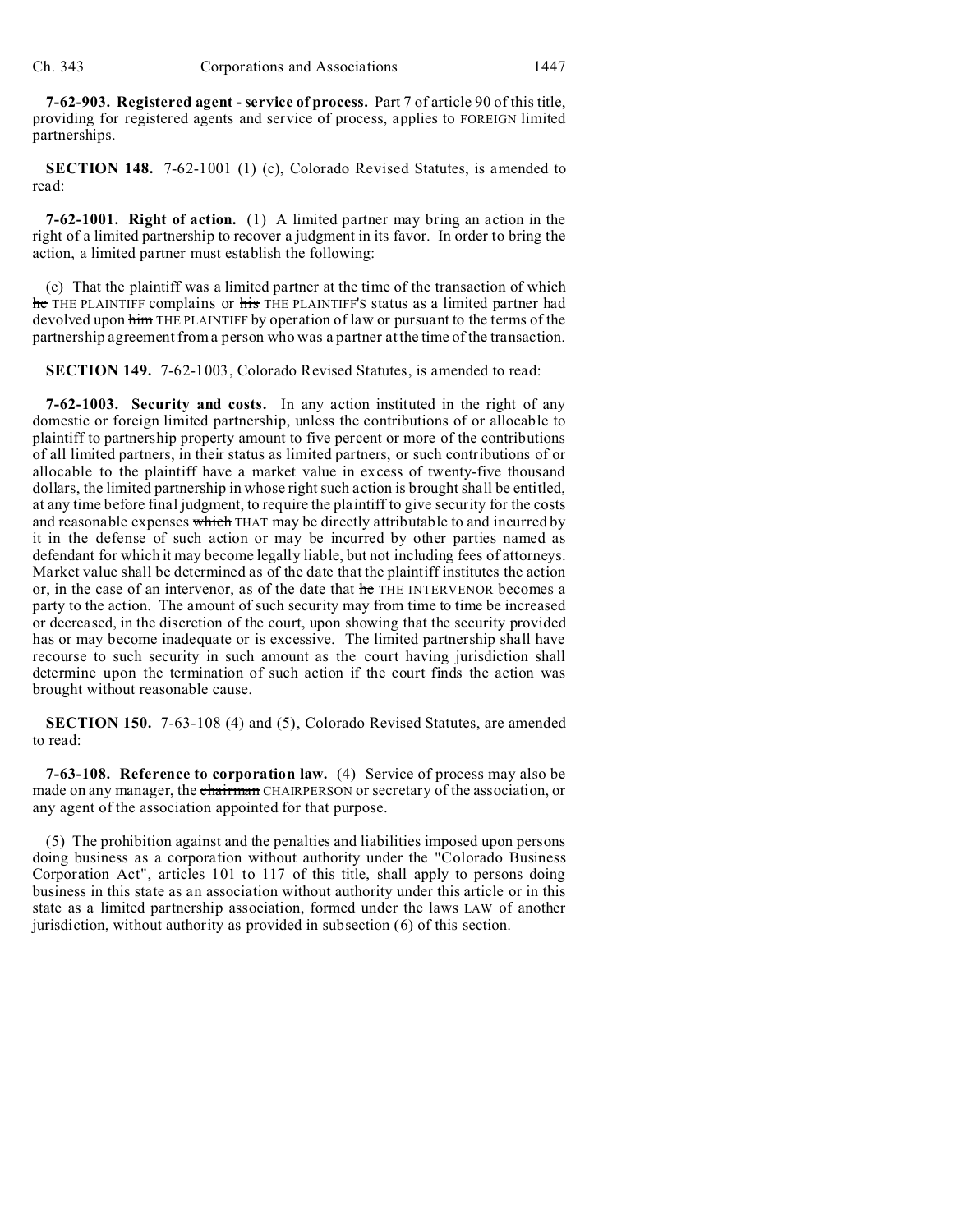**7-62-903. Registered agent - service of process.** Part 7 of article 90 of this title, providing for registered agents and service of process, applies to FOREIGN limited partnerships.

**SECTION 148.** 7-62-1001 (1) (c), Colorado Revised Statutes, is amended to read:

**7-62-1001. Right of action.** (1) A limited partner may bring an action in the right of a limited partnership to recover a judgment in its favor. In order to bring the action, a limited partner must establish the following:

(c) That the plaintiff was a limited partner at the time of the transaction of which ~~he~~ THE PLAINTIFF complains or ~~his~~ THE PLAINTIFF'S status as a limited partner had devolved upon ~~him~~ THE PLAINTIFF by operation of law or pursuant to the terms of the partnership agreement from a person who was a partner at the time of the transaction.

**SECTION 149.** 7-62-1003, Colorado Revised Statutes, is amended to read:

**7-62-1003. Security and costs.** In any action instituted in the right of any domestic or foreign limited partnership, unless the contributions of or allocable to plaintiff to partnership property amount to five percent or more of the contributions of all limited partners, in their status as limited partners, or such contributions of or allocable to the plaintiff have a market value in excess of twenty-five thousand dollars, the limited partnership in whose right such action is brought shall be entitled, at any time before final judgment, to require the plaintiff to give security for the costs and reasonable expenses ~~which~~ THAT may be directly attributable to and incurred by it in the defense of such action or may be incurred by other parties named as defendant for which it may become legally liable, but not including fees of attorneys. Market value shall be determined as of the date that the plaintiff institutes the action or, in the case of an intervenor, as of the date that ~~he~~ THE INTERVENOR becomes a party to the action. The amount of such security may from time to time be increased or decreased, in the discretion of the court, upon showing that the security provided has or may become inadequate or is excessive. The limited partnership shall have recourse to such security in such amount as the court having jurisdiction shall determine upon the termination of such action if the court finds the action was brought without reasonable cause.

**SECTION 150.** 7-63-108 (4) and (5), Colorado Revised Statutes, are amended to read:

**7-63-108. Reference to corporation law.** (4) Service of process may also be made on any manager, the ~~chairman~~ CHAIRPERSON or secretary of the association, or any agent of the association appointed for that purpose.

(5) The prohibition against and the penalties and liabilities imposed upon persons doing business as a corporation without authority under the "Colorado Business Corporation Act", articles 101 to 117 of this title, shall apply to persons doing business in this state as an association without authority under this article or in this state as a limited partnership association, formed under the ~~laws~~ LAW of another jurisdiction, without authority as provided in subsection (6) of this section.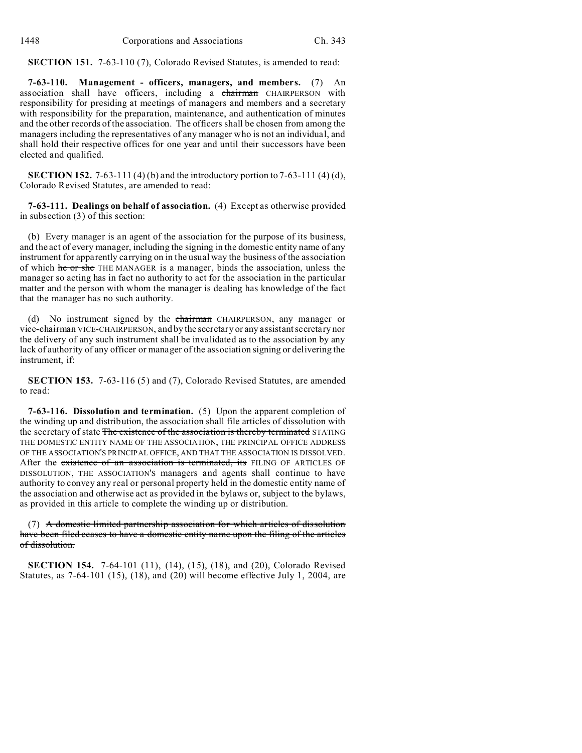**SECTION 151.** 7-63-110 (7), Colorado Revised Statutes, is amended to read:

**7-63-110. Management - officers, managers, and members.** (7) An association shall have officers, including a ~~chairman~~ CHAIRPERSON with responsibility for presiding at meetings of managers and members and a secretary with responsibility for the preparation, maintenance, and authentication of minutes and the other records of the association. The officers shall be chosen from among the managers including the representatives of any manager who is not an individual, and shall hold their respective offices for one year and until their successors have been elected and qualified.

**SECTION 152.** 7-63-111 (4) (b) and the introductory portion to 7-63-111 (4) (d), Colorado Revised Statutes, are amended to read:

**7-63-111. Dealings on behalf of association.** (4) Except as otherwise provided in subsection (3) of this section:

(b) Every manager is an agent of the association for the purpose of its business, and the act of every manager, including the signing in the domestic entity name of any instrument for apparently carrying on in the usual way the business of the association of which ~~he or she~~ THE MANAGER is a manager, binds the association, unless the manager so acting has in fact no authority to act for the association in the particular matter and the person with whom the manager is dealing has knowledge of the fact that the manager has no such authority.

(d) No instrument signed by the ~~chairman~~ CHAIRPERSON, any manager or ~~vice-chairman~~ VICE-CHAIRPERSON, and by the secretary or any assistant secretary nor the delivery of any such instrument shall be invalidated as to the association by any lack of authority of any officer or manager of the association signing or delivering the instrument, if:

**SECTION 153.** 7-63-116 (5) and (7), Colorado Revised Statutes, are amended to read:

**7-63-116. Dissolution and termination.** (5) Upon the apparent completion of the winding up and distribution, the association shall file articles of dissolution with the secretary of state ~~The existence of the association is thereby terminated~~ STATING THE DOMESTIC ENTITY NAME OF THE ASSOCIATION, THE PRINCIPAL OFFICE ADDRESS OF THE ASSOCIATION'S PRINCIPAL OFFICE, AND THAT THE ASSOCIATION IS DISSOLVED. After the ~~existence of an association is terminated, its~~ FILING OF ARTICLES OF DISSOLUTION, THE ASSOCIATION'S managers and agents shall continue to have authority to convey any real or personal property held in the domestic entity name of the association and otherwise act as provided in the bylaws or, subject to the bylaws, as provided in this article to complete the winding up or distribution.

(7) ~~A domestic limited partnership association for which articles of dissolution have been filed ceases to have a domestic entity name upon the filing of the articles of dissolution.~~

**SECTION 154.** 7-64-101 (11), (14), (15), (18), and (20), Colorado Revised Statutes, as 7-64-101 (15), (18), and (20) will become effective July 1, 2004, are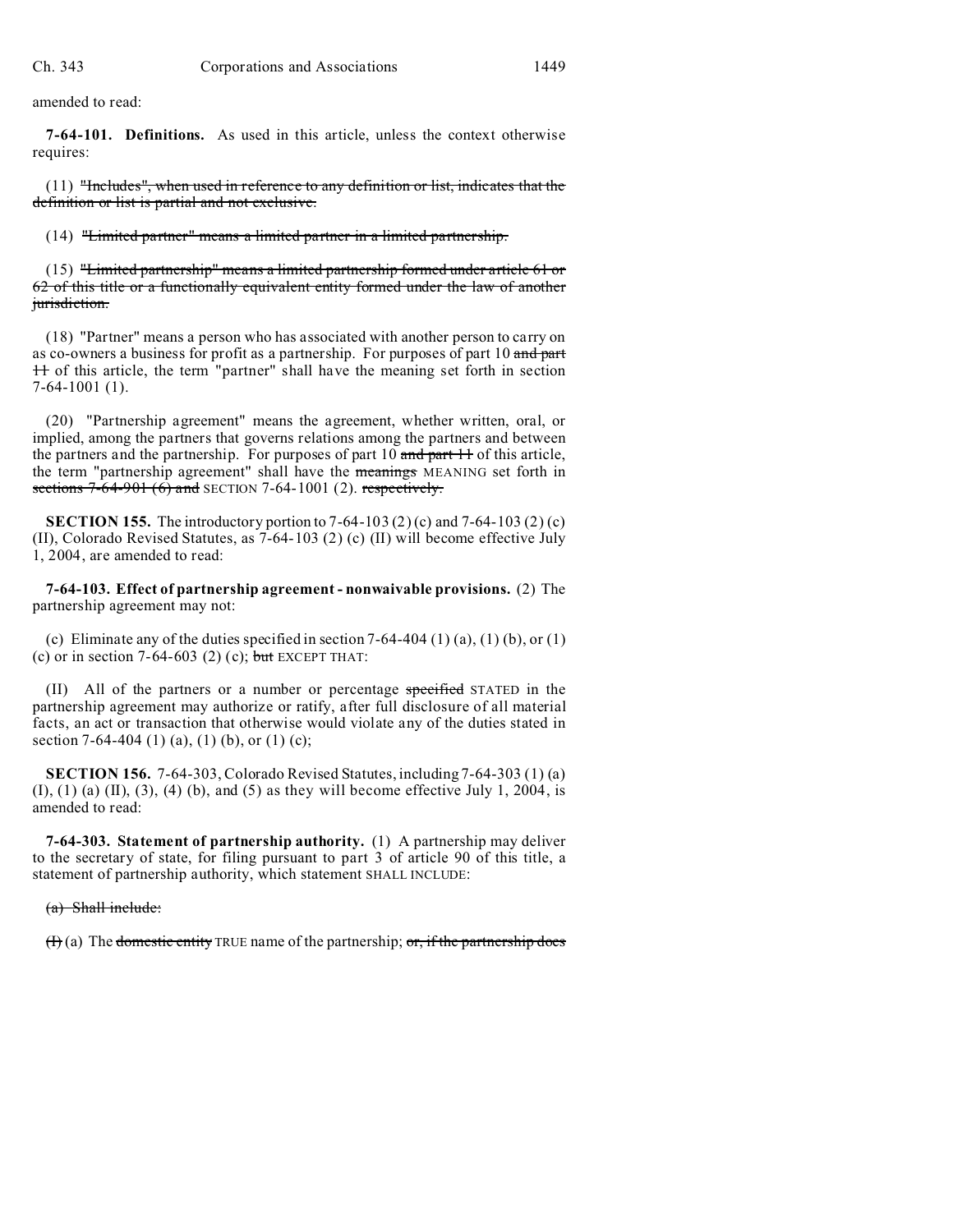amended to read:

**7-64-101. Definitions.** As used in this article, unless the context otherwise requires:

(11) ~~"Includes", when used in reference to any definition or list, indicates that the definition or list is partial and not exclusive.~~

(14) ~~"Limited partner" means a limited partner in a limited partnership.~~

(15) ~~"Limited partnership" means a limited partnership formed under article 61 or 62 of this title or a functionally equivalent entity formed under the law of another jurisdiction.~~

(18) "Partner" means a person who has associated with another person to carry on as co-owners a business for profit as a partnership. For purposes of part 10 ~~and part 11~~ of this article, the term "partner" shall have the meaning set forth in section 7-64-1001 (1).

(20) "Partnership agreement" means the agreement, whether written, oral, or implied, among the partners that governs relations among the partners and between the partners and the partnership. For purposes of part 10 ~~and part 11~~ of this article, the term "partnership agreement" shall have the ~~meanings~~ MEANING set forth in ~~sections 7-64-901 (6) and~~ SECTION 7-64-1001 (2). ~~respectively.~~

**SECTION 155.** The introductory portion to 7-64-103 (2) (c) and 7-64-103 (2) (c) (II), Colorado Revised Statutes, as 7-64-103 (2) (c) (II) will become effective July 1, 2004, are amended to read:

**7-64-103. Effect of partnership agreement - nonwaivable provisions.** (2) The partnership agreement may not:

(c) Eliminate any of the duties specified in section 7-64-404 (1) (a), (1) (b), or (1) (c) or in section 7-64-603 (2) (c); ~~but~~ EXCEPT THAT:

(II) All of the partners or a number or percentage ~~specified~~ STATED in the partnership agreement may authorize or ratify, after full disclosure of all material facts, an act or transaction that otherwise would violate any of the duties stated in section 7-64-404 (1) (a), (1) (b), or (1) (c);

**SECTION 156.** 7-64-303, Colorado Revised Statutes, including 7-64-303 (1) (a) (I), (1) (a) (II), (3), (4) (b), and (5) as they will become effective July 1, 2004, is amended to read:

**7-64-303. Statement of partnership authority.** (1) A partnership may deliver to the secretary of state, for filing pursuant to part 3 of article 90 of this title, a statement of partnership authority, which statement SHALL INCLUDE:

~~(a) Shall include:~~

~~(I)~~ (a) The ~~domestic entity~~ TRUE name of the partnership; ~~or, if the partnership does~~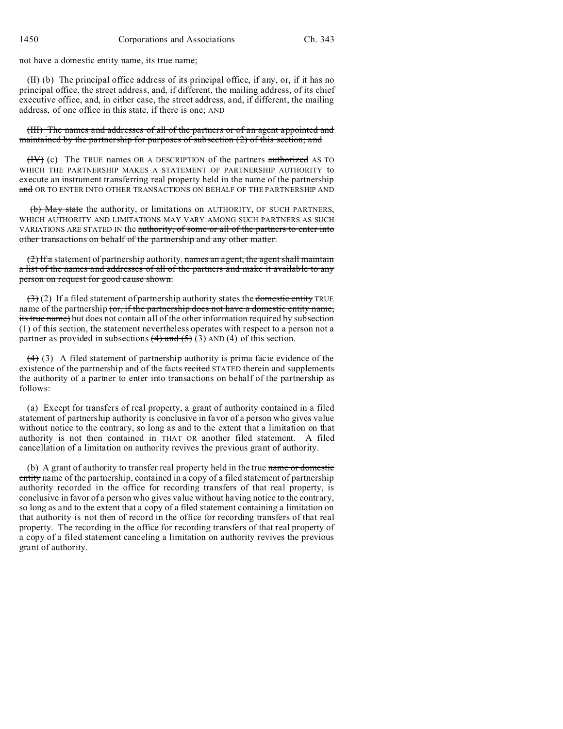not have a domestic entity name, its true name;

(II) (b) The principal office address of its principal office, if any, or, if it has no principal office, the street address, and, if different, the mailing address, of its chief executive office, and, in either case, the street address, and, if different, the mailing address, of one office in this state, if there is one; AND

(III) The names and addresses of all of the partners or of an agent appointed and maintained by the partnership for purposes of subsection (2) of this section; and

(IV) (c) The TRUE names OR A DESCRIPTION of the partners authorized AS TO WHICH THE PARTNERSHIP MAKES A STATEMENT OF PARTNERSHIP AUTHORITY to execute an instrument transferring real property held in the name of the partnership and OR TO ENTER INTO OTHER TRANSACTIONS ON BEHALF OF THE PARTNERSHIP AND

(b) May state the authority, or limitations on AUTHORITY, OF SUCH PARTNERS, WHICH AUTHORITY AND LIMITATIONS MAY VARY AMONG SUCH PARTNERS AS SUCH VARIATIONS ARE STATED IN the authority, of some or all of the partners to enter into other transactions on behalf of the partnership and any other matter.

(2) If a statement of partnership authority. names an agent, the agent shall maintain a list of the names and addresses of all of the partners and make it available to any person on request for good cause shown.

(3) (2) If a filed statement of partnership authority states the domestic entity TRUE name of the partnership (or, if the partnership does not have a domestic entity name, its true name) but does not contain all of the other information required by subsection (1) of this section, the statement nevertheless operates with respect to a person not a partner as provided in subsections (4) and (5) (3) AND (4) of this section.

(4) (3) A filed statement of partnership authority is prima facie evidence of the existence of the partnership and of the facts recited STATED therein and supplements the authority of a partner to enter into transactions on behalf of the partnership as follows:

(a) Except for transfers of real property, a grant of authority contained in a filed statement of partnership authority is conclusive in favor of a person who gives value without notice to the contrary, so long as and to the extent that a limitation on that authority is not then contained in THAT OR another filed statement. A filed cancellation of a limitation on authority revives the previous grant of authority.

(b) A grant of authority to transfer real property held in the true name or domestic entity name of the partnership, contained in a copy of a filed statement of partnership authority recorded in the office for recording transfers of that real property, is conclusive in favor of a person who gives value without having notice to the contrary, so long as and to the extent that a copy of a filed statement containing a limitation on that authority is not then of record in the office for recording transfers of that real property. The recording in the office for recording transfers of that real property of a copy of a filed statement canceling a limitation on authority revives the previous grant of authority.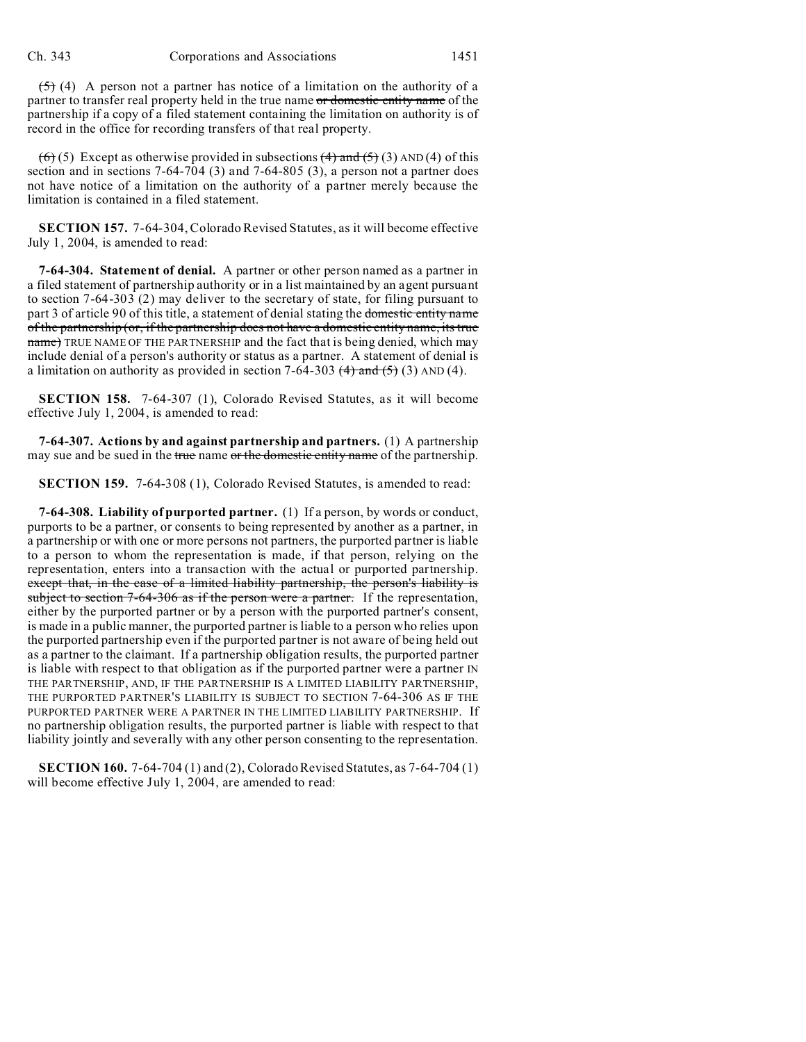~~(5)~~ (4) A person not a partner has notice of a limitation on the authority of a partner to transfer real property held in the true name ~~or domestic entity name~~ of the partnership if a copy of a filed statement containing the limitation on authority is of record in the office for recording transfers of that real property.

~~(6)~~ (5) Except as otherwise provided in subsections ~~(4) and (5)~~ (3) AND (4) of this section and in sections 7-64-704 (3) and 7-64-805 (3), a person not a partner does not have notice of a limitation on the authority of a partner merely because the limitation is contained in a filed statement.

**SECTION 157.** 7-64-304, Colorado Revised Statutes, as it will become effective July 1, 2004, is amended to read:

**7-64-304. Statement of denial.** A partner or other person named as a partner in a filed statement of partnership authority or in a list maintained by an agent pursuant to section 7-64-303 (2) may deliver to the secretary of state, for filing pursuant to part 3 of article 90 of this title, a statement of denial stating the ~~domestic entity name of the partnership (or, if the partnership does not have a domestic entity name, its true name)~~ TRUE NAME OF THE PARTNERSHIP and the fact that is being denied, which may include denial of a person's authority or status as a partner. A statement of denial is a limitation on authority as provided in section 7-64-303 ~~(4) and (5)~~ (3) AND (4).

**SECTION 158.** 7-64-307 (1), Colorado Revised Statutes, as it will become effective July 1, 2004, is amended to read:

**7-64-307. Actions by and against partnership and partners.** (1) A partnership may sue and be sued in the ~~true~~ name ~~or the domestic entity name~~ of the partnership.

**SECTION 159.** 7-64-308 (1), Colorado Revised Statutes, is amended to read:

**7-64-308. Liability of purported partner.** (1) If a person, by words or conduct, purports to be a partner, or consents to being represented by another as a partner, in a partnership or with one or more persons not partners, the purported partner is liable to a person to whom the representation is made, if that person, relying on the representation, enters into a transaction with the actual or purported partnership. ~~except that, in the case of a limited liability partnership, the person's liability is subject to section 7-64-306 as if the person were a partner.~~ If the representation, either by the purported partner or by a person with the purported partner's consent, is made in a public manner, the purported partner is liable to a person who relies upon the purported partnership even if the purported partner is not aware of being held out as a partner to the claimant. If a partnership obligation results, the purported partner is liable with respect to that obligation as if the purported partner were a partner IN THE PARTNERSHIP, AND, IF THE PARTNERSHIP IS A LIMITED LIABILITY PARTNERSHIP, THE PURPORTED PARTNER'S LIABILITY IS SUBJECT TO SECTION 7-64-306 AS IF THE PURPORTED PARTNER WERE A PARTNER IN THE LIMITED LIABILITY PARTNERSHIP. If no partnership obligation results, the purported partner is liable with respect to that liability jointly and severally with any other person consenting to the representation.

**SECTION 160.** 7-64-704 (1) and (2), Colorado Revised Statutes, as 7-64-704 (1) will become effective July 1, 2004, are amended to read: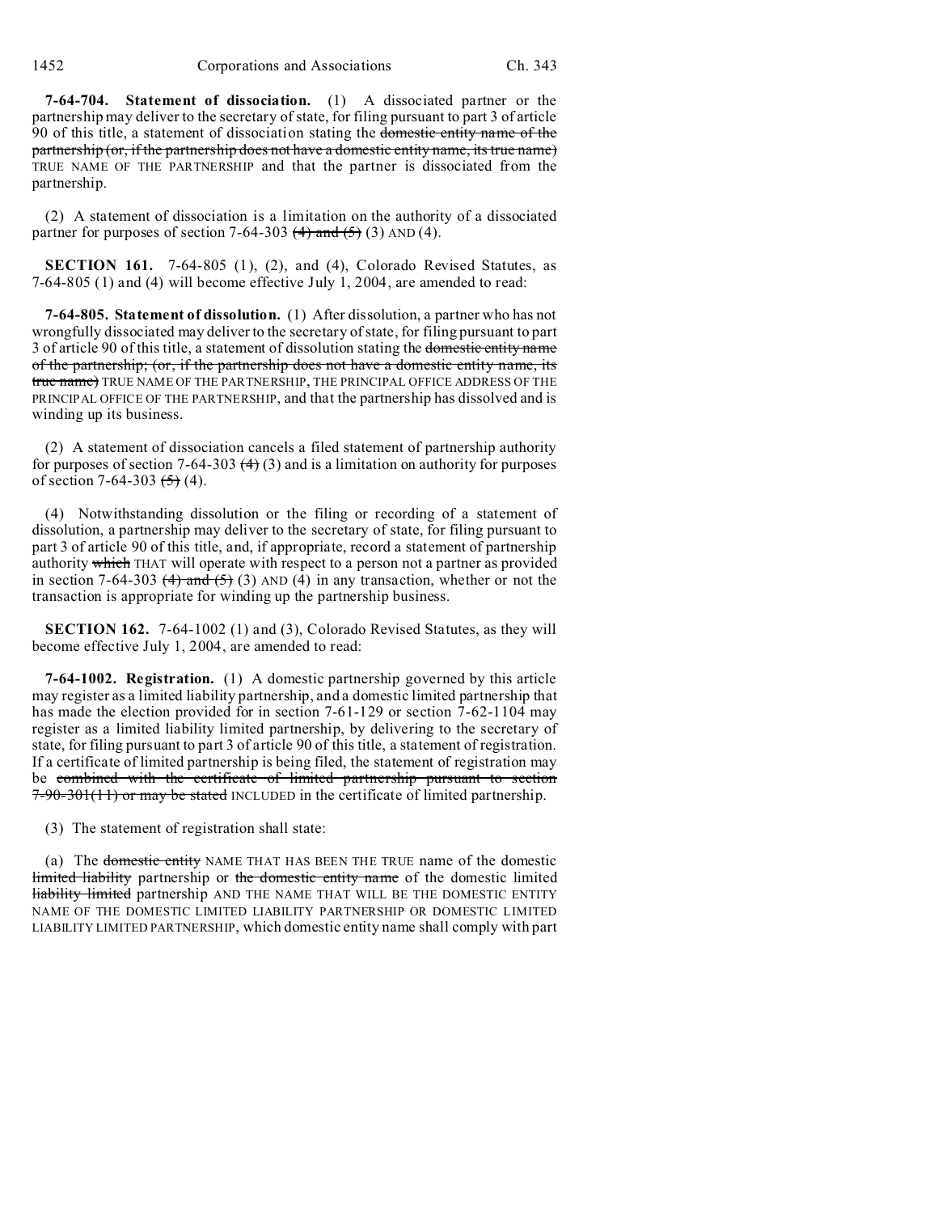**7-64-704. Statement of dissociation.** (1) A dissociated partner or the partnership may deliver to the secretary of state, for filing pursuant to part 3 of article 90 of this title, a statement of dissociation stating the ~~domestic entity name of the partnership (or, if the partnership does not have a domestic entity name, its true name)~~ TRUE NAME OF THE PARTNERSHIP and that the partner is dissociated from the partnership.

(2) A statement of dissociation is a limitation on the authority of a dissociated partner for purposes of section 7-64-303 ~~(4) and (5)~~ (3) AND (4).

**SECTION 161.** 7-64-805 (1), (2), and (4), Colorado Revised Statutes, as 7-64-805 (1) and (4) will become effective July 1, 2004, are amended to read:

**7-64-805. Statement of dissolution.** (1) After dissolution, a partner who has not wrongfully dissociated may deliver to the secretary of state, for filing pursuant to part 3 of article 90 of this title, a statement of dissolution stating the ~~domestic entity name of the partnership (or, if the partnership does not have a domestic entity name, its true name)~~ TRUE NAME OF THE PARTNERSHIP, THE PRINCIPAL OFFICE ADDRESS OF THE PRINCIPAL OFFICE OF THE PARTNERSHIP, and that the partnership has dissolved and is winding up its business.

(2) A statement of dissociation cancels a filed statement of partnership authority for purposes of section 7-64-303 ~~(4)~~ (3) and is a limitation on authority for purposes of section 7-64-303 ~~(5)~~ (4).

(4) Notwithstanding dissolution or the filing or recording of a statement of dissolution, a partnership may deliver to the secretary of state, for filing pursuant to part 3 of article 90 of this title, and, if appropriate, record a statement of partnership authority ~~which~~ THAT will operate with respect to a person not a partner as provided in section 7-64-303 ~~(4) and (5)~~ (3) AND (4) in any transaction, whether or not the transaction is appropriate for winding up the partnership business.

**SECTION 162.** 7-64-1002 (1) and (3), Colorado Revised Statutes, as they will become effective July 1, 2004, are amended to read:

**7-64-1002. Registration.** (1) A domestic partnership governed by this article may register as a limited liability partnership, and a domestic limited partnership that has made the election provided for in section 7-61-129 or section 7-62-1104 may register as a limited liability limited partnership, by delivering to the secretary of state, for filing pursuant to part 3 of article 90 of this title, a statement of registration. If a certificate of limited partnership is being filed, the statement of registration may be ~~combined with the certificate of limited partnership pursuant to section 7-90-301(11) or may be stated~~ INCLUDED in the certificate of limited partnership.

(3) The statement of registration shall state:

(a) The ~~domestic entity~~ NAME THAT HAS BEEN THE TRUE name of the domestic ~~limited liability~~ partnership or ~~the domestic entity name~~ of the domestic limited ~~liability limited~~ partnership AND THE NAME THAT WILL BE THE DOMESTIC ENTITY NAME OF THE DOMESTIC LIMITED LIABILITY PARTNERSHIP OR DOMESTIC LIMITED LIABILITY LIMITED PARTNERSHIP, which domestic entity name shall comply with part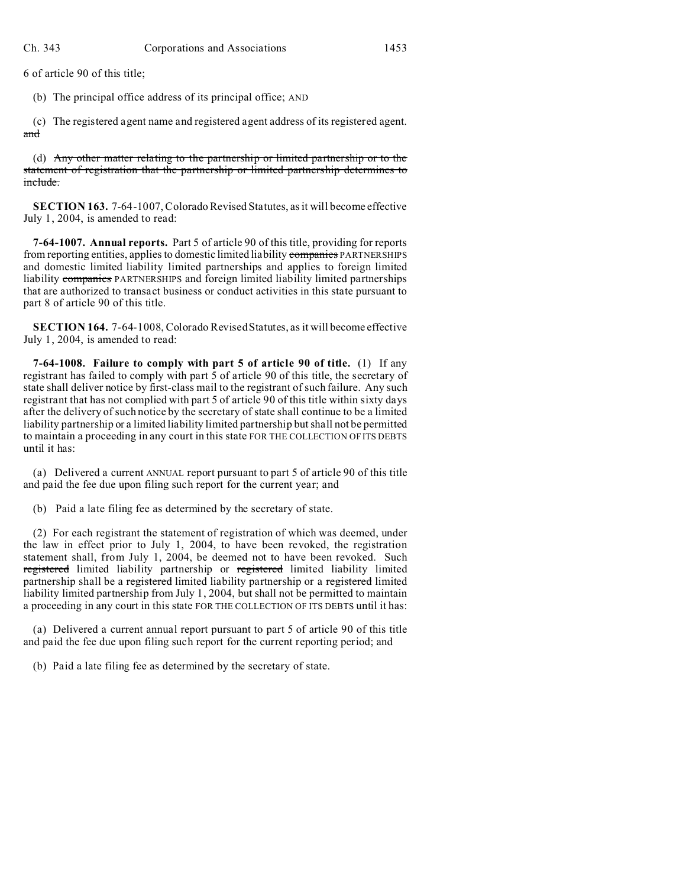6 of article 90 of this title;

(b) The principal office address of its principal office; AND

(c) The registered agent name and registered agent address of its registered agent. ~~and~~

(d) ~~Any other matter relating to the partnership or limited partnership or to the statement of registration that the partnership or limited partnership determines to include.~~

**SECTION 163.** 7-64-1007, Colorado Revised Statutes, as it will become effective July 1, 2004, is amended to read:

**7-64-1007. Annual reports.** Part 5 of article 90 of this title, providing for reports from reporting entities, applies to domestic limited liability ~~companies~~ PARTNERSHIPS and domestic limited liability limited partnerships and applies to foreign limited liability ~~companies~~ PARTNERSHIPS and foreign limited liability limited partnerships that are authorized to transact business or conduct activities in this state pursuant to part 8 of article 90 of this title.

**SECTION 164.** 7-64-1008, Colorado Revised Statutes, as it will become effective July 1, 2004, is amended to read:

**7-64-1008. Failure to comply with part 5 of article 90 of title.** (1) If any registrant has failed to comply with part 5 of article 90 of this title, the secretary of state shall deliver notice by first-class mail to the registrant of such failure. Any such registrant that has not complied with part 5 of article 90 of this title within sixty days after the delivery of such notice by the secretary of state shall continue to be a limited liability partnership or a limited liability limited partnership but shall not be permitted to maintain a proceeding in any court in this state FOR THE COLLECTION OF ITS DEBTS until it has:

(a) Delivered a current ANNUAL report pursuant to part 5 of article 90 of this title and paid the fee due upon filing such report for the current year; and

(b) Paid a late filing fee as determined by the secretary of state.

(2) For each registrant the statement of registration of which was deemed, under the law in effect prior to July 1, 2004, to have been revoked, the registration statement shall, from July 1, 2004, be deemed not to have been revoked. Such ~~registered~~ limited liability partnership or ~~registered~~ limited liability limited partnership shall be a ~~registered~~ limited liability partnership or a ~~registered~~ limited liability limited partnership from July 1, 2004, but shall not be permitted to maintain a proceeding in any court in this state FOR THE COLLECTION OF ITS DEBTS until it has:

(a) Delivered a current annual report pursuant to part 5 of article 90 of this title and paid the fee due upon filing such report for the current reporting period; and

(b) Paid a late filing fee as determined by the secretary of state.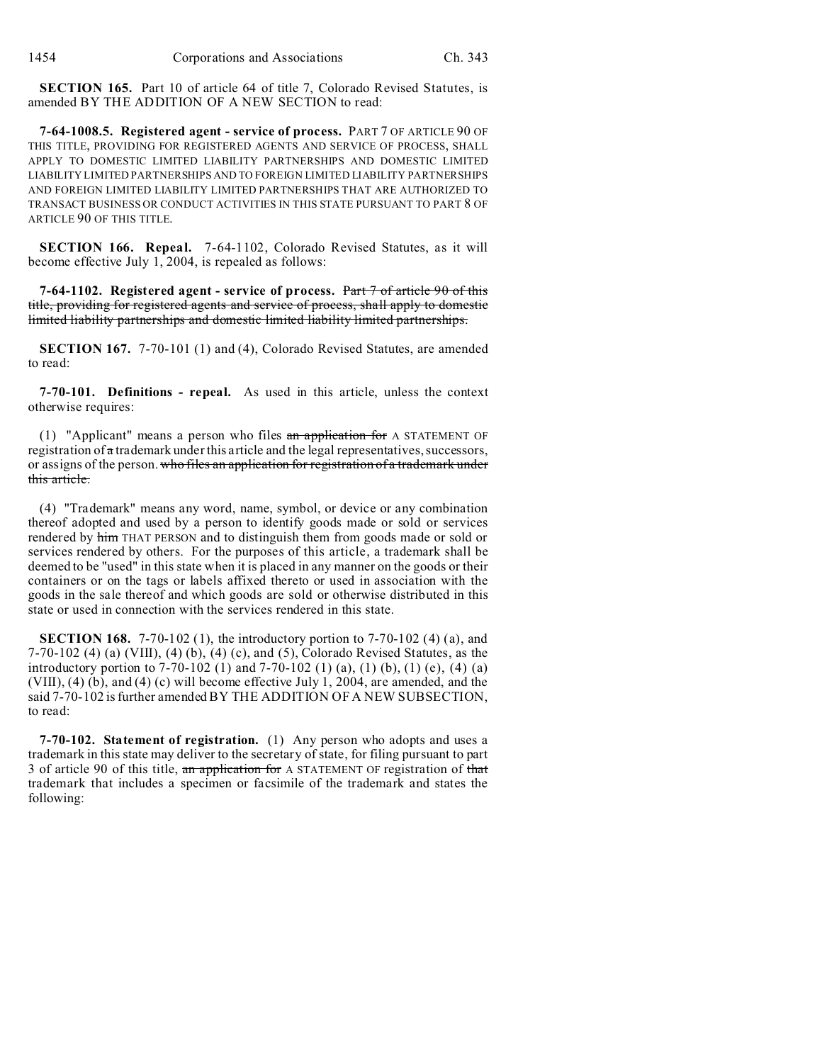**SECTION 165.** Part 10 of article 64 of title 7, Colorado Revised Statutes, is amended BY THE ADDITION OF A NEW SECTION to read:

**7-64-1008.5. Registered agent - service of process.** PART 7 OF ARTICLE 90 OF THIS TITLE, PROVIDING FOR REGISTERED AGENTS AND SERVICE OF PROCESS, SHALL APPLY TO DOMESTIC LIMITED LIABILITY PARTNERSHIPS AND DOMESTIC LIMITED LIABILITY LIMITED PARTNERSHIPS AND TO FOREIGN LIMITED LIABILITY PARTNERSHIPS AND FOREIGN LIMITED LIABILITY LIMITED PARTNERSHIPS THAT ARE AUTHORIZED TO TRANSACT BUSINESS OR CONDUCT ACTIVITIES IN THIS STATE PURSUANT TO PART 8 OF ARTICLE 90 OF THIS TITLE.

**SECTION 166. Repeal.** 7-64-1102, Colorado Revised Statutes, as it will become effective July 1, 2004, is repealed as follows:

**7-64-1102. Registered agent - service of process.** ~~Part 7 of article 90 of this title, providing for registered agents and service of process, shall apply to domestic limited liability partnerships and domestic limited liability limited partnerships.~~

**SECTION 167.** 7-70-101 (1) and (4), Colorado Revised Statutes, are amended to read:

**7-70-101. Definitions - repeal.** As used in this article, unless the context otherwise requires:

(1) "Applicant" means a person who files ~~an application for~~ A STATEMENT OF registration of ~~a~~ trademark under this article and the legal representatives, successors, or assigns of the person. ~~who files an application for registration of a trademark under this article.~~

(4) "Trademark" means any word, name, symbol, or device or any combination thereof adopted and used by a person to identify goods made or sold or services rendered by ~~him~~ THAT PERSON and to distinguish them from goods made or sold or services rendered by others. For the purposes of this article, a trademark shall be deemed to be "used" in this state when it is placed in any manner on the goods or their containers or on the tags or labels affixed thereto or used in association with the goods in the sale thereof and which goods are sold or otherwise distributed in this state or used in connection with the services rendered in this state.

**SECTION 168.** 7-70-102 (1), the introductory portion to 7-70-102 (4) (a), and 7-70-102 (4) (a) (VIII), (4) (b), (4) (c), and (5), Colorado Revised Statutes, as the introductory portion to 7-70-102 (1) and 7-70-102 (1) (a), (1) (b), (1) (e), (4) (a) (VIII), (4) (b), and (4) (c) will become effective July 1, 2004, are amended, and the said 7-70-102 is further amended BY THE ADDITION OF A NEW SUBSECTION, to read:

**7-70-102. Statement of registration.** (1) Any person who adopts and uses a trademark in this state may deliver to the secretary of state, for filing pursuant to part 3 of article 90 of this title, ~~an application for~~ A STATEMENT OF registration of ~~that~~ trademark that includes a specimen or facsimile of the trademark and states the following: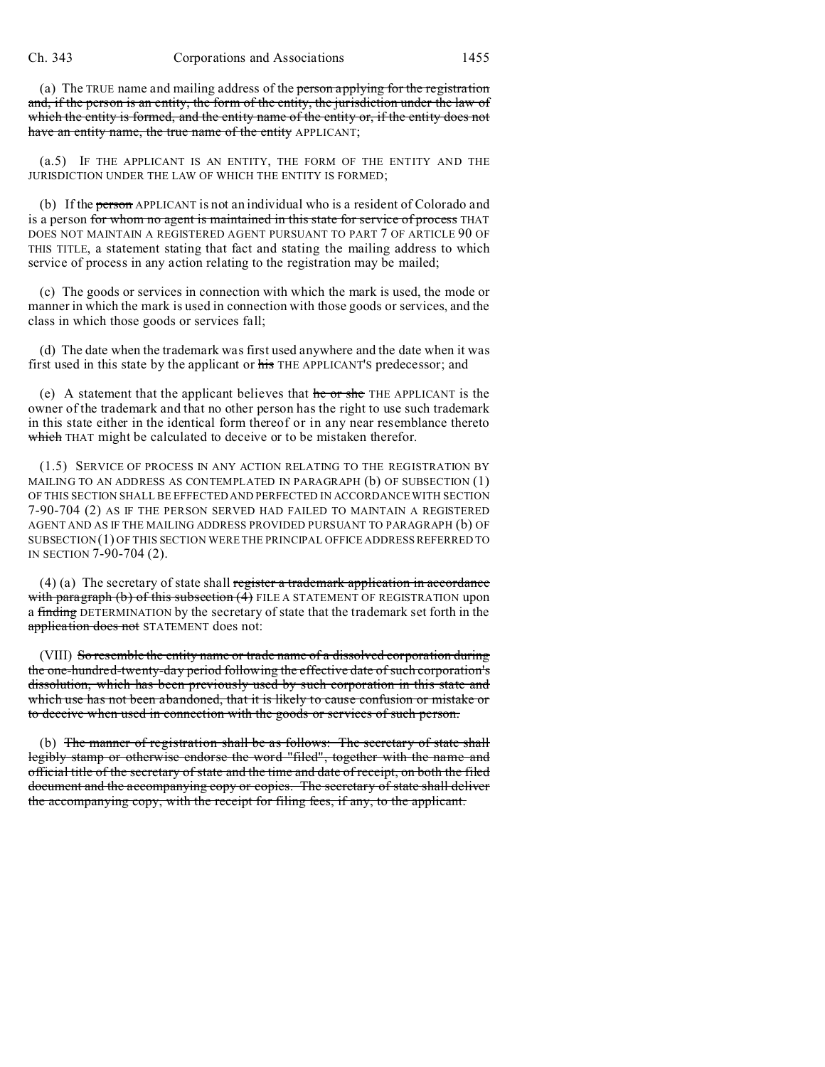(a) The TRUE name and mailing address of the ~~person applying for the registration and, if the person is an entity, the form of the entity, the jurisdiction under the law of which the entity is formed, and the entity name of the entity or, if the entity does not have an entity name, the true name of the entity~~ APPLICANT;

(a.5) IF THE APPLICANT IS AN ENTITY, THE FORM OF THE ENTITY AND THE JURISDICTION UNDER THE LAW OF WHICH THE ENTITY IS FORMED;

(b) If the ~~person~~ APPLICANT is not an individual who is a resident of Colorado and is a person ~~for whom no agent is maintained in this state for service of process~~ THAT DOES NOT MAINTAIN A REGISTERED AGENT PURSUANT TO PART 7 OF ARTICLE 90 OF THIS TITLE, a statement stating that fact and stating the mailing address to which service of process in any action relating to the registration may be mailed;

(c) The goods or services in connection with which the mark is used, the mode or manner in which the mark is used in connection with those goods or services, and the class in which those goods or services fall;

(d) The date when the trademark was first used anywhere and the date when it was first used in this state by the applicant or ~~his~~ THE APPLICANT'S predecessor; and

(e) A statement that the applicant believes that ~~he or she~~ THE APPLICANT is the owner of the trademark and that no other person has the right to use such trademark in this state either in the identical form thereof or in any near resemblance thereto ~~which~~ THAT might be calculated to deceive or to be mistaken therefor.

(1.5) SERVICE OF PROCESS IN ANY ACTION RELATING TO THE REGISTRATION BY MAILING TO AN ADDRESS AS CONTEMPLATED IN PARAGRAPH (b) OF SUBSECTION (1) OF THIS SECTION SHALL BE EFFECTED AND PERFECTED IN ACCORDANCE WITH SECTION 7-90-704 (2) AS IF THE PERSON SERVED HAD FAILED TO MAINTAIN A REGISTERED AGENT AND AS IF THE MAILING ADDRESS PROVIDED PURSUANT TO PARAGRAPH (b) OF SUBSECTION (1) OF THIS SECTION WERE THE PRINCIPAL OFFICE ADDRESS REFERRED TO IN SECTION 7-90-704 (2).

(4) (a) The secretary of state shall ~~register a trademark application in accordance with paragraph (b) of this subsection (4)~~ FILE A STATEMENT OF REGISTRATION upon a ~~finding~~ DETERMINATION by the secretary of state that the trademark set forth in the ~~application does not~~ STATEMENT does not:

(VIII) ~~So resemble the entity name or trade name of a dissolved corporation during the one-hundred-twenty-day period following the effective date of such corporation's dissolution, which has been previously used by such corporation in this state and which use has not been abandoned, that it is likely to cause confusion or mistake or to deceive when used in connection with the goods or services of such person.~~

(b) ~~The manner of registration shall be as follows: The secretary of state shall legibly stamp or otherwise endorse the word "filed", together with the name and official title of the secretary of state and the time and date of receipt, on both the filed document and the accompanying copy or copies. The secretary of state shall deliver the accompanying copy, with the receipt for filing fees, if any, to the applicant.~~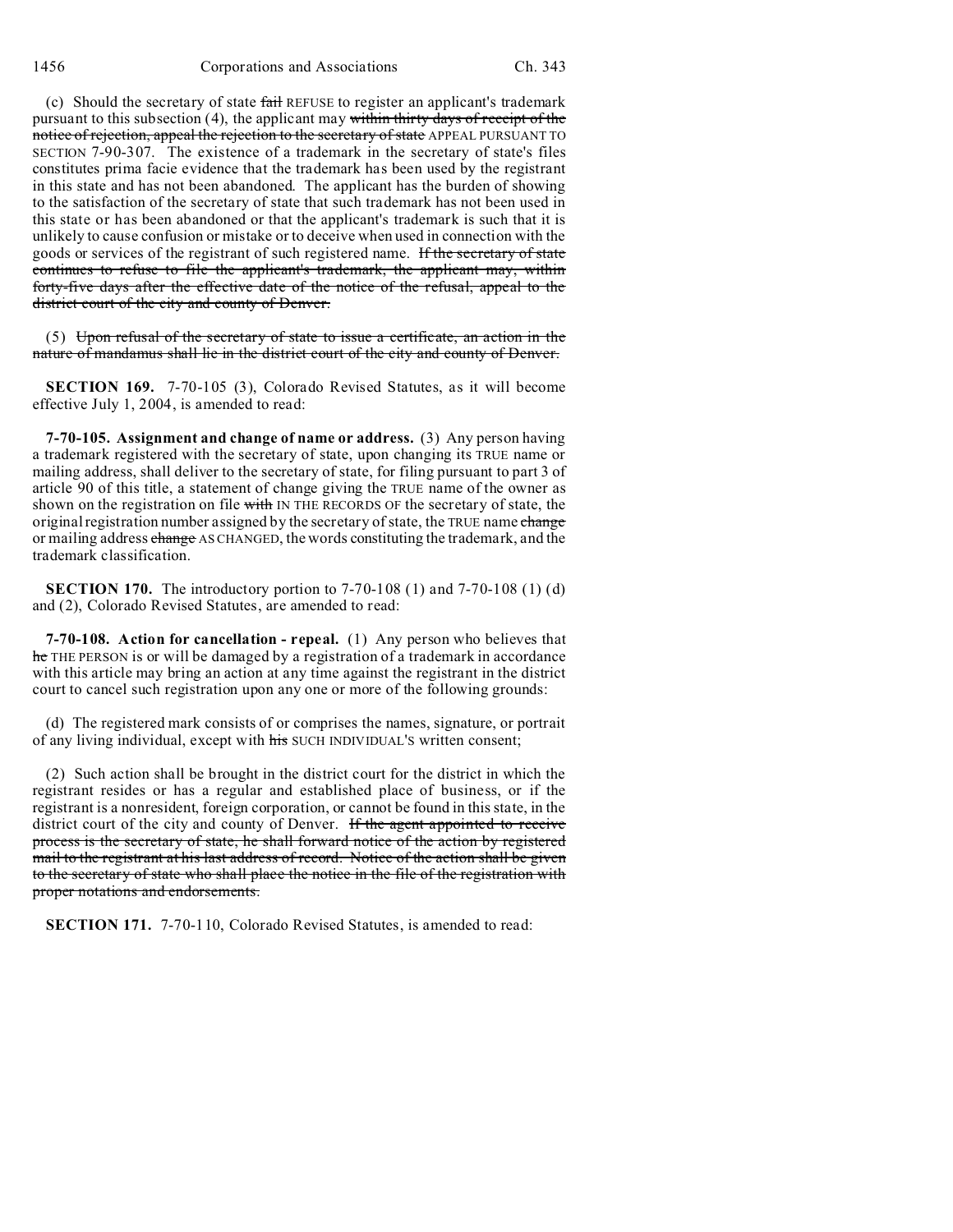(c) Should the secretary of state ~~fail~~ REFUSE to register an applicant's trademark pursuant to this subsection (4), the applicant may ~~within thirty days of receipt of the notice of rejection, appeal the rejection to the secretary of state~~ APPEAL PURSUANT TO SECTION 7-90-307. The existence of a trademark in the secretary of state's files constitutes prima facie evidence that the trademark has been used by the registrant in this state and has not been abandoned. The applicant has the burden of showing to the satisfaction of the secretary of state that such trademark has not been used in this state or has been abandoned or that the applicant's trademark is such that it is unlikely to cause confusion or mistake or to deceive when used in connection with the goods or services of the registrant of such registered name. ~~If the secretary of state continues to refuse to file the applicant's trademark, the applicant may, within forty-five days after the effective date of the notice of the refusal, appeal to the district court of the city and county of Denver.~~

(5) ~~Upon refusal of the secretary of state to issue a certificate, an action in the nature of mandamus shall lie in the district court of the city and county of Denver.~~

**SECTION 169.** 7-70-105 (3), Colorado Revised Statutes, as it will become effective July 1, 2004, is amended to read:

**7-70-105. Assignment and change of name or address.** (3) Any person having a trademark registered with the secretary of state, upon changing its TRUE name or mailing address, shall deliver to the secretary of state, for filing pursuant to part 3 of article 90 of this title, a statement of change giving the TRUE name of the owner as shown on the registration on file ~~with~~ IN THE RECORDS OF the secretary of state, the original registration number assigned by the secretary of state, the TRUE name ~~change~~ or mailing address ~~change~~ AS CHANGED, the words constituting the trademark, and the trademark classification.

**SECTION 170.** The introductory portion to 7-70-108 (1) and 7-70-108 (1) (d) and (2), Colorado Revised Statutes, are amended to read:

**7-70-108. Action for cancellation - repeal.** (1) Any person who believes that ~~he~~ THE PERSON is or will be damaged by a registration of a trademark in accordance with this article may bring an action at any time against the registrant in the district court to cancel such registration upon any one or more of the following grounds:

(d) The registered mark consists of or comprises the names, signature, or portrait of any living individual, except with ~~his~~ SUCH INDIVIDUAL'S written consent;

(2) Such action shall be brought in the district court for the district in which the registrant resides or has a regular and established place of business, or if the registrant is a nonresident, foreign corporation, or cannot be found in this state, in the district court of the city and county of Denver. ~~If the agent appointed to receive process is the secretary of state, he shall forward notice of the action by registered mail to the registrant at his last address of record. Notice of the action shall be given to the secretary of state who shall place the notice in the file of the registration with proper notations and endorsements.~~

**SECTION 171.** 7-70-110, Colorado Revised Statutes, is amended to read: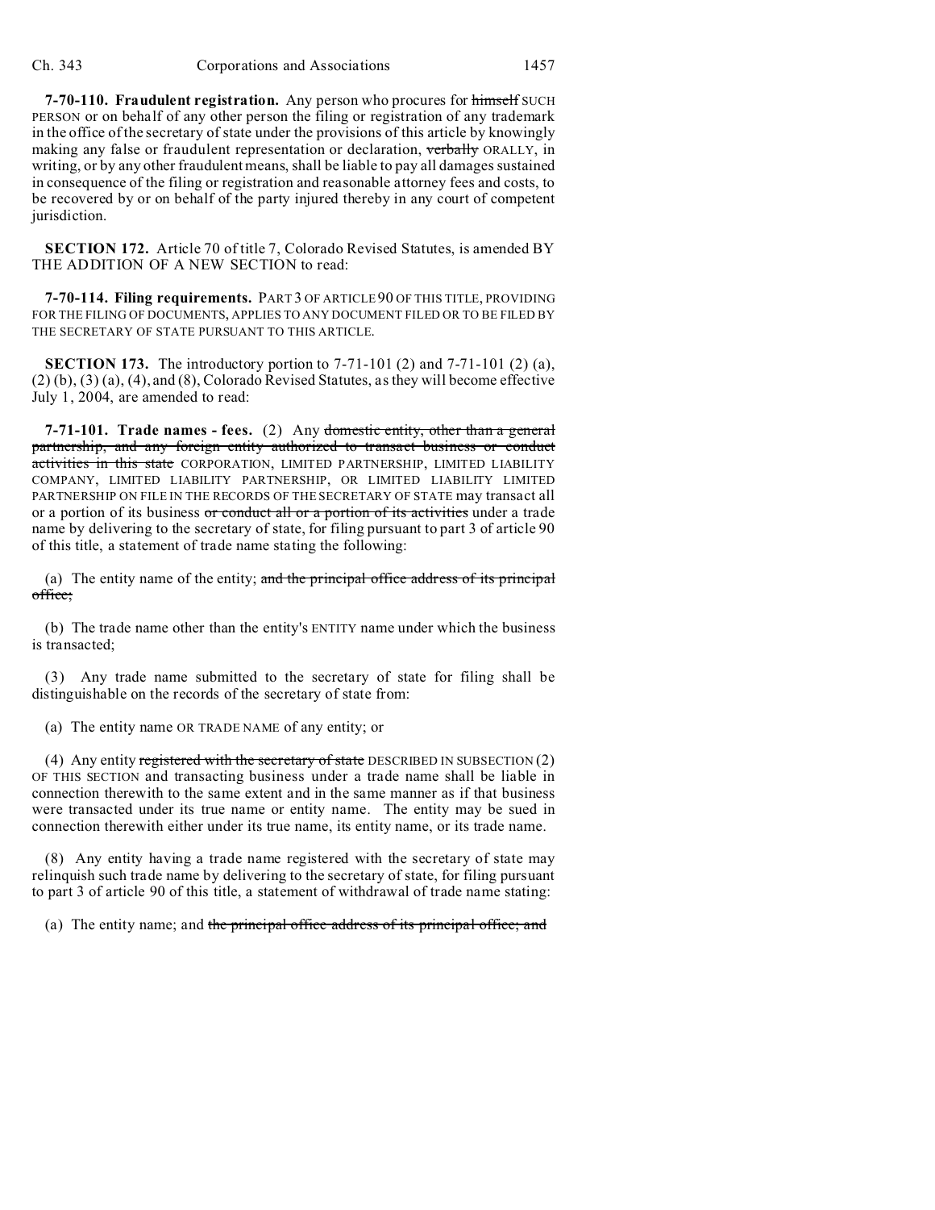**7-70-110. Fraudulent registration.** Any person who procures for ~~himself~~ SUCH PERSON or on behalf of any other person the filing or registration of any trademark in the office of the secretary of state under the provisions of this article by knowingly making any false or fraudulent representation or declaration, ~~verbally~~ ORALLY, in writing, or by any other fraudulent means, shall be liable to pay all damages sustained in consequence of the filing or registration and reasonable attorney fees and costs, to be recovered by or on behalf of the party injured thereby in any court of competent jurisdiction.

**SECTION 172.** Article 70 of title 7, Colorado Revised Statutes, is amended BY THE ADDITION OF A NEW SECTION to read:

**7-70-114. Filing requirements.** PART 3 OF ARTICLE 90 OF THIS TITLE, PROVIDING FOR THE FILING OF DOCUMENTS, APPLIES TO ANY DOCUMENT FILED OR TO BE FILED BY THE SECRETARY OF STATE PURSUANT TO THIS ARTICLE.

**SECTION 173.** The introductory portion to 7-71-101 (2) and 7-71-101 (2) (a), (2) (b), (3) (a), (4), and (8), Colorado Revised Statutes, as they will become effective July 1, 2004, are amended to read:

**7-71-101. Trade names - fees.** (2) Any ~~domestic entity, other than a general partnership, and any foreign entity authorized to transact business or conduct activities in this state~~ CORPORATION, LIMITED PARTNERSHIP, LIMITED LIABILITY COMPANY, LIMITED LIABILITY PARTNERSHIP, OR LIMITED LIABILITY LIMITED PARTNERSHIP ON FILE IN THE RECORDS OF THE SECRETARY OF STATE may transact all or a portion of its business ~~or conduct all or a portion of its activities~~ under a trade name by delivering to the secretary of state, for filing pursuant to part 3 of article 90 of this title, a statement of trade name stating the following:

(a) The entity name of the entity; ~~and the principal office address of its principal office;~~

(b) The trade name other than the entity's ENTITY name under which the business is transacted;

(3) Any trade name submitted to the secretary of state for filing shall be distinguishable on the records of the secretary of state from:

(a) The entity name OR TRADE NAME of any entity; or

(4) Any entity ~~registered with the secretary of state~~ DESCRIBED IN SUBSECTION (2) OF THIS SECTION and transacting business under a trade name shall be liable in connection therewith to the same extent and in the same manner as if that business were transacted under its true name or entity name. The entity may be sued in connection therewith either under its true name, its entity name, or its trade name.

(8) Any entity having a trade name registered with the secretary of state may relinquish such trade name by delivering to the secretary of state, for filing pursuant to part 3 of article 90 of this title, a statement of withdrawal of trade name stating:

(a) The entity name; and ~~the principal office address of its principal office; and~~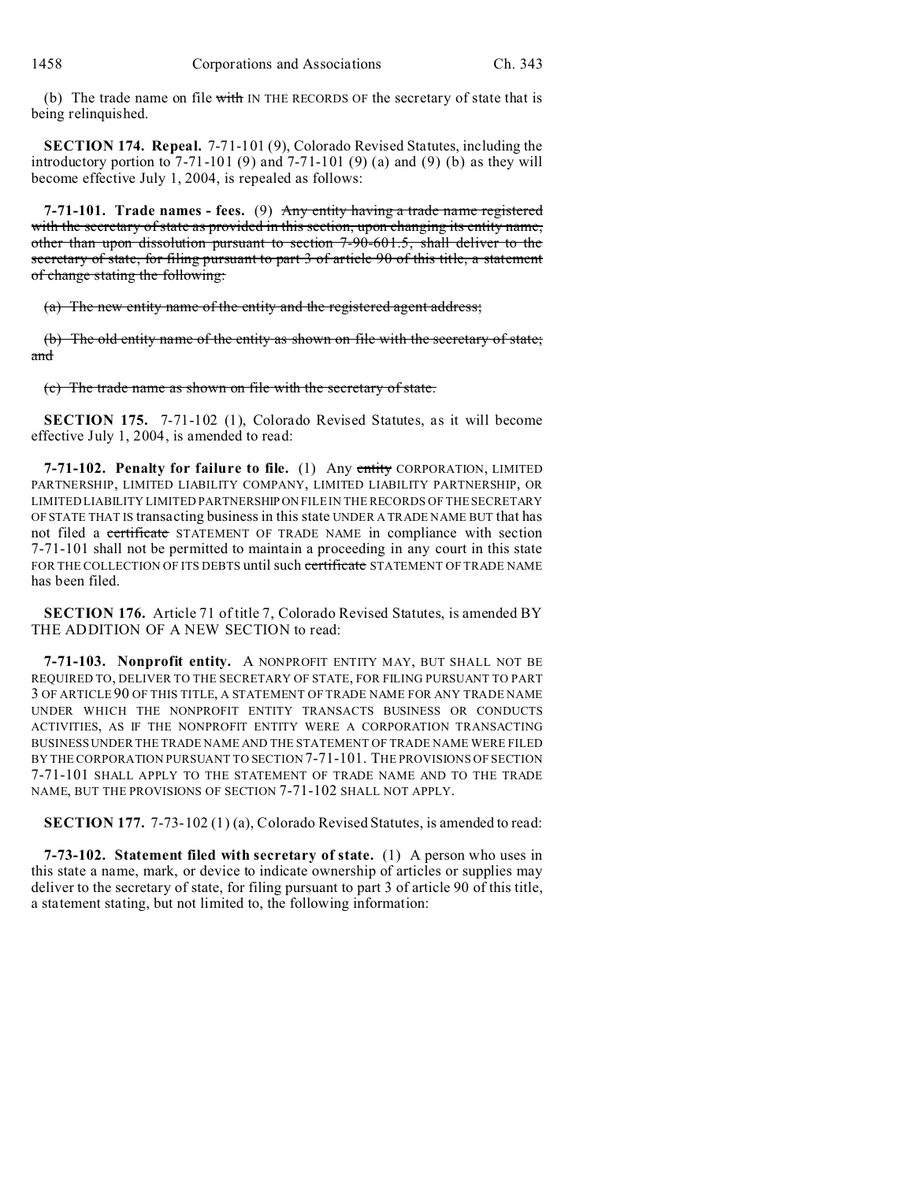(b) The trade name on file ~~with~~ IN THE RECORDS OF the secretary of state that is being relinquished.

**SECTION 174. Repeal.** 7-71-101 (9), Colorado Revised Statutes, including the introductory portion to 7-71-101 (9) and 7-71-101 (9) (a) and (9) (b) as they will become effective July 1, 2004, is repealed as follows:

**7-71-101. Trade names - fees.** (9) ~~Any entity having a trade name registered with the secretary of state as provided in this section, upon changing its entity name, other than upon dissolution pursuant to section 7-90-601.5, shall deliver to the secretary of state, for filing pursuant to part 3 of article 90 of this title, a statement of change stating the following:~~

~~(a) The new entity name of the entity and the registered agent address;~~

~~(b) The old entity name of the entity as shown on file with the secretary of state; and~~

~~(c) The trade name as shown on file with the secretary of state.~~

**SECTION 175.** 7-71-102 (1), Colorado Revised Statutes, as it will become effective July 1, 2004, is amended to read:

**7-71-102. Penalty for failure to file.** (1) Any ~~entity~~ CORPORATION, LIMITED PARTNERSHIP, LIMITED LIABILITY COMPANY, LIMITED LIABILITY PARTNERSHIP, OR LIMITED LIABILITY LIMITED PARTNERSHIP ON FILE IN THE RECORDS OF THE SECRETARY OF STATE THAT IS transacting business in this state UNDER A TRADE NAME BUT that has not filed a ~~certificate~~ STATEMENT OF TRADE NAME in compliance with section 7-71-101 shall not be permitted to maintain a proceeding in any court in this state FOR THE COLLECTION OF ITS DEBTS until such ~~certificate~~ STATEMENT OF TRADE NAME has been filed.

**SECTION 176.** Article 71 of title 7, Colorado Revised Statutes, is amended BY THE ADDITION OF A NEW SECTION to read:

**7-71-103. Nonprofit entity.** A NONPROFIT ENTITY MAY, BUT SHALL NOT BE REQUIRED TO, DELIVER TO THE SECRETARY OF STATE, FOR FILING PURSUANT TO PART 3 OF ARTICLE 90 OF THIS TITLE, A STATEMENT OF TRADE NAME FOR ANY TRADE NAME UNDER WHICH THE NONPROFIT ENTITY TRANSACTS BUSINESS OR CONDUCTS ACTIVITIES, AS IF THE NONPROFIT ENTITY WERE A CORPORATION TRANSACTING BUSINESS UNDER THE TRADE NAME AND THE STATEMENT OF TRADE NAME WERE FILED BY THE CORPORATION PURSUANT TO SECTION 7-71-101. THE PROVISIONS OF SECTION 7-71-101 SHALL APPLY TO THE STATEMENT OF TRADE NAME AND TO THE TRADE NAME, BUT THE PROVISIONS OF SECTION 7-71-102 SHALL NOT APPLY.

**SECTION 177.** 7-73-102 (1) (a), Colorado Revised Statutes, is amended to read:

**7-73-102. Statement filed with secretary of state.** (1) A person who uses in this state a name, mark, or device to indicate ownership of articles or supplies may deliver to the secretary of state, for filing pursuant to part 3 of article 90 of this title, a statement stating, but not limited to, the following information: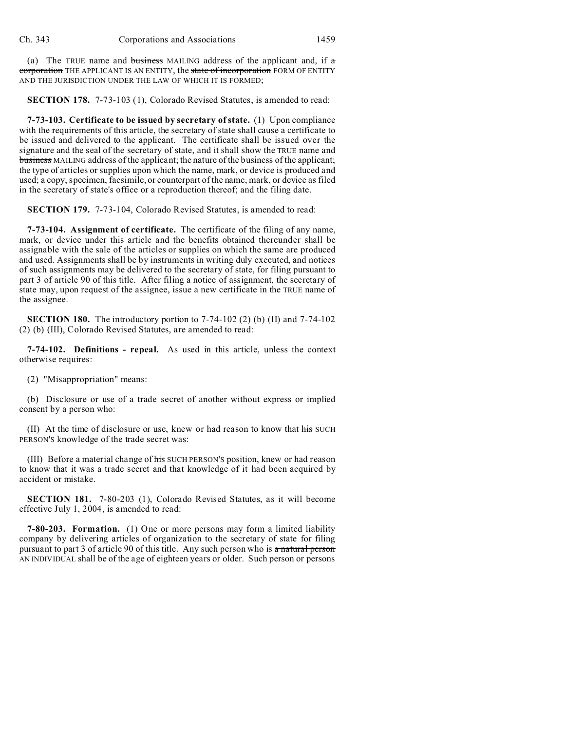(a) The TRUE name and ~~business~~ MAILING address of the applicant and, if ~~a corporation~~ THE APPLICANT IS AN ENTITY, the ~~state of incorporation~~ FORM OF ENTITY AND THE JURISDICTION UNDER THE LAW OF WHICH IT IS FORMED;

**SECTION 178.** 7-73-103 (1), Colorado Revised Statutes, is amended to read:

**7-73-103. Certificate to be issued by secretary of state.** (1) Upon compliance with the requirements of this article, the secretary of state shall cause a certificate to be issued and delivered to the applicant. The certificate shall be issued over the signature and the seal of the secretary of state, and it shall show the TRUE name and ~~business~~ MAILING address of the applicant; the nature of the business of the applicant; the type of articles or supplies upon which the name, mark, or device is produced and used; a copy, specimen, facsimile, or counterpart of the name, mark, or device as filed in the secretary of state's office or a reproduction thereof; and the filing date.

**SECTION 179.** 7-73-104, Colorado Revised Statutes, is amended to read:

**7-73-104. Assignment of certificate.** The certificate of the filing of any name, mark, or device under this article and the benefits obtained thereunder shall be assignable with the sale of the articles or supplies on which the same are produced and used. Assignments shall be by instruments in writing duly executed, and notices of such assignments may be delivered to the secretary of state, for filing pursuant to part 3 of article 90 of this title. After filing a notice of assignment, the secretary of state may, upon request of the assignee, issue a new certificate in the TRUE name of the assignee.

**SECTION 180.** The introductory portion to 7-74-102 (2) (b) (II) and 7-74-102 (2) (b) (III), Colorado Revised Statutes, are amended to read:

**7-74-102. Definitions - repeal.** As used in this article, unless the context otherwise requires:

(2) "Misappropriation" means:

(b) Disclosure or use of a trade secret of another without express or implied consent by a person who:

(II) At the time of disclosure or use, knew or had reason to know that ~~his~~ SUCH PERSON'S knowledge of the trade secret was:

(III) Before a material change of ~~his~~ SUCH PERSON'S position, knew or had reason to know that it was a trade secret and that knowledge of it had been acquired by accident or mistake.

**SECTION 181.** 7-80-203 (1), Colorado Revised Statutes, as it will become effective July 1, 2004, is amended to read:

**7-80-203. Formation.** (1) One or more persons may form a limited liability company by delivering articles of organization to the secretary of state for filing pursuant to part 3 of article 90 of this title. Any such person who is ~~a natural person~~ AN INDIVIDUAL shall be of the age of eighteen years or older. Such person or persons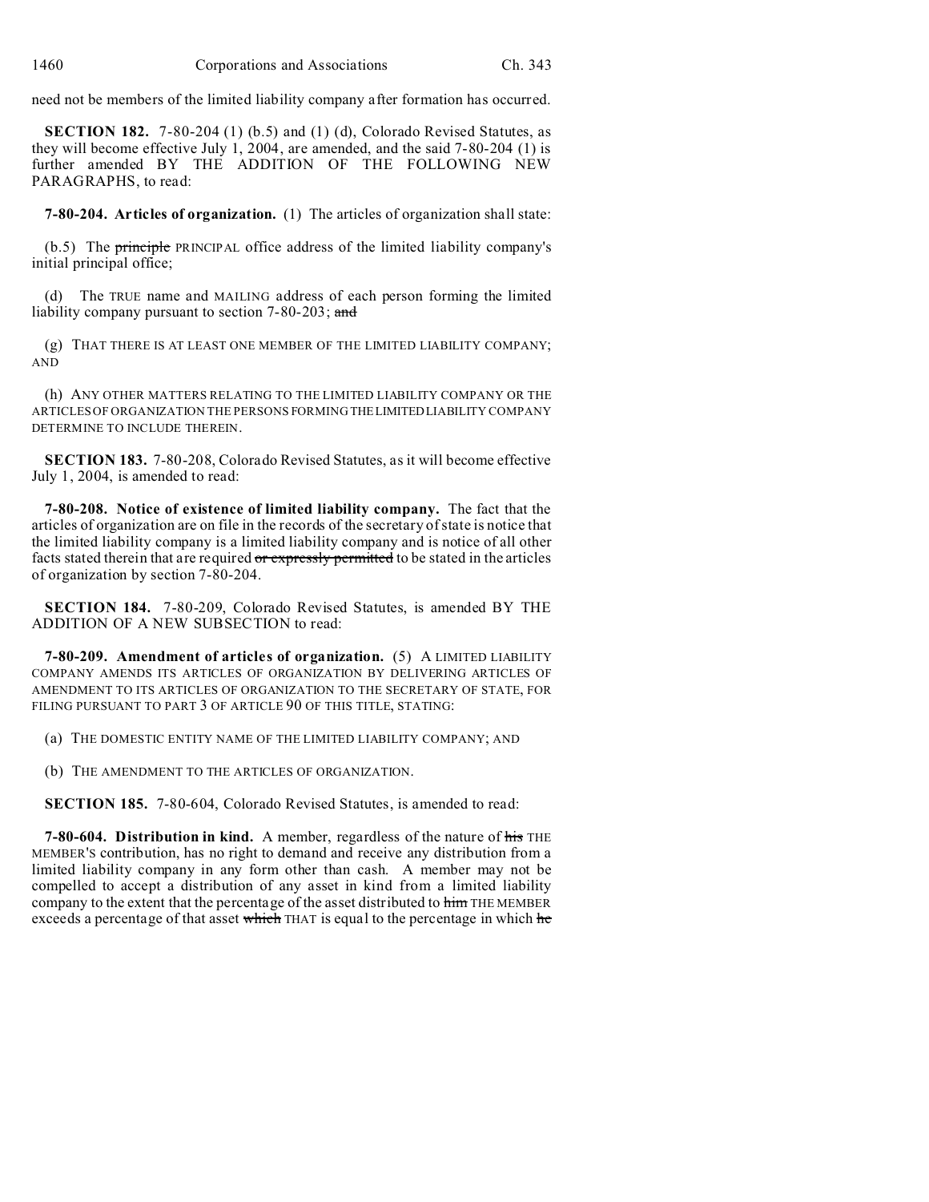need not be members of the limited liability company after formation has occurred.

**SECTION 182.** 7-80-204 (1) (b.5) and (1) (d), Colorado Revised Statutes, as they will become effective July 1, 2004, are amended, and the said 7-80-204 (1) is further amended BY THE ADDITION OF THE FOLLOWING NEW PARAGRAPHS, to read:

**7-80-204. Articles of organization.** (1) The articles of organization shall state:

(b.5) The ~~principle~~ PRINCIPAL office address of the limited liability company's initial principal office;

(d) The TRUE name and MAILING address of each person forming the limited liability company pursuant to section 7-80-203; ~~and~~

(g) THAT THERE IS AT LEAST ONE MEMBER OF THE LIMITED LIABILITY COMPANY; AND

(h) ANY OTHER MATTERS RELATING TO THE LIMITED LIABILITY COMPANY OR THE ARTICLES OF ORGANIZATION THE PERSONS FORMING THE LIMITED LIABILITY COMPANY DETERMINE TO INCLUDE THEREIN.

**SECTION 183.** 7-80-208, Colorado Revised Statutes, as it will become effective July 1, 2004, is amended to read:

**7-80-208. Notice of existence of limited liability company.** The fact that the articles of organization are on file in the records of the secretary of state is notice that the limited liability company is a limited liability company and is notice of all other facts stated therein that are required ~~or expressly permitted~~ to be stated in the articles of organization by section 7-80-204.

**SECTION 184.** 7-80-209, Colorado Revised Statutes, is amended BY THE ADDITION OF A NEW SUBSECTION to read:

**7-80-209. Amendment of articles of organization.** (5) A LIMITED LIABILITY COMPANY AMENDS ITS ARTICLES OF ORGANIZATION BY DELIVERING ARTICLES OF AMENDMENT TO ITS ARTICLES OF ORGANIZATION TO THE SECRETARY OF STATE, FOR FILING PURSUANT TO PART 3 OF ARTICLE 90 OF THIS TITLE, STATING:

(a) THE DOMESTIC ENTITY NAME OF THE LIMITED LIABILITY COMPANY; AND

(b) THE AMENDMENT TO THE ARTICLES OF ORGANIZATION.

**SECTION 185.** 7-80-604, Colorado Revised Statutes, is amended to read:

**7-80-604. Distribution in kind.** A member, regardless of the nature of ~~his~~ THE MEMBER'S contribution, has no right to demand and receive any distribution from a limited liability company in any form other than cash. A member may not be compelled to accept a distribution of any asset in kind from a limited liability company to the extent that the percentage of the asset distributed to ~~him~~ THE MEMBER exceeds a percentage of that asset ~~which~~ THAT is equal to the percentage in which ~~he~~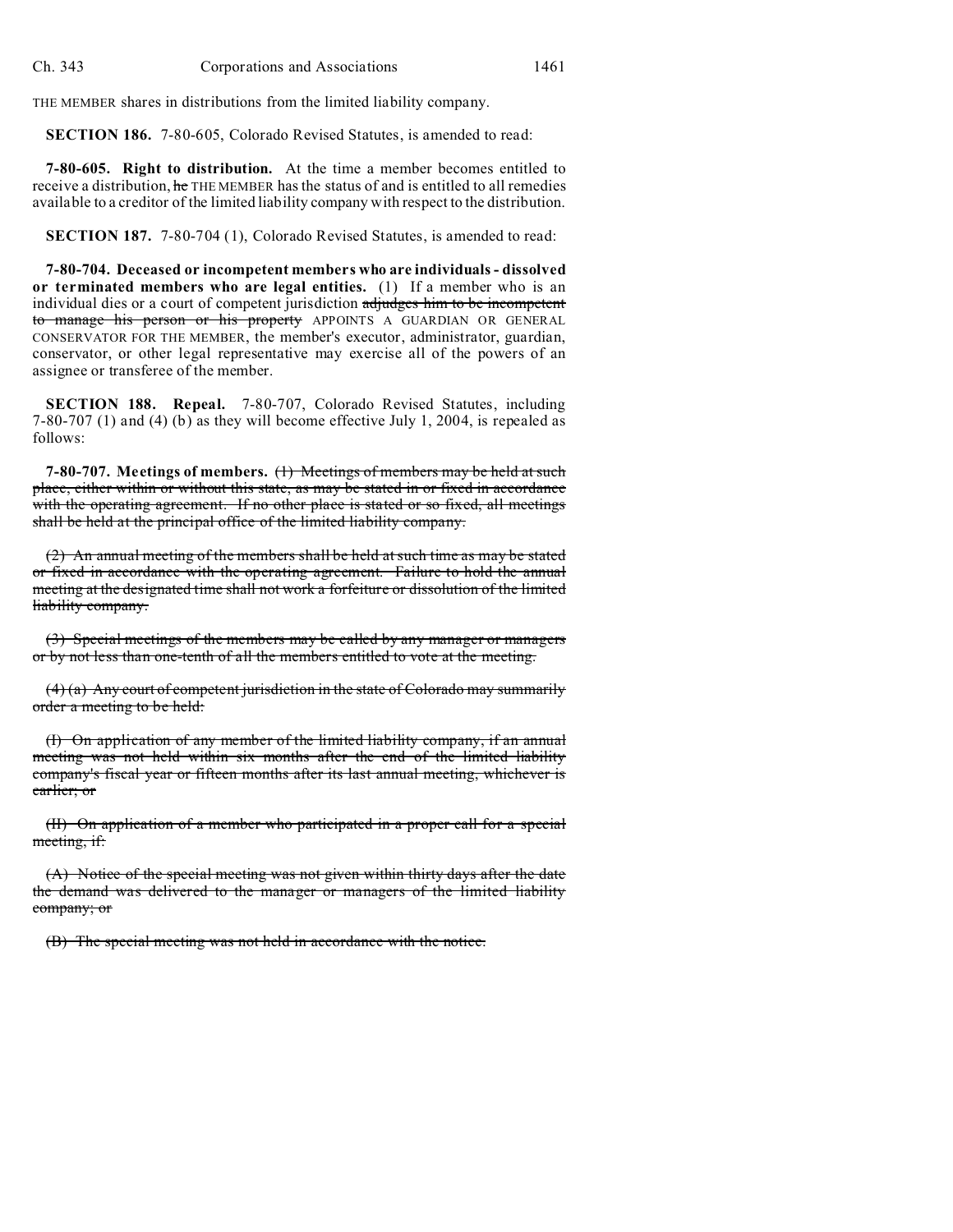THE MEMBER shares in distributions from the limited liability company.

**SECTION 186.** 7-80-605, Colorado Revised Statutes, is amended to read:

**7-80-605. Right to distribution.** At the time a member becomes entitled to receive a distribution, ~~he~~ THE MEMBER has the status of and is entitled to all remedies available to a creditor of the limited liability company with respect to the distribution.

**SECTION 187.** 7-80-704 (1), Colorado Revised Statutes, is amended to read:

**7-80-704. Deceased or incompetent members who are individuals - dissolved or terminated members who are legal entities.** (1) If a member who is an individual dies or a court of competent jurisdiction ~~adjudges him to be incompetent to manage his person or his property~~ APPOINTS A GUARDIAN OR GENERAL CONSERVATOR FOR THE MEMBER, the member's executor, administrator, guardian, conservator, or other legal representative may exercise all of the powers of an assignee or transferee of the member.

**SECTION 188. Repeal.** 7-80-707, Colorado Revised Statutes, including 7-80-707 (1) and (4) (b) as they will become effective July 1, 2004, is repealed as follows:

**7-80-707. Meetings of members.** ~~(1) Meetings of members may be held at such place, either within or without this state, as may be stated in or fixed in accordance with the operating agreement. If no other place is stated or so fixed, all meetings shall be held at the principal office of the limited liability company.~~

~~(2) An annual meeting of the members shall be held at such time as may be stated or fixed in accordance with the operating agreement. Failure to hold the annual meeting at the designated time shall not work a forfeiture or dissolution of the limited liability company.~~

~~(3) Special meetings of the members may be called by any manager or managers or by not less than one-tenth of all the members entitled to vote at the meeting.~~

~~(4) (a) Any court of competent jurisdiction in the state of Colorado may summarily order a meeting to be held:~~

~~(I) On application of any member of the limited liability company, if an annual meeting was not held within six months after the end of the limited liability company's fiscal year or fifteen months after its last annual meeting, whichever is earlier; or~~

~~(II) On application of a member who participated in a proper call for a special meeting, if:~~

~~(A) Notice of the special meeting was not given within thirty days after the date the demand was delivered to the manager or managers of the limited liability company; or~~

~~(B) The special meeting was not held in accordance with the notice.~~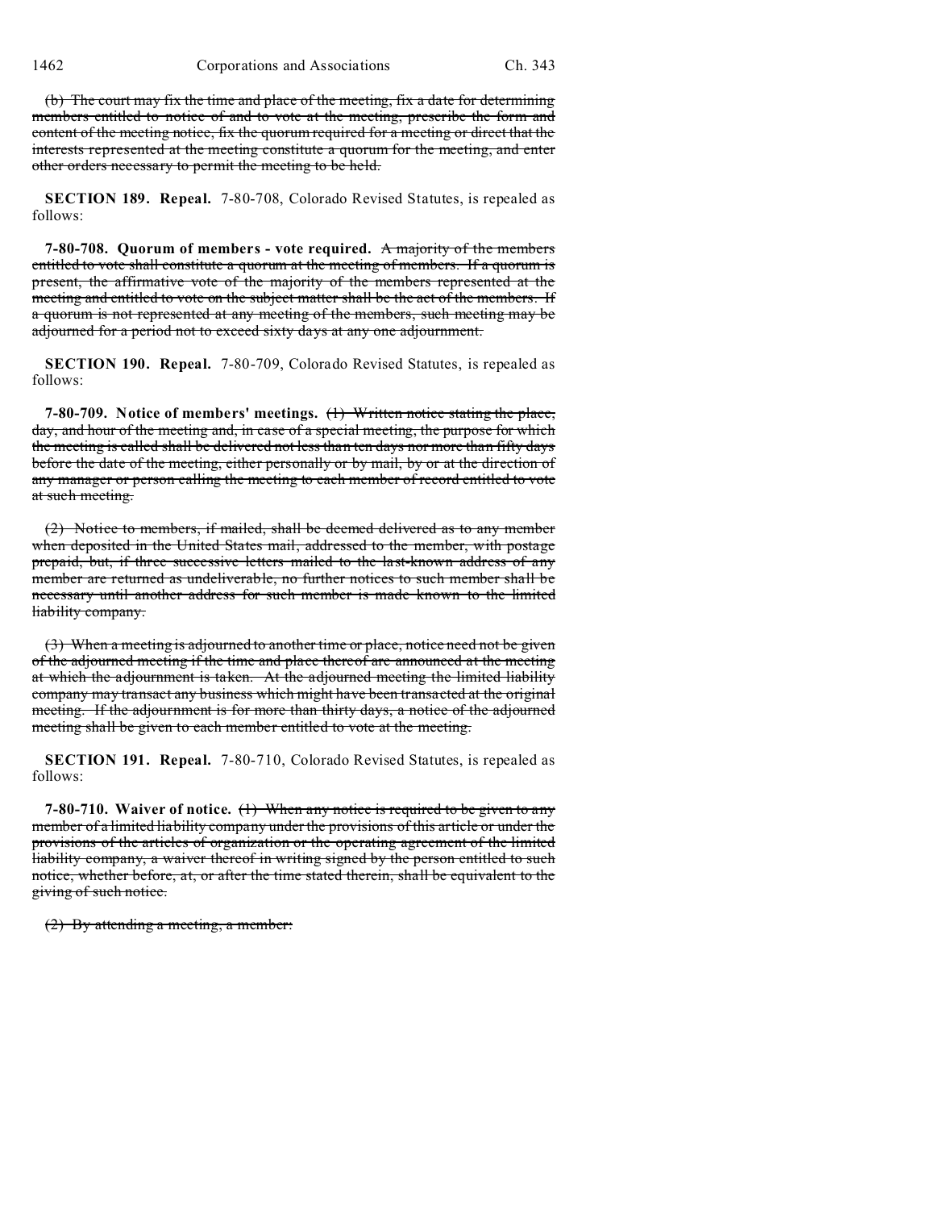(b) The court may fix the time and place of the meeting, fix a date for determining members entitled to notice of and to vote at the meeting, prescribe the form and content of the meeting notice, fix the quorum required for a meeting or direct that the interests represented at the meeting constitute a quorum for the meeting, and enter other orders necessary to permit the meeting to be held.

**SECTION 189. Repeal.** 7-80-708, Colorado Revised Statutes, is repealed as follows:

**7-80-708. Quorum of members - vote required.** A majority of the members entitled to vote shall constitute a quorum at the meeting of members. If a quorum is present, the affirmative vote of the majority of the members represented at the meeting and entitled to vote on the subject matter shall be the act of the members. If a quorum is not represented at any meeting of the members, such meeting may be adjourned for a period not to exceed sixty days at any one adjournment.

**SECTION 190. Repeal.** 7-80-709, Colorado Revised Statutes, is repealed as follows:

**7-80-709. Notice of members' meetings.** (1) Written notice stating the place, day, and hour of the meeting and, in case of a special meeting, the purpose for which the meeting is called shall be delivered not less than ten days nor more than fifty days before the date of the meeting, either personally or by mail, by or at the direction of any manager or person calling the meeting to each member of record entitled to vote at such meeting.

(2) Notice to members, if mailed, shall be deemed delivered as to any member when deposited in the United States mail, addressed to the member, with postage prepaid, but, if three successive letters mailed to the last-known address of any member are returned as undeliverable, no further notices to such member shall be necessary until another address for such member is made known to the limited liability company.

(3) When a meeting is adjourned to another time or place, notice need not be given of the adjourned meeting if the time and place thereof are announced at the meeting at which the adjournment is taken. At the adjourned meeting the limited liability company may transact any business which might have been transacted at the original meeting. If the adjournment is for more than thirty days, a notice of the adjourned meeting shall be given to each member entitled to vote at the meeting.

**SECTION 191. Repeal.** 7-80-710, Colorado Revised Statutes, is repealed as follows:

**7-80-710. Waiver of notice.** (1) When any notice is required to be given to any member of a limited liability company under the provisions of this article or under the provisions of the articles of organization or the operating agreement of the limited liability company, a waiver thereof in writing signed by the person entitled to such notice, whether before, at, or after the time stated therein, shall be equivalent to the giving of such notice.

(2) By attending a meeting, a member: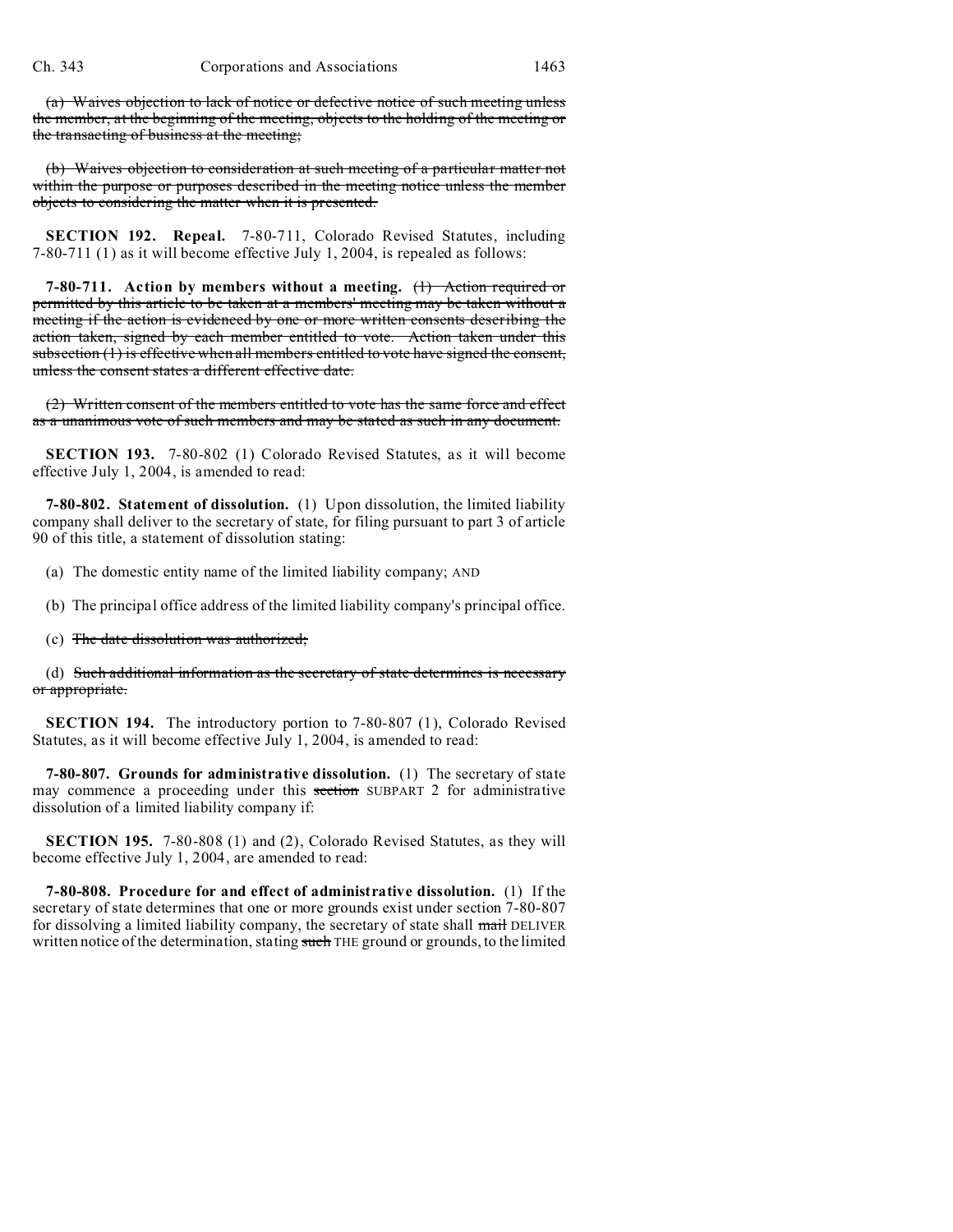(a) ~~Waives objection to lack of notice or defective notice of such meeting unless the member, at the beginning of the meeting, objects to the holding of the meeting or the transacting of business at the meeting;~~

(b) ~~Waives objection to consideration at such meeting of a particular matter not within the purpose or purposes described in the meeting notice unless the member objects to considering the matter when it is presented.~~

**SECTION 192. Repeal.** 7-80-711, Colorado Revised Statutes, including 7-80-711 (1) as it will become effective July 1, 2004, is repealed as follows:

**7-80-711. Action by members without a meeting.** ~~(1) Action required or permitted by this article to be taken at a members' meeting may be taken without a meeting if the action is evidenced by one or more written consents describing the action taken, signed by each member entitled to vote. Action taken under this subsection (1) is effective when all members entitled to vote have signed the consent, unless the consent states a different effective date.~~

~~(2) Written consent of the members entitled to vote has the same force and effect as a unanimous vote of such members and may be stated as such in any document.~~

**SECTION 193.** 7-80-802 (1) Colorado Revised Statutes, as it will become effective July 1, 2004, is amended to read:

**7-80-802. Statement of dissolution.** (1) Upon dissolution, the limited liability company shall deliver to the secretary of state, for filing pursuant to part 3 of article 90 of this title, a statement of dissolution stating:

(a) The domestic entity name of the limited liability company; AND

(b) The principal office address of the limited liability company's principal office.

(c) ~~The date dissolution was authorized;~~

(d) ~~Such additional information as the secretary of state determines is necessary or appropriate.~~

**SECTION 194.** The introductory portion to 7-80-807 (1), Colorado Revised Statutes, as it will become effective July 1, 2004, is amended to read:

**7-80-807. Grounds for administrative dissolution.** (1) The secretary of state may commence a proceeding under this ~~section~~ SUBPART 2 for administrative dissolution of a limited liability company if:

**SECTION 195.** 7-80-808 (1) and (2), Colorado Revised Statutes, as they will become effective July 1, 2004, are amended to read:

**7-80-808. Procedure for and effect of administrative dissolution.** (1) If the secretary of state determines that one or more grounds exist under section 7-80-807 for dissolving a limited liability company, the secretary of state shall ~~mail~~ DELIVER written notice of the determination, stating ~~such~~ THE ground or grounds, to the limited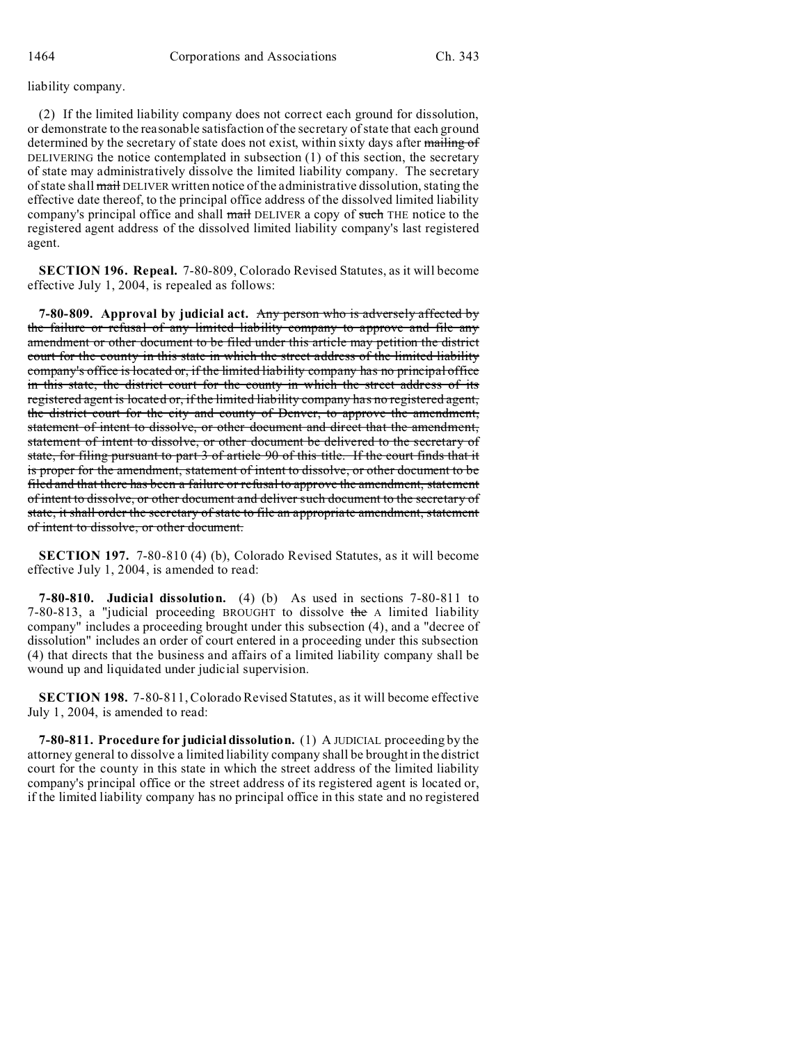liability company.

(2) If the limited liability company does not correct each ground for dissolution, or demonstrate to the reasonable satisfaction of the secretary of state that each ground determined by the secretary of state does not exist, within sixty days after ~~mailing of~~ DELIVERING the notice contemplated in subsection (1) of this section, the secretary of state may administratively dissolve the limited liability company. The secretary of state shall ~~mail~~ DELIVER written notice of the administrative dissolution, stating the effective date thereof, to the principal office address of the dissolved limited liability company's principal office and shall ~~mail~~ DELIVER a copy of ~~such~~ THE notice to the registered agent address of the dissolved limited liability company's last registered agent.

**SECTION 196. Repeal.** 7-80-809, Colorado Revised Statutes, as it will become effective July 1, 2004, is repealed as follows:

**7-80-809. Approval by judicial act.** ~~Any person who is adversely affected by the failure or refusal of any limited liability company to approve and file any amendment or other document to be filed under this article may petition the district court for the county in this state in which the street address of the limited liability company's office is located or, if the limited liability company has no principal office in this state, the district court for the county in which the street address of its registered agent is located or, if the limited liability company has no registered agent, the district court for the city and county of Denver, to approve the amendment, statement of intent to dissolve, or other document and direct that the amendment, statement of intent to dissolve, or other document be delivered to the secretary of state, for filing pursuant to part 3 of article 90 of this title. If the court finds that it is proper for the amendment, statement of intent to dissolve, or other document to be filed and that there has been a failure or refusal to approve the amendment, statement of intent to dissolve, or other document and deliver such document to the secretary of state, it shall order the secretary of state to file an appropriate amendment, statement of intent to dissolve, or other document.~~

**SECTION 197.** 7-80-810 (4) (b), Colorado Revised Statutes, as it will become effective July 1, 2004, is amended to read:

**7-80-810. Judicial dissolution.** (4) (b) As used in sections 7-80-811 to 7-80-813, a "judicial proceeding BROUGHT to dissolve ~~the~~ A limited liability company" includes a proceeding brought under this subsection (4), and a "decree of dissolution" includes an order of court entered in a proceeding under this subsection (4) that directs that the business and affairs of a limited liability company shall be wound up and liquidated under judicial supervision.

**SECTION 198.** 7-80-811, Colorado Revised Statutes, as it will become effective July 1, 2004, is amended to read:

**7-80-811. Procedure for judicial dissolution.** (1) A JUDICIAL proceeding by the attorney general to dissolve a limited liability company shall be brought in the district court for the county in this state in which the street address of the limited liability company's principal office or the street address of its registered agent is located or, if the limited liability company has no principal office in this state and no registered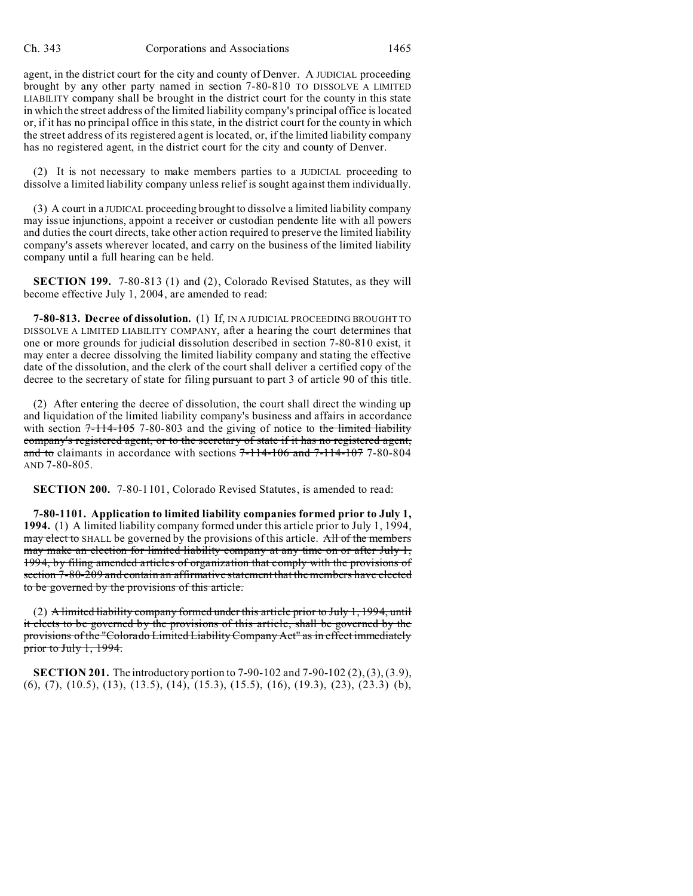agent, in the district court for the city and county of Denver. A JUDICIAL proceeding brought by any other party named in section 7-80-810 TO DISSOLVE A LIMITED LIABILITY company shall be brought in the district court for the county in this state in which the street address of the limited liability company's principal office is located or, if it has no principal office in this state, in the district court for the county in which the street address of its registered agent is located, or, if the limited liability company has no registered agent, in the district court for the city and county of Denver.

(2) It is not necessary to make members parties to a JUDICIAL proceeding to dissolve a limited liability company unless relief is sought against them individually.

(3) A court in a JUDICAL proceeding brought to dissolve a limited liability company may issue injunctions, appoint a receiver or custodian pendente lite with all powers and duties the court directs, take other action required to preserve the limited liability company's assets wherever located, and carry on the business of the limited liability company until a full hearing can be held.

**SECTION 199.** 7-80-813 (1) and (2), Colorado Revised Statutes, as they will become effective July 1, 2004, are amended to read:

**7-80-813. Decree of dissolution.** (1) If, IN A JUDICIAL PROCEEDING BROUGHT TO DISSOLVE A LIMITED LIABILITY COMPANY, after a hearing the court determines that one or more grounds for judicial dissolution described in section 7-80-810 exist, it may enter a decree dissolving the limited liability company and stating the effective date of the dissolution, and the clerk of the court shall deliver a certified copy of the decree to the secretary of state for filing pursuant to part 3 of article 90 of this title.

(2) After entering the decree of dissolution, the court shall direct the winding up and liquidation of the limited liability company's business and affairs in accordance with section ~~7-114-105~~ 7-80-803 and the giving of notice to ~~the limited liability company's registered agent, or to the secretary of state if it has no registered agent, and to~~ claimants in accordance with sections ~~7-114-106 and 7-114-107~~ 7-80-804 AND 7-80-805.

**SECTION 200.** 7-80-1101, Colorado Revised Statutes, is amended to read:

**7-80-1101. Application to limited liability companies formed prior to July 1, 1994.** (1) A limited liability company formed under this article prior to July 1, 1994, ~~may elect to~~ SHALL be governed by the provisions of this article. ~~All of the members may make an election for limited liability company at any time on or after July 1, 1994, by filing amended articles of organization that comply with the provisions of section 7-80-209 and contain an affirmative statement that the members have elected to be governed by the provisions of this article.~~

(2) ~~A limited liability company formed under this article prior to July 1, 1994, until it elects to be governed by the provisions of this article, shall be governed by the provisions of the "Colorado Limited Liability Company Act" as in effect immediately prior to July 1, 1994.~~

**SECTION 201.** The introductory portion to 7-90-102 and 7-90-102 (2), (3), (3.9), (6), (7), (10.5), (13), (13.5), (14), (15.3), (15.5), (16), (19.3), (23), (23.3) (b),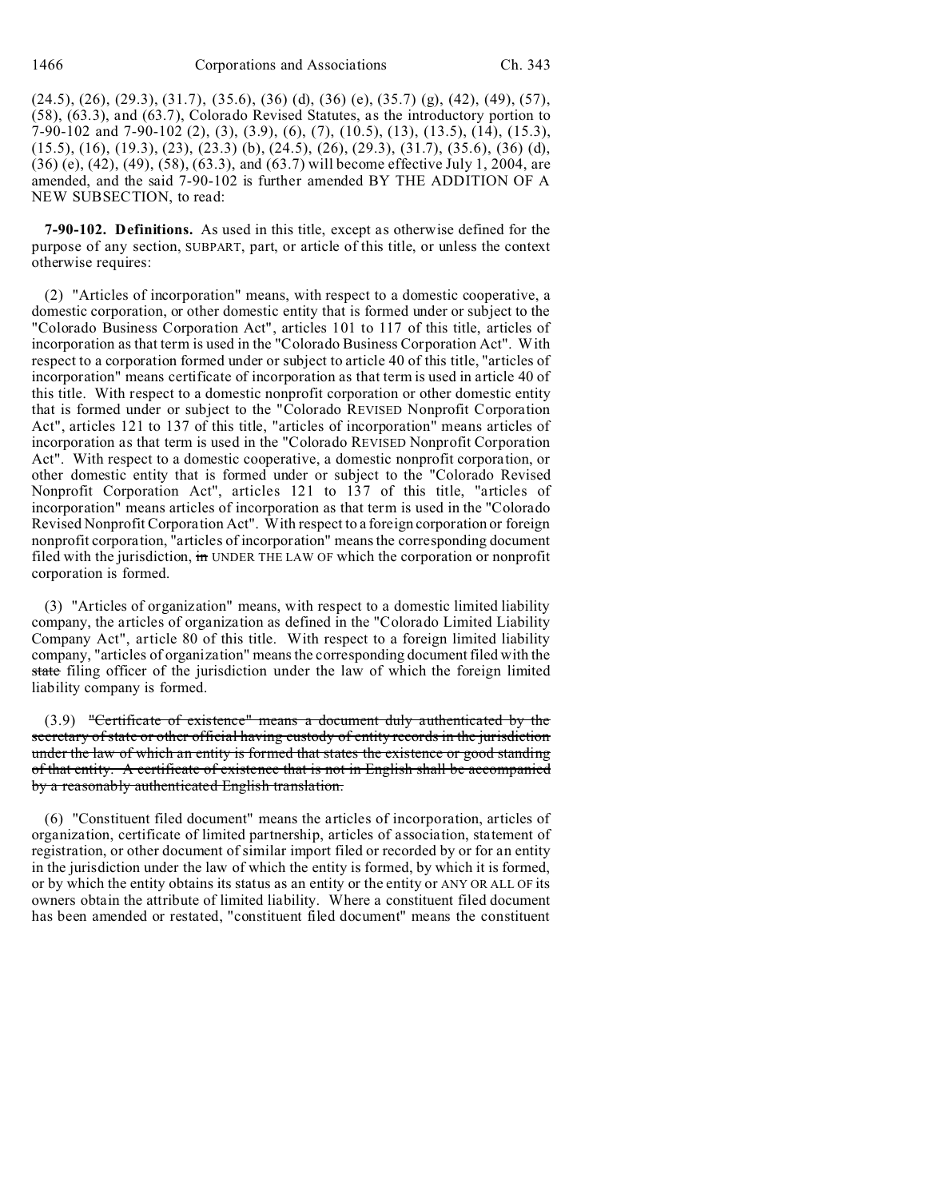(24.5), (26), (29.3), (31.7), (35.6), (36) (d), (36) (e), (35.7) (g), (42), (49), (57), (58), (63.3), and (63.7), Colorado Revised Statutes, as the introductory portion to 7-90-102 and 7-90-102 (2), (3), (3.9), (6), (7), (10.5), (13), (13.5), (14), (15.3), (15.5), (16), (19.3), (23), (23.3) (b), (24.5), (26), (29.3), (31.7), (35.6), (36) (d), (36) (e), (42), (49), (58), (63.3), and (63.7) will become effective July 1, 2004, are amended, and the said 7-90-102 is further amended BY THE ADDITION OF A NEW SUBSECTION, to read:

**7-90-102. Definitions.** As used in this title, except as otherwise defined for the purpose of any section, SUBPART, part, or article of this title, or unless the context otherwise requires:

(2) "Articles of incorporation" means, with respect to a domestic cooperative, a domestic corporation, or other domestic entity that is formed under or subject to the "Colorado Business Corporation Act", articles 101 to 117 of this title, articles of incorporation as that term is used in the "Colorado Business Corporation Act". With respect to a corporation formed under or subject to article 40 of this title, "articles of incorporation" means certificate of incorporation as that term is used in article 40 of this title. With respect to a domestic nonprofit corporation or other domestic entity that is formed under or subject to the "Colorado REVISED Nonprofit Corporation Act", articles 121 to 137 of this title, "articles of incorporation" means articles of incorporation as that term is used in the "Colorado REVISED Nonprofit Corporation Act". With respect to a domestic cooperative, a domestic nonprofit corporation, or other domestic entity that is formed under or subject to the "Colorado Revised Nonprofit Corporation Act", articles 121 to 137 of this title, "articles of incorporation" means articles of incorporation as that term is used in the "Colorado Revised Nonprofit Corporation Act". With respect to a foreign corporation or foreign nonprofit corporation, "articles of incorporation" means the corresponding document filed with the jurisdiction, ~~in~~ UNDER THE LAW OF which the corporation or nonprofit corporation is formed.

(3) "Articles of organization" means, with respect to a domestic limited liability company, the articles of organization as defined in the "Colorado Limited Liability Company Act", article 80 of this title. With respect to a foreign limited liability company, "articles of organization" means the corresponding document filed with the ~~state~~ filing officer of the jurisdiction under the law of which the foreign limited liability company is formed.

(3.9) ~~"Certificate of existence" means a document duly authenticated by the secretary of state or other official having custody of entity records in the jurisdiction under the law of which an entity is formed that states the existence or good standing of that entity. A certificate of existence that is not in English shall be accompanied by a reasonably authenticated English translation.~~

(6) "Constituent filed document" means the articles of incorporation, articles of organization, certificate of limited partnership, articles of association, statement of registration, or other document of similar import filed or recorded by or for an entity in the jurisdiction under the law of which the entity is formed, by which it is formed, or by which the entity obtains its status as an entity or the entity or ANY OR ALL OF its owners obtain the attribute of limited liability. Where a constituent filed document has been amended or restated, "constituent filed document" means the constituent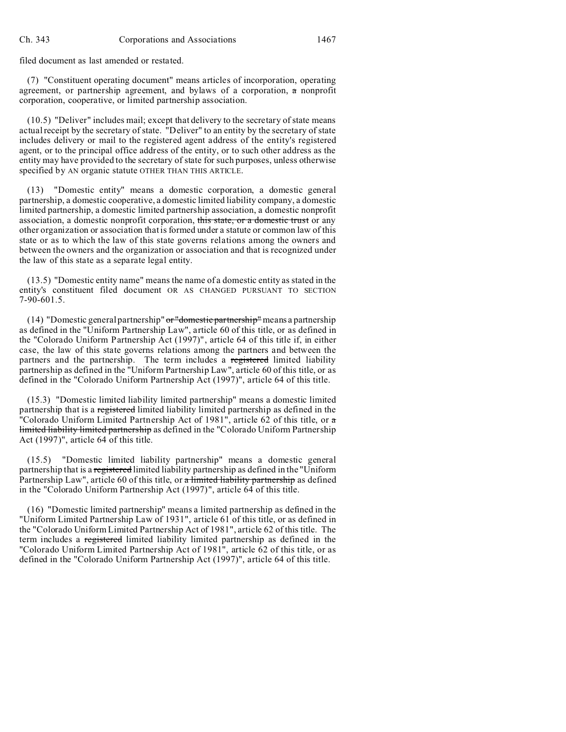filed document as last amended or restated.

(7) "Constituent operating document" means articles of incorporation, operating agreement, or partnership agreement, and bylaws of a corporation, ~~a~~ nonprofit corporation, cooperative, or limited partnership association.

(10.5) "Deliver" includes mail; except that delivery to the secretary of state means actual receipt by the secretary of state. "Deliver" to an entity by the secretary of state includes delivery or mail to the registered agent address of the entity's registered agent, or to the principal office address of the entity, or to such other address as the entity may have provided to the secretary of state for such purposes, unless otherwise specified by AN organic statute OTHER THAN THIS ARTICLE.

(13) "Domestic entity" means a domestic corporation, a domestic general partnership, a domestic cooperative, a domestic limited liability company, a domestic limited partnership, a domestic limited partnership association, a domestic nonprofit association, a domestic nonprofit corporation, ~~this state, or a domestic trust~~ or any other organization or association that is formed under a statute or common law of this state or as to which the law of this state governs relations among the owners and between the owners and the organization or association and that is recognized under the law of this state as a separate legal entity.

(13.5) "Domestic entity name" means the name of a domestic entity as stated in the entity's constituent filed document OR AS CHANGED PURSUANT TO SECTION 7-90-601.5.

(14) "Domestic general partnership" ~~or "domestic partnership"~~ means a partnership as defined in the "Uniform Partnership Law", article 60 of this title, or as defined in the "Colorado Uniform Partnership Act (1997)", article 64 of this title if, in either case, the law of this state governs relations among the partners and between the partners and the partnership. The term includes a ~~registered~~ limited liability partnership as defined in the "Uniform Partnership Law", article 60 of this title, or as defined in the "Colorado Uniform Partnership Act (1997)", article 64 of this title.

(15.3) "Domestic limited liability limited partnership" means a domestic limited partnership that is a ~~registered~~ limited liability limited partnership as defined in the "Colorado Uniform Limited Partnership Act of 1981", article 62 of this title, or ~~a limited liability limited partnership~~ as defined in the "Colorado Uniform Partnership Act (1997)", article 64 of this title.

(15.5) "Domestic limited liability partnership" means a domestic general partnership that is a ~~registered~~ limited liability partnership as defined in the "Uniform Partnership Law", article 60 of this title, or ~~a limited liability partnership~~ as defined in the "Colorado Uniform Partnership Act (1997)", article 64 of this title.

(16) "Domestic limited partnership" means a limited partnership as defined in the "Uniform Limited Partnership Law of 1931", article 61 of this title, or as defined in the "Colorado Uniform Limited Partnership Act of 1981", article 62 of this title. The term includes a ~~registered~~ limited liability limited partnership as defined in the "Colorado Uniform Limited Partnership Act of 1981", article 62 of this title, or as defined in the "Colorado Uniform Partnership Act (1997)", article 64 of this title.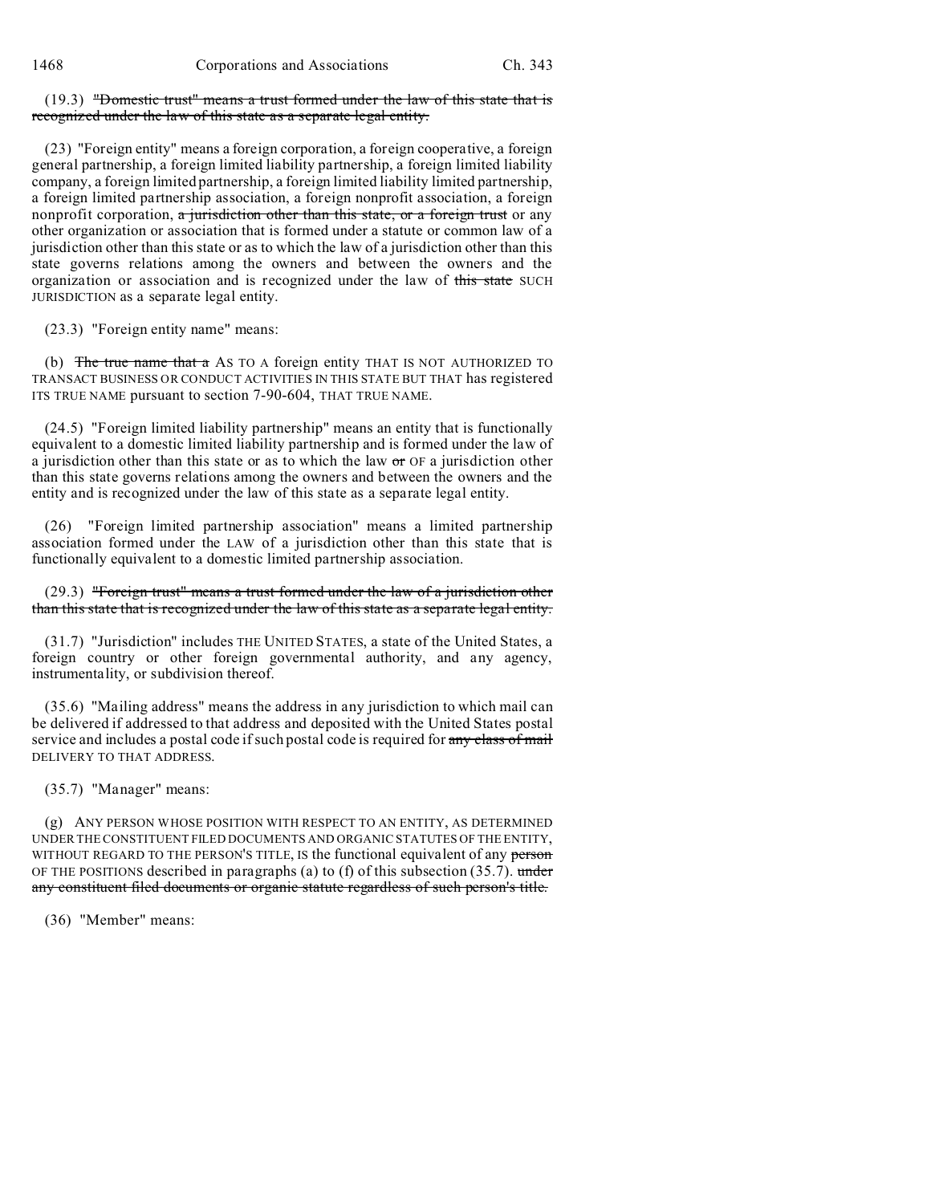(19.3) ~~"Domestic trust" means a trust formed under the law of this state that is recognized under the law of this state as a separate legal entity.~~

(23) "Foreign entity" means a foreign corporation, a foreign cooperative, a foreign general partnership, a foreign limited liability partnership, a foreign limited liability company, a foreign limited partnership, a foreign limited liability limited partnership, a foreign limited partnership association, a foreign nonprofit association, a foreign nonprofit corporation, ~~a jurisdiction other than this state, or a foreign trust~~ or any other organization or association that is formed under a statute or common law of a jurisdiction other than this state or as to which the law of a jurisdiction other than this state governs relations among the owners and between the owners and the organization or association and is recognized under the law of ~~this state~~ SUCH JURISDICTION as a separate legal entity.

(23.3) "Foreign entity name" means:

(b) ~~The true name that a~~ AS TO A foreign entity THAT IS NOT AUTHORIZED TO TRANSACT BUSINESS OR CONDUCT ACTIVITIES IN THIS STATE BUT THAT has registered ITS TRUE NAME pursuant to section 7-90-604, THAT TRUE NAME.

(24.5) "Foreign limited liability partnership" means an entity that is functionally equivalent to a domestic limited liability partnership and is formed under the law of a jurisdiction other than this state or as to which the law ~~or~~ OF a jurisdiction other than this state governs relations among the owners and between the owners and the entity and is recognized under the law of this state as a separate legal entity.

(26) "Foreign limited partnership association" means a limited partnership association formed under the LAW of a jurisdiction other than this state that is functionally equivalent to a domestic limited partnership association.

(29.3) ~~"Foreign trust" means a trust formed under the law of a jurisdiction other than this state that is recognized under the law of this state as a separate legal entity.~~

(31.7) "Jurisdiction" includes THE UNITED STATES, a state of the United States, a foreign country or other foreign governmental authority, and any agency, instrumentality, or subdivision thereof.

(35.6) "Mailing address" means the address in any jurisdiction to which mail can be delivered if addressed to that address and deposited with the United States postal service and includes a postal code if such postal code is required for ~~any class of mail~~ DELIVERY TO THAT ADDRESS.

(35.7) "Manager" means:

(g) ANY PERSON WHOSE POSITION WITH RESPECT TO AN ENTITY, AS DETERMINED UNDER THE CONSTITUENT FILED DOCUMENTS AND ORGANIC STATUTES OF THE ENTITY, WITHOUT REGARD TO THE PERSON'S TITLE, IS the functional equivalent of any ~~person~~ OF THE POSITIONS described in paragraphs (a) to (f) of this subsection (35.7). ~~under any constituent filed documents or organic statute regardless of such person's title.~~

(36) "Member" means: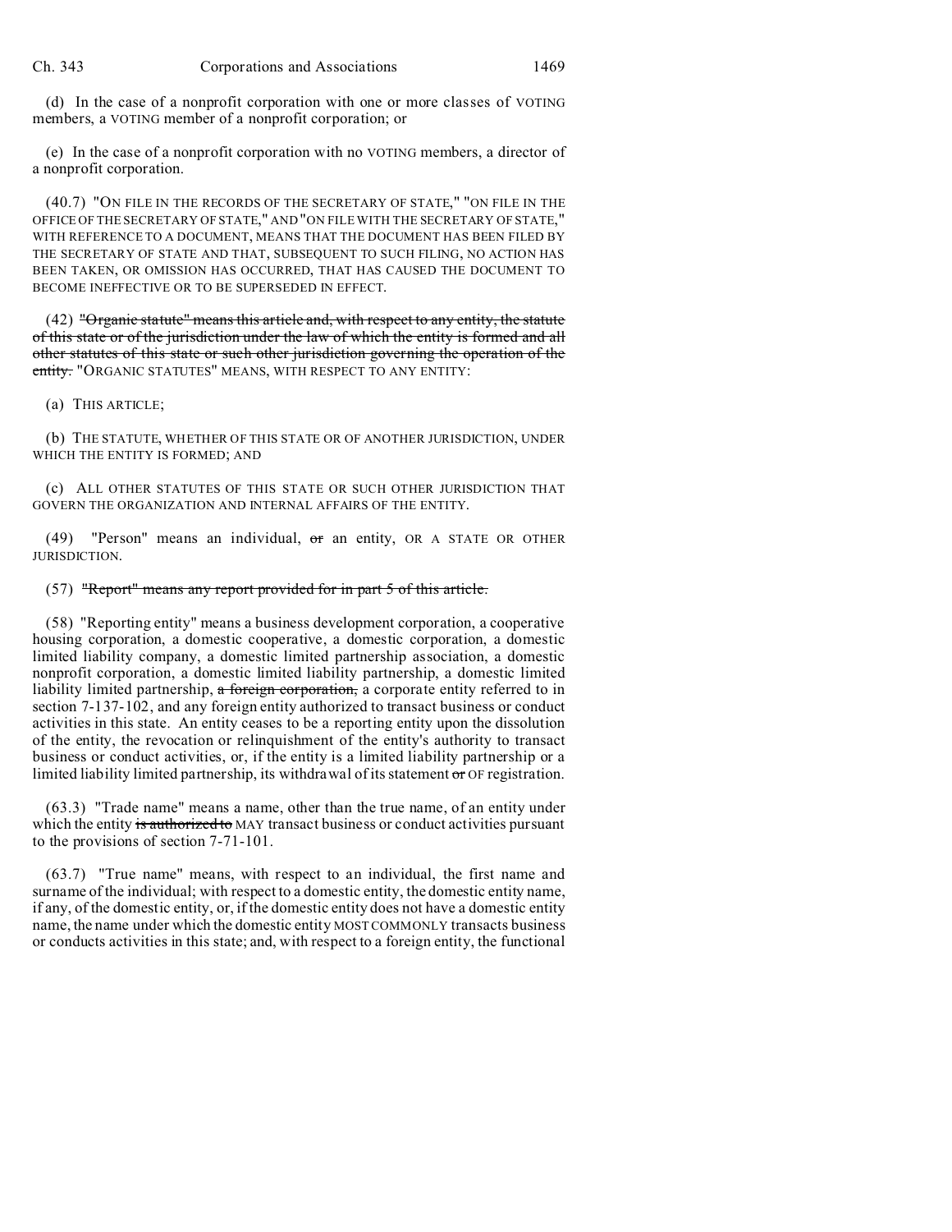(d) In the case of a nonprofit corporation with one or more classes of VOTING members, a VOTING member of a nonprofit corporation; or

(e) In the case of a nonprofit corporation with no VOTING members, a director of a nonprofit corporation.

(40.7) "ON FILE IN THE RECORDS OF THE SECRETARY OF STATE," "ON FILE IN THE OFFICE OF THE SECRETARY OF STATE," AND "ON FILE WITH THE SECRETARY OF STATE," WITH REFERENCE TO A DOCUMENT, MEANS THAT THE DOCUMENT HAS BEEN FILED BY THE SECRETARY OF STATE AND THAT, SUBSEQUENT TO SUCH FILING, NO ACTION HAS BEEN TAKEN, OR OMISSION HAS OCCURRED, THAT HAS CAUSED THE DOCUMENT TO BECOME INEFFECTIVE OR TO BE SUPERSEDED IN EFFECT.

(42) ~~"Organic statute" means this article and, with respect to any entity, the statute of this state or of the jurisdiction under the law of which the entity is formed and all other statutes of this state or such other jurisdiction governing the operation of the entity.~~ "ORGANIC STATUTES" MEANS, WITH RESPECT TO ANY ENTITY:

(a) THIS ARTICLE;

(b) THE STATUTE, WHETHER OF THIS STATE OR OF ANOTHER JURISDICTION, UNDER WHICH THE ENTITY IS FORMED; AND

(c) ALL OTHER STATUTES OF THIS STATE OR SUCH OTHER JURISDICTION THAT GOVERN THE ORGANIZATION AND INTERNAL AFFAIRS OF THE ENTITY.

(49) "Person" means an individual, ~~or~~ an entity, OR A STATE OR OTHER JURISDICTION.

(57) ~~"Report" means any report provided for in part 5 of this article.~~

(58) "Reporting entity" means a business development corporation, a cooperative housing corporation, a domestic cooperative, a domestic corporation, a domestic limited liability company, a domestic limited partnership association, a domestic nonprofit corporation, a domestic limited liability partnership, a domestic limited liability limited partnership, ~~a foreign corporation,~~ a corporate entity referred to in section 7-137-102, and any foreign entity authorized to transact business or conduct activities in this state. An entity ceases to be a reporting entity upon the dissolution of the entity, the revocation or relinquishment of the entity's authority to transact business or conduct activities, or, if the entity is a limited liability partnership or a limited liability limited partnership, its withdrawal of its statement ~~or~~ OF registration.

(63.3) "Trade name" means a name, other than the true name, of an entity under which the entity ~~is authorized to~~ MAY transact business or conduct activities pursuant to the provisions of section 7-71-101.

(63.7) "True name" means, with respect to an individual, the first name and surname of the individual; with respect to a domestic entity, the domestic entity name, if any, of the domestic entity, or, if the domestic entity does not have a domestic entity name, the name under which the domestic entity MOST COMMONLY transacts business or conducts activities in this state; and, with respect to a foreign entity, the functional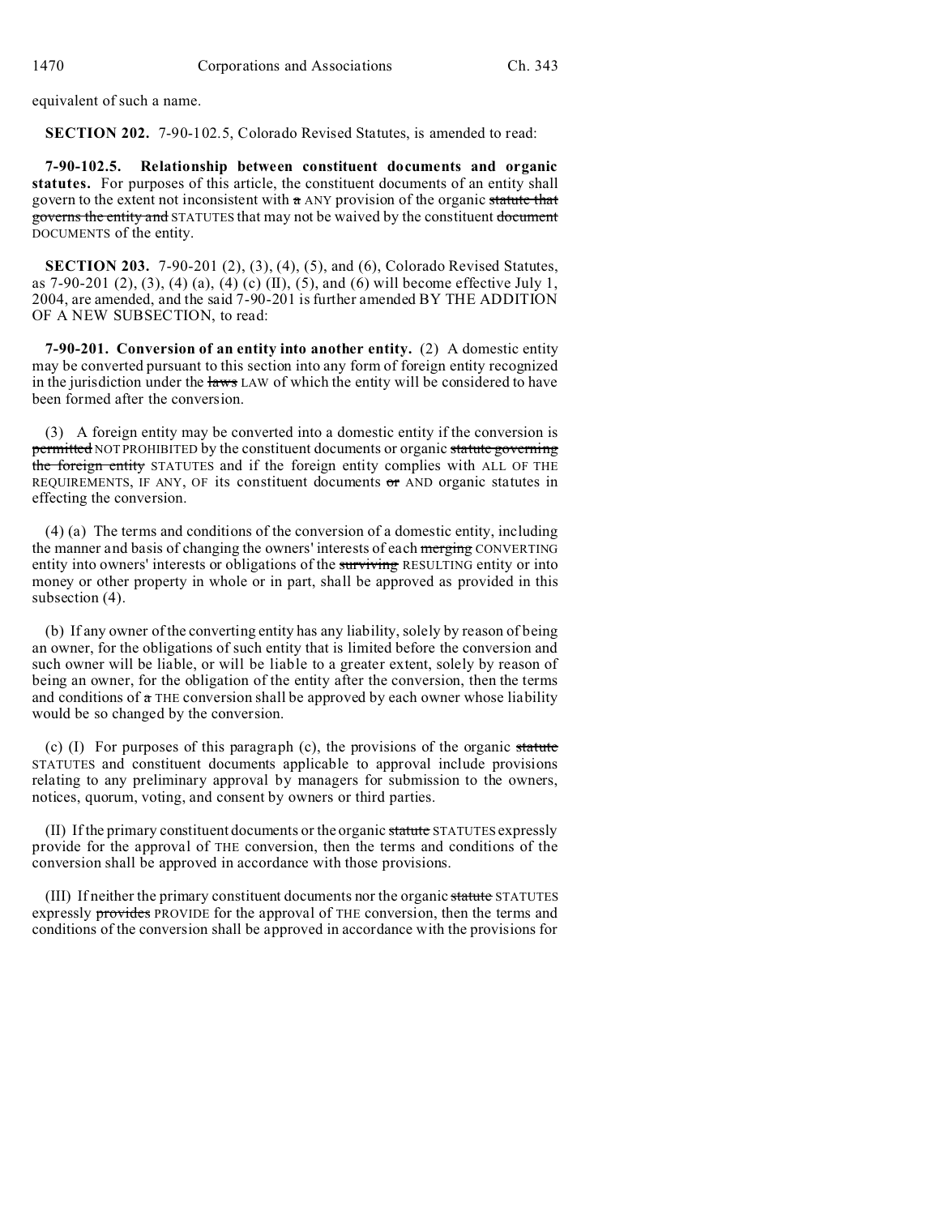equivalent of such a name.

**SECTION 202.** 7-90-102.5, Colorado Revised Statutes, is amended to read:

**7-90-102.5. Relationship between constituent documents and organic statutes.** For purposes of this article, the constituent documents of an entity shall govern to the extent not inconsistent with ~~a~~ ANY provision of the organic ~~statute that governs the entity and~~ STATUTES that may not be waived by the constituent ~~document~~ DOCUMENTS of the entity.

**SECTION 203.** 7-90-201 (2), (3), (4), (5), and (6), Colorado Revised Statutes, as 7-90-201 (2), (3), (4) (a), (4) (c) (II), (5), and (6) will become effective July 1, 2004, are amended, and the said 7-90-201 is further amended BY THE ADDITION OF A NEW SUBSECTION, to read:

**7-90-201. Conversion of an entity into another entity.** (2) A domestic entity may be converted pursuant to this section into any form of foreign entity recognized in the jurisdiction under the ~~laws~~ LAW of which the entity will be considered to have been formed after the conversion.

(3) A foreign entity may be converted into a domestic entity if the conversion is ~~permitted~~ NOT PROHIBITED by the constituent documents or organic ~~statute governing the foreign entity~~ STATUTES and if the foreign entity complies with ALL OF THE REQUIREMENTS, IF ANY, OF its constituent documents ~~or~~ AND organic statutes in effecting the conversion.

(4) (a) The terms and conditions of the conversion of a domestic entity, including the manner and basis of changing the owners' interests of each ~~merging~~ CONVERTING entity into owners' interests or obligations of the ~~surviving~~ RESULTING entity or into money or other property in whole or in part, shall be approved as provided in this subsection (4).

(b) If any owner of the converting entity has any liability, solely by reason of being an owner, for the obligations of such entity that is limited before the conversion and such owner will be liable, or will be liable to a greater extent, solely by reason of being an owner, for the obligation of the entity after the conversion, then the terms and conditions of ~~a~~ THE conversion shall be approved by each owner whose liability would be so changed by the conversion.

(c) (I) For purposes of this paragraph (c), the provisions of the organic ~~statute~~ STATUTES and constituent documents applicable to approval include provisions relating to any preliminary approval by managers for submission to the owners, notices, quorum, voting, and consent by owners or third parties.

(II) If the primary constituent documents or the organic ~~statute~~ STATUTES expressly provide for the approval of THE conversion, then the terms and conditions of the conversion shall be approved in accordance with those provisions.

(III) If neither the primary constituent documents nor the organic ~~statute~~ STATUTES expressly ~~provides~~ PROVIDE for the approval of THE conversion, then the terms and conditions of the conversion shall be approved in accordance with the provisions for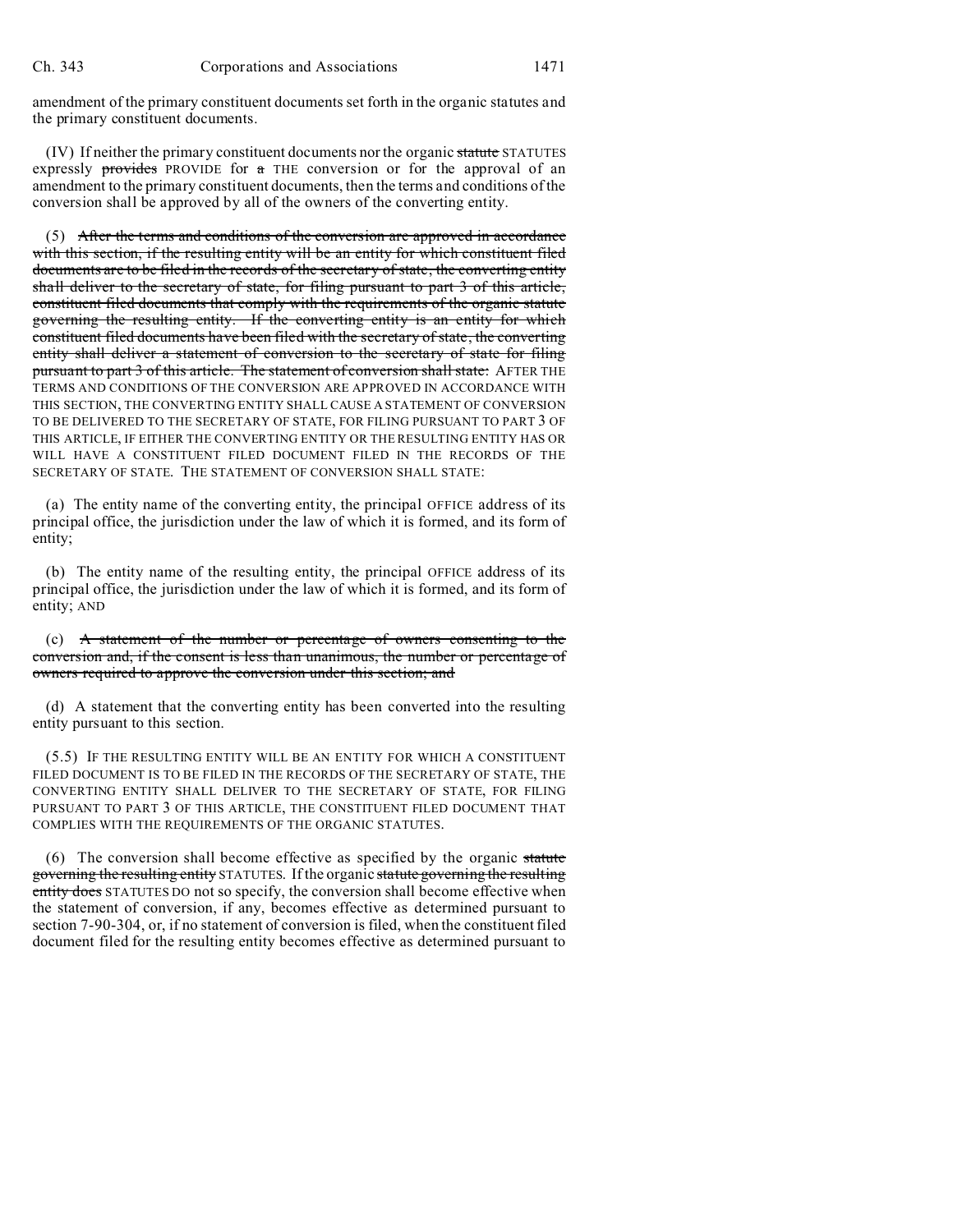amendment of the primary constituent documents set forth in the organic statutes and the primary constituent documents.

(IV) If neither the primary constituent documents nor the organic ~~statute~~ STATUTES expressly ~~provides~~ PROVIDE for ~~a~~ THE conversion or for the approval of an amendment to the primary constituent documents, then the terms and conditions of the conversion shall be approved by all of the owners of the converting entity.

(5) ~~After the terms and conditions of the conversion are approved in accordance with this section, if the resulting entity will be an entity for which constituent filed documents are to be filed in the records of the secretary of state, the converting entity shall deliver to the secretary of state, for filing pursuant to part 3 of this article, constituent filed documents that comply with the requirements of the organic statute governing the resulting entity. If the converting entity is an entity for which constituent filed documents have been filed with the secretary of state, the converting entity shall deliver a statement of conversion to the secretary of state for filing pursuant to part 3 of this article. The statement of conversion shall state:~~ AFTER THE TERMS AND CONDITIONS OF THE CONVERSION ARE APPROVED IN ACCORDANCE WITH THIS SECTION, THE CONVERTING ENTITY SHALL CAUSE A STATEMENT OF CONVERSION TO BE DELIVERED TO THE SECRETARY OF STATE, FOR FILING PURSUANT TO PART 3 OF THIS ARTICLE, IF EITHER THE CONVERTING ENTITY OR THE RESULTING ENTITY HAS OR WILL HAVE A CONSTITUENT FILED DOCUMENT FILED IN THE RECORDS OF THE SECRETARY OF STATE. THE STATEMENT OF CONVERSION SHALL STATE:

(a) The entity name of the converting entity, the principal OFFICE address of its principal office, the jurisdiction under the law of which it is formed, and its form of entity;

(b) The entity name of the resulting entity, the principal OFFICE address of its principal office, the jurisdiction under the law of which it is formed, and its form of entity; AND

(c) ~~A statement of the number or percentage of owners consenting to the conversion and, if the consent is less than unanimous, the number or percentage of owners required to approve the conversion under this section; and~~

(d) A statement that the converting entity has been converted into the resulting entity pursuant to this section.

(5.5) IF THE RESULTING ENTITY WILL BE AN ENTITY FOR WHICH A CONSTITUENT FILED DOCUMENT IS TO BE FILED IN THE RECORDS OF THE SECRETARY OF STATE, THE CONVERTING ENTITY SHALL DELIVER TO THE SECRETARY OF STATE, FOR FILING PURSUANT TO PART 3 OF THIS ARTICLE, THE CONSTITUENT FILED DOCUMENT THAT COMPLIES WITH THE REQUIREMENTS OF THE ORGANIC STATUTES.

(6) The conversion shall become effective as specified by the organic ~~statute governing the resulting entity~~ STATUTES. If the organic ~~statute governing the resulting entity does~~ STATUTES DO not so specify, the conversion shall become effective when the statement of conversion, if any, becomes effective as determined pursuant to section 7-90-304, or, if no statement of conversion is filed, when the constituent filed document filed for the resulting entity becomes effective as determined pursuant to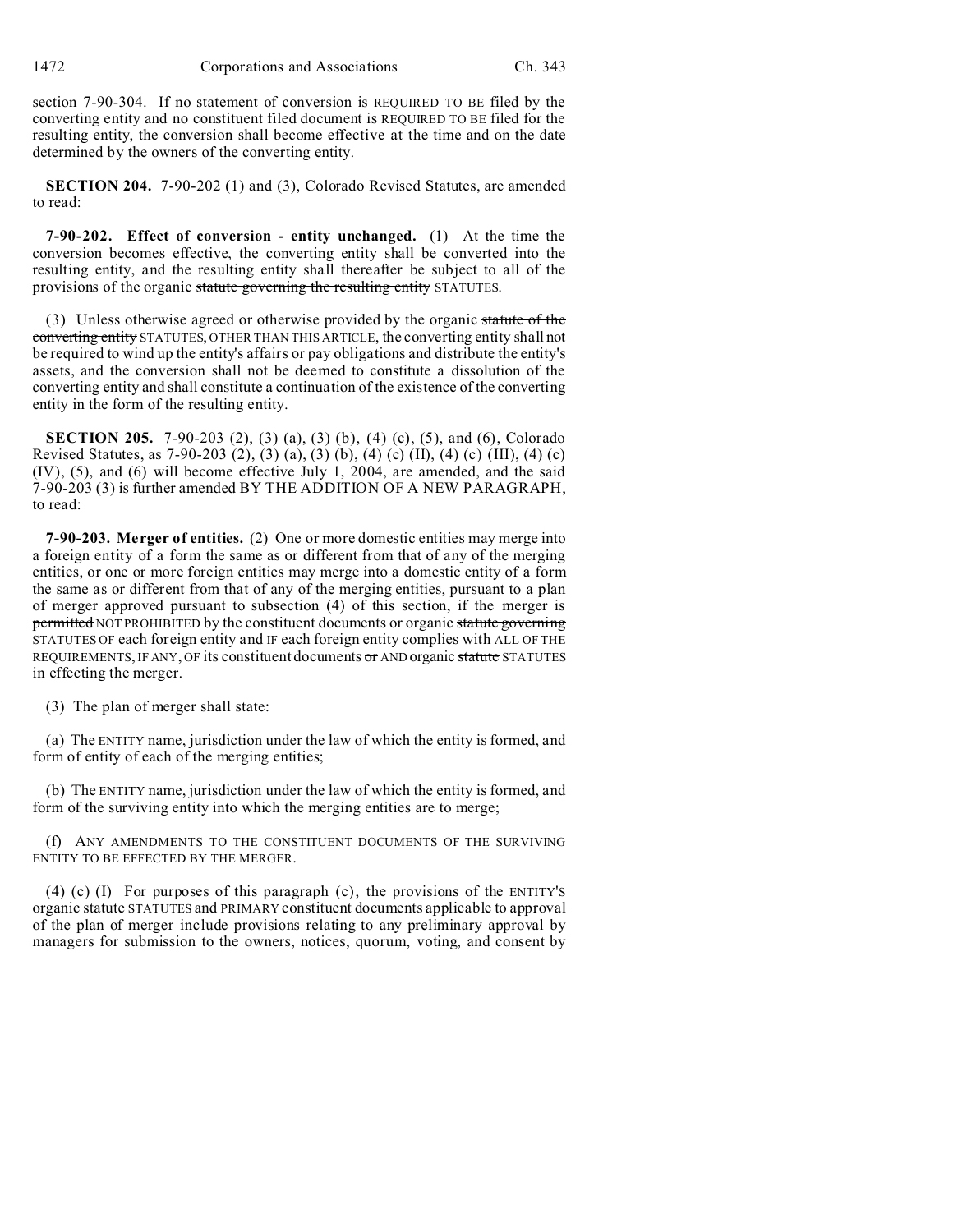section 7-90-304. If no statement of conversion is REQUIRED TO BE filed by the converting entity and no constituent filed document is REQUIRED TO BE filed for the resulting entity, the conversion shall become effective at the time and on the date determined by the owners of the converting entity.

**SECTION 204.** 7-90-202 (1) and (3), Colorado Revised Statutes, are amended to read:

**7-90-202. Effect of conversion - entity unchanged.** (1) At the time the conversion becomes effective, the converting entity shall be converted into the resulting entity, and the resulting entity shall thereafter be subject to all of the provisions of the organic ~~statute governing the resulting entity~~ STATUTES.

(3) Unless otherwise agreed or otherwise provided by the organic ~~statute of the converting entity~~ STATUTES, OTHER THAN THIS ARTICLE, the converting entity shall not be required to wind up the entity's affairs or pay obligations and distribute the entity's assets, and the conversion shall not be deemed to constitute a dissolution of the converting entity and shall constitute a continuation of the existence of the converting entity in the form of the resulting entity.

**SECTION 205.** 7-90-203 (2), (3) (a), (3) (b), (4) (c), (5), and (6), Colorado Revised Statutes, as 7-90-203 (2), (3) (a), (3) (b), (4) (c) (II), (4) (c) (III), (4) (c) (IV), (5), and (6) will become effective July 1, 2004, are amended, and the said 7-90-203 (3) is further amended BY THE ADDITION OF A NEW PARAGRAPH, to read:

**7-90-203. Merger of entities.** (2) One or more domestic entities may merge into a foreign entity of a form the same as or different from that of any of the merging entities, or one or more foreign entities may merge into a domestic entity of a form the same as or different from that of any of the merging entities, pursuant to a plan of merger approved pursuant to subsection (4) of this section, if the merger is ~~permitted~~ NOT PROHIBITED by the constituent documents or organic ~~statute governing~~ STATUTES OF each foreign entity and IF each foreign entity complies with ALL OF THE REQUIREMENTS, IF ANY, OF its constituent documents ~~or~~ AND organic ~~statute~~ STATUTES in effecting the merger.

(3) The plan of merger shall state:

(a) The ENTITY name, jurisdiction under the law of which the entity is formed, and form of entity of each of the merging entities;

(b) The ENTITY name, jurisdiction under the law of which the entity is formed, and form of the surviving entity into which the merging entities are to merge;

(f) ANY AMENDMENTS TO THE CONSTITUENT DOCUMENTS OF THE SURVIVING ENTITY TO BE EFFECTED BY THE MERGER.

(4) (c) (I) For purposes of this paragraph (c), the provisions of the ENTITY'S organic ~~statute~~ STATUTES and PRIMARY constituent documents applicable to approval of the plan of merger include provisions relating to any preliminary approval by managers for submission to the owners, notices, quorum, voting, and consent by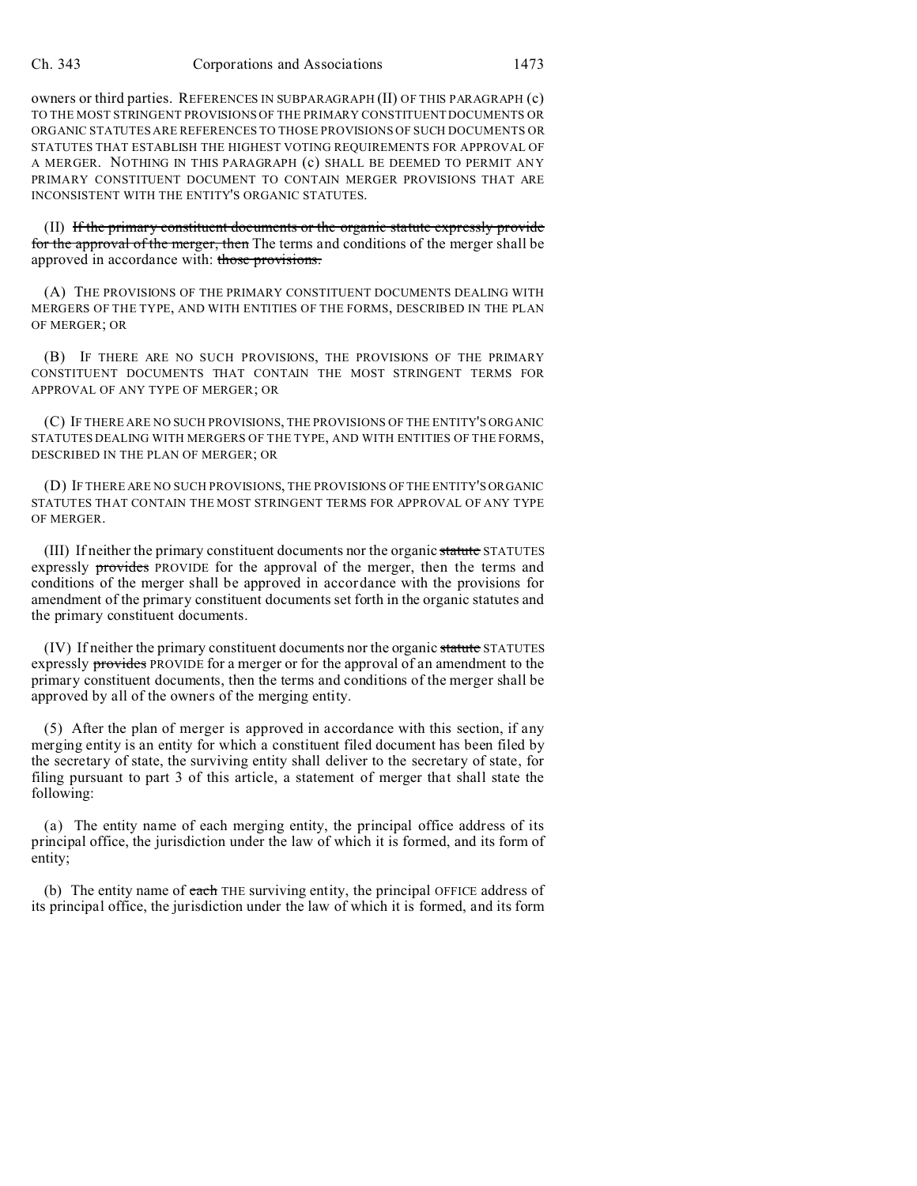owners or third parties. REFERENCES IN SUBPARAGRAPH (II) OF THIS PARAGRAPH (c) TO THE MOST STRINGENT PROVISIONS OF THE PRIMARY CONSTITUENT DOCUMENTS OR ORGANIC STATUTES ARE REFERENCES TO THOSE PROVISIONS OF SUCH DOCUMENTS OR STATUTES THAT ESTABLISH THE HIGHEST VOTING REQUIREMENTS FOR APPROVAL OF A MERGER. NOTHING IN THIS PARAGRAPH (c) SHALL BE DEEMED TO PERMIT ANY PRIMARY CONSTITUENT DOCUMENT TO CONTAIN MERGER PROVISIONS THAT ARE INCONSISTENT WITH THE ENTITY'S ORGANIC STATUTES.

(II) ~~If the primary constituent documents or the organic statute expressly provide for the approval of the merger, then~~ The terms and conditions of the merger shall be approved in accordance with: ~~those provisions.~~

(A) THE PROVISIONS OF THE PRIMARY CONSTITUENT DOCUMENTS DEALING WITH MERGERS OF THE TYPE, AND WITH ENTITIES OF THE FORMS, DESCRIBED IN THE PLAN OF MERGER; OR

(B) IF THERE ARE NO SUCH PROVISIONS, THE PROVISIONS OF THE PRIMARY CONSTITUENT DOCUMENTS THAT CONTAIN THE MOST STRINGENT TERMS FOR APPROVAL OF ANY TYPE OF MERGER; OR

(C) IF THERE ARE NO SUCH PROVISIONS, THE PROVISIONS OF THE ENTITY'S ORGANIC STATUTES DEALING WITH MERGERS OF THE TYPE, AND WITH ENTITIES OF THE FORMS, DESCRIBED IN THE PLAN OF MERGER; OR

(D) IF THERE ARE NO SUCH PROVISIONS, THE PROVISIONS OF THE ENTITY'S ORGANIC STATUTES THAT CONTAIN THE MOST STRINGENT TERMS FOR APPROVAL OF ANY TYPE OF MERGER.

(III) If neither the primary constituent documents nor the organic ~~statute~~ STATUTES expressly ~~provides~~ PROVIDE for the approval of the merger, then the terms and conditions of the merger shall be approved in accordance with the provisions for amendment of the primary constituent documents set forth in the organic statutes and the primary constituent documents.

(IV) If neither the primary constituent documents nor the organic ~~statute~~ STATUTES expressly ~~provides~~ PROVIDE for a merger or for the approval of an amendment to the primary constituent documents, then the terms and conditions of the merger shall be approved by all of the owners of the merging entity.

(5) After the plan of merger is approved in accordance with this section, if any merging entity is an entity for which a constituent filed document has been filed by the secretary of state, the surviving entity shall deliver to the secretary of state, for filing pursuant to part 3 of this article, a statement of merger that shall state the following:

(a) The entity name of each merging entity, the principal office address of its principal office, the jurisdiction under the law of which it is formed, and its form of entity;

(b) The entity name of ~~each~~ THE surviving entity, the principal OFFICE address of its principal office, the jurisdiction under the law of which it is formed, and its form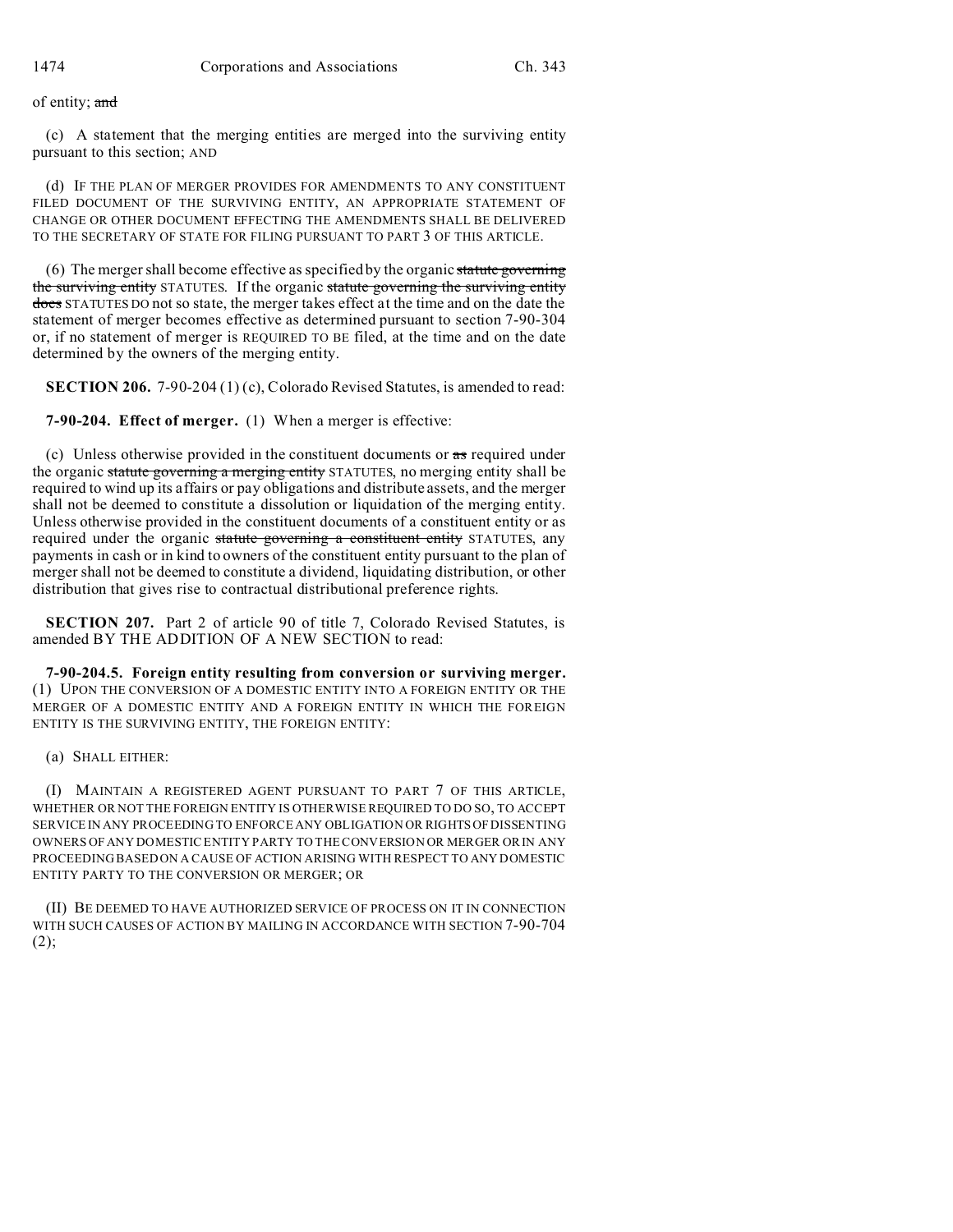of entity; ~~and~~

(c) A statement that the merging entities are merged into the surviving entity pursuant to this section; AND

(d) IF THE PLAN OF MERGER PROVIDES FOR AMENDMENTS TO ANY CONSTITUENT FILED DOCUMENT OF THE SURVIVING ENTITY, AN APPROPRIATE STATEMENT OF CHANGE OR OTHER DOCUMENT EFFECTING THE AMENDMENTS SHALL BE DELIVERED TO THE SECRETARY OF STATE FOR FILING PURSUANT TO PART 3 OF THIS ARTICLE.

(6) The merger shall become effective as specified by the organic ~~statute governing the surviving entity~~ STATUTES. If the organic ~~statute governing the surviving entity does~~ STATUTES DO not so state, the merger takes effect at the time and on the date the statement of merger becomes effective as determined pursuant to section 7-90-304 or, if no statement of merger is REQUIRED TO BE filed, at the time and on the date determined by the owners of the merging entity.

**SECTION 206.** 7-90-204 (1) (c), Colorado Revised Statutes, is amended to read:

**7-90-204. Effect of merger.** (1) When a merger is effective:

(c) Unless otherwise provided in the constituent documents or ~~as~~ required under the organic ~~statute governing a merging entity~~ STATUTES, no merging entity shall be required to wind up its affairs or pay obligations and distribute assets, and the merger shall not be deemed to constitute a dissolution or liquidation of the merging entity. Unless otherwise provided in the constituent documents of a constituent entity or as required under the organic ~~statute governing a constituent entity~~ STATUTES, any payments in cash or in kind to owners of the constituent entity pursuant to the plan of merger shall not be deemed to constitute a dividend, liquidating distribution, or other distribution that gives rise to contractual distributional preference rights.

**SECTION 207.** Part 2 of article 90 of title 7, Colorado Revised Statutes, is amended BY THE ADDITION OF A NEW SECTION to read:

**7-90-204.5. Foreign entity resulting from conversion or surviving merger.** (1) UPON THE CONVERSION OF A DOMESTIC ENTITY INTO A FOREIGN ENTITY OR THE MERGER OF A DOMESTIC ENTITY AND A FOREIGN ENTITY IN WHICH THE FOREIGN ENTITY IS THE SURVIVING ENTITY, THE FOREIGN ENTITY:

(a) SHALL EITHER:

(I) MAINTAIN A REGISTERED AGENT PURSUANT TO PART 7 OF THIS ARTICLE, WHETHER OR NOT THE FOREIGN ENTITY IS OTHERWISE REQUIRED TO DO SO, TO ACCEPT SERVICE IN ANY PROCEEDING TO ENFORCE ANY OBLIGATION OR RIGHTS OF DISSENTING OWNERS OF ANY DOMESTIC ENTITY PARTY TO THE CONVERSION OR MERGER OR IN ANY PROCEEDING BASED ON A CAUSE OF ACTION ARISING WITH RESPECT TO ANY DOMESTIC ENTITY PARTY TO THE CONVERSION OR MERGER; OR

(II) BE DEEMED TO HAVE AUTHORIZED SERVICE OF PROCESS ON IT IN CONNECTION WITH SUCH CAUSES OF ACTION BY MAILING IN ACCORDANCE WITH SECTION 7-90-704 (2);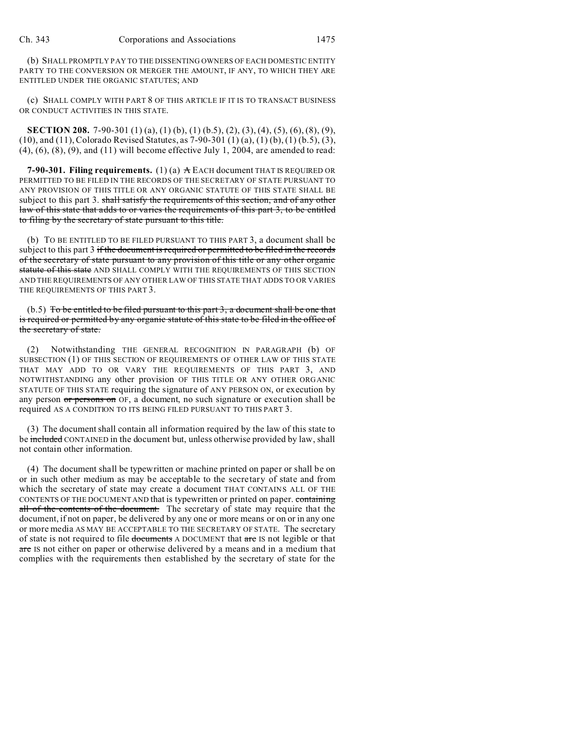(b) SHALL PROMPTLY PAY TO THE DISSENTING OWNERS OF EACH DOMESTIC ENTITY PARTY TO THE CONVERSION OR MERGER THE AMOUNT, IF ANY, TO WHICH THEY ARE ENTITLED UNDER THE ORGANIC STATUTES; AND

(c) SHALL COMPLY WITH PART 8 OF THIS ARTICLE IF IT IS TO TRANSACT BUSINESS OR CONDUCT ACTIVITIES IN THIS STATE.

**SECTION 208.** 7-90-301 (1) (a), (1) (b), (1) (b.5), (2), (3), (4), (5), (6), (8), (9), (10), and (11), Colorado Revised Statutes, as 7-90-301 (1) (a), (1) (b), (1) (b.5), (3), (4), (6), (8), (9), and (11) will become effective July 1, 2004, are amended to read:

**7-90-301. Filing requirements.** (1) (a) ~~A~~ EACH document THAT IS REQUIRED OR PERMITTED TO BE FILED IN THE RECORDS OF THE SECRETARY OF STATE PURSUANT TO ANY PROVISION OF THIS TITLE OR ANY ORGANIC STATUTE OF THIS STATE SHALL BE subject to this part 3. ~~shall satisfy the requirements of this section, and of any other law of this state that adds to or varies the requirements of this part 3, to be entitled to filing by the secretary of state pursuant to this title.~~

(b) TO BE ENTITLED TO BE FILED PURSUANT TO THIS PART 3, a document shall be subject to this part 3 ~~if the document is required or permitted to be filed in the records of the secretary of state pursuant to any provision of this title or any other organic statute of this state~~ AND SHALL COMPLY WITH THE REQUIREMENTS OF THIS SECTION AND THE REQUIREMENTS OF ANY OTHER LAW OF THIS STATE THAT ADDS TO OR VARIES THE REQUIREMENTS OF THIS PART 3.

(b.5) ~~To be entitled to be filed pursuant to this part 3, a document shall be one that is required or permitted by any organic statute of this state to be filed in the office of the secretary of state.~~

(2) Notwithstanding THE GENERAL RECOGNITION IN PARAGRAPH (b) OF SUBSECTION (1) OF THIS SECTION OF REQUIREMENTS OF OTHER LAW OF THIS STATE THAT MAY ADD TO OR VARY THE REQUIREMENTS OF THIS PART 3, AND NOTWITHSTANDING any other provision OF THIS TITLE OR ANY OTHER ORGANIC STATUTE OF THIS STATE requiring the signature of ANY PERSON ON, or execution by any person ~~or persons on~~ OF, a document, no such signature or execution shall be required AS A CONDITION TO ITS BEING FILED PURSUANT TO THIS PART 3.

(3) The document shall contain all information required by the law of this state to be ~~included~~ CONTAINED in the document but, unless otherwise provided by law, shall not contain other information.

(4) The document shall be typewritten or machine printed on paper or shall be on or in such other medium as may be acceptable to the secretary of state and from which the secretary of state may create a document THAT CONTAINS ALL OF THE CONTENTS OF THE DOCUMENT AND that is typewritten or printed on paper. ~~containing all of the contents of the document.~~ The secretary of state may require that the document, if not on paper, be delivered by any one or more means or on or in any one or more media AS MAY BE ACCEPTABLE TO THE SECRETARY OF STATE. The secretary of state is not required to file ~~documents~~ A DOCUMENT that ~~are~~ IS not legible or that ~~are~~ IS not either on paper or otherwise delivered by a means and in a medium that complies with the requirements then established by the secretary of state for the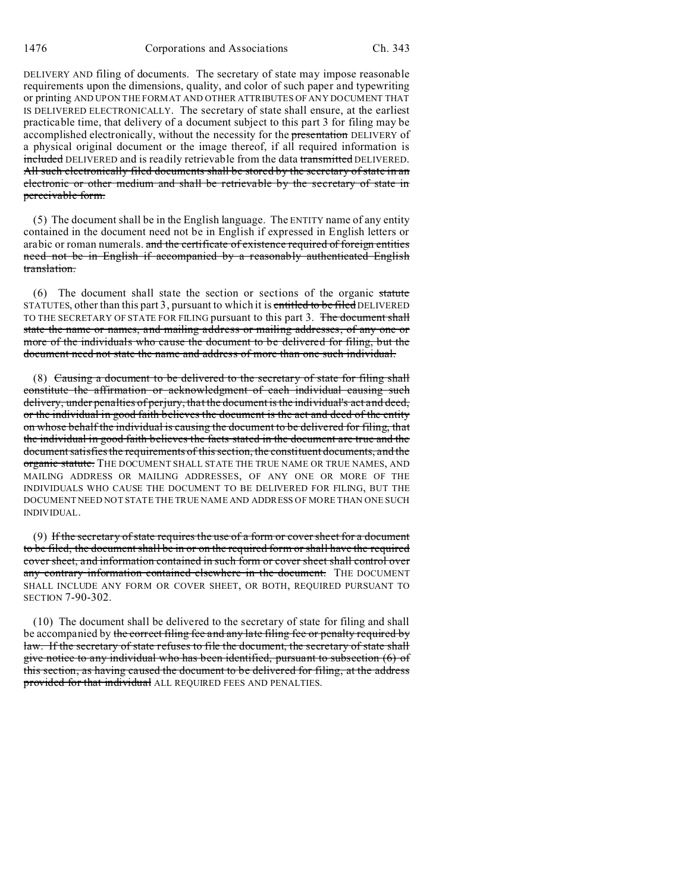DELIVERY AND filing of documents. The secretary of state may impose reasonable requirements upon the dimensions, quality, and color of such paper and typewriting or printing AND UPON THE FORMAT AND OTHER ATTRIBUTES OF ANY DOCUMENT THAT IS DELIVERED ELECTRONICALLY. The secretary of state shall ensure, at the earliest practicable time, that delivery of a document subject to this part 3 for filing may be accomplished electronically, without the necessity for the ~~presentation~~ DELIVERY of a physical original document or the image thereof, if all required information is ~~included~~ DELIVERED and is readily retrievable from the data ~~transmitted~~ DELIVERED. ~~All such electronically filed documents shall be stored by the secretary of state in an electronic or other medium and shall be retrievable by the secretary of state in perceivable form.~~

(5) The document shall be in the English language. The ENTITY name of any entity contained in the document need not be in English if expressed in English letters or arabic or roman numerals. ~~and the certificate of existence required of foreign entities need not be in English if accompanied by a reasonably authenticated English translation.~~

(6) The document shall state the section or sections of the organic ~~statute~~ STATUTES, other than this part 3, pursuant to which it is ~~entitled to be filed~~ DELIVERED TO THE SECRETARY OF STATE FOR FILING pursuant to this part 3. ~~The document shall state the name or names, and mailing address or mailing addresses, of any one or more of the individuals who cause the document to be delivered for filing, but the document need not state the name and address of more than one such individual.~~

(8) ~~Causing a document to be delivered to the secretary of state for filing shall constitute the affirmation or acknowledgment of each individual causing such delivery, under penalties of perjury, that the document is the individual's act and deed, or the individual in good faith believes the document is the act and deed of the entity on whose behalf the individual is causing the document to be delivered for filing, that the individual in good faith believes the facts stated in the document are true and the document satisfies the requirements of this section, the constituent documents, and the organic statute.~~ THE DOCUMENT SHALL STATE THE TRUE NAME OR TRUE NAMES, AND MAILING ADDRESS OR MAILING ADDRESSES, OF ANY ONE OR MORE OF THE INDIVIDUALS WHO CAUSE THE DOCUMENT TO BE DELIVERED FOR FILING, BUT THE DOCUMENT NEED NOT STATE THE TRUE NAME AND ADDRESS OF MORE THAN ONE SUCH INDIVIDUAL.

(9) ~~If the secretary of state requires the use of a form or cover sheet for a document to be filed, the document shall be in or on the required form or shall have the required cover sheet, and information contained in such form or cover sheet shall control over any contrary information contained elsewhere in the document.~~ THE DOCUMENT SHALL INCLUDE ANY FORM OR COVER SHEET, OR BOTH, REQUIRED PURSUANT TO SECTION 7-90-302.

(10) The document shall be delivered to the secretary of state for filing and shall be accompanied by ~~the correct filing fee and any late filing fee or penalty required by law. If the secretary of state refuses to file the document, the secretary of state shall give notice to any individual who has been identified, pursuant to subsection (6) of this section, as having caused the document to be delivered for filing, at the address provided for that individual~~ ALL REQUIRED FEES AND PENALTIES.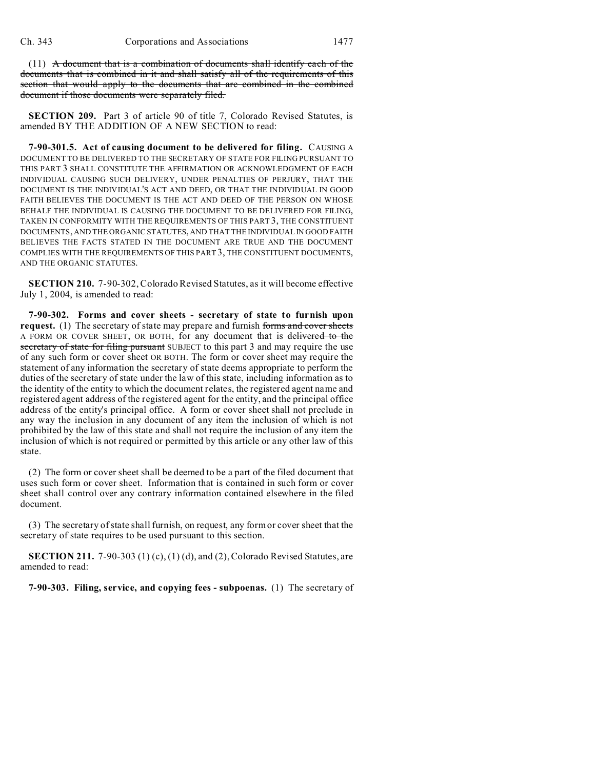(11) ~~A document that is a combination of documents shall identify each of the documents that is combined in it and shall satisfy all of the requirements of this section that would apply to the documents that are combined in the combined document if those documents were separately filed.~~

**SECTION 209.** Part 3 of article 90 of title 7, Colorado Revised Statutes, is amended BY THE ADDITION OF A NEW SECTION to read:

**7-90-301.5. Act of causing document to be delivered for filing.** CAUSING A DOCUMENT TO BE DELIVERED TO THE SECRETARY OF STATE FOR FILING PURSUANT TO THIS PART 3 SHALL CONSTITUTE THE AFFIRMATION OR ACKNOWLEDGMENT OF EACH INDIVIDUAL CAUSING SUCH DELIVERY, UNDER PENALTIES OF PERJURY, THAT THE DOCUMENT IS THE INDIVIDUAL'S ACT AND DEED, OR THAT THE INDIVIDUAL IN GOOD FAITH BELIEVES THE DOCUMENT IS THE ACT AND DEED OF THE PERSON ON WHOSE BEHALF THE INDIVIDUAL IS CAUSING THE DOCUMENT TO BE DELIVERED FOR FILING, TAKEN IN CONFORMITY WITH THE REQUIREMENTS OF THIS PART 3, THE CONSTITUENT DOCUMENTS, AND THE ORGANIC STATUTES, AND THAT THE INDIVIDUAL IN GOOD FAITH BELIEVES THE FACTS STATED IN THE DOCUMENT ARE TRUE AND THE DOCUMENT COMPLIES WITH THE REQUIREMENTS OF THIS PART 3, THE CONSTITUENT DOCUMENTS, AND THE ORGANIC STATUTES.

**SECTION 210.** 7-90-302, Colorado Revised Statutes, as it will become effective July 1, 2004, is amended to read:

**7-90-302. Forms and cover sheets - secretary of state to furnish upon request.** (1) The secretary of state may prepare and furnish ~~forms and cover sheets~~ A FORM OR COVER SHEET, OR BOTH, for any document that is ~~delivered to the secretary of state for filing pursuant~~ SUBJECT to this part 3 and may require the use of any such form or cover sheet OR BOTH. The form or cover sheet may require the statement of any information the secretary of state deems appropriate to perform the duties of the secretary of state under the law of this state, including information as to the identity of the entity to which the document relates, the registered agent name and registered agent address of the registered agent for the entity, and the principal office address of the entity's principal office. A form or cover sheet shall not preclude in any way the inclusion in any document of any item the inclusion of which is not prohibited by the law of this state and shall not require the inclusion of any item the inclusion of which is not required or permitted by this article or any other law of this state.

(2) The form or cover sheet shall be deemed to be a part of the filed document that uses such form or cover sheet. Information that is contained in such form or cover sheet shall control over any contrary information contained elsewhere in the filed document.

(3) The secretary of state shall furnish, on request, any form or cover sheet that the secretary of state requires to be used pursuant to this section.

**SECTION 211.** 7-90-303 (1) (c), (1) (d), and (2), Colorado Revised Statutes, are amended to read:

**7-90-303. Filing, service, and copying fees - subpoenas.** (1) The secretary of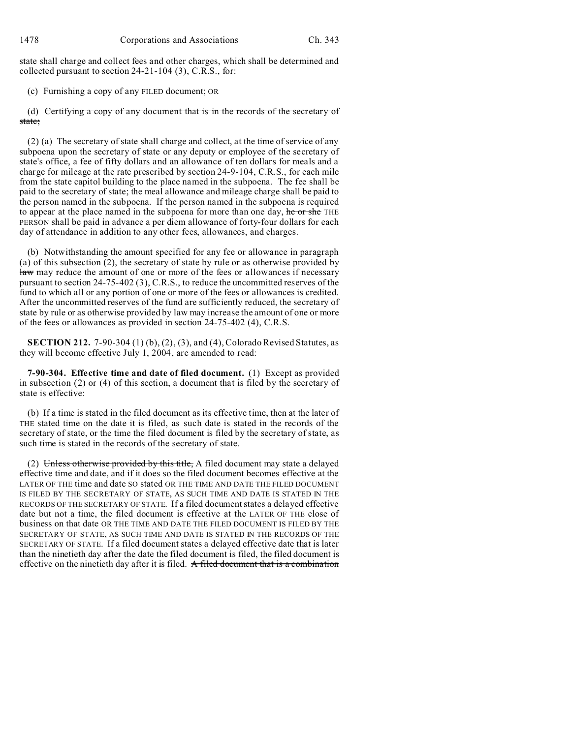state shall charge and collect fees and other charges, which shall be determined and collected pursuant to section 24-21-104 (3), C.R.S., for:

(c) Furnishing a copy of any FILED document; OR

(d) ~~Certifying a copy of any document that is in the records of the secretary of state;~~

(2) (a) The secretary of state shall charge and collect, at the time of service of any subpoena upon the secretary of state or any deputy or employee of the secretary of state's office, a fee of fifty dollars and an allowance of ten dollars for meals and a charge for mileage at the rate prescribed by section 24-9-104, C.R.S., for each mile from the state capitol building to the place named in the subpoena. The fee shall be paid to the secretary of state; the meal allowance and mileage charge shall be paid to the person named in the subpoena. If the person named in the subpoena is required to appear at the place named in the subpoena for more than one day, ~~he or she~~ THE PERSON shall be paid in advance a per diem allowance of forty-four dollars for each day of attendance in addition to any other fees, allowances, and charges.

(b) Notwithstanding the amount specified for any fee or allowance in paragraph (a) of this subsection (2), the secretary of state ~~by rule or as otherwise provided by law~~ may reduce the amount of one or more of the fees or allowances if necessary pursuant to section 24-75-402 (3), C.R.S., to reduce the uncommitted reserves of the fund to which all or any portion of one or more of the fees or allowances is credited. After the uncommitted reserves of the fund are sufficiently reduced, the secretary of state by rule or as otherwise provided by law may increase the amount of one or more of the fees or allowances as provided in section 24-75-402 (4), C.R.S.

**SECTION 212.** 7-90-304 (1) (b), (2), (3), and (4), Colorado Revised Statutes, as they will become effective July 1, 2004, are amended to read:

**7-90-304. Effective time and date of filed document.** (1) Except as provided in subsection (2) or (4) of this section, a document that is filed by the secretary of state is effective:

(b) If a time is stated in the filed document as its effective time, then at the later of THE stated time on the date it is filed, as such date is stated in the records of the secretary of state, or the time the filed document is filed by the secretary of state, as such time is stated in the records of the secretary of state.

(2) ~~Unless otherwise provided by this title,~~ A filed document may state a delayed effective time and date, and if it does so the filed document becomes effective at the LATER OF THE time and date SO stated OR THE TIME AND DATE THE FILED DOCUMENT IS FILED BY THE SECRETARY OF STATE, AS SUCH TIME AND DATE IS STATED IN THE RECORDS OF THE SECRETARY OF STATE. If a filed document states a delayed effective date but not a time, the filed document is effective at the LATER OF THE close of business on that date OR THE TIME AND DATE THE FILED DOCUMENT IS FILED BY THE SECRETARY OF STATE, AS SUCH TIME AND DATE IS STATED IN THE RECORDS OF THE SECRETARY OF STATE. If a filed document states a delayed effective date that is later than the ninetieth day after the date the filed document is filed, the filed document is effective on the ninetieth day after it is filed. ~~A filed document that is a combination~~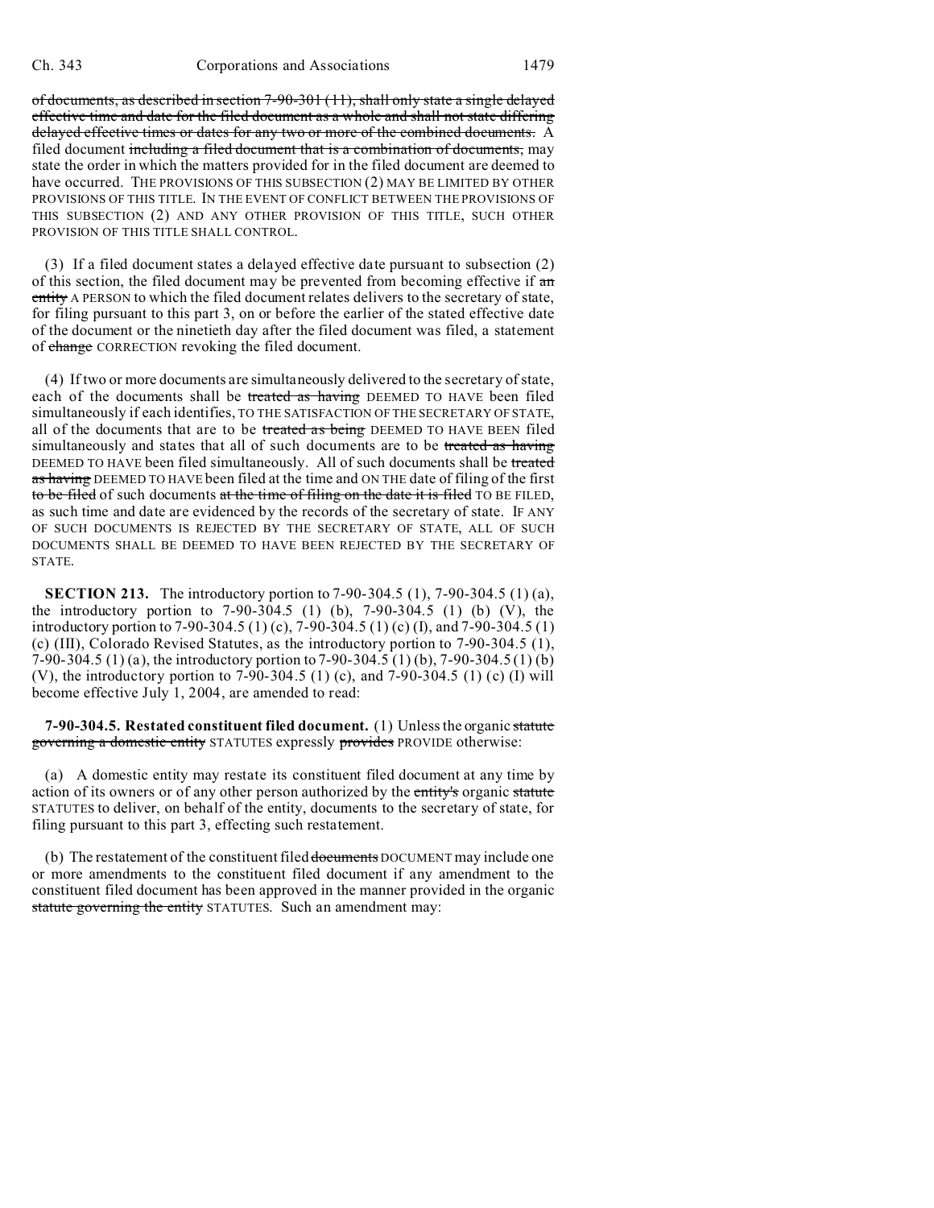of documents, as described in section 7-90-301 (11), shall only state a single delayed effective time and date for the filed document as a whole and shall not state differing delayed effective times or dates for any two or more of the combined documents. A filed document including a filed document that is a combination of documents, may state the order in which the matters provided for in the filed document are deemed to have occurred. THE PROVISIONS OF THIS SUBSECTION (2) MAY BE LIMITED BY OTHER PROVISIONS OF THIS TITLE. IN THE EVENT OF CONFLICT BETWEEN THE PROVISIONS OF THIS SUBSECTION (2) AND ANY OTHER PROVISION OF THIS TITLE, SUCH OTHER PROVISION OF THIS TITLE SHALL CONTROL.

(3) If a filed document states a delayed effective date pursuant to subsection (2) of this section, the filed document may be prevented from becoming effective if an entity A PERSON to which the filed document relates delivers to the secretary of state, for filing pursuant to this part 3, on or before the earlier of the stated effective date of the document or the ninetieth day after the filed document was filed, a statement of change CORRECTION revoking the filed document.

(4) If two or more documents are simultaneously delivered to the secretary of state, each of the documents shall be treated as having DEEMED TO HAVE been filed simultaneously if each identifies, TO THE SATISFACTION OF THE SECRETARY OF STATE, all of the documents that are to be treated as being DEEMED TO HAVE BEEN filed simultaneously and states that all of such documents are to be treated as having DEEMED TO HAVE been filed simultaneously. All of such documents shall be treated as having DEEMED TO HAVE been filed at the time and ON THE date of filing of the first to be filed of such documents at the time of filing on the date it is filed TO BE FILED, as such time and date are evidenced by the records of the secretary of state. IF ANY OF SUCH DOCUMENTS IS REJECTED BY THE SECRETARY OF STATE, ALL OF SUCH DOCUMENTS SHALL BE DEEMED TO HAVE BEEN REJECTED BY THE SECRETARY OF STATE.

**SECTION 213.** The introductory portion to 7-90-304.5 (1), 7-90-304.5 (1) (a), the introductory portion to 7-90-304.5 (1) (b), 7-90-304.5 (1) (b) (V), the introductory portion to 7-90-304.5 (1) (c), 7-90-304.5 (1) (c) (I), and 7-90-304.5 (1) (c) (III), Colorado Revised Statutes, as the introductory portion to 7-90-304.5 (1), 7-90-304.5 (1) (a), the introductory portion to 7-90-304.5 (1) (b), 7-90-304.5 (1) (b) (V), the introductory portion to 7-90-304.5 (1) (c), and 7-90-304.5 (1) (c) (I) will become effective July 1, 2004, are amended to read:

**7-90-304.5. Restated constituent filed document.** (1) Unless the organic statute governing a domestic entity STATUTES expressly provides PROVIDE otherwise:

(a) A domestic entity may restate its constituent filed document at any time by action of its owners or of any other person authorized by the entity's organic statute STATUTES to deliver, on behalf of the entity, documents to the secretary of state, for filing pursuant to this part 3, effecting such restatement.

(b) The restatement of the constituent filed documents DOCUMENT may include one or more amendments to the constituent filed document if any amendment to the constituent filed document has been approved in the manner provided in the organic statute governing the entity STATUTES. Such an amendment may: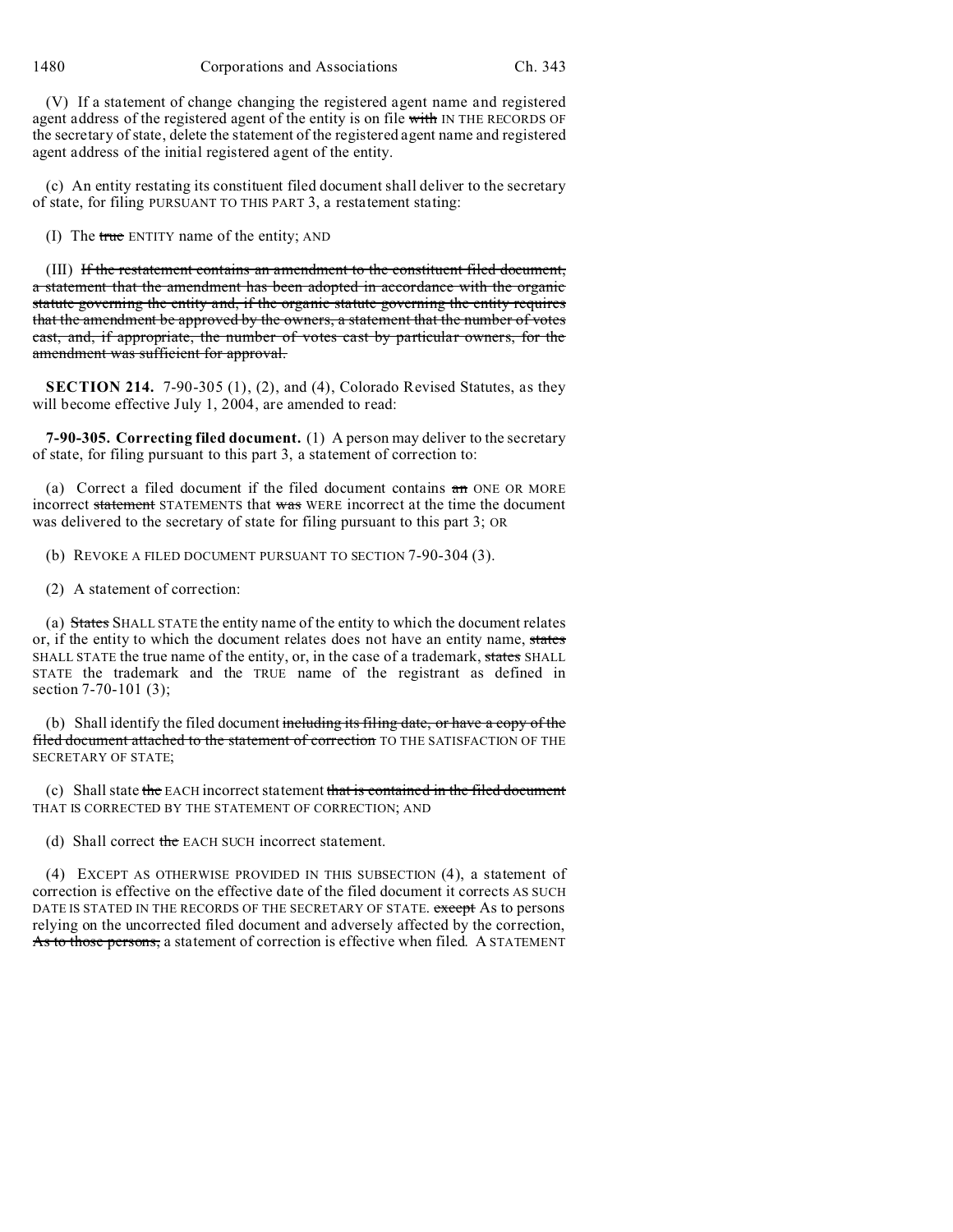(V) If a statement of change changing the registered agent name and registered agent address of the registered agent of the entity is on file ~~with~~ IN THE RECORDS OF the secretary of state, delete the statement of the registered agent name and registered agent address of the initial registered agent of the entity.

(c) An entity restating its constituent filed document shall deliver to the secretary of state, for filing PURSUANT TO THIS PART 3, a restatement stating:

(I) The ~~true~~ ENTITY name of the entity; AND

(III) ~~If the restatement contains an amendment to the constituent filed document, a statement that the amendment has been adopted in accordance with the organic statute governing the entity and, if the organic statute governing the entity requires that the amendment be approved by the owners, a statement that the number of votes cast, and, if appropriate, the number of votes cast by particular owners, for the amendment was sufficient for approval.~~

**SECTION 214.** 7-90-305 (1), (2), and (4), Colorado Revised Statutes, as they will become effective July 1, 2004, are amended to read:

**7-90-305. Correcting filed document.** (1) A person may deliver to the secretary of state, for filing pursuant to this part 3, a statement of correction to:

(a) Correct a filed document if the filed document contains ~~an~~ ONE OR MORE incorrect ~~statement~~ STATEMENTS that ~~was~~ WERE incorrect at the time the document was delivered to the secretary of state for filing pursuant to this part 3; OR

(b) REVOKE A FILED DOCUMENT PURSUANT TO SECTION 7-90-304 (3).

(2) A statement of correction:

(a) ~~States~~ SHALL STATE the entity name of the entity to which the document relates or, if the entity to which the document relates does not have an entity name, ~~states~~ SHALL STATE the true name of the entity, or, in the case of a trademark, ~~states~~ SHALL STATE the trademark and the TRUE name of the registrant as defined in section 7-70-101 (3);

(b) Shall identify the filed document ~~including its filing date, or have a copy of the filed document attached to the statement of correction~~ TO THE SATISFACTION OF THE SECRETARY OF STATE;

(c) Shall state ~~the~~ EACH incorrect statement ~~that is contained in the filed document~~ THAT IS CORRECTED BY THE STATEMENT OF CORRECTION; AND

(d) Shall correct ~~the~~ EACH SUCH incorrect statement.

(4) EXCEPT AS OTHERWISE PROVIDED IN THIS SUBSECTION (4), a statement of correction is effective on the effective date of the filed document it corrects AS SUCH DATE IS STATED IN THE RECORDS OF THE SECRETARY OF STATE. ~~except~~ As to persons relying on the uncorrected filed document and adversely affected by the correction, ~~As to those persons,~~ a statement of correction is effective when filed. A STATEMENT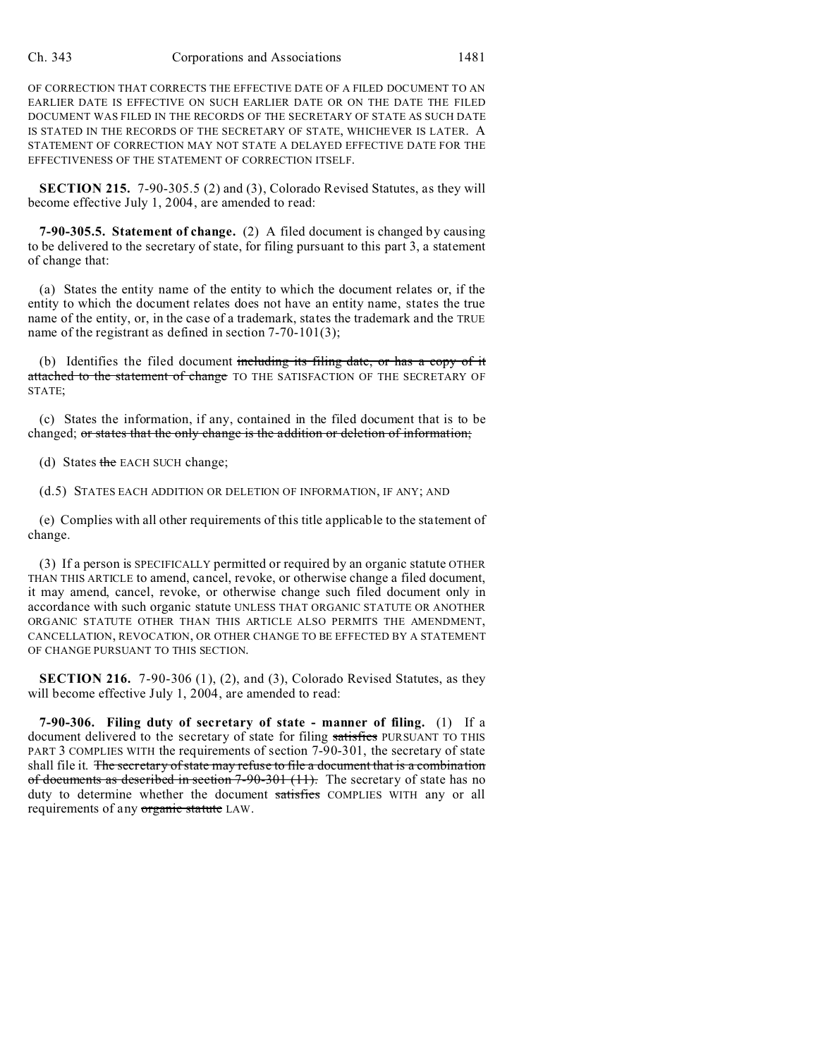OF CORRECTION THAT CORRECTS THE EFFECTIVE DATE OF A FILED DOCUMENT TO AN EARLIER DATE IS EFFECTIVE ON SUCH EARLIER DATE OR ON THE DATE THE FILED DOCUMENT WAS FILED IN THE RECORDS OF THE SECRETARY OF STATE AS SUCH DATE IS STATED IN THE RECORDS OF THE SECRETARY OF STATE, WHICHEVER IS LATER. A STATEMENT OF CORRECTION MAY NOT STATE A DELAYED EFFECTIVE DATE FOR THE EFFECTIVENESS OF THE STATEMENT OF CORRECTION ITSELF.

**SECTION 215.** 7-90-305.5 (2) and (3), Colorado Revised Statutes, as they will become effective July 1, 2004, are amended to read:

**7-90-305.5. Statement of change.** (2) A filed document is changed by causing to be delivered to the secretary of state, for filing pursuant to this part 3, a statement of change that:

(a) States the entity name of the entity to which the document relates or, if the entity to which the document relates does not have an entity name, states the true name of the entity, or, in the case of a trademark, states the trademark and the TRUE name of the registrant as defined in section 7-70-101(3);

(b) Identifies the filed document ~~including its filing date, or has a copy of it attached to the statement of change~~ TO THE SATISFACTION OF THE SECRETARY OF STATE;

(c) States the information, if any, contained in the filed document that is to be changed; ~~or states that the only change is the addition or deletion of information;~~

(d) States ~~the~~ EACH SUCH change;

(d.5) STATES EACH ADDITION OR DELETION OF INFORMATION, IF ANY; AND

(e) Complies with all other requirements of this title applicable to the statement of change.

(3) If a person is SPECIFICALLY permitted or required by an organic statute OTHER THAN THIS ARTICLE to amend, cancel, revoke, or otherwise change a filed document, it may amend, cancel, revoke, or otherwise change such filed document only in accordance with such organic statute UNLESS THAT ORGANIC STATUTE OR ANOTHER ORGANIC STATUTE OTHER THAN THIS ARTICLE ALSO PERMITS THE AMENDMENT, CANCELLATION, REVOCATION, OR OTHER CHANGE TO BE EFFECTED BY A STATEMENT OF CHANGE PURSUANT TO THIS SECTION.

**SECTION 216.** 7-90-306 (1), (2), and (3), Colorado Revised Statutes, as they will become effective July 1, 2004, are amended to read:

**7-90-306. Filing duty of secretary of state - manner of filing.** (1) If a document delivered to the secretary of state for filing ~~satisfies~~ PURSUANT TO THIS PART 3 COMPLIES WITH the requirements of section 7-90-301, the secretary of state shall file it. ~~The secretary of state may refuse to file a document that is a combination of documents as described in section 7-90-301 (11).~~ The secretary of state has no duty to determine whether the document ~~satisfies~~ COMPLIES WITH any or all requirements of any ~~organic statute~~ LAW.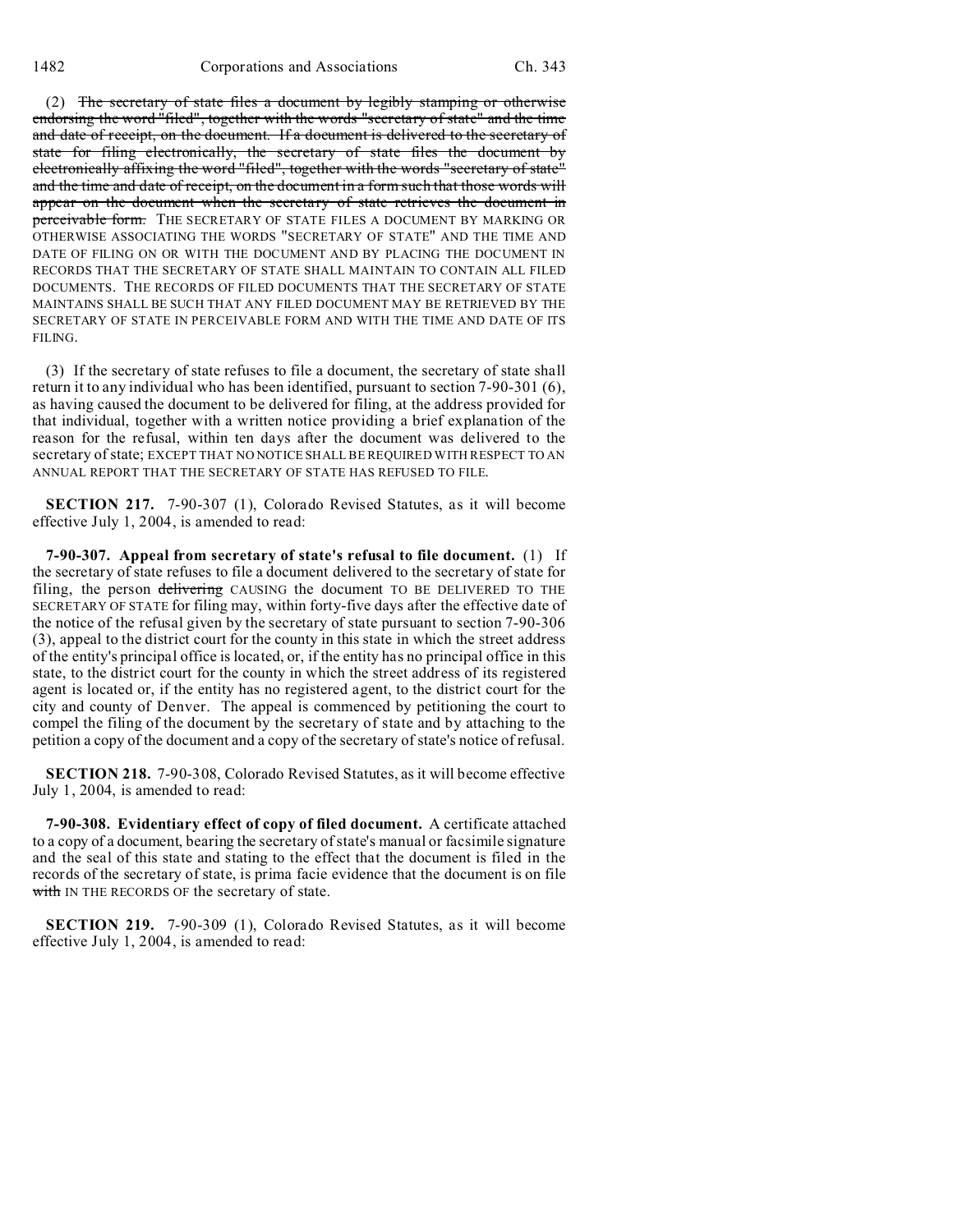(2) ~~The secretary of state files a document by legibly stamping or otherwise endorsing the word "filed", together with the words "secretary of state" and the time and date of receipt, on the document. If a document is delivered to the secretary of state for filing electronically, the secretary of state files the document by electronically affixing the word "filed", together with the words "secretary of state" and the time and date of receipt, on the document in a form such that those words will appear on the document when the secretary of state retrieves the document in perceivable form.~~ THE SECRETARY OF STATE FILES A DOCUMENT BY MARKING OR OTHERWISE ASSOCIATING THE WORDS "SECRETARY OF STATE" AND THE TIME AND DATE OF FILING ON OR WITH THE DOCUMENT AND BY PLACING THE DOCUMENT IN RECORDS THAT THE SECRETARY OF STATE SHALL MAINTAIN TO CONTAIN ALL FILED DOCUMENTS. THE RECORDS OF FILED DOCUMENTS THAT THE SECRETARY OF STATE MAINTAINS SHALL BE SUCH THAT ANY FILED DOCUMENT MAY BE RETRIEVED BY THE SECRETARY OF STATE IN PERCEIVABLE FORM AND WITH THE TIME AND DATE OF ITS FILING.

(3) If the secretary of state refuses to file a document, the secretary of state shall return it to any individual who has been identified, pursuant to section 7-90-301 (6), as having caused the document to be delivered for filing, at the address provided for that individual, together with a written notice providing a brief explanation of the reason for the refusal, within ten days after the document was delivered to the secretary of state; EXCEPT THAT NO NOTICE SHALL BE REQUIRED WITH RESPECT TO AN ANNUAL REPORT THAT THE SECRETARY OF STATE HAS REFUSED TO FILE.

**SECTION 217.** 7-90-307 (1), Colorado Revised Statutes, as it will become effective July 1, 2004, is amended to read:

**7-90-307. Appeal from secretary of state's refusal to file document.** (1) If the secretary of state refuses to file a document delivered to the secretary of state for filing, the person ~~delivering~~ CAUSING the document TO BE DELIVERED TO THE SECRETARY OF STATE for filing may, within forty-five days after the effective date of the notice of the refusal given by the secretary of state pursuant to section 7-90-306 (3), appeal to the district court for the county in this state in which the street address of the entity's principal office is located, or, if the entity has no principal office in this state, to the district court for the county in which the street address of its registered agent is located or, if the entity has no registered agent, to the district court for the city and county of Denver. The appeal is commenced by petitioning the court to compel the filing of the document by the secretary of state and by attaching to the petition a copy of the document and a copy of the secretary of state's notice of refusal.

**SECTION 218.** 7-90-308, Colorado Revised Statutes, as it will become effective July 1, 2004, is amended to read:

**7-90-308. Evidentiary effect of copy of filed document.** A certificate attached to a copy of a document, bearing the secretary of state's manual or facsimile signature and the seal of this state and stating to the effect that the document is filed in the records of the secretary of state, is prima facie evidence that the document is on file ~~with~~ IN THE RECORDS OF the secretary of state.

**SECTION 219.** 7-90-309 (1), Colorado Revised Statutes, as it will become effective July 1, 2004, is amended to read: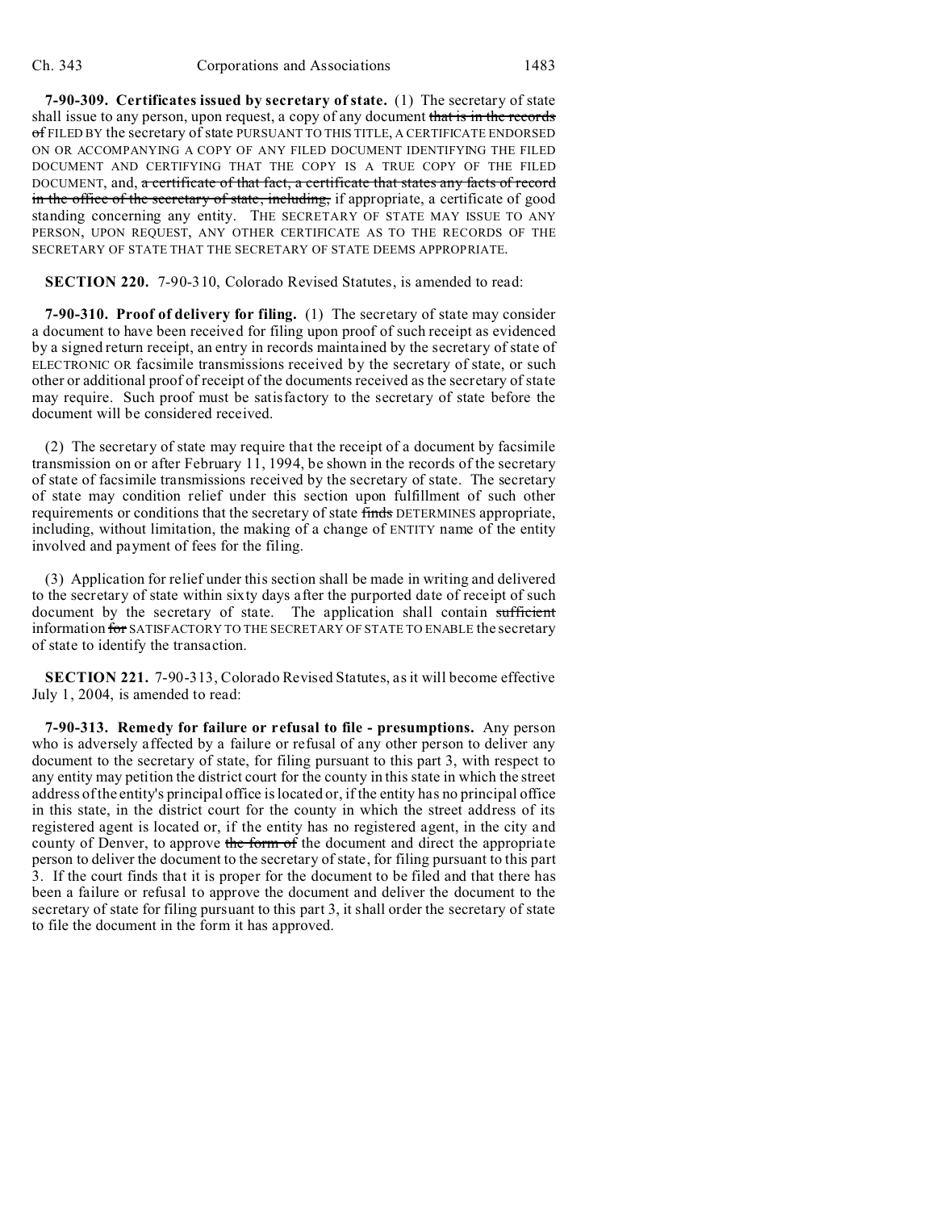**7-90-309. Certificates issued by secretary of state.** (1) The secretary of state shall issue to any person, upon request, a copy of any document ~~that is in the records of~~ FILED BY the secretary of state PURSUANT TO THIS TITLE, A CERTIFICATE ENDORSED ON OR ACCOMPANYING A COPY OF ANY FILED DOCUMENT IDENTIFYING THE FILED DOCUMENT AND CERTIFYING THAT THE COPY IS A TRUE COPY OF THE FILED DOCUMENT, and, ~~a certificate of that fact, a certificate that states any facts of record in the office of the secretary of state, including,~~ if appropriate, a certificate of good standing concerning any entity. THE SECRETARY OF STATE MAY ISSUE TO ANY PERSON, UPON REQUEST, ANY OTHER CERTIFICATE AS TO THE RECORDS OF THE SECRETARY OF STATE THAT THE SECRETARY OF STATE DEEMS APPROPRIATE.

**SECTION 220.** 7-90-310, Colorado Revised Statutes, is amended to read:

**7-90-310. Proof of delivery for filing.** (1) The secretary of state may consider a document to have been received for filing upon proof of such receipt as evidenced by a signed return receipt, an entry in records maintained by the secretary of state of ELECTRONIC OR facsimile transmissions received by the secretary of state, or such other or additional proof of receipt of the documents received as the secretary of state may require. Such proof must be satisfactory to the secretary of state before the document will be considered received.

(2) The secretary of state may require that the receipt of a document by facsimile transmission on or after February 11, 1994, be shown in the records of the secretary of state of facsimile transmissions received by the secretary of state. The secretary of state may condition relief under this section upon fulfillment of such other requirements or conditions that the secretary of state ~~finds~~ DETERMINES appropriate, including, without limitation, the making of a change of ENTITY name of the entity involved and payment of fees for the filing.

(3) Application for relief under this section shall be made in writing and delivered to the secretary of state within sixty days after the purported date of receipt of such document by the secretary of state. The application shall contain ~~sufficient~~ information ~~for~~ SATISFACTORY TO THE SECRETARY OF STATE TO ENABLE the secretary of state to identify the transaction.

**SECTION 221.** 7-90-313, Colorado Revised Statutes, as it will become effective July 1, 2004, is amended to read:

**7-90-313. Remedy for failure or refusal to file - presumptions.** Any person who is adversely affected by a failure or refusal of any other person to deliver any document to the secretary of state, for filing pursuant to this part 3, with respect to any entity may petition the district court for the county in this state in which the street address of the entity's principal office is located or, if the entity has no principal office in this state, in the district court for the county in which the street address of its registered agent is located or, if the entity has no registered agent, in the city and county of Denver, to approve ~~the form of~~ the document and direct the appropriate person to deliver the document to the secretary of state, for filing pursuant to this part 3. If the court finds that it is proper for the document to be filed and that there has been a failure or refusal to approve the document and deliver the document to the secretary of state for filing pursuant to this part 3, it shall order the secretary of state to file the document in the form it has approved.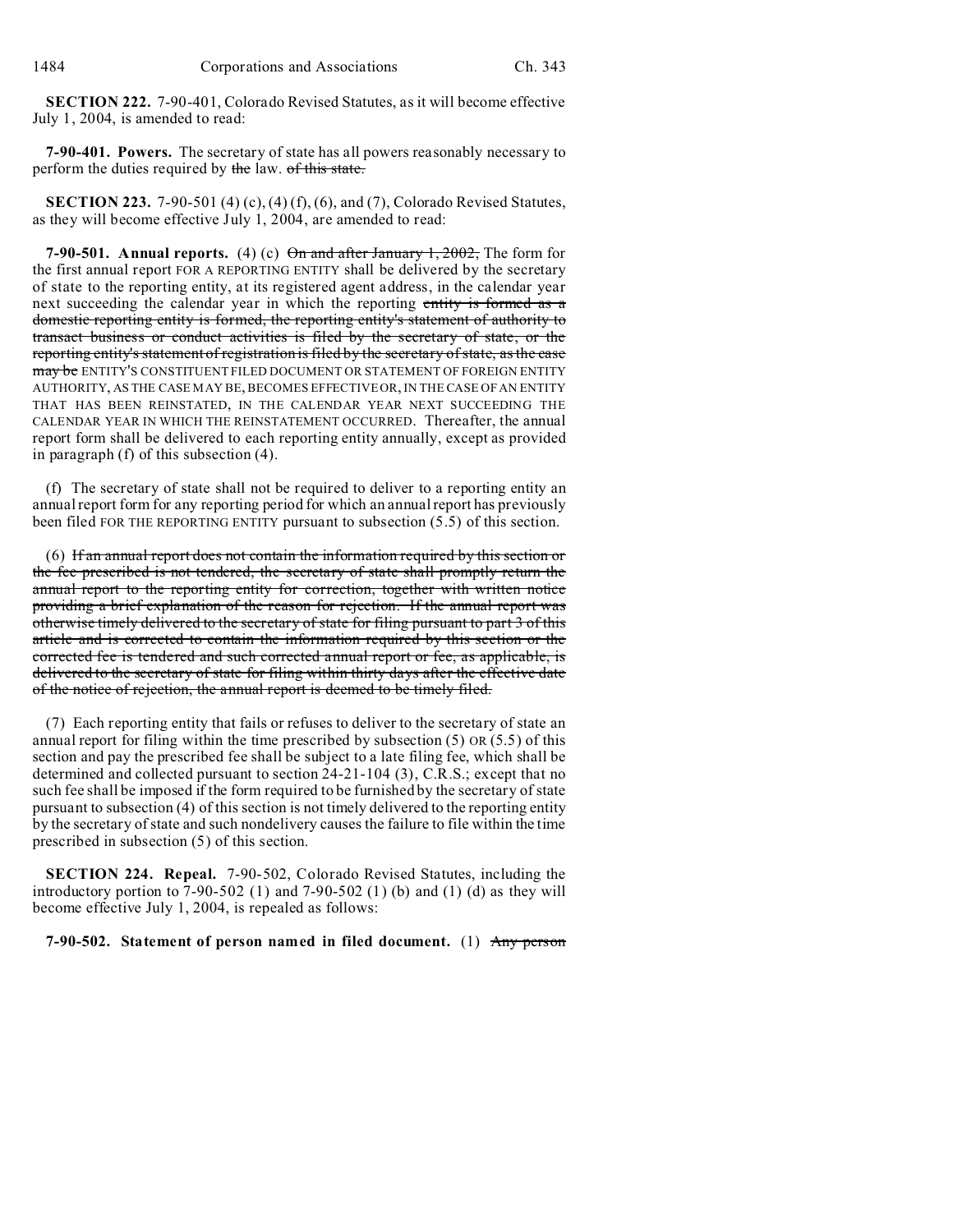**SECTION 222.** 7-90-401, Colorado Revised Statutes, as it will become effective July 1, 2004, is amended to read:

**7-90-401. Powers.** The secretary of state has all powers reasonably necessary to perform the duties required by ~~the~~ law. ~~of this state.~~

**SECTION 223.** 7-90-501 (4) (c), (4) (f), (6), and (7), Colorado Revised Statutes, as they will become effective July 1, 2004, are amended to read:

**7-90-501. Annual reports.** (4) (c) ~~On and after January 1, 2002,~~ The form for the first annual report FOR A REPORTING ENTITY shall be delivered by the secretary of state to the reporting entity, at its registered agent address, in the calendar year next succeeding the calendar year in which the reporting ~~entity is formed as a domestic reporting entity is formed, the reporting entity's statement of authority to transact business or conduct activities is filed by the secretary of state, or the reporting entity's statement of registration is filed by the secretary of state, as the case may be~~ ENTITY'S CONSTITUENT FILED DOCUMENT OR STATEMENT OF FOREIGN ENTITY AUTHORITY, AS THE CASE MAY BE, BECOMES EFFECTIVE OR, IN THE CASE OF AN ENTITY THAT HAS BEEN REINSTATED, IN THE CALENDAR YEAR NEXT SUCCEEDING THE CALENDAR YEAR IN WHICH THE REINSTATEMENT OCCURRED. Thereafter, the annual report form shall be delivered to each reporting entity annually, except as provided in paragraph (f) of this subsection (4).

(f) The secretary of state shall not be required to deliver to a reporting entity an annual report form for any reporting period for which an annual report has previously been filed FOR THE REPORTING ENTITY pursuant to subsection (5.5) of this section.

(6) ~~If an annual report does not contain the information required by this section or the fee prescribed is not tendered, the secretary of state shall promptly return the annual report to the reporting entity for correction, together with written notice providing a brief explanation of the reason for rejection. If the annual report was otherwise timely delivered to the secretary of state for filing pursuant to part 3 of this article and is corrected to contain the information required by this section or the corrected fee is tendered and such corrected annual report or fee, as applicable, is delivered to the secretary of state for filing within thirty days after the effective date of the notice of rejection, the annual report is deemed to be timely filed.~~

(7) Each reporting entity that fails or refuses to deliver to the secretary of state an annual report for filing within the time prescribed by subsection (5) OR (5.5) of this section and pay the prescribed fee shall be subject to a late filing fee, which shall be determined and collected pursuant to section 24-21-104 (3), C.R.S.; except that no such fee shall be imposed if the form required to be furnished by the secretary of state pursuant to subsection (4) of this section is not timely delivered to the reporting entity by the secretary of state and such nondelivery causes the failure to file within the time prescribed in subsection (5) of this section.

**SECTION 224. Repeal.** 7-90-502, Colorado Revised Statutes, including the introductory portion to 7-90-502 (1) and 7-90-502 (1) (b) and (1) (d) as they will become effective July 1, 2004, is repealed as follows:

**7-90-502. Statement of person named in filed document.** (1) ~~Any person~~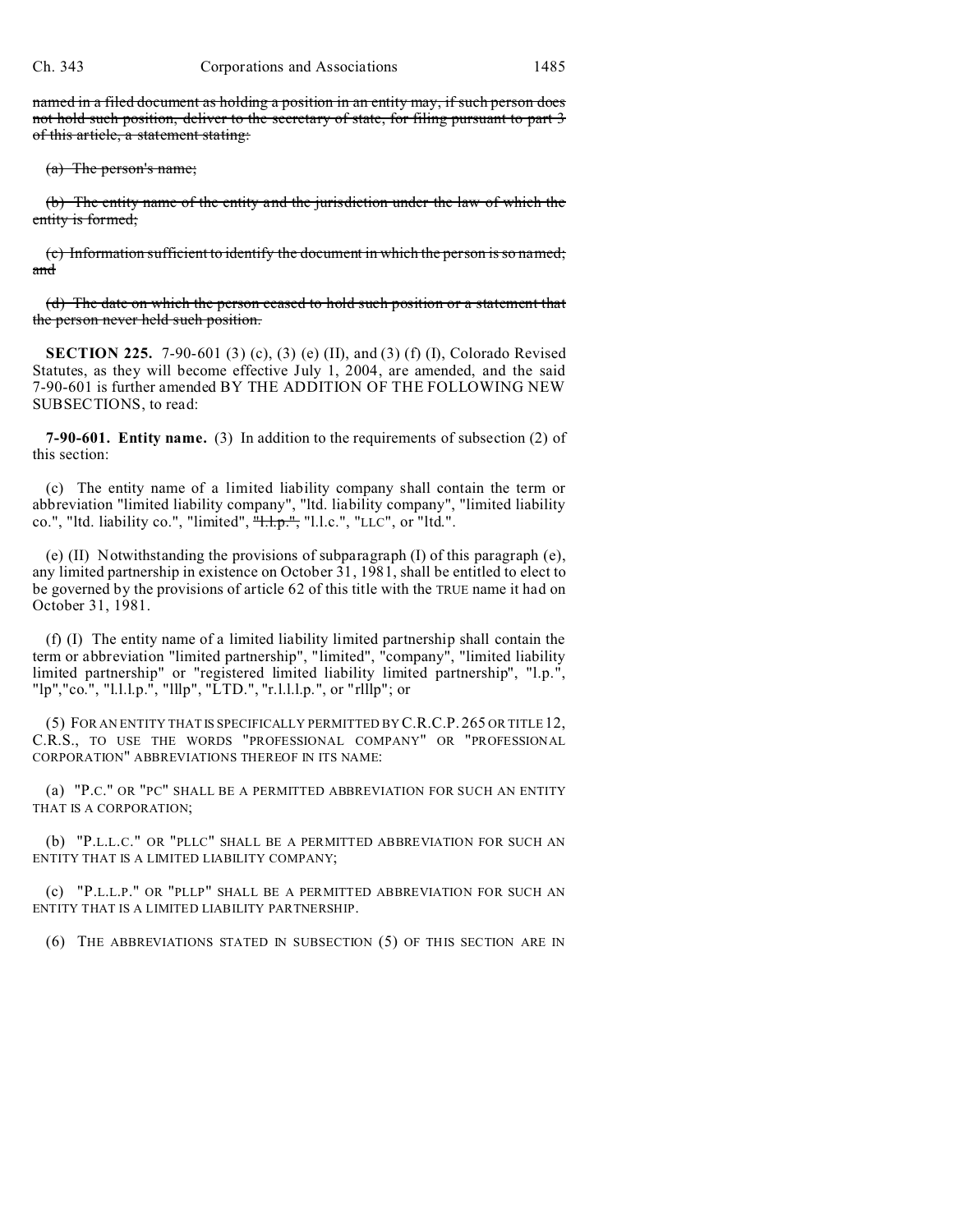~~named in a filed document as holding a position in an entity may, if such person does not hold such position, deliver to the secretary of state, for filing pursuant to part 3 of this article, a statement stating:~~

~~(a) The person's name;~~

~~(b) The entity name of the entity and the jurisdiction under the law of which the entity is formed;~~

~~(c) Information sufficient to identify the document in which the person is so named; and~~

~~(d) The date on which the person ceased to hold such position or a statement that the person never held such position.~~

**SECTION 225.** 7-90-601 (3) (c), (3) (e) (II), and (3) (f) (I), Colorado Revised Statutes, as they will become effective July 1, 2004, are amended, and the said 7-90-601 is further amended BY THE ADDITION OF THE FOLLOWING NEW SUBSECTIONS, to read:

**7-90-601. Entity name.** (3) In addition to the requirements of subsection (2) of this section:

(c) The entity name of a limited liability company shall contain the term or abbreviation "limited liability company", "ltd. liability company", "limited liability co.", "ltd. liability co.", "limited", ~~"l.l.p.",~~ "l.l.c.", "LLC", or "ltd.".

(e) (II) Notwithstanding the provisions of subparagraph (I) of this paragraph (e), any limited partnership in existence on October 31, 1981, shall be entitled to elect to be governed by the provisions of article 62 of this title with the TRUE name it had on October 31, 1981.

(f) (I) The entity name of a limited liability limited partnership shall contain the term or abbreviation "limited partnership", "limited", "company", "limited liability limited partnership" or "registered limited liability limited partnership", "l.p.", "lp","co.", "l.l.l.p.", "lllp", "LTD.", "r.l.l.l.p.", or "rlllp"; or

(5) FOR AN ENTITY THAT IS SPECIFICALLY PERMITTED BY C.R.C.P. 265 OR TITLE 12, C.R.S., TO USE THE WORDS "PROFESSIONAL COMPANY" OR "PROFESSIONAL CORPORATION" ABBREVIATIONS THEREOF IN ITS NAME:

(a) "P.C." OR "PC" SHALL BE A PERMITTED ABBREVIATION FOR SUCH AN ENTITY THAT IS A CORPORATION;

(b) "P.L.L.C." OR "PLLC" SHALL BE A PERMITTED ABBREVIATION FOR SUCH AN ENTITY THAT IS A LIMITED LIABILITY COMPANY;

(c) "P.L.L.P." OR "PLLP" SHALL BE A PERMITTED ABBREVIATION FOR SUCH AN ENTITY THAT IS A LIMITED LIABILITY PARTNERSHIP.

(6) THE ABBREVIATIONS STATED IN SUBSECTION (5) OF THIS SECTION ARE IN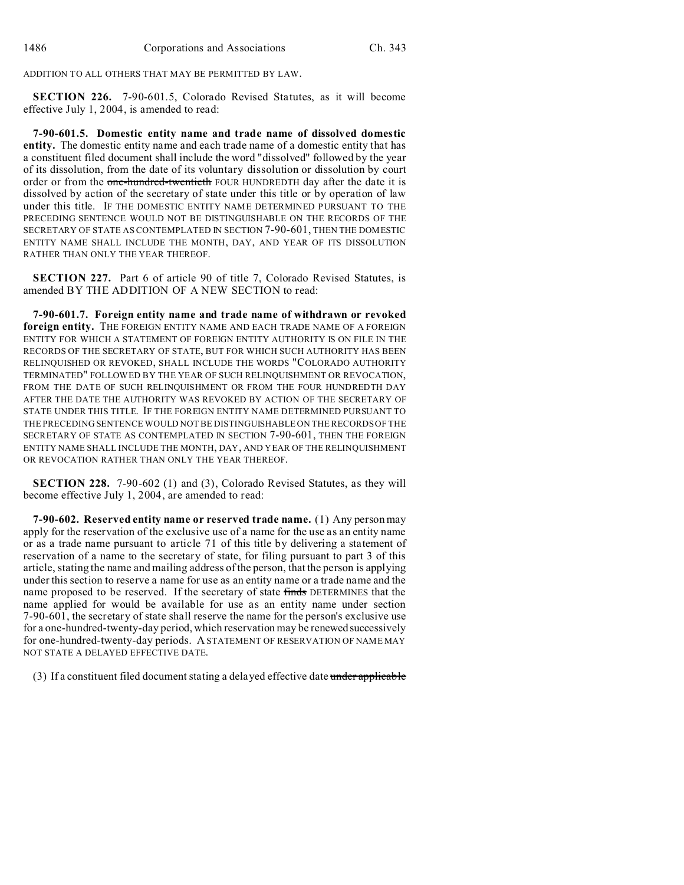ADDITION TO ALL OTHERS THAT MAY BE PERMITTED BY LAW.

**SECTION 226.** 7-90-601.5, Colorado Revised Statutes, as it will become effective July 1, 2004, is amended to read:

**7-90-601.5. Domestic entity name and trade name of dissolved domestic entity.** The domestic entity name and each trade name of a domestic entity that has a constituent filed document shall include the word "dissolved" followed by the year of its dissolution, from the date of its voluntary dissolution or dissolution by court order or from the ~~one-hundred-twentieth~~ FOUR HUNDREDTH day after the date it is dissolved by action of the secretary of state under this title or by operation of law under this title. IF THE DOMESTIC ENTITY NAME DETERMINED PURSUANT TO THE PRECEDING SENTENCE WOULD NOT BE DISTINGUISHABLE ON THE RECORDS OF THE SECRETARY OF STATE AS CONTEMPLATED IN SECTION 7-90-601, THEN THE DOMESTIC ENTITY NAME SHALL INCLUDE THE MONTH, DAY, AND YEAR OF ITS DISSOLUTION RATHER THAN ONLY THE YEAR THEREOF.

**SECTION 227.** Part 6 of article 90 of title 7, Colorado Revised Statutes, is amended BY THE ADDITION OF A NEW SECTION to read:

**7-90-601.7. Foreign entity name and trade name of withdrawn or revoked foreign entity.** THE FOREIGN ENTITY NAME AND EACH TRADE NAME OF A FOREIGN ENTITY FOR WHICH A STATEMENT OF FOREIGN ENTITY AUTHORITY IS ON FILE IN THE RECORDS OF THE SECRETARY OF STATE, BUT FOR WHICH SUCH AUTHORITY HAS BEEN RELINQUISHED OR REVOKED, SHALL INCLUDE THE WORDS "COLORADO AUTHORITY TERMINATED" FOLLOWED BY THE YEAR OF SUCH RELINQUISHMENT OR REVOCATION, FROM THE DATE OF SUCH RELINQUISHMENT OR FROM THE FOUR HUNDREDTH DAY AFTER THE DATE THE AUTHORITY WAS REVOKED BY ACTION OF THE SECRETARY OF STATE UNDER THIS TITLE. IF THE FOREIGN ENTITY NAME DETERMINED PURSUANT TO THE PRECEDING SENTENCE WOULD NOT BE DISTINGUISHABLE ON THE RECORDS OF THE SECRETARY OF STATE AS CONTEMPLATED IN SECTION 7-90-601, THEN THE FOREIGN ENTITY NAME SHALL INCLUDE THE MONTH, DAY, AND YEAR OF THE RELINQUISHMENT OR REVOCATION RATHER THAN ONLY THE YEAR THEREOF.

**SECTION 228.** 7-90-602 (1) and (3), Colorado Revised Statutes, as they will become effective July 1, 2004, are amended to read:

**7-90-602. Reserved entity name or reserved trade name.** (1) Any person may apply for the reservation of the exclusive use of a name for the use as an entity name or as a trade name pursuant to article 71 of this title by delivering a statement of reservation of a name to the secretary of state, for filing pursuant to part 3 of this article, stating the name and mailing address of the person, that the person is applying under this section to reserve a name for use as an entity name or a trade name and the name proposed to be reserved. If the secretary of state ~~finds~~ DETERMINES that the name applied for would be available for use as an entity name under section 7-90-601, the secretary of state shall reserve the name for the person's exclusive use for a one-hundred-twenty-day period, which reservation may be renewed successively for one-hundred-twenty-day periods. A STATEMENT OF RESERVATION OF NAME MAY NOT STATE A DELAYED EFFECTIVE DATE.

(3) If a constituent filed document stating a delayed effective date ~~under applicable~~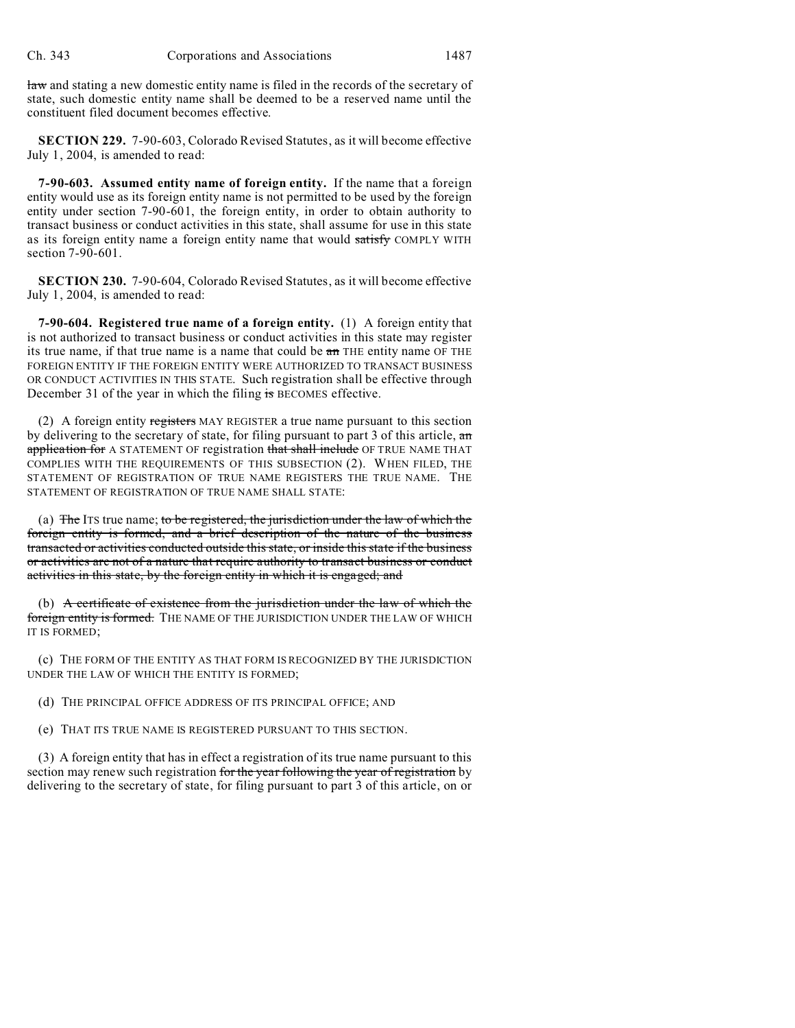law and stating a new domestic entity name is filed in the records of the secretary of state, such domestic entity name shall be deemed to be a reserved name until the constituent filed document becomes effective.

**SECTION 229.** 7-90-603, Colorado Revised Statutes, as it will become effective July 1, 2004, is amended to read:

**7-90-603. Assumed entity name of foreign entity.** If the name that a foreign entity would use as its foreign entity name is not permitted to be used by the foreign entity under section 7-90-601, the foreign entity, in order to obtain authority to transact business or conduct activities in this state, shall assume for use in this state as its foreign entity name a foreign entity name that would satisfy COMPLY WITH section 7-90-601.

**SECTION 230.** 7-90-604, Colorado Revised Statutes, as it will become effective July 1, 2004, is amended to read:

**7-90-604. Registered true name of a foreign entity.** (1) A foreign entity that is not authorized to transact business or conduct activities in this state may register its true name, if that true name is a name that could be an THE entity name OF THE FOREIGN ENTITY IF THE FOREIGN ENTITY WERE AUTHORIZED TO TRANSACT BUSINESS OR CONDUCT ACTIVITIES IN THIS STATE. Such registration shall be effective through December 31 of the year in which the filing is BECOMES effective.

(2) A foreign entity registers MAY REGISTER a true name pursuant to this section by delivering to the secretary of state, for filing pursuant to part 3 of this article, an application for A STATEMENT OF registration that shall include OF TRUE NAME THAT COMPLIES WITH THE REQUIREMENTS OF THIS SUBSECTION (2). WHEN FILED, THE STATEMENT OF REGISTRATION OF TRUE NAME REGISTERS THE TRUE NAME. THE STATEMENT OF REGISTRATION OF TRUE NAME SHALL STATE:

(a) The ITS true name; to be registered, the jurisdiction under the law of which the foreign entity is formed, and a brief description of the nature of the business transacted or activities conducted outside this state, or inside this state if the business or activities are not of a nature that require authority to transact business or conduct activities in this state, by the foreign entity in which it is engaged; and

(b) A certificate of existence from the jurisdiction under the law of which the foreign entity is formed. THE NAME OF THE JURISDICTION UNDER THE LAW OF WHICH IT IS FORMED;

(c) THE FORM OF THE ENTITY AS THAT FORM IS RECOGNIZED BY THE JURISDICTION UNDER THE LAW OF WHICH THE ENTITY IS FORMED;

(d) THE PRINCIPAL OFFICE ADDRESS OF ITS PRINCIPAL OFFICE; AND

(e) THAT ITS TRUE NAME IS REGISTERED PURSUANT TO THIS SECTION.

(3) A foreign entity that has in effect a registration of its true name pursuant to this section may renew such registration for the year following the year of registration by delivering to the secretary of state, for filing pursuant to part 3 of this article, on or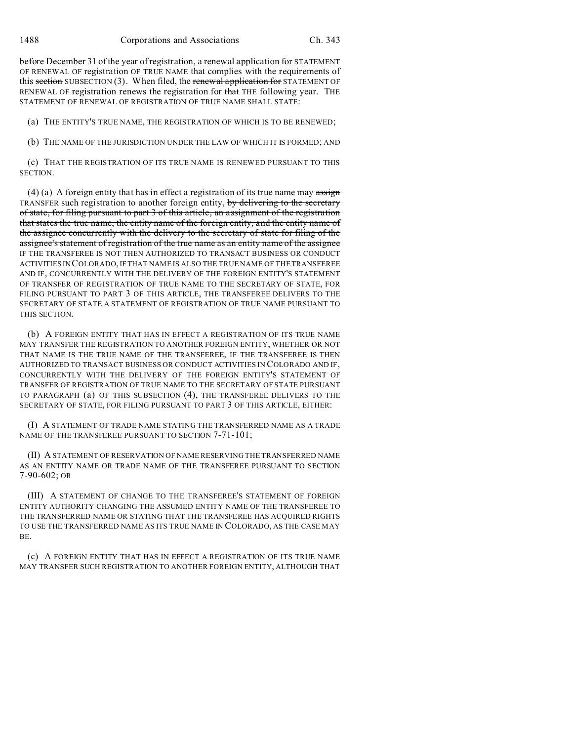before December 31 of the year of registration, a ~~renewal application for~~ STATEMENT OF RENEWAL OF registration OF TRUE NAME that complies with the requirements of this ~~section~~ SUBSECTION (3). When filed, the ~~renewal application for~~ STATEMENT OF RENEWAL OF registration renews the registration for ~~that~~ THE following year. THE STATEMENT OF RENEWAL OF REGISTRATION OF TRUE NAME SHALL STATE:

(a) THE ENTITY'S TRUE NAME, THE REGISTRATION OF WHICH IS TO BE RENEWED;

(b) THE NAME OF THE JURISDICTION UNDER THE LAW OF WHICH IT IS FORMED; AND

(c) THAT THE REGISTRATION OF ITS TRUE NAME IS RENEWED PURSUANT TO THIS SECTION.

(4) (a) A foreign entity that has in effect a registration of its true name may ~~assign~~ TRANSFER such registration to another foreign entity, ~~by delivering to the secretary of state, for filing pursuant to part 3 of this article, an assignment of the registration that states the true name, the entity name of the foreign entity, and the entity name of the assignee concurrently with the delivery to the secretary of state for filing of the assignee's statement of registration of the true name as an entity name of the assignee~~ IF THE TRANSFEREE IS NOT THEN AUTHORIZED TO TRANSACT BUSINESS OR CONDUCT ACTIVITIES IN COLORADO, IF THAT NAME IS ALSO THE TRUE NAME OF THE TRANSFEREE AND IF, CONCURRENTLY WITH THE DELIVERY OF THE FOREIGN ENTITY'S STATEMENT OF TRANSFER OF REGISTRATION OF TRUE NAME TO THE SECRETARY OF STATE, FOR FILING PURSUANT TO PART 3 OF THIS ARTICLE, THE TRANSFEREE DELIVERS TO THE SECRETARY OF STATE A STATEMENT OF REGISTRATION OF TRUE NAME PURSUANT TO THIS SECTION.

(b) A FOREIGN ENTITY THAT HAS IN EFFECT A REGISTRATION OF ITS TRUE NAME MAY TRANSFER THE REGISTRATION TO ANOTHER FOREIGN ENTITY, WHETHER OR NOT THAT NAME IS THE TRUE NAME OF THE TRANSFEREE, IF THE TRANSFEREE IS THEN AUTHORIZED TO TRANSACT BUSINESS OR CONDUCT ACTIVITIES IN COLORADO AND IF, CONCURRENTLY WITH THE DELIVERY OF THE FOREIGN ENTITY'S STATEMENT OF TRANSFER OF REGISTRATION OF TRUE NAME TO THE SECRETARY OF STATE PURSUANT TO PARAGRAPH (a) OF THIS SUBSECTION (4), THE TRANSFEREE DELIVERS TO THE SECRETARY OF STATE, FOR FILING PURSUANT TO PART 3 OF THIS ARTICLE, EITHER:

(I) A STATEMENT OF TRADE NAME STATING THE TRANSFERRED NAME AS A TRADE NAME OF THE TRANSFEREE PURSUANT TO SECTION 7-71-101;

(II) A STATEMENT OF RESERVATION OF NAME RESERVING THE TRANSFERRED NAME AS AN ENTITY NAME OR TRADE NAME OF THE TRANSFEREE PURSUANT TO SECTION 7-90-602; OR

(III) A STATEMENT OF CHANGE TO THE TRANSFEREE'S STATEMENT OF FOREIGN ENTITY AUTHORITY CHANGING THE ASSUMED ENTITY NAME OF THE TRANSFEREE TO THE TRANSFERRED NAME OR STATING THAT THE TRANSFEREE HAS ACQUIRED RIGHTS TO USE THE TRANSFERRED NAME AS ITS TRUE NAME IN COLORADO, AS THE CASE MAY BE.

(c) A FOREIGN ENTITY THAT HAS IN EFFECT A REGISTRATION OF ITS TRUE NAME MAY TRANSFER SUCH REGISTRATION TO ANOTHER FOREIGN ENTITY, ALTHOUGH THAT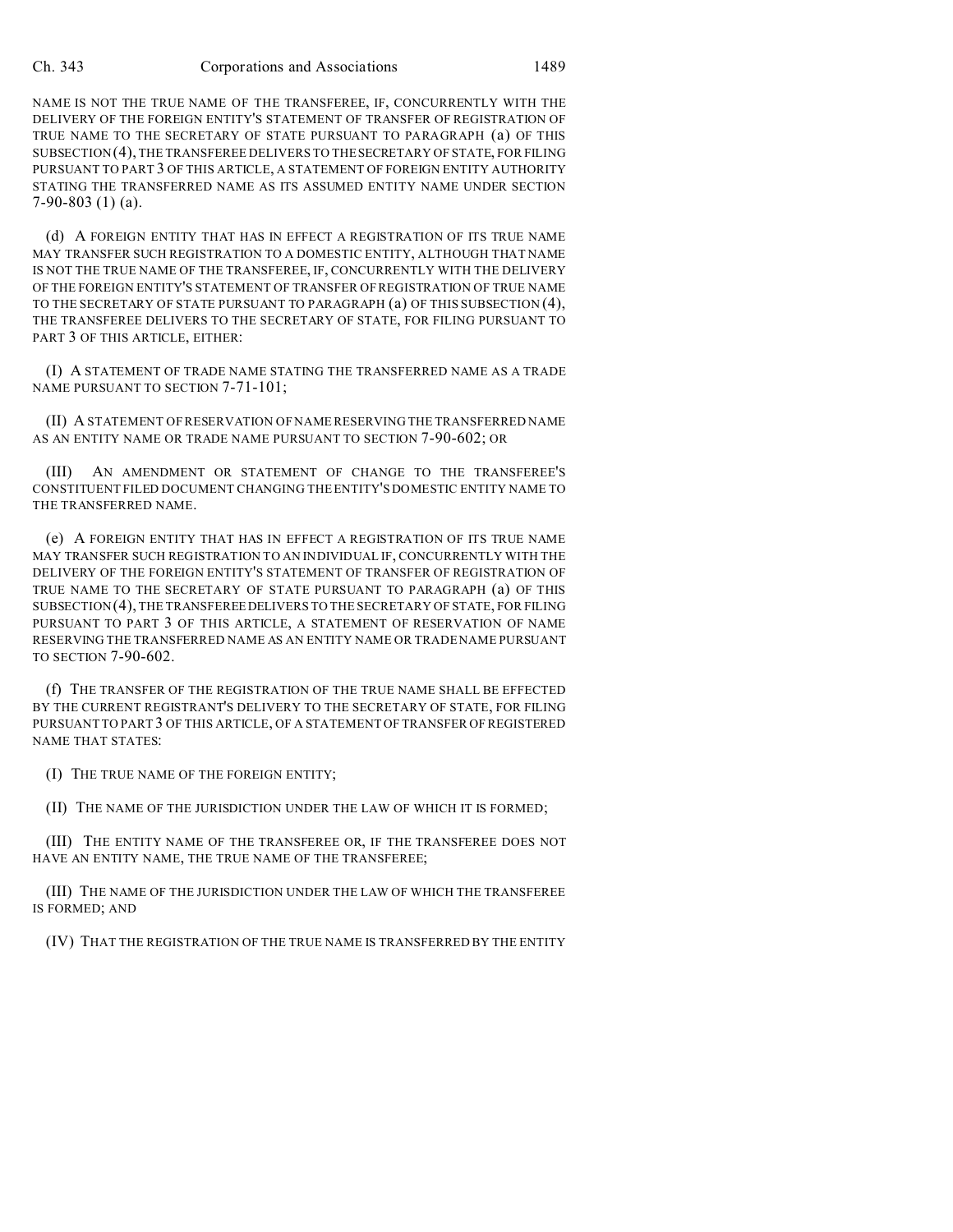NAME IS NOT THE TRUE NAME OF THE TRANSFEREE, IF, CONCURRENTLY WITH THE DELIVERY OF THE FOREIGN ENTITY'S STATEMENT OF TRANSFER OF REGISTRATION OF TRUE NAME TO THE SECRETARY OF STATE PURSUANT TO PARAGRAPH (a) OF THIS SUBSECTION (4), THE TRANSFEREE DELIVERS TO THE SECRETARY OF STATE, FOR FILING PURSUANT TO PART 3 OF THIS ARTICLE, A STATEMENT OF FOREIGN ENTITY AUTHORITY STATING THE TRANSFERRED NAME AS ITS ASSUMED ENTITY NAME UNDER SECTION 7-90-803 (1) (a).

(d) A FOREIGN ENTITY THAT HAS IN EFFECT A REGISTRATION OF ITS TRUE NAME MAY TRANSFER SUCH REGISTRATION TO A DOMESTIC ENTITY, ALTHOUGH THAT NAME IS NOT THE TRUE NAME OF THE TRANSFEREE, IF, CONCURRENTLY WITH THE DELIVERY OF THE FOREIGN ENTITY'S STATEMENT OF TRANSFER OF REGISTRATION OF TRUE NAME TO THE SECRETARY OF STATE PURSUANT TO PARAGRAPH (a) OF THIS SUBSECTION (4), THE TRANSFEREE DELIVERS TO THE SECRETARY OF STATE, FOR FILING PURSUANT TO PART 3 OF THIS ARTICLE, EITHER:

(I) A STATEMENT OF TRADE NAME STATING THE TRANSFERRED NAME AS A TRADE NAME PURSUANT TO SECTION 7-71-101;

(II) A STATEMENT OF RESERVATION OF NAME RESERVING THE TRANSFERRED NAME AS AN ENTITY NAME OR TRADE NAME PURSUANT TO SECTION 7-90-602; OR

(III) AN AMENDMENT OR STATEMENT OF CHANGE TO THE TRANSFEREE'S CONSTITUENT FILED DOCUMENT CHANGING THE ENTITY'S DOMESTIC ENTITY NAME TO THE TRANSFERRED NAME.

(e) A FOREIGN ENTITY THAT HAS IN EFFECT A REGISTRATION OF ITS TRUE NAME MAY TRANSFER SUCH REGISTRATION TO AN INDIVIDUAL IF, CONCURRENTLY WITH THE DELIVERY OF THE FOREIGN ENTITY'S STATEMENT OF TRANSFER OF REGISTRATION OF TRUE NAME TO THE SECRETARY OF STATE PURSUANT TO PARAGRAPH (a) OF THIS SUBSECTION (4), THE TRANSFEREE DELIVERS TO THE SECRETARY OF STATE, FOR FILING PURSUANT TO PART 3 OF THIS ARTICLE, A STATEMENT OF RESERVATION OF NAME RESERVING THE TRANSFERRED NAME AS AN ENTITY NAME OR TRADE NAME PURSUANT TO SECTION 7-90-602.

(f) THE TRANSFER OF THE REGISTRATION OF THE TRUE NAME SHALL BE EFFECTED BY THE CURRENT REGISTRANT'S DELIVERY TO THE SECRETARY OF STATE, FOR FILING PURSUANT TO PART 3 OF THIS ARTICLE, OF A STATEMENT OF TRANSFER OF REGISTERED NAME THAT STATES:

(I) THE TRUE NAME OF THE FOREIGN ENTITY;

(II) THE NAME OF THE JURISDICTION UNDER THE LAW OF WHICH IT IS FORMED;

(III) THE ENTITY NAME OF THE TRANSFEREE OR, IF THE TRANSFEREE DOES NOT HAVE AN ENTITY NAME, THE TRUE NAME OF THE TRANSFEREE;

(III) THE NAME OF THE JURISDICTION UNDER THE LAW OF WHICH THE TRANSFEREE IS FORMED; AND

(IV) THAT THE REGISTRATION OF THE TRUE NAME IS TRANSFERRED BY THE ENTITY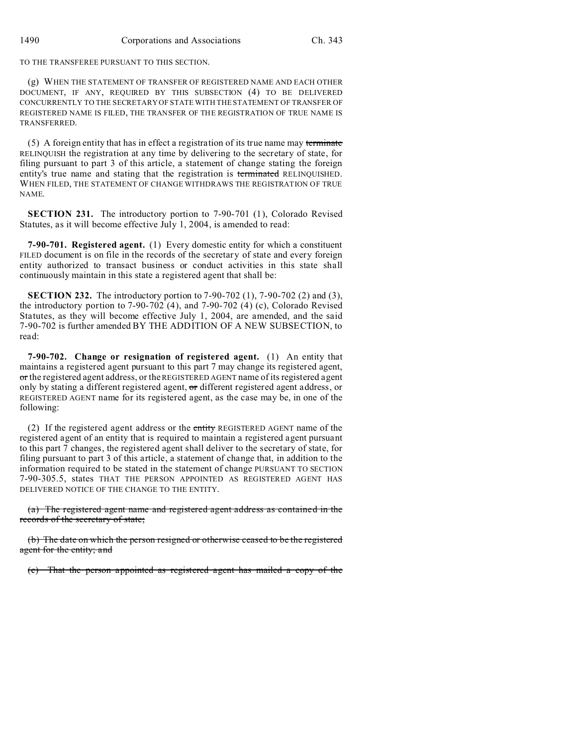TO THE TRANSFEREE PURSUANT TO THIS SECTION.

(g) WHEN THE STATEMENT OF TRANSFER OF REGISTERED NAME AND EACH OTHER DOCUMENT, IF ANY, REQUIRED BY THIS SUBSECTION (4) TO BE DELIVERED CONCURRENTLY TO THE SECRETARY OF STATE WITH THE STATEMENT OF TRANSFER OF REGISTERED NAME IS FILED, THE TRANSFER OF THE REGISTRATION OF TRUE NAME IS TRANSFERRED.

(5) A foreign entity that has in effect a registration of its true name may ~~terminate~~ RELINQUISH the registration at any time by delivering to the secretary of state, for filing pursuant to part 3 of this article, a statement of change stating the foreign entity's true name and stating that the registration is ~~terminated~~ RELINQUISHED. WHEN FILED, THE STATEMENT OF CHANGE WITHDRAWS THE REGISTRATION OF TRUE NAME.

**SECTION 231.** The introductory portion to 7-90-701 (1), Colorado Revised Statutes, as it will become effective July 1, 2004, is amended to read:

**7-90-701. Registered agent.** (1) Every domestic entity for which a constituent FILED document is on file in the records of the secretary of state and every foreign entity authorized to transact business or conduct activities in this state shall continuously maintain in this state a registered agent that shall be:

**SECTION 232.** The introductory portion to 7-90-702 (1), 7-90-702 (2) and (3), the introductory portion to 7-90-702 (4), and 7-90-702 (4) (c), Colorado Revised Statutes, as they will become effective July 1, 2004, are amended, and the said 7-90-702 is further amended BY THE ADDITION OF A NEW SUBSECTION, to read:

**7-90-702. Change or resignation of registered agent.** (1) An entity that maintains a registered agent pursuant to this part 7 may change its registered agent, ~~or~~ the registered agent address, or the REGISTERED AGENT name of its registered agent only by stating a different registered agent, ~~or~~ different registered agent address, or REGISTERED AGENT name for its registered agent, as the case may be, in one of the following:

(2) If the registered agent address or the ~~entity~~ REGISTERED AGENT name of the registered agent of an entity that is required to maintain a registered agent pursuant to this part 7 changes, the registered agent shall deliver to the secretary of state, for filing pursuant to part 3 of this article, a statement of change that, in addition to the information required to be stated in the statement of change PURSUANT TO SECTION 7-90-305.5, states THAT THE PERSON APPOINTED AS REGISTERED AGENT HAS DELIVERED NOTICE OF THE CHANGE TO THE ENTITY.

~~(a) The registered agent name and registered agent address as contained in the records of the secretary of state;~~

~~(b) The date on which the person resigned or otherwise ceased to be the registered agent for the entity; and~~

~~(c) That the person appointed as registered agent has mailed a copy of the~~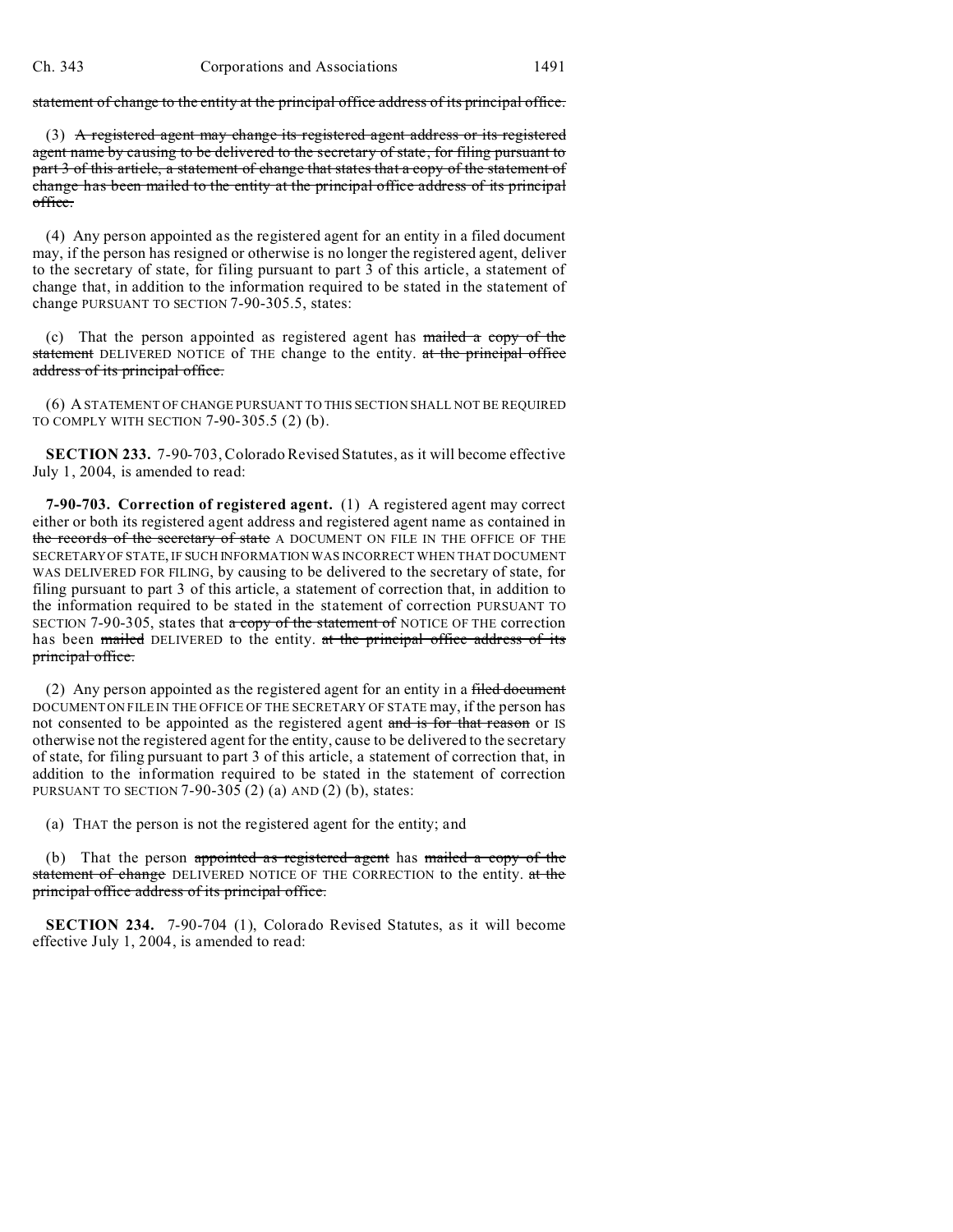statement of change to the entity at the principal office address of its principal office.

(3) A registered agent may change its registered agent address or its registered agent name by causing to be delivered to the secretary of state, for filing pursuant to part 3 of this article, a statement of change that states that a copy of the statement of change has been mailed to the entity at the principal office address of its principal office.

(4) Any person appointed as the registered agent for an entity in a filed document may, if the person has resigned or otherwise is no longer the registered agent, deliver to the secretary of state, for filing pursuant to part 3 of this article, a statement of change that, in addition to the information required to be stated in the statement of change PURSUANT TO SECTION 7-90-305.5, states:

(c) That the person appointed as registered agent has mailed a copy of the statement DELIVERED NOTICE of THE change to the entity. at the principal office address of its principal office.

(6) A STATEMENT OF CHANGE PURSUANT TO THIS SECTION SHALL NOT BE REQUIRED TO COMPLY WITH SECTION 7-90-305.5 (2) (b).

**SECTION 233.** 7-90-703, Colorado Revised Statutes, as it will become effective July 1, 2004, is amended to read:

**7-90-703. Correction of registered agent.** (1) A registered agent may correct either or both its registered agent address and registered agent name as contained in the records of the secretary of state A DOCUMENT ON FILE IN THE OFFICE OF THE SECRETARY OF STATE, IF SUCH INFORMATION WAS INCORRECT WHEN THAT DOCUMENT WAS DELIVERED FOR FILING, by causing to be delivered to the secretary of state, for filing pursuant to part 3 of this article, a statement of correction that, in addition to the information required to be stated in the statement of correction PURSUANT TO SECTION 7-90-305, states that a copy of the statement of NOTICE OF THE correction has been mailed DELIVERED to the entity. at the principal office address of its principal office.

(2) Any person appointed as the registered agent for an entity in a filed document DOCUMENT ON FILE IN THE OFFICE OF THE SECRETARY OF STATE may, if the person has not consented to be appointed as the registered agent and is for that reason or IS otherwise not the registered agent for the entity, cause to be delivered to the secretary of state, for filing pursuant to part 3 of this article, a statement of correction that, in addition to the information required to be stated in the statement of correction PURSUANT TO SECTION 7-90-305 (2) (a) AND (2) (b), states:

(a) THAT the person is not the registered agent for the entity; and

(b) That the person appointed as registered agent has mailed a copy of the statement of change DELIVERED NOTICE OF THE CORRECTION to the entity. at the principal office address of its principal office.

**SECTION 234.** 7-90-704 (1), Colorado Revised Statutes, as it will become effective July 1, 2004, is amended to read: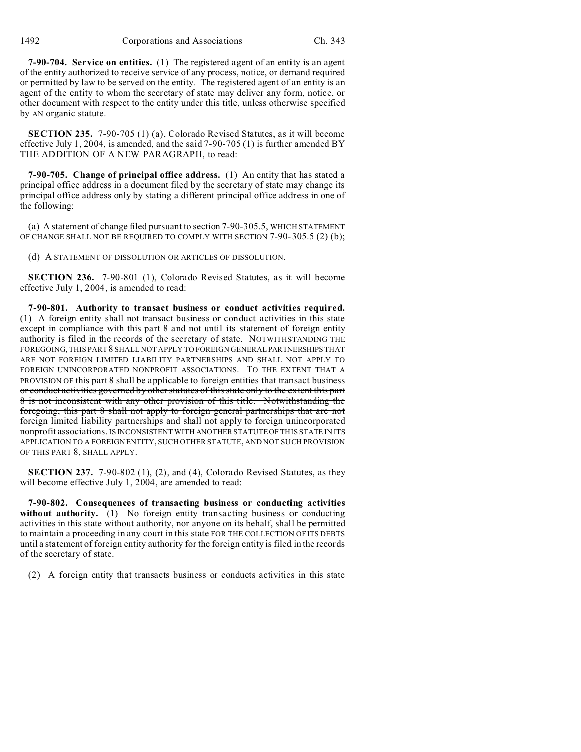**7-90-704. Service on entities.** (1) The registered agent of an entity is an agent of the entity authorized to receive service of any process, notice, or demand required or permitted by law to be served on the entity. The registered agent of an entity is an agent of the entity to whom the secretary of state may deliver any form, notice, or other document with respect to the entity under this title, unless otherwise specified by AN organic statute.

**SECTION 235.** 7-90-705 (1) (a), Colorado Revised Statutes, as it will become effective July 1, 2004, is amended, and the said 7-90-705 (1) is further amended BY THE ADDITION OF A NEW PARAGRAPH, to read:

**7-90-705. Change of principal office address.** (1) An entity that has stated a principal office address in a document filed by the secretary of state may change its principal office address only by stating a different principal office address in one of the following:

(a) A statement of change filed pursuant to section 7-90-305.5, WHICH STATEMENT OF CHANGE SHALL NOT BE REQUIRED TO COMPLY WITH SECTION 7-90-305.5 (2) (b);

(d) A STATEMENT OF DISSOLUTION OR ARTICLES OF DISSOLUTION.

**SECTION 236.** 7-90-801 (1), Colorado Revised Statutes, as it will become effective July 1, 2004, is amended to read:

**7-90-801. Authority to transact business or conduct activities required.** (1) A foreign entity shall not transact business or conduct activities in this state except in compliance with this part 8 and not until its statement of foreign entity authority is filed in the records of the secretary of state. NOTWITHSTANDING THE FOREGOING, THIS PART 8 SHALL NOT APPLY TO FOREIGN GENERAL PARTNERSHIPS THAT ARE NOT FOREIGN LIMITED LIABILITY PARTNERSHIPS AND SHALL NOT APPLY TO FOREIGN UNINCORPORATED NONPROFIT ASSOCIATIONS. TO THE EXTENT THAT A PROVISION OF this part 8 ~~shall be applicable to foreign entities that transact business or conduct activities governed by other statutes of this state only to the extent this part 8 is not inconsistent with any other provision of this title. Notwithstanding the foregoing, this part 8 shall not apply to foreign general partnerships that are not foreign limited liability partnerships and shall not apply to foreign unincorporated nonprofit associations.~~ IS INCONSISTENT WITH ANOTHER STATUTE OF THIS STATE IN ITS APPLICATION TO A FOREIGN ENTITY, SUCH OTHER STATUTE, AND NOT SUCH PROVISION OF THIS PART 8, SHALL APPLY.

**SECTION 237.** 7-90-802 (1), (2), and (4), Colorado Revised Statutes, as they will become effective July 1, 2004, are amended to read:

**7-90-802. Consequences of transacting business or conducting activities without authority.** (1) No foreign entity transacting business or conducting activities in this state without authority, nor anyone on its behalf, shall be permitted to maintain a proceeding in any court in this state FOR THE COLLECTION OF ITS DEBTS until a statement of foreign entity authority for the foreign entity is filed in the records of the secretary of state.

(2) A foreign entity that transacts business or conducts activities in this state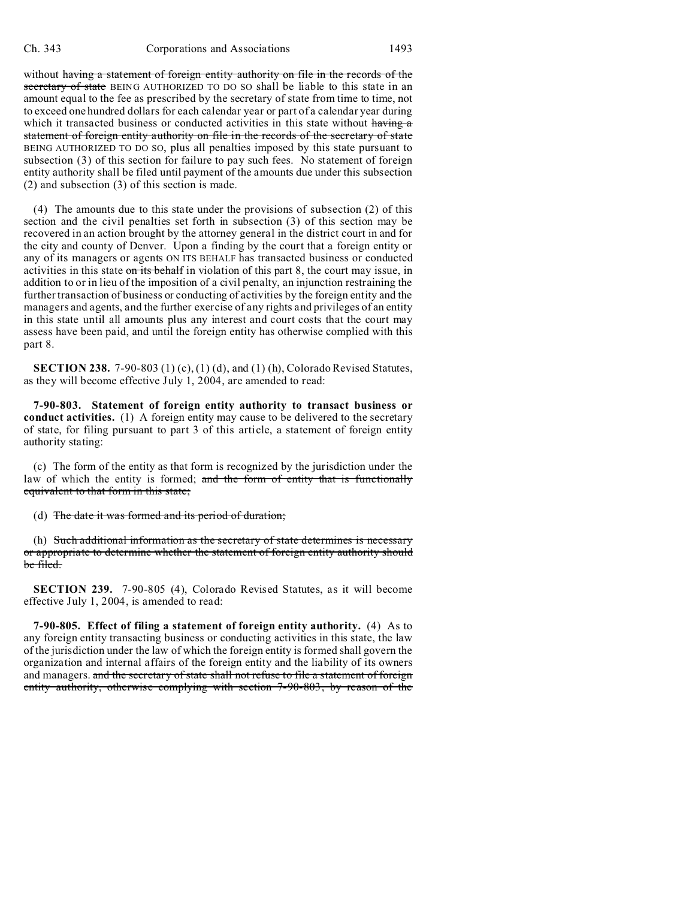without ~~having a statement of foreign entity authority on file in the records of the secretary of state~~ BEING AUTHORIZED TO DO SO shall be liable to this state in an amount equal to the fee as prescribed by the secretary of state from time to time, not to exceed one hundred dollars for each calendar year or part of a calendar year during which it transacted business or conducted activities in this state without ~~having a statement of foreign entity authority on file in the records of the secretary of state~~ BEING AUTHORIZED TO DO SO, plus all penalties imposed by this state pursuant to subsection (3) of this section for failure to pay such fees. No statement of foreign entity authority shall be filed until payment of the amounts due under this subsection (2) and subsection (3) of this section is made.

(4) The amounts due to this state under the provisions of subsection (2) of this section and the civil penalties set forth in subsection (3) of this section may be recovered in an action brought by the attorney general in the district court in and for the city and county of Denver. Upon a finding by the court that a foreign entity or any of its managers or agents ON ITS BEHALF has transacted business or conducted activities in this state ~~on its behalf~~ in violation of this part 8, the court may issue, in addition to or in lieu of the imposition of a civil penalty, an injunction restraining the further transaction of business or conducting of activities by the foreign entity and the managers and agents, and the further exercise of any rights and privileges of an entity in this state until all amounts plus any interest and court costs that the court may assess have been paid, and until the foreign entity has otherwise complied with this part 8.

**SECTION 238.** 7-90-803 (1) (c), (1) (d), and (1) (h), Colorado Revised Statutes, as they will become effective July 1, 2004, are amended to read:

**7-90-803. Statement of foreign entity authority to transact business or conduct activities.** (1) A foreign entity may cause to be delivered to the secretary of state, for filing pursuant to part 3 of this article, a statement of foreign entity authority stating:

(c) The form of the entity as that form is recognized by the jurisdiction under the law of which the entity is formed; ~~and the form of entity that is functionally equivalent to that form in this state;~~

(d) ~~The date it was formed and its period of duration;~~

(h) ~~Such additional information as the secretary of state determines is necessary or appropriate to determine whether the statement of foreign entity authority should be filed.~~

**SECTION 239.** 7-90-805 (4), Colorado Revised Statutes, as it will become effective July 1, 2004, is amended to read:

**7-90-805. Effect of filing a statement of foreign entity authority.** (4) As to any foreign entity transacting business or conducting activities in this state, the law of the jurisdiction under the law of which the foreign entity is formed shall govern the organization and internal affairs of the foreign entity and the liability of its owners and managers. ~~and the secretary of state shall not refuse to file a statement of foreign entity authority, otherwise complying with section 7-90-803, by reason of the~~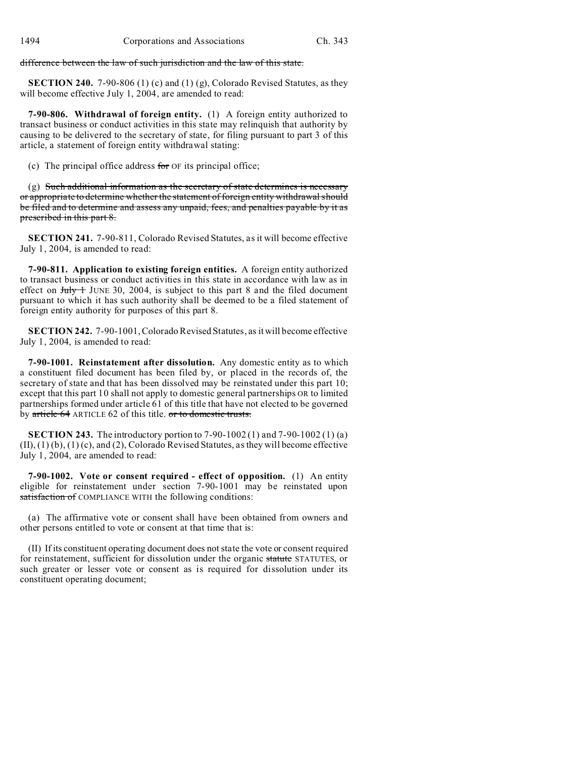~~difference between the law of such jurisdiction and the law of this state.~~

**SECTION 240.** 7-90-806 (1) (c) and (1) (g), Colorado Revised Statutes, as they will become effective July 1, 2004, are amended to read:

**7-90-806. Withdrawal of foreign entity.** (1) A foreign entity authorized to transact business or conduct activities in this state may relinquish that authority by causing to be delivered to the secretary of state, for filing pursuant to part 3 of this article, a statement of foreign entity withdrawal stating:

(c) The principal office address ~~for~~ OF its principal office;

(g) ~~Such additional information as the secretary of state determines is necessary or appropriate to determine whether the statement of foreign entity withdrawal should be filed and to determine and assess any unpaid, fees, and penalties payable by it as prescribed in this part 8.~~

**SECTION 241.** 7-90-811, Colorado Revised Statutes, as it will become effective July 1, 2004, is amended to read:

**7-90-811. Application to existing foreign entities.** A foreign entity authorized to transact business or conduct activities in this state in accordance with law as in effect on ~~July 1~~ JUNE 30, 2004, is subject to this part 8 and the filed document pursuant to which it has such authority shall be deemed to be a filed statement of foreign entity authority for purposes of this part 8.

**SECTION 242.** 7-90-1001, Colorado Revised Statutes, as it will become effective July 1, 2004, is amended to read:

**7-90-1001. Reinstatement after dissolution.** Any domestic entity as to which a constituent filed document has been filed by, or placed in the records of, the secretary of state and that has been dissolved may be reinstated under this part 10; except that this part 10 shall not apply to domestic general partnerships OR to limited partnerships formed under article 61 of this title that have not elected to be governed by ~~article 64~~ ARTICLE 62 of this title. ~~or to domestic trusts.~~

**SECTION 243.** The introductory portion to 7-90-1002 (1) and 7-90-1002 (1) (a) (II), (1) (b), (1) (c), and (2), Colorado Revised Statutes, as they will become effective July 1, 2004, are amended to read:

**7-90-1002. Vote or consent required - effect of opposition.** (1) An entity eligible for reinstatement under section 7-90-1001 may be reinstated upon ~~satisfaction of~~ COMPLIANCE WITH the following conditions:

(a) The affirmative vote or consent shall have been obtained from owners and other persons entitled to vote or consent at that time that is:

(II) If its constituent operating document does not state the vote or consent required for reinstatement, sufficient for dissolution under the organic ~~statute~~ STATUTES, or such greater or lesser vote or consent as is required for dissolution under its constituent operating document;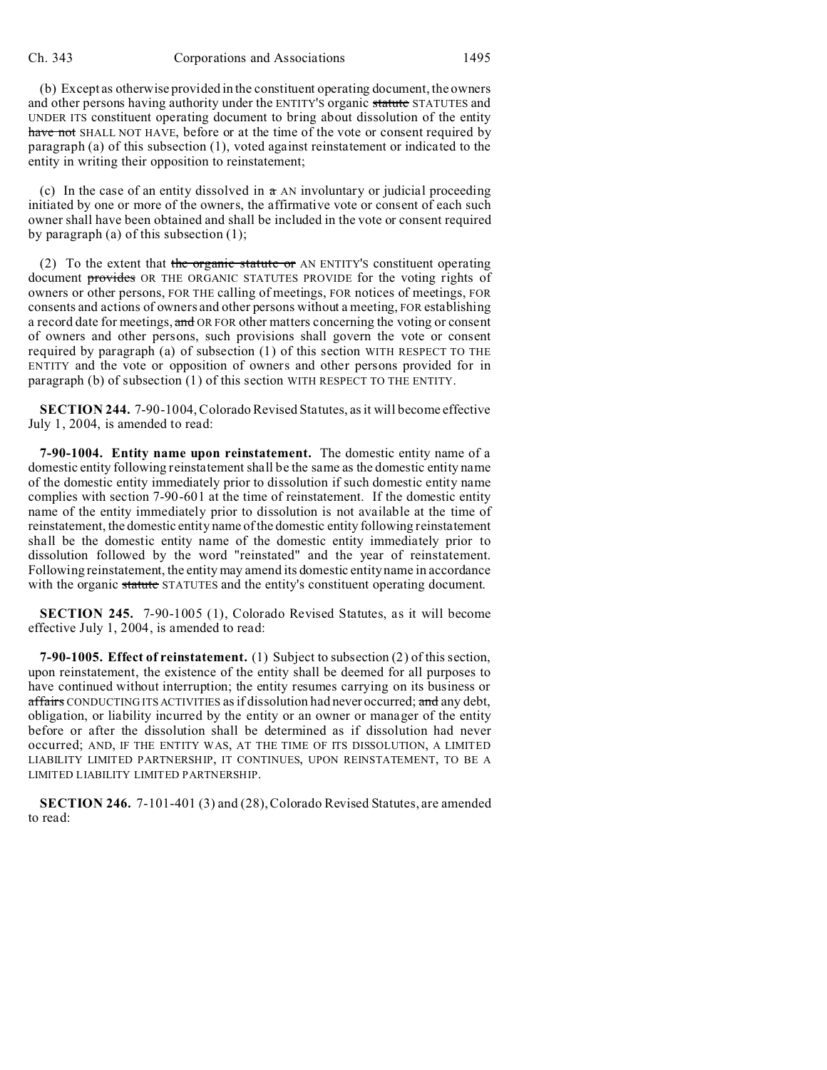(b) Except as otherwise provided in the constituent operating document, the owners and other persons having authority under the ENTITY'S organic ~~statute~~ STATUTES and UNDER ITS constituent operating document to bring about dissolution of the entity ~~have not~~ SHALL NOT HAVE, before or at the time of the vote or consent required by paragraph (a) of this subsection (1), voted against reinstatement or indicated to the entity in writing their opposition to reinstatement;

(c) In the case of an entity dissolved in ~~a~~ AN involuntary or judicial proceeding initiated by one or more of the owners, the affirmative vote or consent of each such owner shall have been obtained and shall be included in the vote or consent required by paragraph (a) of this subsection (1);

(2) To the extent that ~~the organic statute or~~ AN ENTITY'S constituent operating document ~~provides~~ OR THE ORGANIC STATUTES PROVIDE for the voting rights of owners or other persons, FOR THE calling of meetings, FOR notices of meetings, FOR consents and actions of owners and other persons without a meeting, FOR establishing a record date for meetings, ~~and~~ OR FOR other matters concerning the voting or consent of owners and other persons, such provisions shall govern the vote or consent required by paragraph (a) of subsection (1) of this section WITH RESPECT TO THE ENTITY and the vote or opposition of owners and other persons provided for in paragraph (b) of subsection (1) of this section WITH RESPECT TO THE ENTITY.

**SECTION 244.** 7-90-1004, Colorado Revised Statutes, as it will become effective July 1, 2004, is amended to read:

**7-90-1004. Entity name upon reinstatement.** The domestic entity name of a domestic entity following reinstatement shall be the same as the domestic entity name of the domestic entity immediately prior to dissolution if such domestic entity name complies with section 7-90-601 at the time of reinstatement. If the domestic entity name of the entity immediately prior to dissolution is not available at the time of reinstatement, the domestic entity name of the domestic entity following reinstatement shall be the domestic entity name of the domestic entity immediately prior to dissolution followed by the word "reinstated" and the year of reinstatement. Following reinstatement, the entity may amend its domestic entity name in accordance with the organic ~~statute~~ STATUTES and the entity's constituent operating document.

**SECTION 245.** 7-90-1005 (1), Colorado Revised Statutes, as it will become effective July 1, 2004, is amended to read:

**7-90-1005. Effect of reinstatement.** (1) Subject to subsection (2) of this section, upon reinstatement, the existence of the entity shall be deemed for all purposes to have continued without interruption; the entity resumes carrying on its business or ~~affairs~~ CONDUCTING ITS ACTIVITIES as if dissolution had never occurred; ~~and~~ any debt, obligation, or liability incurred by the entity or an owner or manager of the entity before or after the dissolution shall be determined as if dissolution had never occurred; AND, IF THE ENTITY WAS, AT THE TIME OF ITS DISSOLUTION, A LIMITED LIABILITY LIMITED PARTNERSHIP, IT CONTINUES, UPON REINSTATEMENT, TO BE A LIMITED LIABILITY LIMITED PARTNERSHIP.

**SECTION 246.** 7-101-401 (3) and (28), Colorado Revised Statutes, are amended to read: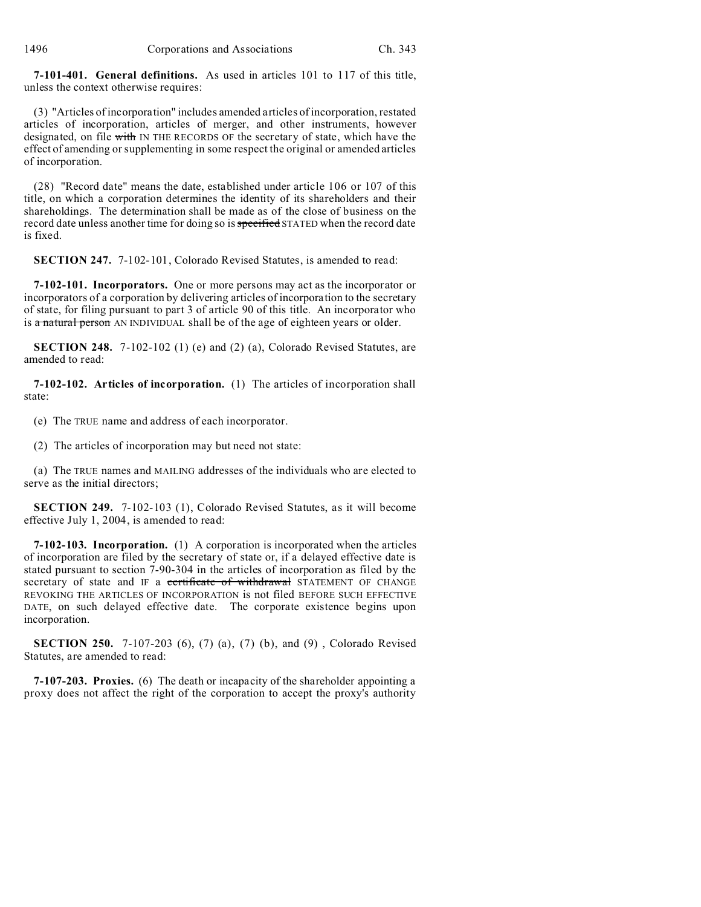**7-101-401. General definitions.** As used in articles 101 to 117 of this title, unless the context otherwise requires:

(3) "Articles of incorporation" includes amended articles of incorporation, restated articles of incorporation, articles of merger, and other instruments, however designated, on file ~~with~~ IN THE RECORDS OF the secretary of state, which have the effect of amending or supplementing in some respect the original or amended articles of incorporation.

(28) "Record date" means the date, established under article 106 or 107 of this title, on which a corporation determines the identity of its shareholders and their shareholdings. The determination shall be made as of the close of business on the record date unless another time for doing so is ~~specified~~ STATED when the record date is fixed.

**SECTION 247.** 7-102-101, Colorado Revised Statutes, is amended to read:

**7-102-101. Incorporators.** One or more persons may act as the incorporator or incorporators of a corporation by delivering articles of incorporation to the secretary of state, for filing pursuant to part 3 of article 90 of this title. An incorporator who is ~~a natural person~~ AN INDIVIDUAL shall be of the age of eighteen years or older.

**SECTION 248.** 7-102-102 (1) (e) and (2) (a), Colorado Revised Statutes, are amended to read:

**7-102-102. Articles of incorporation.** (1) The articles of incorporation shall state:

(e) The TRUE name and address of each incorporator.

(2) The articles of incorporation may but need not state:

(a) The TRUE names and MAILING addresses of the individuals who are elected to serve as the initial directors;

**SECTION 249.** 7-102-103 (1), Colorado Revised Statutes, as it will become effective July 1, 2004, is amended to read:

**7-102-103. Incorporation.** (1) A corporation is incorporated when the articles of incorporation are filed by the secretary of state or, if a delayed effective date is stated pursuant to section 7-90-304 in the articles of incorporation as filed by the secretary of state and IF a ~~certificate of withdrawal~~ STATEMENT OF CHANGE REVOKING THE ARTICLES OF INCORPORATION is not filed BEFORE SUCH EFFECTIVE DATE, on such delayed effective date. The corporate existence begins upon incorporation.

**SECTION 250.** 7-107-203 (6), (7) (a), (7) (b), and (9) , Colorado Revised Statutes, are amended to read:

**7-107-203. Proxies.** (6) The death or incapacity of the shareholder appointing a proxy does not affect the right of the corporation to accept the proxy's authority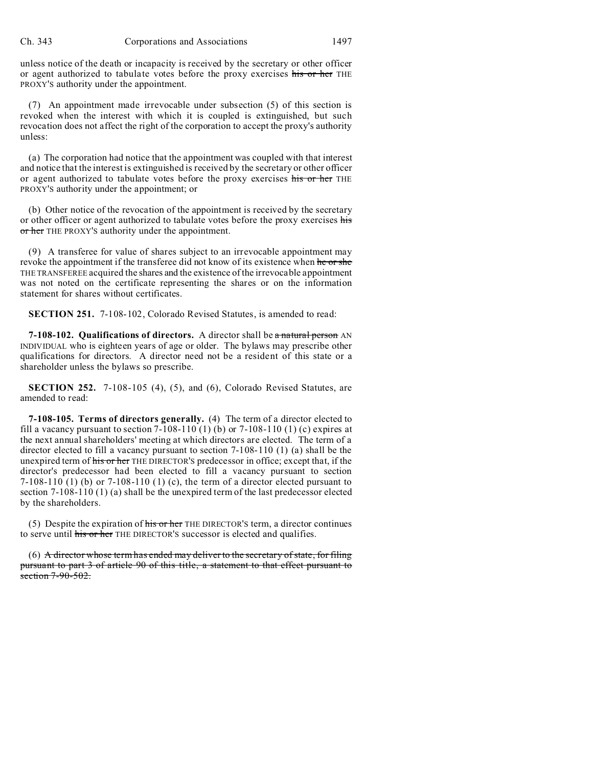unless notice of the death or incapacity is received by the secretary or other officer or agent authorized to tabulate votes before the proxy exercises ~~his or her~~ THE PROXY'S authority under the appointment.

(7) An appointment made irrevocable under subsection (5) of this section is revoked when the interest with which it is coupled is extinguished, but such revocation does not affect the right of the corporation to accept the proxy's authority unless:

(a) The corporation had notice that the appointment was coupled with that interest and notice that the interest is extinguished is received by the secretary or other officer or agent authorized to tabulate votes before the proxy exercises ~~his or her~~ THE PROXY'S authority under the appointment; or

(b) Other notice of the revocation of the appointment is received by the secretary or other officer or agent authorized to tabulate votes before the proxy exercises ~~his or her~~ THE PROXY'S authority under the appointment.

(9) A transferee for value of shares subject to an irrevocable appointment may revoke the appointment if the transferee did not know of its existence when ~~he or she~~ THE TRANSFEREE acquired the shares and the existence of the irrevocable appointment was not noted on the certificate representing the shares or on the information statement for shares without certificates.

**SECTION 251.** 7-108-102, Colorado Revised Statutes, is amended to read:

**7-108-102. Qualifications of directors.** A director shall be ~~a natural person~~ AN INDIVIDUAL who is eighteen years of age or older. The bylaws may prescribe other qualifications for directors. A director need not be a resident of this state or a shareholder unless the bylaws so prescribe.

**SECTION 252.** 7-108-105 (4), (5), and (6), Colorado Revised Statutes, are amended to read:

**7-108-105. Terms of directors generally.** (4) The term of a director elected to fill a vacancy pursuant to section 7-108-110 (1) (b) or 7-108-110 (1) (c) expires at the next annual shareholders' meeting at which directors are elected. The term of a director elected to fill a vacancy pursuant to section 7-108-110 (1) (a) shall be the unexpired term of ~~his or her~~ THE DIRECTOR'S predecessor in office; except that, if the director's predecessor had been elected to fill a vacancy pursuant to section 7-108-110 (1) (b) or 7-108-110 (1) (c), the term of a director elected pursuant to section 7-108-110 (1) (a) shall be the unexpired term of the last predecessor elected by the shareholders.

(5) Despite the expiration of ~~his or her~~ THE DIRECTOR'S term, a director continues to serve until ~~his or her~~ THE DIRECTOR'S successor is elected and qualifies.

(6) ~~A director whose term has ended may deliver to the secretary of state, for filing pursuant to part 3 of article 90 of this title, a statement to that effect pursuant to section 7-90-502.~~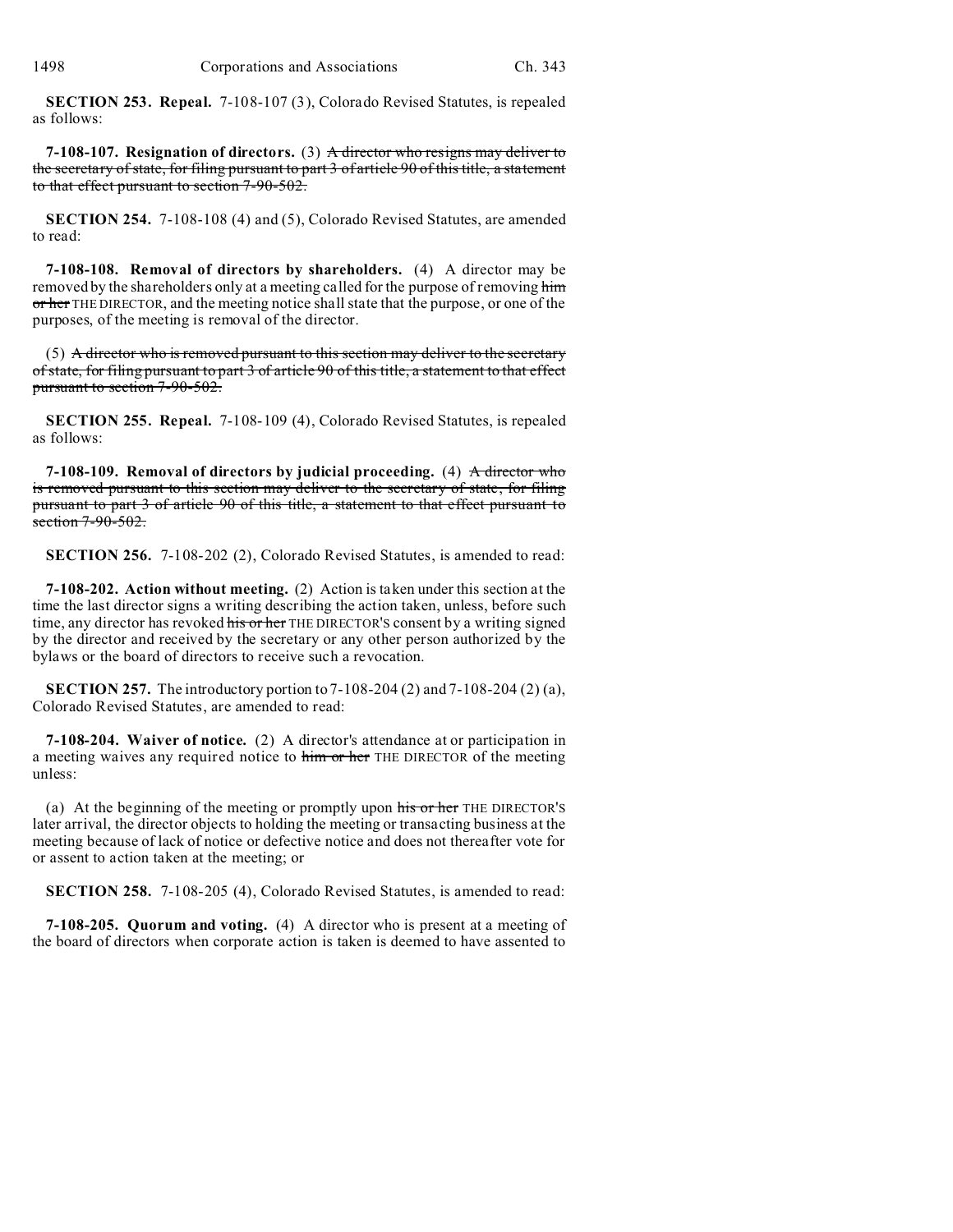**SECTION 253. Repeal.** 7-108-107 (3), Colorado Revised Statutes, is repealed as follows:

**7-108-107. Resignation of directors.** (3) ~~A director who resigns may deliver to the secretary of state, for filing pursuant to part 3 of article 90 of this title, a statement to that effect pursuant to section 7-90-502.~~

**SECTION 254.** 7-108-108 (4) and (5), Colorado Revised Statutes, are amended to read:

**7-108-108. Removal of directors by shareholders.** (4) A director may be removed by the shareholders only at a meeting called for the purpose of removing ~~him or her~~ THE DIRECTOR, and the meeting notice shall state that the purpose, or one of the purposes, of the meeting is removal of the director.

(5) ~~A director who is removed pursuant to this section may deliver to the secretary of state, for filing pursuant to part 3 of article 90 of this title, a statement to that effect pursuant to section 7-90-502.~~

**SECTION 255. Repeal.** 7-108-109 (4), Colorado Revised Statutes, is repealed as follows:

**7-108-109. Removal of directors by judicial proceeding.** (4) ~~A director who is removed pursuant to this section may deliver to the secretary of state, for filing pursuant to part 3 of article 90 of this title, a statement to that effect pursuant to section 7-90-502.~~

**SECTION 256.** 7-108-202 (2), Colorado Revised Statutes, is amended to read:

**7-108-202. Action without meeting.** (2) Action is taken under this section at the time the last director signs a writing describing the action taken, unless, before such time, any director has revoked ~~his or her~~ THE DIRECTOR'S consent by a writing signed by the director and received by the secretary or any other person authorized by the bylaws or the board of directors to receive such a revocation.

**SECTION 257.** The introductory portion to 7-108-204 (2) and 7-108-204 (2) (a), Colorado Revised Statutes, are amended to read:

**7-108-204. Waiver of notice.** (2) A director's attendance at or participation in a meeting waives any required notice to ~~him or her~~ THE DIRECTOR of the meeting unless:

(a) At the beginning of the meeting or promptly upon ~~his or her~~ THE DIRECTOR'S later arrival, the director objects to holding the meeting or transacting business at the meeting because of lack of notice or defective notice and does not thereafter vote for or assent to action taken at the meeting; or

**SECTION 258.** 7-108-205 (4), Colorado Revised Statutes, is amended to read:

**7-108-205. Quorum and voting.** (4) A director who is present at a meeting of the board of directors when corporate action is taken is deemed to have assented to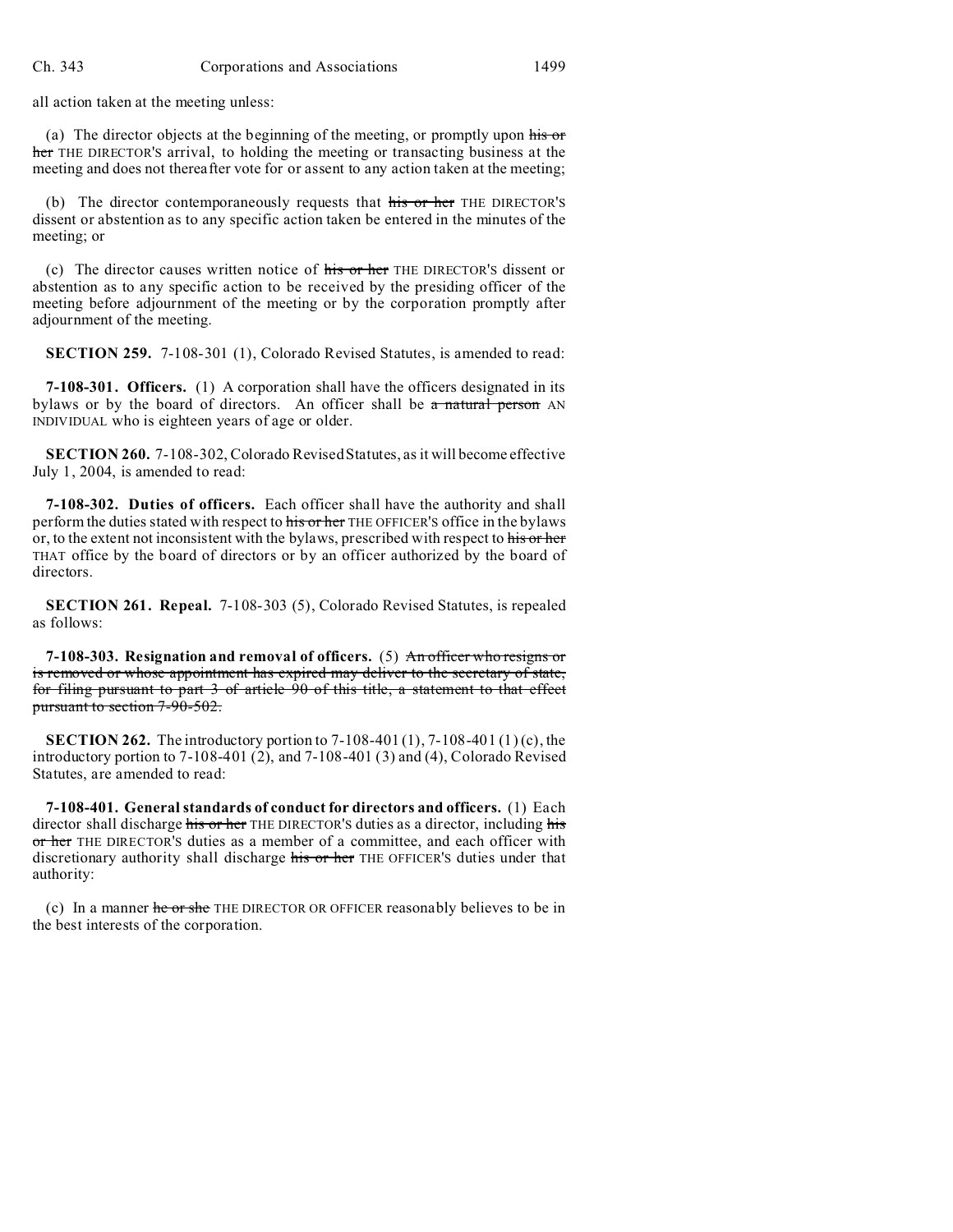all action taken at the meeting unless:

(a) The director objects at the beginning of the meeting, or promptly upon ~~his or her~~ THE DIRECTOR'S arrival, to holding the meeting or transacting business at the meeting and does not thereafter vote for or assent to any action taken at the meeting;

(b) The director contemporaneously requests that ~~his or her~~ THE DIRECTOR'S dissent or abstention as to any specific action taken be entered in the minutes of the meeting; or

(c) The director causes written notice of ~~his or her~~ THE DIRECTOR'S dissent or abstention as to any specific action to be received by the presiding officer of the meeting before adjournment of the meeting or by the corporation promptly after adjournment of the meeting.

**SECTION 259.** 7-108-301 (1), Colorado Revised Statutes, is amended to read:

**7-108-301. Officers.** (1) A corporation shall have the officers designated in its bylaws or by the board of directors. An officer shall be ~~a natural person~~ AN INDIVIDUAL who is eighteen years of age or older.

**SECTION 260.** 7-108-302, Colorado Revised Statutes, as it will become effective July 1, 2004, is amended to read:

**7-108-302. Duties of officers.** Each officer shall have the authority and shall perform the duties stated with respect to ~~his or her~~ THE OFFICER'S office in the bylaws or, to the extent not inconsistent with the bylaws, prescribed with respect to ~~his or her~~ THAT office by the board of directors or by an officer authorized by the board of directors.

**SECTION 261. Repeal.** 7-108-303 (5), Colorado Revised Statutes, is repealed as follows:

**7-108-303. Resignation and removal of officers.** (5) ~~An officer who resigns or is removed or whose appointment has expired may deliver to the secretary of state, for filing pursuant to part 3 of article 90 of this title, a statement to that effect pursuant to section 7-90-502.~~

**SECTION 262.** The introductory portion to 7-108-401 (1), 7-108-401 (1) (c), the introductory portion to 7-108-401 (2), and 7-108-401 (3) and (4), Colorado Revised Statutes, are amended to read:

**7-108-401. General standards of conduct for directors and officers.** (1) Each director shall discharge ~~his or her~~ THE DIRECTOR'S duties as a director, including ~~his or her~~ THE DIRECTOR'S duties as a member of a committee, and each officer with discretionary authority shall discharge ~~his or her~~ THE OFFICER'S duties under that authority:

(c) In a manner ~~he or she~~ THE DIRECTOR OR OFFICER reasonably believes to be in the best interests of the corporation.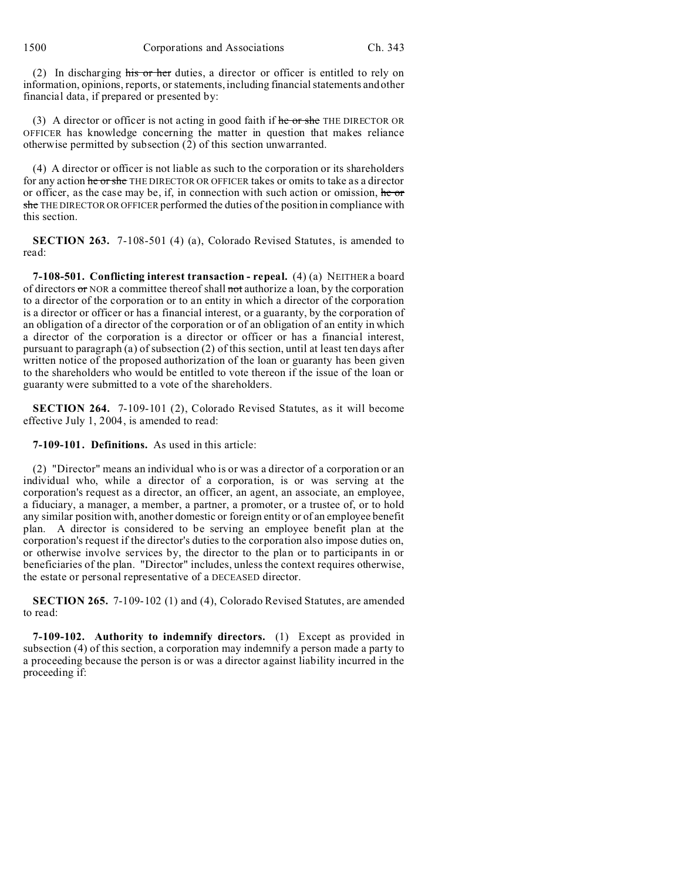(2) In discharging ~~his or her~~ duties, a director or officer is entitled to rely on information, opinions, reports, or statements, including financial statements and other financial data, if prepared or presented by:

(3) A director or officer is not acting in good faith if ~~he or she~~ THE DIRECTOR OR OFFICER has knowledge concerning the matter in question that makes reliance otherwise permitted by subsection (2) of this section unwarranted.

(4) A director or officer is not liable as such to the corporation or its shareholders for any action ~~he or she~~ THE DIRECTOR OR OFFICER takes or omits to take as a director or officer, as the case may be, if, in connection with such action or omission, ~~he or she~~ THE DIRECTOR OR OFFICER performed the duties of the position in compliance with this section.

**SECTION 263.** 7-108-501 (4) (a), Colorado Revised Statutes, is amended to read:

**7-108-501. Conflicting interest transaction - repeal.** (4) (a) NEITHER a board of directors ~~or~~ NOR a committee thereof shall ~~not~~ authorize a loan, by the corporation to a director of the corporation or to an entity in which a director of the corporation is a director or officer or has a financial interest, or a guaranty, by the corporation of an obligation of a director of the corporation or of an obligation of an entity in which a director of the corporation is a director or officer or has a financial interest, pursuant to paragraph (a) of subsection (2) of this section, until at least ten days after written notice of the proposed authorization of the loan or guaranty has been given to the shareholders who would be entitled to vote thereon if the issue of the loan or guaranty were submitted to a vote of the shareholders.

**SECTION 264.** 7-109-101 (2), Colorado Revised Statutes, as it will become effective July 1, 2004, is amended to read:

**7-109-101. Definitions.** As used in this article:

(2) "Director" means an individual who is or was a director of a corporation or an individual who, while a director of a corporation, is or was serving at the corporation's request as a director, an officer, an agent, an associate, an employee, a fiduciary, a manager, a member, a partner, a promoter, or a trustee of, or to hold any similar position with, another domestic or foreign entity or of an employee benefit plan. A director is considered to be serving an employee benefit plan at the corporation's request if the director's duties to the corporation also impose duties on, or otherwise involve services by, the director to the plan or to participants in or beneficiaries of the plan. "Director" includes, unless the context requires otherwise, the estate or personal representative of a DECEASED director.

**SECTION 265.** 7-109-102 (1) and (4), Colorado Revised Statutes, are amended to read:

**7-109-102. Authority to indemnify directors.** (1) Except as provided in subsection (4) of this section, a corporation may indemnify a person made a party to a proceeding because the person is or was a director against liability incurred in the proceeding if: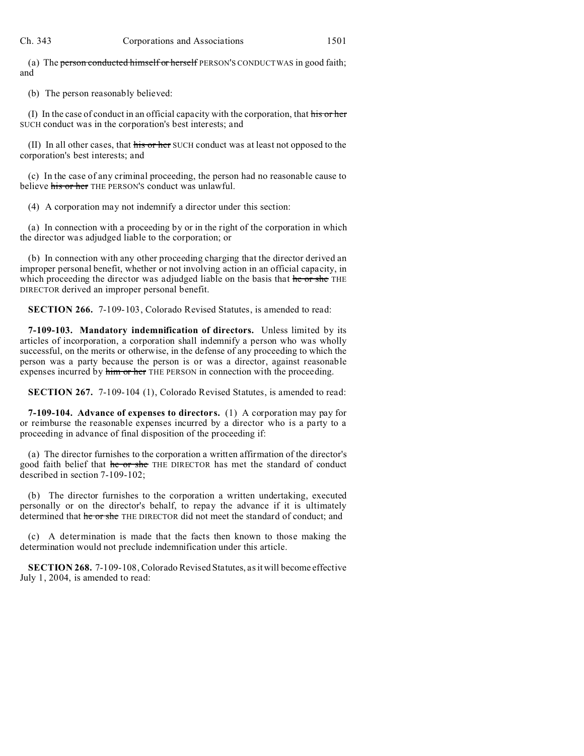(a) The ~~person conducted himself or herself~~ PERSON'S CONDUCT WAS in good faith; and

(b) The person reasonably believed:

(I) In the case of conduct in an official capacity with the corporation, that ~~his or her~~ SUCH conduct was in the corporation's best interests; and

(II) In all other cases, that ~~his or her~~ SUCH conduct was at least not opposed to the corporation's best interests; and

(c) In the case of any criminal proceeding, the person had no reasonable cause to believe ~~his or her~~ THE PERSON'S conduct was unlawful.

(4) A corporation may not indemnify a director under this section:

(a) In connection with a proceeding by or in the right of the corporation in which the director was adjudged liable to the corporation; or

(b) In connection with any other proceeding charging that the director derived an improper personal benefit, whether or not involving action in an official capacity, in which proceeding the director was adjudged liable on the basis that ~~he or she~~ THE DIRECTOR derived an improper personal benefit.

**SECTION 266.** 7-109-103, Colorado Revised Statutes, is amended to read:

**7-109-103. Mandatory indemnification of directors.** Unless limited by its articles of incorporation, a corporation shall indemnify a person who was wholly successful, on the merits or otherwise, in the defense of any proceeding to which the person was a party because the person is or was a director, against reasonable expenses incurred by ~~him or her~~ THE PERSON in connection with the proceeding.

**SECTION 267.** 7-109-104 (1), Colorado Revised Statutes, is amended to read:

**7-109-104. Advance of expenses to directors.** (1) A corporation may pay for or reimburse the reasonable expenses incurred by a director who is a party to a proceeding in advance of final disposition of the proceeding if:

(a) The director furnishes to the corporation a written affirmation of the director's good faith belief that ~~he or she~~ THE DIRECTOR has met the standard of conduct described in section 7-109-102;

(b) The director furnishes to the corporation a written undertaking, executed personally or on the director's behalf, to repay the advance if it is ultimately determined that ~~he or she~~ THE DIRECTOR did not meet the standard of conduct; and

(c) A determination is made that the facts then known to those making the determination would not preclude indemnification under this article.

**SECTION 268.** 7-109-108, Colorado Revised Statutes, as it will become effective July 1, 2004, is amended to read: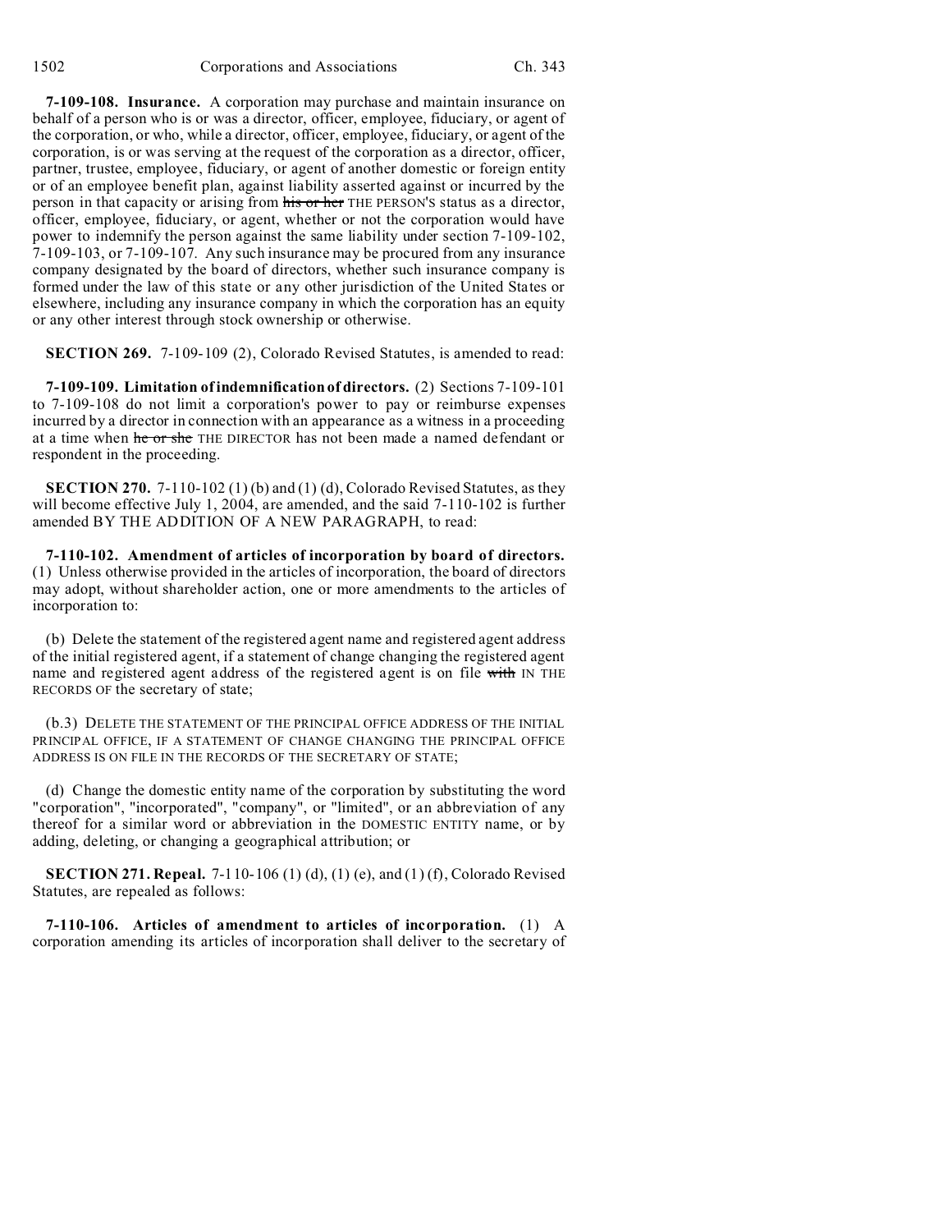**7-109-108. Insurance.** A corporation may purchase and maintain insurance on behalf of a person who is or was a director, officer, employee, fiduciary, or agent of the corporation, or who, while a director, officer, employee, fiduciary, or agent of the corporation, is or was serving at the request of the corporation as a director, officer, partner, trustee, employee, fiduciary, or agent of another domestic or foreign entity or of an employee benefit plan, against liability asserted against or incurred by the person in that capacity or arising from ~~his or her~~ THE PERSON'S status as a director, officer, employee, fiduciary, or agent, whether or not the corporation would have power to indemnify the person against the same liability under section 7-109-102, 7-109-103, or 7-109-107. Any such insurance may be procured from any insurance company designated by the board of directors, whether such insurance company is formed under the law of this state or any other jurisdiction of the United States or elsewhere, including any insurance company in which the corporation has an equity or any other interest through stock ownership or otherwise.

**SECTION 269.** 7-109-109 (2), Colorado Revised Statutes, is amended to read:

**7-109-109. Limitation of indemnification of directors.** (2) Sections 7-109-101 to 7-109-108 do not limit a corporation's power to pay or reimburse expenses incurred by a director in connection with an appearance as a witness in a proceeding at a time when ~~he or she~~ THE DIRECTOR has not been made a named defendant or respondent in the proceeding.

**SECTION 270.** 7-110-102 (1) (b) and (1) (d), Colorado Revised Statutes, as they will become effective July 1, 2004, are amended, and the said 7-110-102 is further amended BY THE ADDITION OF A NEW PARAGRAPH, to read:

**7-110-102. Amendment of articles of incorporation by board of directors.** (1) Unless otherwise provided in the articles of incorporation, the board of directors may adopt, without shareholder action, one or more amendments to the articles of incorporation to:

(b) Delete the statement of the registered agent name and registered agent address of the initial registered agent, if a statement of change changing the registered agent name and registered agent address of the registered agent is on file ~~with~~ IN THE RECORDS OF the secretary of state;

(b.3) DELETE THE STATEMENT OF THE PRINCIPAL OFFICE ADDRESS OF THE INITIAL PRINCIPAL OFFICE, IF A STATEMENT OF CHANGE CHANGING THE PRINCIPAL OFFICE ADDRESS IS ON FILE IN THE RECORDS OF THE SECRETARY OF STATE;

(d) Change the domestic entity name of the corporation by substituting the word "corporation", "incorporated", "company", or "limited", or an abbreviation of any thereof for a similar word or abbreviation in the DOMESTIC ENTITY name, or by adding, deleting, or changing a geographical attribution; or

**SECTION 271. Repeal.** 7-110-106 (1) (d), (1) (e), and (1) (f), Colorado Revised Statutes, are repealed as follows:

**7-110-106. Articles of amendment to articles of incorporation.** (1) A corporation amending its articles of incorporation shall deliver to the secretary of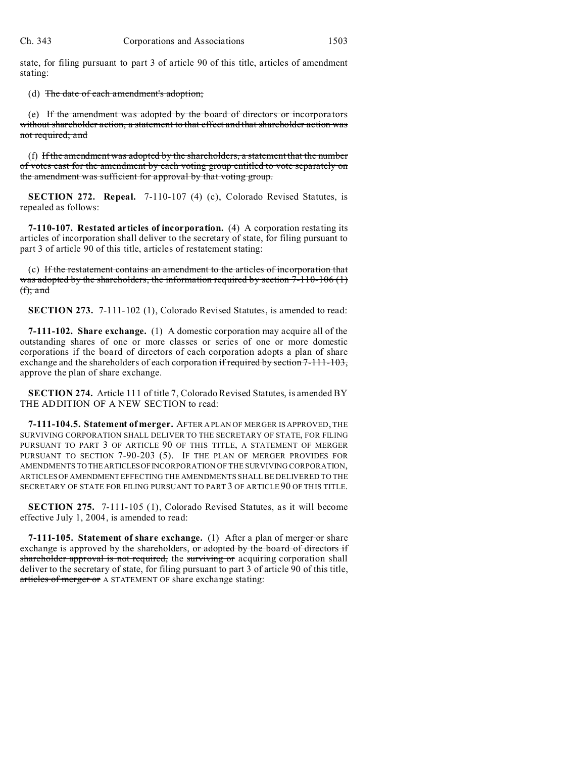state, for filing pursuant to part 3 of article 90 of this title, articles of amendment stating:

(d) ~~The date of each amendment's adoption;~~

(e) ~~If the amendment was adopted by the board of directors or incorporators without shareholder action, a statement to that effect and that shareholder action was not required; and~~

(f) ~~If the amendment was adopted by the shareholders, a statement that the number of votes cast for the amendment by each voting group entitled to vote separately on the amendment was sufficient for approval by that voting group.~~

**SECTION 272. Repeal.** 7-110-107 (4) (c), Colorado Revised Statutes, is repealed as follows:

**7-110-107. Restated articles of incorporation.** (4) A corporation restating its articles of incorporation shall deliver to the secretary of state, for filing pursuant to part 3 of article 90 of this title, articles of restatement stating:

(c) ~~If the restatement contains an amendment to the articles of incorporation that was adopted by the shareholders, the information required by section 7-110-106 (1) (f); and~~

**SECTION 273.** 7-111-102 (1), Colorado Revised Statutes, is amended to read:

**7-111-102. Share exchange.** (1) A domestic corporation may acquire all of the outstanding shares of one or more classes or series of one or more domestic corporations if the board of directors of each corporation adopts a plan of share exchange and the shareholders of each corporation ~~if required by section 7-111-103,~~ approve the plan of share exchange.

**SECTION 274.** Article 111 of title 7, Colorado Revised Statutes, is amended BY THE ADDITION OF A NEW SECTION to read:

**7-111-104.5. Statement of merger.** AFTER A PLAN OF MERGER IS APPROVED, THE SURVIVING CORPORATION SHALL DELIVER TO THE SECRETARY OF STATE, FOR FILING PURSUANT TO PART 3 OF ARTICLE 90 OF THIS TITLE, A STATEMENT OF MERGER PURSUANT TO SECTION 7-90-203 (5). IF THE PLAN OF MERGER PROVIDES FOR AMENDMENTS TO THE ARTICLES OF INCORPORATION OF THE SURVIVING CORPORATION, ARTICLES OF AMENDMENT EFFECTING THE AMENDMENTS SHALL BE DELIVERED TO THE SECRETARY OF STATE FOR FILING PURSUANT TO PART 3 OF ARTICLE 90 OF THIS TITLE.

**SECTION 275.** 7-111-105 (1), Colorado Revised Statutes, as it will become effective July 1, 2004, is amended to read:

**7-111-105. Statement of share exchange.** (1) After a plan of ~~merger or~~ share exchange is approved by the shareholders, ~~or adopted by the board of directors if shareholder approval is not required,~~ the ~~surviving or~~ acquiring corporation shall deliver to the secretary of state, for filing pursuant to part 3 of article 90 of this title, ~~articles of merger or~~ A STATEMENT OF share exchange stating: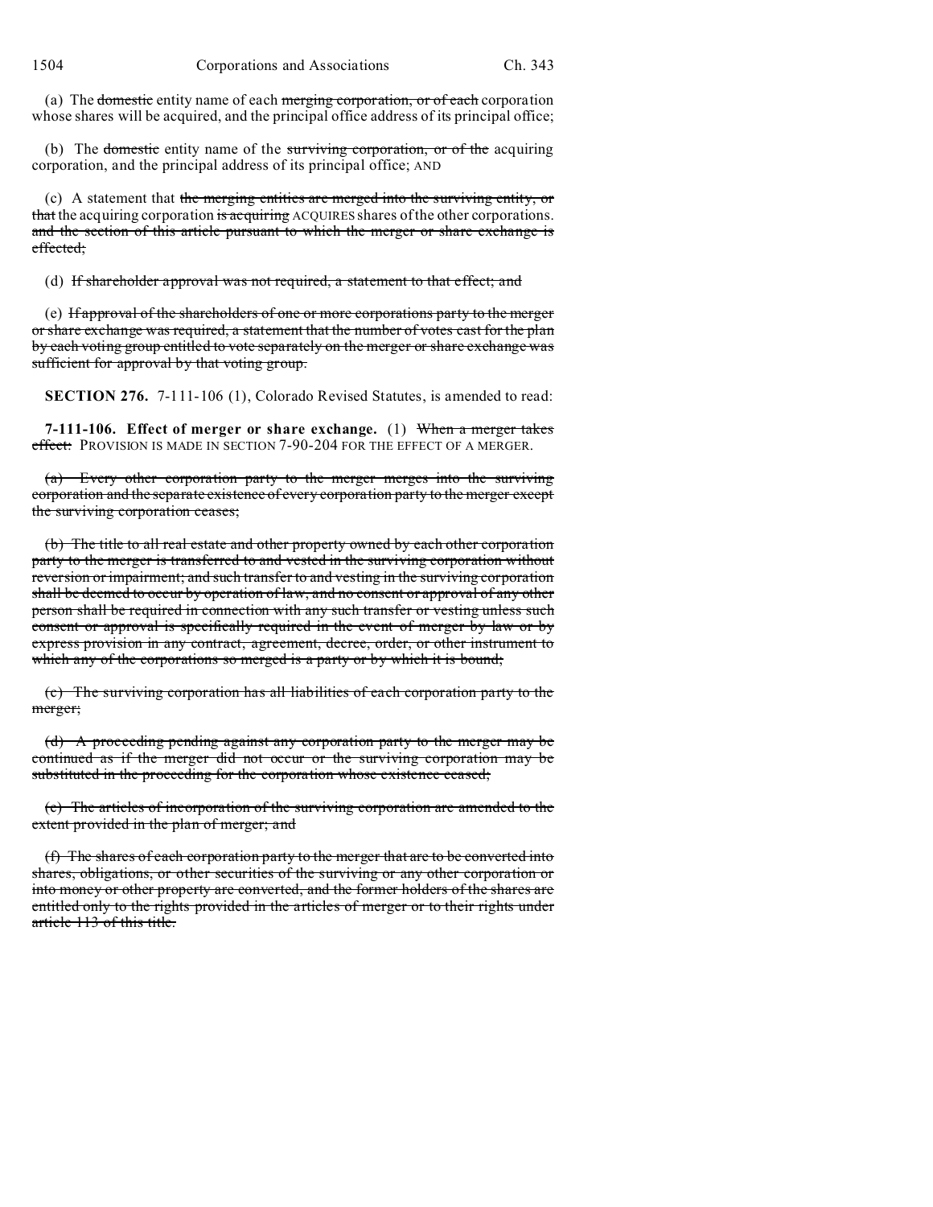(a) The ~~domestic~~ entity name of each ~~merging corporation, or of each~~ corporation whose shares will be acquired, and the principal office address of its principal office;

(b) The ~~domestic~~ entity name of the ~~surviving corporation, or of the~~ acquiring corporation, and the principal address of its principal office; AND

(c) A statement that ~~the merging entities are merged into the surviving entity, or that~~ the acquiring corporation ~~is acquiring~~ ACQUIRES shares of the other corporations. ~~and the section of this article pursuant to which the merger or share exchange is effected;~~

(d) ~~If shareholder approval was not required, a statement to that effect; and~~

(e) ~~If approval of the shareholders of one or more corporations party to the merger or share exchange was required, a statement that the number of votes cast for the plan by each voting group entitled to vote separately on the merger or share exchange was sufficient for approval by that voting group.~~

**SECTION 276.** 7-111-106 (1), Colorado Revised Statutes, is amended to read:

**7-111-106. Effect of merger or share exchange.** (1) ~~When a merger takes effect:~~ PROVISION IS MADE IN SECTION 7-90-204 FOR THE EFFECT OF A MERGER.

~~(a) Every other corporation party to the merger merges into the surviving corporation and the separate existence of every corporation party to the merger except the surviving corporation ceases;~~

~~(b) The title to all real estate and other property owned by each other corporation party to the merger is transferred to and vested in the surviving corporation without reversion or impairment; and such transfer to and vesting in the surviving corporation shall be deemed to occur by operation of law, and no consent or approval of any other person shall be required in connection with any such transfer or vesting unless such consent or approval is specifically required in the event of merger by law or by express provision in any contract, agreement, decree, order, or other instrument to which any of the corporations so merged is a party or by which it is bound;~~

~~(c) The surviving corporation has all liabilities of each corporation party to the merger;~~

~~(d) A proceeding pending against any corporation party to the merger may be continued as if the merger did not occur or the surviving corporation may be substituted in the proceeding for the corporation whose existence ceased;~~

~~(e) The articles of incorporation of the surviving corporation are amended to the extent provided in the plan of merger; and~~

~~(f) The shares of each corporation party to the merger that are to be converted into shares, obligations, or other securities of the surviving or any other corporation or into money or other property are converted, and the former holders of the shares are entitled only to the rights provided in the articles of merger or to their rights under article 113 of this title.~~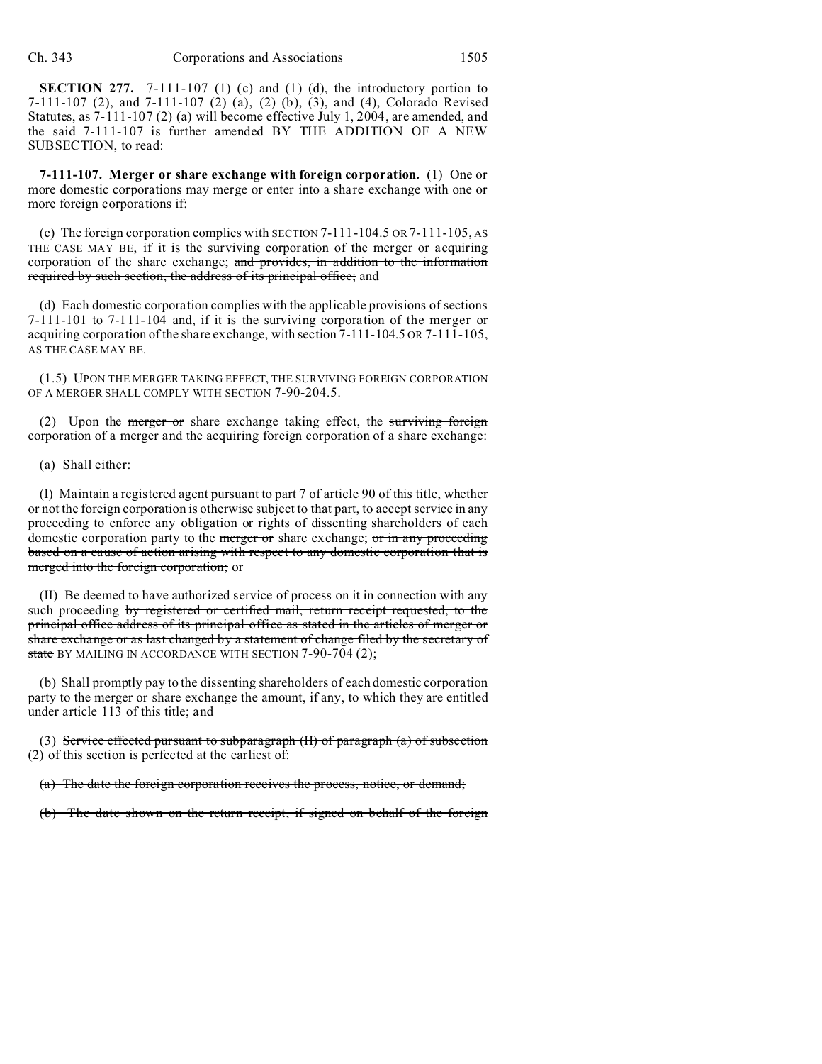**SECTION 277.** 7-111-107 (1) (c) and (1) (d), the introductory portion to 7-111-107 (2), and 7-111-107 (2) (a), (2) (b), (3), and (4), Colorado Revised Statutes, as 7-111-107 (2) (a) will become effective July 1, 2004, are amended, and the said 7-111-107 is further amended BY THE ADDITION OF A NEW SUBSECTION, to read:

**7-111-107. Merger or share exchange with foreign corporation.** (1) One or more domestic corporations may merge or enter into a share exchange with one or more foreign corporations if:

(c) The foreign corporation complies with SECTION 7-111-104.5 OR 7-111-105, AS THE CASE MAY BE, if it is the surviving corporation of the merger or acquiring corporation of the share exchange; ~~and provides, in addition to the information required by such section, the address of its principal office;~~ and

(d) Each domestic corporation complies with the applicable provisions of sections 7-111-101 to 7-111-104 and, if it is the surviving corporation of the merger or acquiring corporation of the share exchange, with section 7-111-104.5 OR 7-111-105, AS THE CASE MAY BE.

(1.5) UPON THE MERGER TAKING EFFECT, THE SURVIVING FOREIGN CORPORATION OF A MERGER SHALL COMPLY WITH SECTION 7-90-204.5.

(2) Upon the ~~merger or~~ share exchange taking effect, the ~~surviving foreign corporation of a merger and the~~ acquiring foreign corporation of a share exchange:

(a) Shall either:

(I) Maintain a registered agent pursuant to part 7 of article 90 of this title, whether or not the foreign corporation is otherwise subject to that part, to accept service in any proceeding to enforce any obligation or rights of dissenting shareholders of each domestic corporation party to the ~~merger or~~ share exchange; ~~or in any proceeding based on a cause of action arising with respect to any domestic corporation that is merged into the foreign corporation;~~ or

(II) Be deemed to have authorized service of process on it in connection with any such proceeding ~~by registered or certified mail, return receipt requested, to the principal office address of its principal office as stated in the articles of merger or share exchange or as last changed by a statement of change filed by the secretary of state~~ BY MAILING IN ACCORDANCE WITH SECTION 7-90-704 (2);

(b) Shall promptly pay to the dissenting shareholders of each domestic corporation party to the ~~merger or~~ share exchange the amount, if any, to which they are entitled under article 113 of this title; and

(3) ~~Service effected pursuant to subparagraph (II) of paragraph (a) of subsection (2) of this section is perfected at the earliest of:~~

~~(a) The date the foreign corporation receives the process, notice, or demand;~~

~~(b) The date shown on the return receipt, if signed on behalf of the foreign~~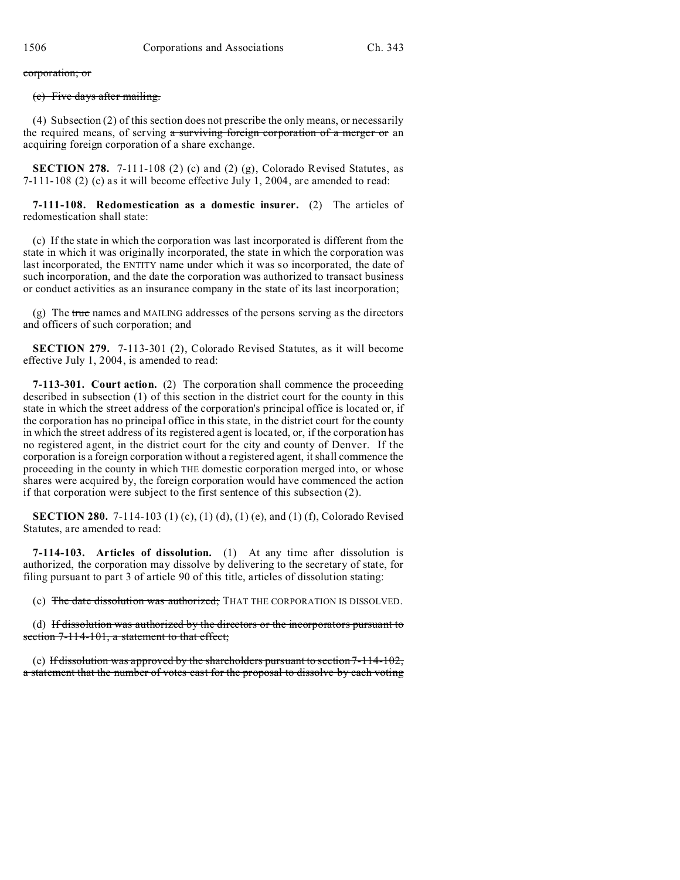~~corporation; or~~

~~(c) Five days after mailing.~~

(4) Subsection (2) of this section does not prescribe the only means, or necessarily the required means, of serving ~~a surviving foreign corporation of a merger or~~ an acquiring foreign corporation of a share exchange.

**SECTION 278.** 7-111-108 (2) (c) and (2) (g), Colorado Revised Statutes, as 7-111-108 (2) (c) as it will become effective July 1, 2004, are amended to read:

**7-111-108. Redomestication as a domestic insurer.** (2) The articles of redomestication shall state:

(c) If the state in which the corporation was last incorporated is different from the state in which it was originally incorporated, the state in which the corporation was last incorporated, the ENTITY name under which it was so incorporated, the date of such incorporation, and the date the corporation was authorized to transact business or conduct activities as an insurance company in the state of its last incorporation;

(g) The ~~true~~ names and MAILING addresses of the persons serving as the directors and officers of such corporation; and

**SECTION 279.** 7-113-301 (2), Colorado Revised Statutes, as it will become effective July 1, 2004, is amended to read:

**7-113-301. Court action.** (2) The corporation shall commence the proceeding described in subsection (1) of this section in the district court for the county in this state in which the street address of the corporation's principal office is located or, if the corporation has no principal office in this state, in the district court for the county in which the street address of its registered agent is located, or, if the corporation has no registered agent, in the district court for the city and county of Denver. If the corporation is a foreign corporation without a registered agent, it shall commence the proceeding in the county in which THE domestic corporation merged into, or whose shares were acquired by, the foreign corporation would have commenced the action if that corporation were subject to the first sentence of this subsection (2).

**SECTION 280.** 7-114-103 (1) (c), (1) (d), (1) (e), and (1) (f), Colorado Revised Statutes, are amended to read:

**7-114-103. Articles of dissolution.** (1) At any time after dissolution is authorized, the corporation may dissolve by delivering to the secretary of state, for filing pursuant to part 3 of article 90 of this title, articles of dissolution stating:

(c) ~~The date dissolution was authorized;~~ THAT THE CORPORATION IS DISSOLVED.

(d) ~~If dissolution was authorized by the directors or the incorporators pursuant to section 7-114-101, a statement to that effect;~~

(e) ~~If dissolution was approved by the shareholders pursuant to section 7-114-102, a statement that the number of votes cast for the proposal to dissolve by each voting~~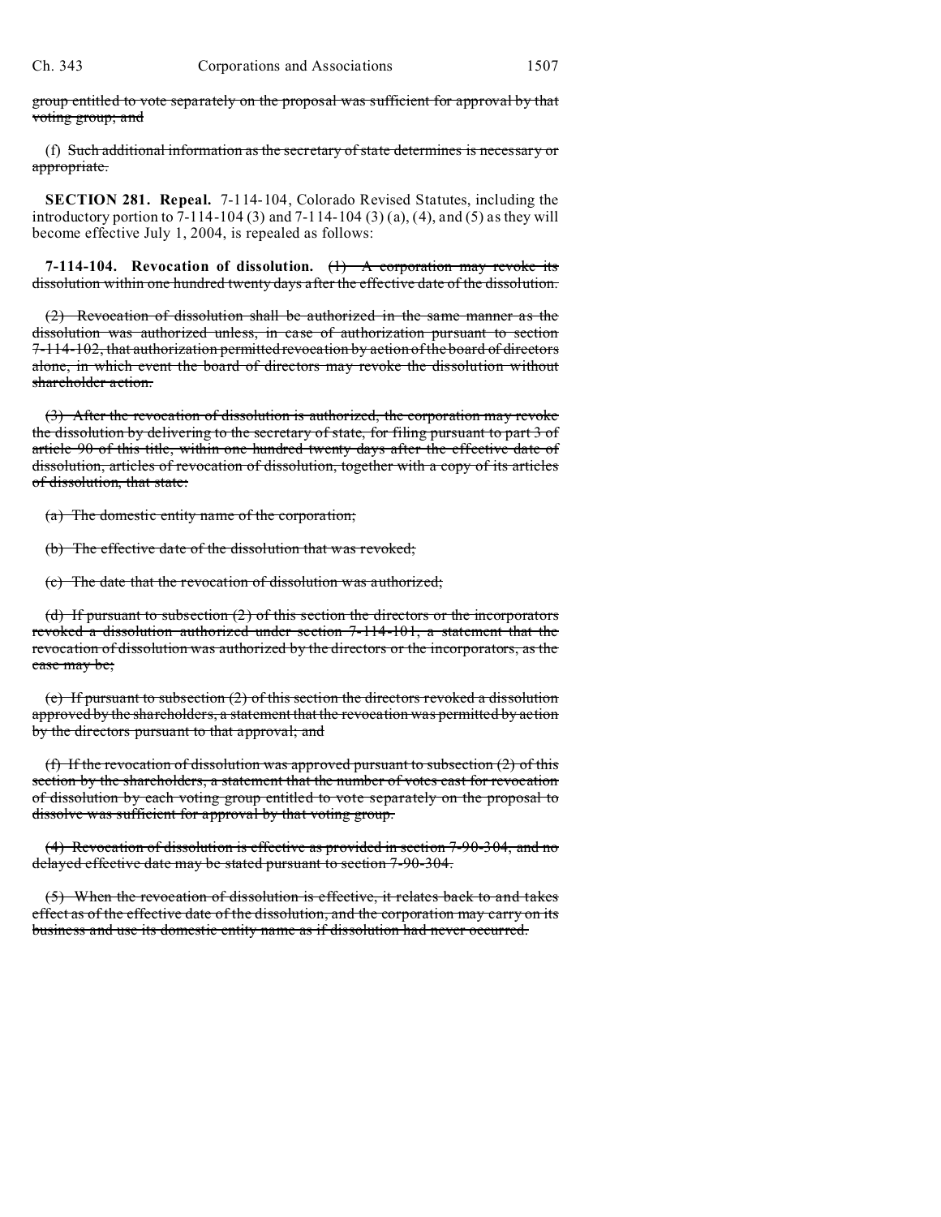group entitled to vote separately on the proposal was sufficient for approval by that voting group; and

(f) Such additional information as the secretary of state determines is necessary or appropriate.

**SECTION 281. Repeal.** 7-114-104, Colorado Revised Statutes, including the introductory portion to 7-114-104 (3) and 7-114-104 (3) (a), (4), and (5) as they will become effective July 1, 2004, is repealed as follows:

**7-114-104. Revocation of dissolution.** (1) A corporation may revoke its dissolution within one hundred twenty days after the effective date of the dissolution.

(2) Revocation of dissolution shall be authorized in the same manner as the dissolution was authorized unless, in case of authorization pursuant to section 7-114-102, that authorization permitted revocation by action of the board of directors alone, in which event the board of directors may revoke the dissolution without shareholder action.

(3) After the revocation of dissolution is authorized, the corporation may revoke the dissolution by delivering to the secretary of state, for filing pursuant to part 3 of article 90 of this title, within one hundred twenty days after the effective date of dissolution, articles of revocation of dissolution, together with a copy of its articles of dissolution, that state:

(a) The domestic entity name of the corporation;

(b) The effective date of the dissolution that was revoked;

(c) The date that the revocation of dissolution was authorized;

(d) If pursuant to subsection (2) of this section the directors or the incorporators revoked a dissolution authorized under section 7-114-101, a statement that the revocation of dissolution was authorized by the directors or the incorporators, as the case may be;

(e) If pursuant to subsection (2) of this section the directors revoked a dissolution approved by the shareholders, a statement that the revocation was permitted by action by the directors pursuant to that approval; and

(f) If the revocation of dissolution was approved pursuant to subsection (2) of this section by the shareholders, a statement that the number of votes cast for revocation of dissolution by each voting group entitled to vote separately on the proposal to dissolve was sufficient for approval by that voting group.

(4) Revocation of dissolution is effective as provided in section 7-90-304, and no delayed effective date may be stated pursuant to section 7-90-304.

(5) When the revocation of dissolution is effective, it relates back to and takes effect as of the effective date of the dissolution, and the corporation may carry on its business and use its domestic entity name as if dissolution had never occurred.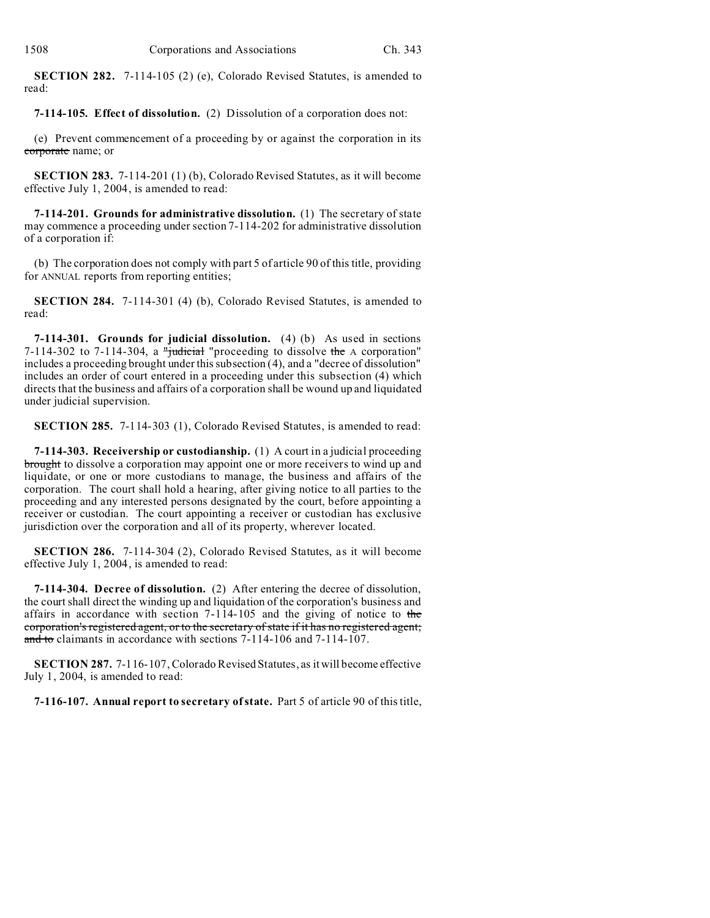**SECTION 282.** 7-114-105 (2) (e), Colorado Revised Statutes, is amended to read:

**7-114-105. Effect of dissolution.** (2) Dissolution of a corporation does not:

(e) Prevent commencement of a proceeding by or against the corporation in its ~~corporate~~ name; or

**SECTION 283.** 7-114-201 (1) (b), Colorado Revised Statutes, as it will become effective July 1, 2004, is amended to read:

**7-114-201. Grounds for administrative dissolution.** (1) The secretary of state may commence a proceeding under section 7-114-202 for administrative dissolution of a corporation if:

(b) The corporation does not comply with part 5 of article 90 of this title, providing for ANNUAL reports from reporting entities;

**SECTION 284.** 7-114-301 (4) (b), Colorado Revised Statutes, is amended to read:

**7-114-301. Grounds for judicial dissolution.** (4) (b) As used in sections 7-114-302 to 7-114-304, a ~~"judicial~~ "proceeding to dissolve ~~the~~ A corporation" includes a proceeding brought under this subsection (4), and a "decree of dissolution" includes an order of court entered in a proceeding under this subsection (4) which directs that the business and affairs of a corporation shall be wound up and liquidated under judicial supervision.

**SECTION 285.** 7-114-303 (1), Colorado Revised Statutes, is amended to read:

**7-114-303. Receivership or custodianship.** (1) A court in a judicial proceeding ~~brought~~ to dissolve a corporation may appoint one or more receivers to wind up and liquidate, or one or more custodians to manage, the business and affairs of the corporation. The court shall hold a hearing, after giving notice to all parties to the proceeding and any interested persons designated by the court, before appointing a receiver or custodian. The court appointing a receiver or custodian has exclusive jurisdiction over the corporation and all of its property, wherever located.

**SECTION 286.** 7-114-304 (2), Colorado Revised Statutes, as it will become effective July 1, 2004, is amended to read:

**7-114-304. Decree of dissolution.** (2) After entering the decree of dissolution, the court shall direct the winding up and liquidation of the corporation's business and affairs in accordance with section 7-114-105 and the giving of notice to ~~the corporation's registered agent, or to the secretary of state if it has no registered agent; and to~~ claimants in accordance with sections 7-114-106 and 7-114-107.

**SECTION 287.** 7-116-107, Colorado Revised Statutes, as it will become effective July 1, 2004, is amended to read:

**7-116-107. Annual report to secretary of state.** Part 5 of article 90 of this title,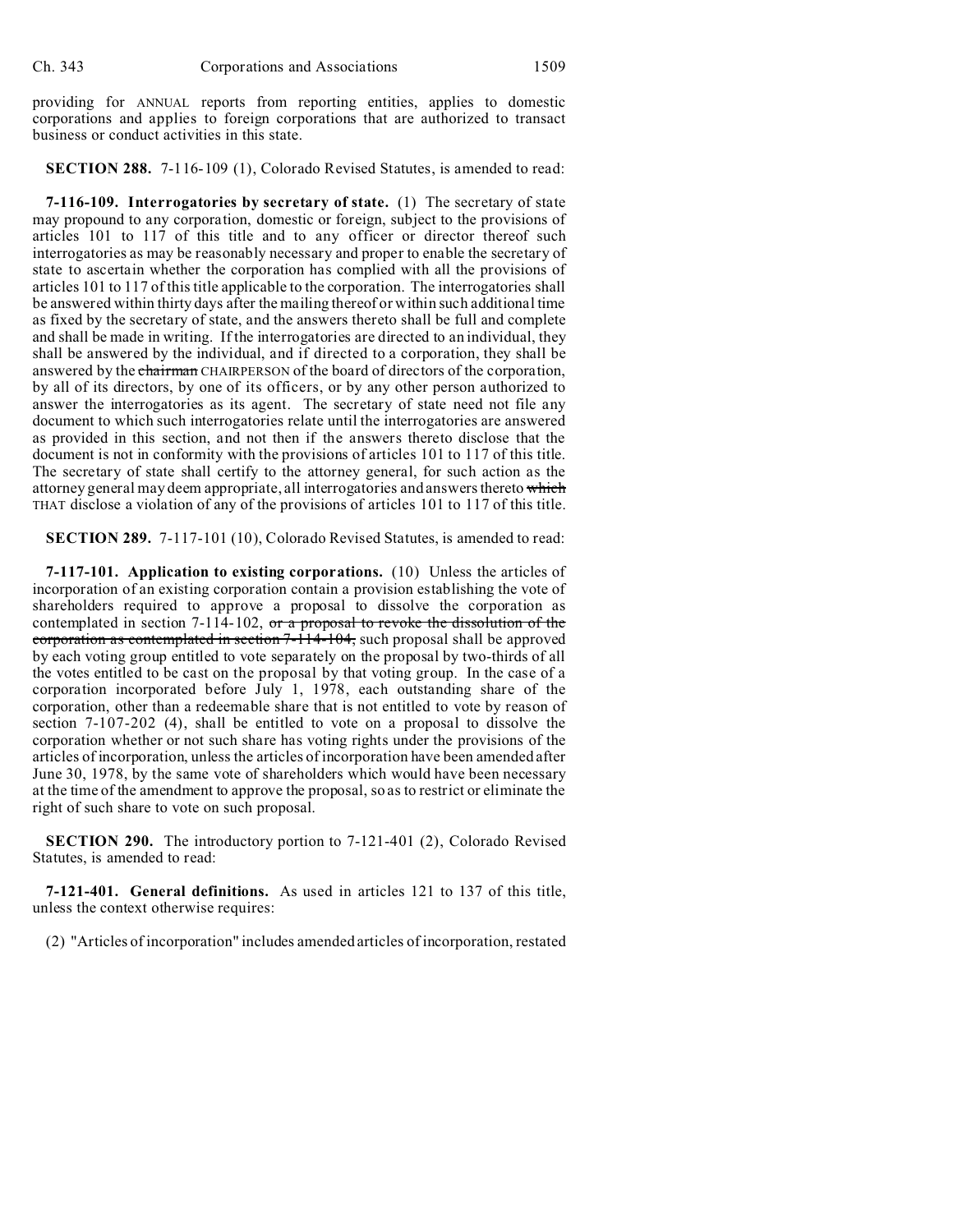providing for ANNUAL reports from reporting entities, applies to domestic corporations and applies to foreign corporations that are authorized to transact business or conduct activities in this state.

**SECTION 288.** 7-116-109 (1), Colorado Revised Statutes, is amended to read:

**7-116-109. Interrogatories by secretary of state.** (1) The secretary of state may propound to any corporation, domestic or foreign, subject to the provisions of articles 101 to 117 of this title and to any officer or director thereof such interrogatories as may be reasonably necessary and proper to enable the secretary of state to ascertain whether the corporation has complied with all the provisions of articles 101 to 117 of this title applicable to the corporation. The interrogatories shall be answered within thirty days after the mailing thereof or within such additional time as fixed by the secretary of state, and the answers thereto shall be full and complete and shall be made in writing. If the interrogatories are directed to an individual, they shall be answered by the individual, and if directed to a corporation, they shall be answered by the ~~chairman~~ CHAIRPERSON of the board of directors of the corporation, by all of its directors, by one of its officers, or by any other person authorized to answer the interrogatories as its agent. The secretary of state need not file any document to which such interrogatories relate until the interrogatories are answered as provided in this section, and not then if the answers thereto disclose that the document is not in conformity with the provisions of articles 101 to 117 of this title. The secretary of state shall certify to the attorney general, for such action as the attorney general may deem appropriate, all interrogatories and answers thereto ~~which~~ THAT disclose a violation of any of the provisions of articles 101 to 117 of this title.

**SECTION 289.** 7-117-101 (10), Colorado Revised Statutes, is amended to read:

**7-117-101. Application to existing corporations.** (10) Unless the articles of incorporation of an existing corporation contain a provision establishing the vote of shareholders required to approve a proposal to dissolve the corporation as contemplated in section 7-114-102, ~~or a proposal to revoke the dissolution of the corporation as contemplated in section 7-114-104,~~ such proposal shall be approved by each voting group entitled to vote separately on the proposal by two-thirds of all the votes entitled to be cast on the proposal by that voting group. In the case of a corporation incorporated before July 1, 1978, each outstanding share of the corporation, other than a redeemable share that is not entitled to vote by reason of section 7-107-202 (4), shall be entitled to vote on a proposal to dissolve the corporation whether or not such share has voting rights under the provisions of the articles of incorporation, unless the articles of incorporation have been amended after June 30, 1978, by the same vote of shareholders which would have been necessary at the time of the amendment to approve the proposal, so as to restrict or eliminate the right of such share to vote on such proposal.

**SECTION 290.** The introductory portion to 7-121-401 (2), Colorado Revised Statutes, is amended to read:

**7-121-401. General definitions.** As used in articles 121 to 137 of this title, unless the context otherwise requires:

(2) "Articles of incorporation" includes amended articles of incorporation, restated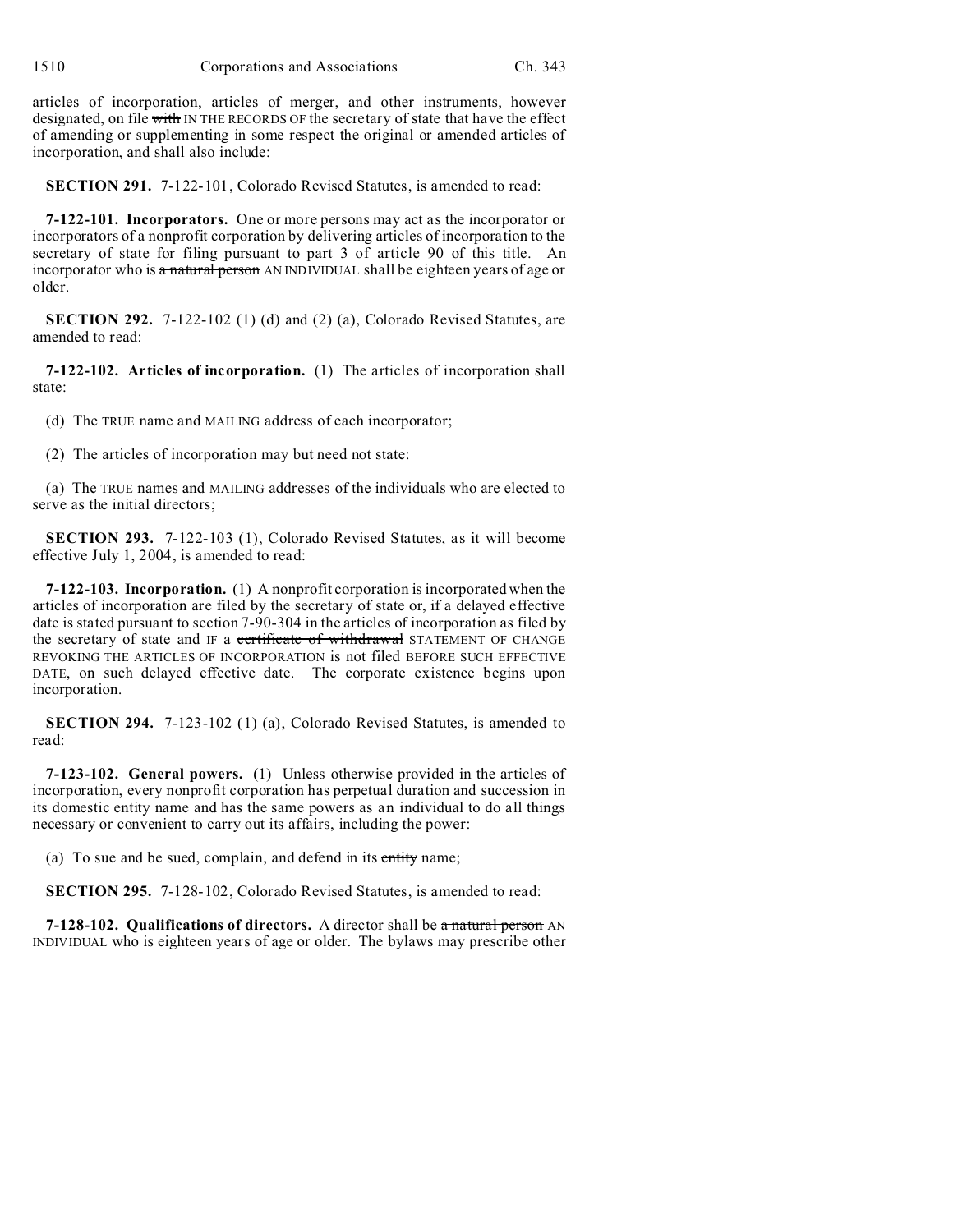articles of incorporation, articles of merger, and other instruments, however designated, on file ~~with~~ IN THE RECORDS OF the secretary of state that have the effect of amending or supplementing in some respect the original or amended articles of incorporation, and shall also include:

**SECTION 291.** 7-122-101, Colorado Revised Statutes, is amended to read:

**7-122-101. Incorporators.** One or more persons may act as the incorporator or incorporators of a nonprofit corporation by delivering articles of incorporation to the secretary of state for filing pursuant to part 3 of article 90 of this title. An incorporator who is ~~a natural person~~ AN INDIVIDUAL shall be eighteen years of age or older.

**SECTION 292.** 7-122-102 (1) (d) and (2) (a), Colorado Revised Statutes, are amended to read:

**7-122-102. Articles of incorporation.** (1) The articles of incorporation shall state:

(d) The TRUE name and MAILING address of each incorporator;

(2) The articles of incorporation may but need not state:

(a) The TRUE names and MAILING addresses of the individuals who are elected to serve as the initial directors;

**SECTION 293.** 7-122-103 (1), Colorado Revised Statutes, as it will become effective July 1, 2004, is amended to read:

**7-122-103. Incorporation.** (1) A nonprofit corporation is incorporated when the articles of incorporation are filed by the secretary of state or, if a delayed effective date is stated pursuant to section 7-90-304 in the articles of incorporation as filed by the secretary of state and IF a ~~certificate of withdrawal~~ STATEMENT OF CHANGE REVOKING THE ARTICLES OF INCORPORATION is not filed BEFORE SUCH EFFECTIVE DATE, on such delayed effective date. The corporate existence begins upon incorporation.

**SECTION 294.** 7-123-102 (1) (a), Colorado Revised Statutes, is amended to read:

**7-123-102. General powers.** (1) Unless otherwise provided in the articles of incorporation, every nonprofit corporation has perpetual duration and succession in its domestic entity name and has the same powers as an individual to do all things necessary or convenient to carry out its affairs, including the power:

(a) To sue and be sued, complain, and defend in its ~~entity~~ name;

**SECTION 295.** 7-128-102, Colorado Revised Statutes, is amended to read:

**7-128-102. Qualifications of directors.** A director shall be ~~a natural person~~ AN INDIVIDUAL who is eighteen years of age or older. The bylaws may prescribe other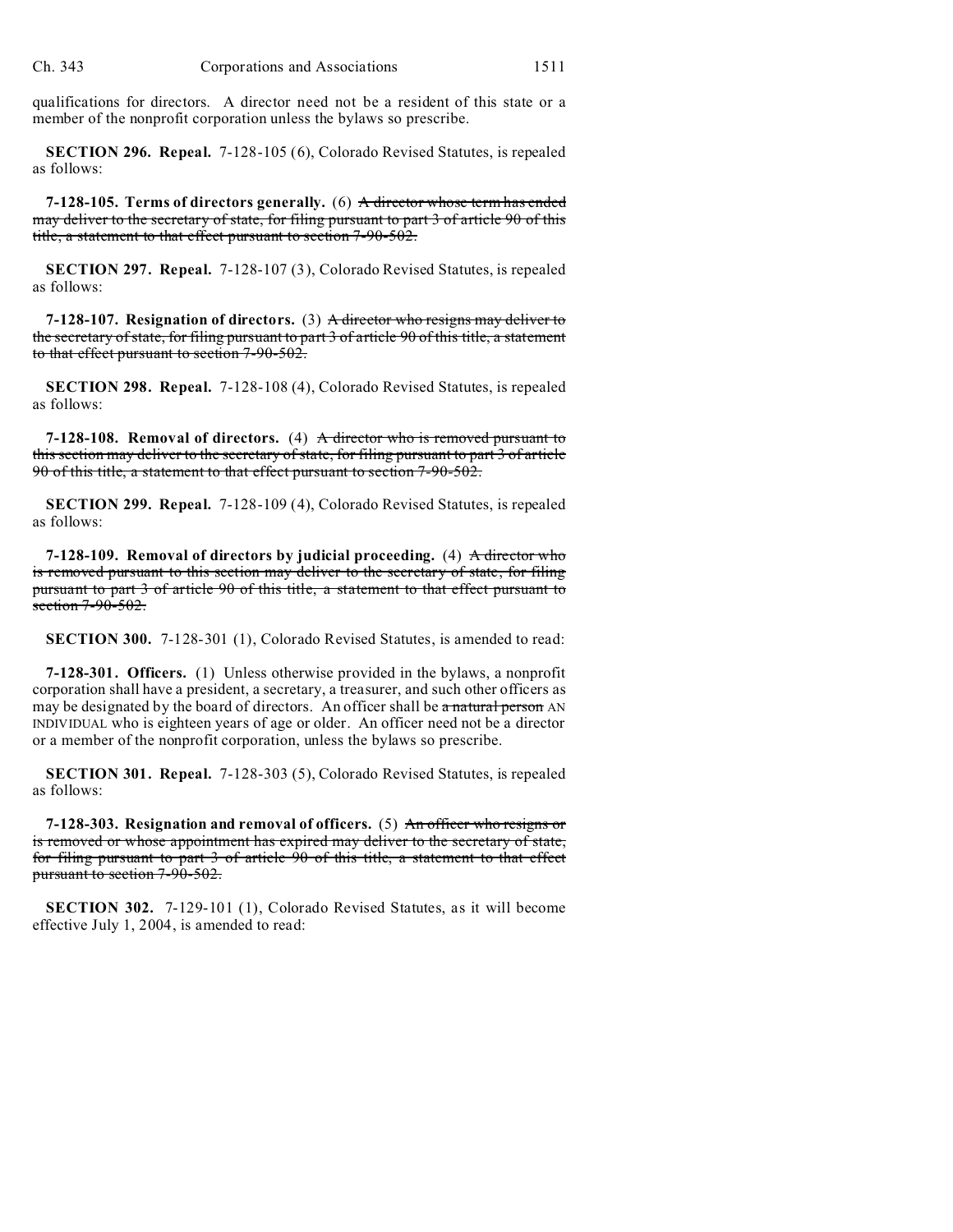qualifications for directors. A director need not be a resident of this state or a member of the nonprofit corporation unless the bylaws so prescribe.

**SECTION 296. Repeal.** 7-128-105 (6), Colorado Revised Statutes, is repealed as follows:

**7-128-105. Terms of directors generally.** (6) ~~A director whose term has ended may deliver to the secretary of state, for filing pursuant to part 3 of article 90 of this title, a statement to that effect pursuant to section 7-90-502.~~

**SECTION 297. Repeal.** 7-128-107 (3), Colorado Revised Statutes, is repealed as follows:

**7-128-107. Resignation of directors.** (3) ~~A director who resigns may deliver to the secretary of state, for filing pursuant to part 3 of article 90 of this title, a statement to that effect pursuant to section 7-90-502.~~

**SECTION 298. Repeal.** 7-128-108 (4), Colorado Revised Statutes, is repealed as follows:

**7-128-108. Removal of directors.** (4) ~~A director who is removed pursuant to this section may deliver to the secretary of state, for filing pursuant to part 3 of article 90 of this title, a statement to that effect pursuant to section 7-90-502.~~

**SECTION 299. Repeal.** 7-128-109 (4), Colorado Revised Statutes, is repealed as follows:

**7-128-109. Removal of directors by judicial proceeding.** (4) ~~A director who is removed pursuant to this section may deliver to the secretary of state, for filing pursuant to part 3 of article 90 of this title, a statement to that effect pursuant to section 7-90-502.~~

**SECTION 300.** 7-128-301 (1), Colorado Revised Statutes, is amended to read:

**7-128-301. Officers.** (1) Unless otherwise provided in the bylaws, a nonprofit corporation shall have a president, a secretary, a treasurer, and such other officers as may be designated by the board of directors. An officer shall be ~~a natural person~~ AN INDIVIDUAL who is eighteen years of age or older. An officer need not be a director or a member of the nonprofit corporation, unless the bylaws so prescribe.

**SECTION 301. Repeal.** 7-128-303 (5), Colorado Revised Statutes, is repealed as follows:

**7-128-303. Resignation and removal of officers.** (5) ~~An officer who resigns or is removed or whose appointment has expired may deliver to the secretary of state, for filing pursuant to part 3 of article 90 of this title, a statement to that effect pursuant to section 7-90-502.~~

**SECTION 302.** 7-129-101 (1), Colorado Revised Statutes, as it will become effective July 1, 2004, is amended to read: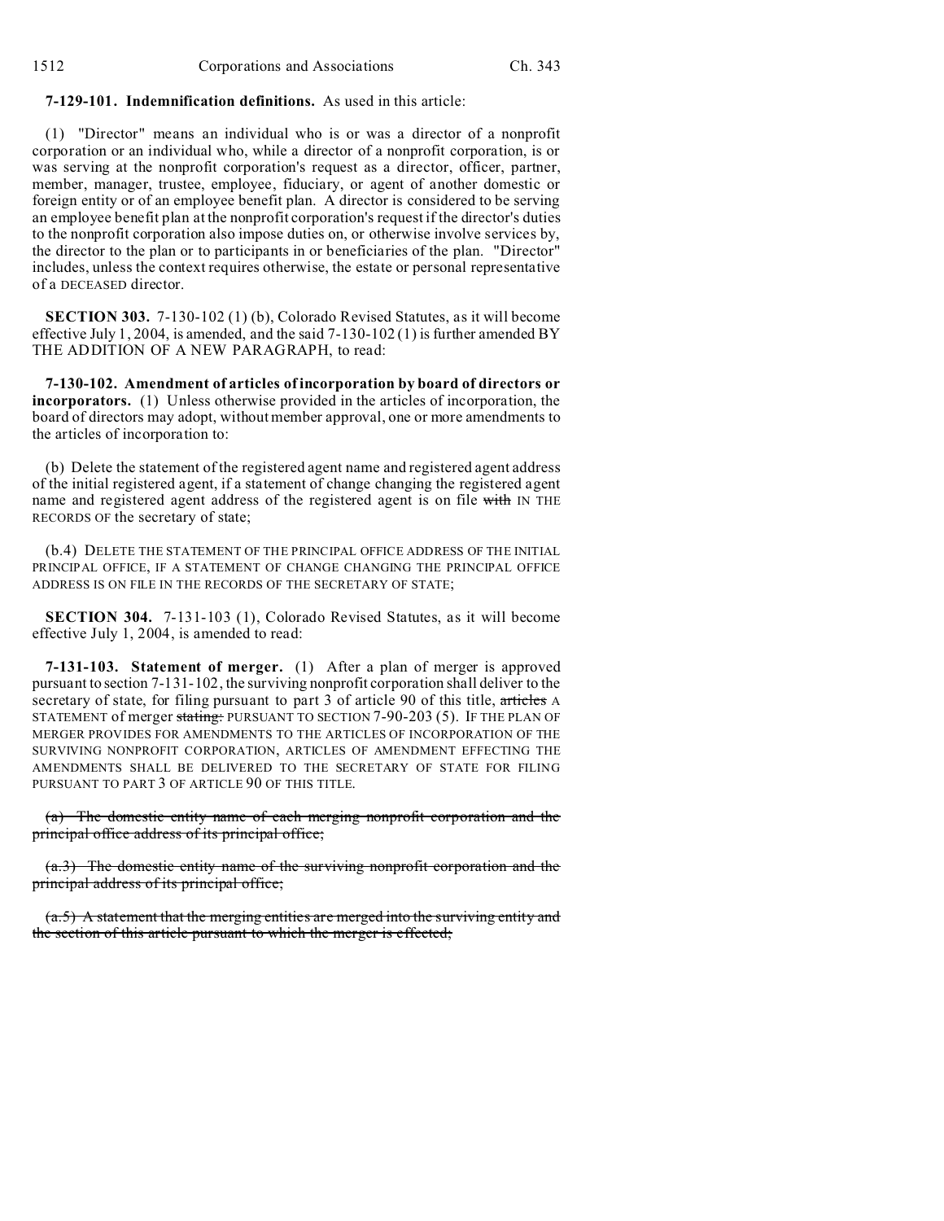**7-129-101. Indemnification definitions.** As used in this article:

(1) "Director" means an individual who is or was a director of a nonprofit corporation or an individual who, while a director of a nonprofit corporation, is or was serving at the nonprofit corporation's request as a director, officer, partner, member, manager, trustee, employee, fiduciary, or agent of another domestic or foreign entity or of an employee benefit plan. A director is considered to be serving an employee benefit plan at the nonprofit corporation's request if the director's duties to the nonprofit corporation also impose duties on, or otherwise involve services by, the director to the plan or to participants in or beneficiaries of the plan. "Director" includes, unless the context requires otherwise, the estate or personal representative of a DECEASED director.

**SECTION 303.** 7-130-102 (1) (b), Colorado Revised Statutes, as it will become effective July 1, 2004, is amended, and the said 7-130-102 (1) is further amended BY THE ADDITION OF A NEW PARAGRAPH, to read:

**7-130-102. Amendment of articles of incorporation by board of directors or incorporators.** (1) Unless otherwise provided in the articles of incorporation, the board of directors may adopt, without member approval, one or more amendments to the articles of incorporation to:

(b) Delete the statement of the registered agent name and registered agent address of the initial registered agent, if a statement of change changing the registered agent name and registered agent address of the registered agent is on file ~~with~~ IN THE RECORDS OF the secretary of state;

(b.4) DELETE THE STATEMENT OF THE PRINCIPAL OFFICE ADDRESS OF THE INITIAL PRINCIPAL OFFICE, IF A STATEMENT OF CHANGE CHANGING THE PRINCIPAL OFFICE ADDRESS IS ON FILE IN THE RECORDS OF THE SECRETARY OF STATE;

**SECTION 304.** 7-131-103 (1), Colorado Revised Statutes, as it will become effective July 1, 2004, is amended to read:

**7-131-103. Statement of merger.** (1) After a plan of merger is approved pursuant to section 7-131-102, the surviving nonprofit corporation shall deliver to the secretary of state, for filing pursuant to part 3 of article 90 of this title, ~~articles~~ A STATEMENT of merger ~~stating:~~ PURSUANT TO SECTION 7-90-203 (5). IF THE PLAN OF MERGER PROVIDES FOR AMENDMENTS TO THE ARTICLES OF INCORPORATION OF THE SURVIVING NONPROFIT CORPORATION, ARTICLES OF AMENDMENT EFFECTING THE AMENDMENTS SHALL BE DELIVERED TO THE SECRETARY OF STATE FOR FILING PURSUANT TO PART 3 OF ARTICLE 90 OF THIS TITLE.

~~(a) The domestic entity name of each merging nonprofit corporation and the principal office address of its principal office;~~

~~(a.3) The domestic entity name of the surviving nonprofit corporation and the principal address of its principal office;~~

~~(a.5) A statement that the merging entities are merged into the surviving entity and the section of this article pursuant to which the merger is effected;~~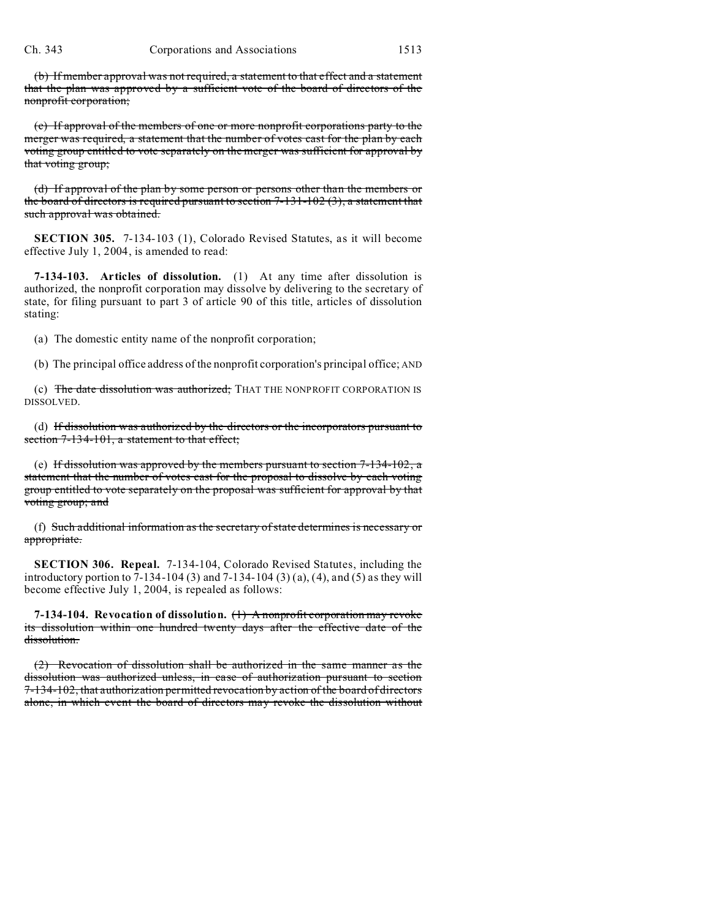(b) ~~If member approval was not required, a statement to that effect and a statement that the plan was approved by a sufficient vote of the board of directors of the nonprofit corporation;~~

(c) ~~If approval of the members of one or more nonprofit corporations party to the merger was required, a statement that the number of votes cast for the plan by each voting group entitled to vote separately on the merger was sufficient for approval by that voting group;~~

(d) ~~If approval of the plan by some person or persons other than the members or the board of directors is required pursuant to section 7-131-102 (3), a statement that such approval was obtained.~~

**SECTION 305.** 7-134-103 (1), Colorado Revised Statutes, as it will become effective July 1, 2004, is amended to read:

**7-134-103. Articles of dissolution.** (1) At any time after dissolution is authorized, the nonprofit corporation may dissolve by delivering to the secretary of state, for filing pursuant to part 3 of article 90 of this title, articles of dissolution stating:

(a) The domestic entity name of the nonprofit corporation;

(b) The principal office address of the nonprofit corporation's principal office; AND

(c) ~~The date dissolution was authorized;~~ THAT THE NONPROFIT CORPORATION IS DISSOLVED.

(d) ~~If dissolution was authorized by the directors or the incorporators pursuant to section 7-134-101, a statement to that effect;~~

(e) ~~If dissolution was approved by the members pursuant to section 7-134-102, a statement that the number of votes cast for the proposal to dissolve by each voting group entitled to vote separately on the proposal was sufficient for approval by that voting group; and~~

(f) ~~Such additional information as the secretary of state determines is necessary or appropriate.~~

**SECTION 306. Repeal.** 7-134-104, Colorado Revised Statutes, including the introductory portion to 7-134-104 (3) and 7-134-104 (3) (a), (4), and (5) as they will become effective July 1, 2004, is repealed as follows:

**7-134-104. Revocation of dissolution.** ~~(1) A nonprofit corporation may revoke its dissolution within one hundred twenty days after the effective date of the dissolution.~~

~~(2) Revocation of dissolution shall be authorized in the same manner as the dissolution was authorized unless, in case of authorization pursuant to section 7-134-102, that authorization permitted revocation by action of the board of directors alone, in which event the board of directors may revoke the dissolution without~~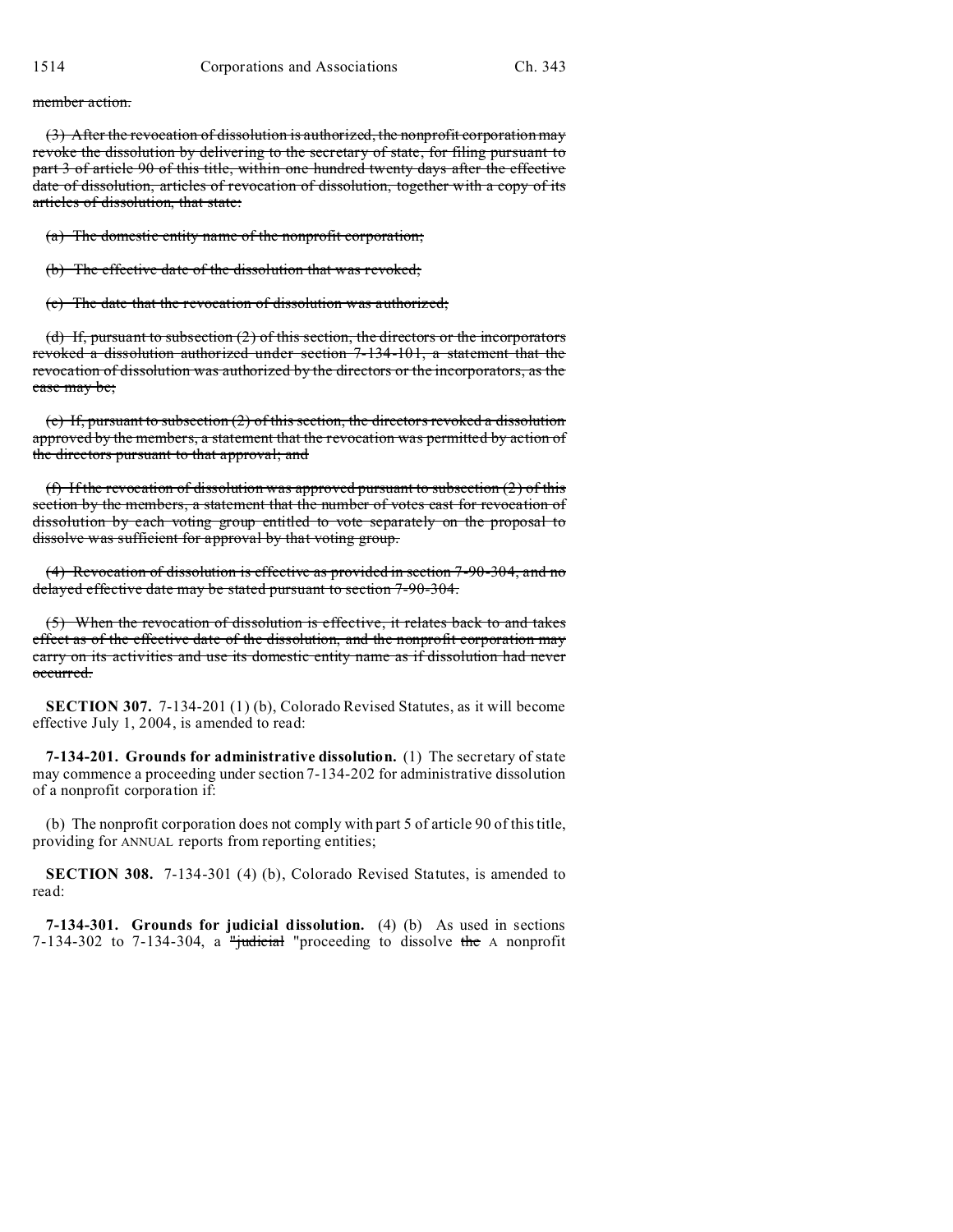~~member action.~~

~~(3) After the revocation of dissolution is authorized, the nonprofit corporation may revoke the dissolution by delivering to the secretary of state, for filing pursuant to part 3 of article 90 of this title, within one hundred twenty days after the effective date of dissolution, articles of revocation of dissolution, together with a copy of its articles of dissolution, that state:~~

~~(a) The domestic entity name of the nonprofit corporation;~~

~~(b) The effective date of the dissolution that was revoked;~~

~~(c) The date that the revocation of dissolution was authorized;~~

~~(d) If, pursuant to subsection (2) of this section, the directors or the incorporators revoked a dissolution authorized under section 7-134-101, a statement that the revocation of dissolution was authorized by the directors or the incorporators, as the case may be;~~

~~(e) If, pursuant to subsection (2) of this section, the directors revoked a dissolution approved by the members, a statement that the revocation was permitted by action of the directors pursuant to that approval; and~~

~~(f) If the revocation of dissolution was approved pursuant to subsection (2) of this section by the members, a statement that the number of votes cast for revocation of dissolution by each voting group entitled to vote separately on the proposal to dissolve was sufficient for approval by that voting group.~~

~~(4) Revocation of dissolution is effective as provided in section 7-90-304, and no delayed effective date may be stated pursuant to section 7-90-304.~~

~~(5) When the revocation of dissolution is effective, it relates back to and takes effect as of the effective date of the dissolution, and the nonprofit corporation may carry on its activities and use its domestic entity name as if dissolution had never occurred.~~

**SECTION 307.** 7-134-201 (1) (b), Colorado Revised Statutes, as it will become effective July 1, 2004, is amended to read:

**7-134-201. Grounds for administrative dissolution.** (1) The secretary of state may commence a proceeding under section 7-134-202 for administrative dissolution of a nonprofit corporation if:

(b) The nonprofit corporation does not comply with part 5 of article 90 of this title, providing for ANNUAL reports from reporting entities;

**SECTION 308.** 7-134-301 (4) (b), Colorado Revised Statutes, is amended to read:

**7-134-301. Grounds for judicial dissolution.** (4) (b) As used in sections 7-134-302 to 7-134-304, a ~~"judicial~~ "proceeding to dissolve ~~the~~ A nonprofit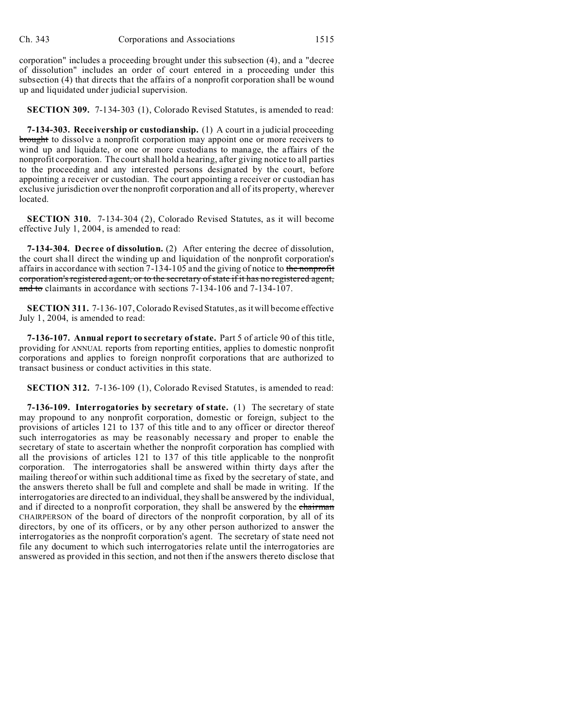corporation" includes a proceeding brought under this subsection (4), and a "decree of dissolution" includes an order of court entered in a proceeding under this subsection (4) that directs that the affairs of a nonprofit corporation shall be wound up and liquidated under judicial supervision.

**SECTION 309.** 7-134-303 (1), Colorado Revised Statutes, is amended to read:

**7-134-303. Receivership or custodianship.** (1) A court in a judicial proceeding ~~brought~~ to dissolve a nonprofit corporation may appoint one or more receivers to wind up and liquidate, or one or more custodians to manage, the affairs of the nonprofit corporation. The court shall hold a hearing, after giving notice to all parties to the proceeding and any interested persons designated by the court, before appointing a receiver or custodian. The court appointing a receiver or custodian has exclusive jurisdiction over the nonprofit corporation and all of its property, wherever located.

**SECTION 310.** 7-134-304 (2), Colorado Revised Statutes, as it will become effective July 1, 2004, is amended to read:

**7-134-304. Decree of dissolution.** (2) After entering the decree of dissolution, the court shall direct the winding up and liquidation of the nonprofit corporation's affairs in accordance with section 7-134-105 and the giving of notice to ~~the nonprofit corporation's registered agent, or to the secretary of state if it has no registered agent, and to~~ claimants in accordance with sections 7-134-106 and 7-134-107.

**SECTION 311.** 7-136-107, Colorado Revised Statutes, as it will become effective July 1, 2004, is amended to read:

**7-136-107. Annual report to secretary of state.** Part 5 of article 90 of this title, providing for ANNUAL reports from reporting entities, applies to domestic nonprofit corporations and applies to foreign nonprofit corporations that are authorized to transact business or conduct activities in this state.

**SECTION 312.** 7-136-109 (1), Colorado Revised Statutes, is amended to read:

**7-136-109. Interrogatories by secretary of state.** (1) The secretary of state may propound to any nonprofit corporation, domestic or foreign, subject to the provisions of articles 121 to 137 of this title and to any officer or director thereof such interrogatories as may be reasonably necessary and proper to enable the secretary of state to ascertain whether the nonprofit corporation has complied with all the provisions of articles 121 to 137 of this title applicable to the nonprofit corporation. The interrogatories shall be answered within thirty days after the mailing thereof or within such additional time as fixed by the secretary of state, and the answers thereto shall be full and complete and shall be made in writing. If the interrogatories are directed to an individual, they shall be answered by the individual, and if directed to a nonprofit corporation, they shall be answered by the ~~chairman~~ CHAIRPERSON of the board of directors of the nonprofit corporation, by all of its directors, by one of its officers, or by any other person authorized to answer the interrogatories as the nonprofit corporation's agent. The secretary of state need not file any document to which such interrogatories relate until the interrogatories are answered as provided in this section, and not then if the answers thereto disclose that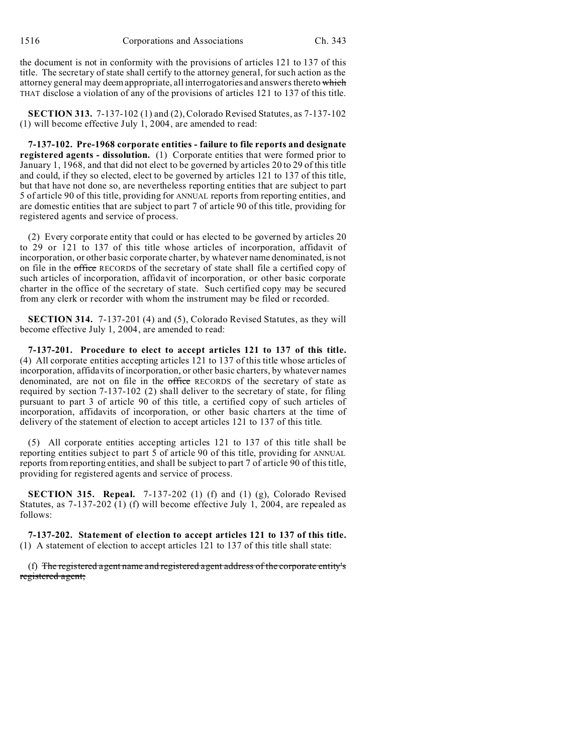the document is not in conformity with the provisions of articles 121 to 137 of this title. The secretary of state shall certify to the attorney general, for such action as the attorney general may deem appropriate, all interrogatories and answers thereto ~~which~~ THAT disclose a violation of any of the provisions of articles 121 to 137 of this title.

**SECTION 313.** 7-137-102 (1) and (2), Colorado Revised Statutes, as 7-137-102 (1) will become effective July 1, 2004, are amended to read:

**7-137-102. Pre-1968 corporate entities - failure to file reports and designate registered agents - dissolution.** (1) Corporate entities that were formed prior to January 1, 1968, and that did not elect to be governed by articles 20 to 29 of this title and could, if they so elected, elect to be governed by articles 121 to 137 of this title, but that have not done so, are nevertheless reporting entities that are subject to part 5 of article 90 of this title, providing for ANNUAL reports from reporting entities, and are domestic entities that are subject to part 7 of article 90 of this title, providing for registered agents and service of process.

(2) Every corporate entity that could or has elected to be governed by articles 20 to 29 or 121 to 137 of this title whose articles of incorporation, affidavit of incorporation, or other basic corporate charter, by whatever name denominated, is not on file in the ~~office~~ RECORDS of the secretary of state shall file a certified copy of such articles of incorporation, affidavit of incorporation, or other basic corporate charter in the office of the secretary of state. Such certified copy may be secured from any clerk or recorder with whom the instrument may be filed or recorded.

**SECTION 314.** 7-137-201 (4) and (5), Colorado Revised Statutes, as they will become effective July 1, 2004, are amended to read:

**7-137-201. Procedure to elect to accept articles 121 to 137 of this title.** (4) All corporate entities accepting articles 121 to 137 of this title whose articles of incorporation, affidavits of incorporation, or other basic charters, by whatever names denominated, are not on file in the ~~office~~ RECORDS of the secretary of state as required by section 7-137-102 (2) shall deliver to the secretary of state, for filing pursuant to part 3 of article 90 of this title, a certified copy of such articles of incorporation, affidavits of incorporation, or other basic charters at the time of delivery of the statement of election to accept articles 121 to 137 of this title.

(5) All corporate entities accepting articles 121 to 137 of this title shall be reporting entities subject to part 5 of article 90 of this title, providing for ANNUAL reports from reporting entities, and shall be subject to part 7 of article 90 of this title, providing for registered agents and service of process.

**SECTION 315. Repeal.** 7-137-202 (1) (f) and (1) (g), Colorado Revised Statutes, as 7-137-202 (1) (f) will become effective July 1, 2004, are repealed as follows:

**7-137-202. Statement of election to accept articles 121 to 137 of this title.** (1) A statement of election to accept articles 121 to 137 of this title shall state:

(f) ~~The registered agent name and registered agent address of the corporate entity's registered agent;~~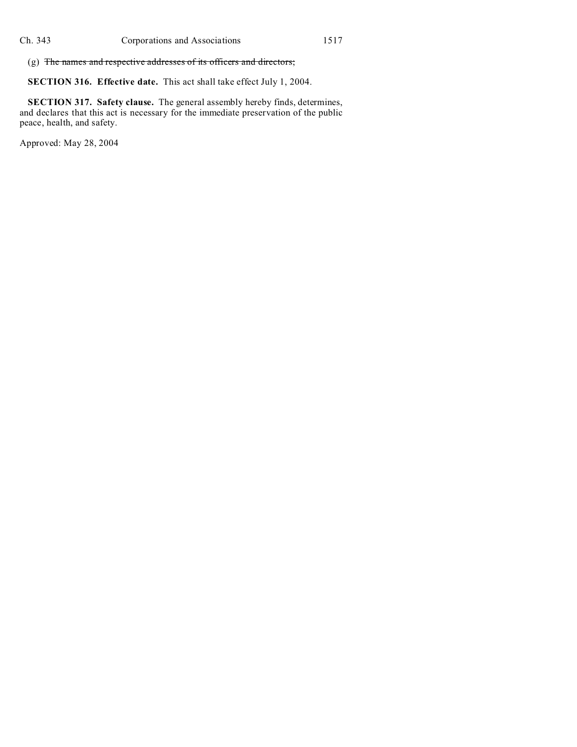(g) ~~The names and respective addresses of its officers and directors;~~

**SECTION 316. Effective date.** This act shall take effect July 1, 2004.

**SECTION 317. Safety clause.** The general assembly hereby finds, determines, and declares that this act is necessary for the immediate preservation of the public peace, health, and safety.

Approved: May 28, 2004